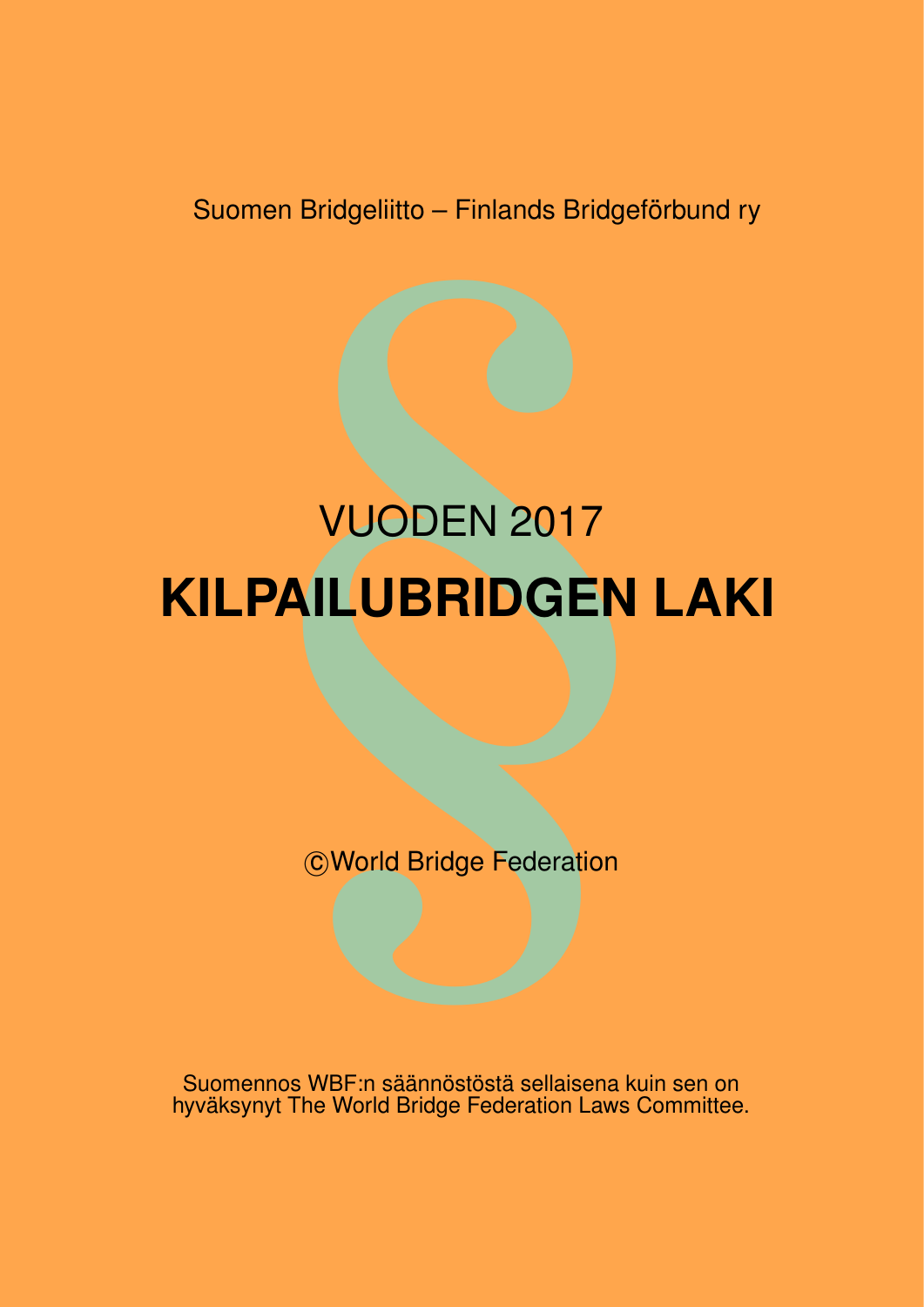Suomen Bridgeliitto – Finlands Bridgeförbund ry

VUODEN 2017

# KILPAILUBRIDGEN LAKI

©World Bridge Federation

Suomennos WBF:n säännöstöstä sellaisena kuin sen on hyväksynyt The World Bridge Federation Laws Committee.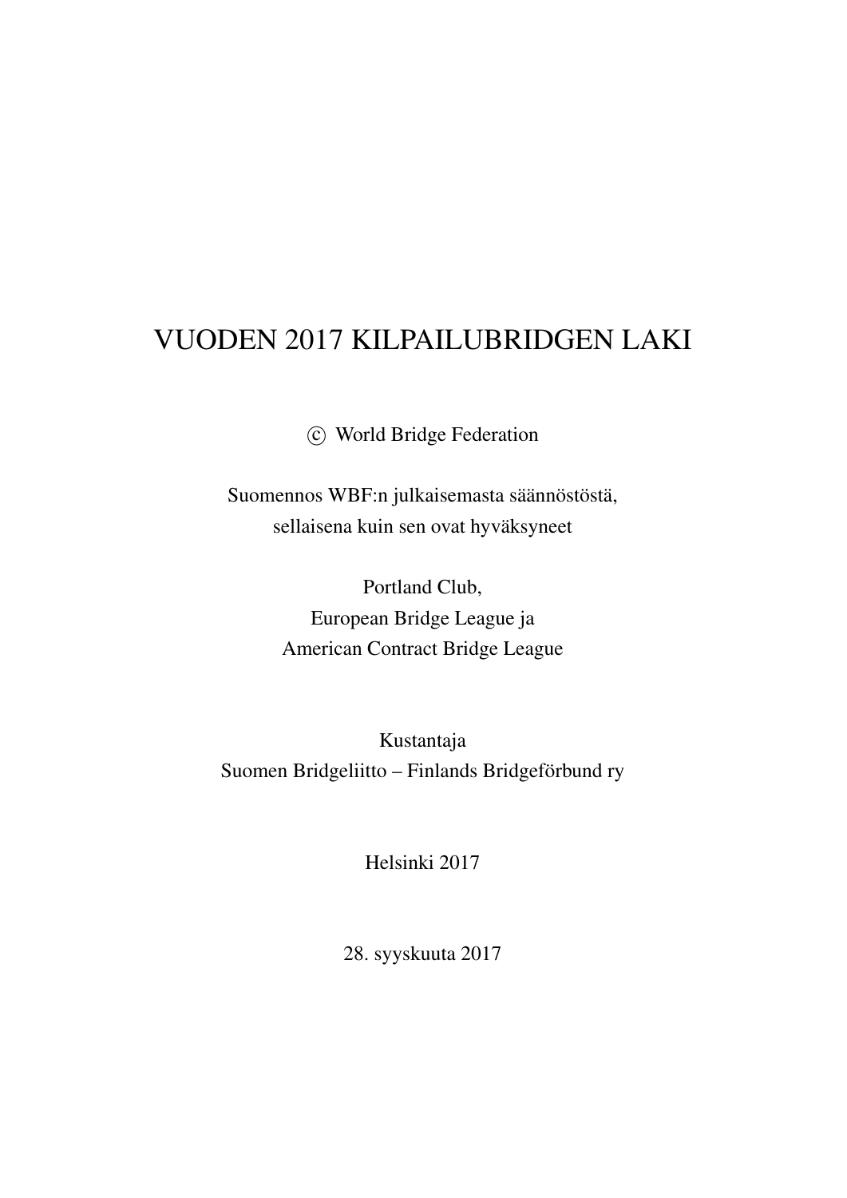# VUODEN 2017 KILPAILUBRIDGEN LAKI

© World Bridge Federation

Suomennos WBF:n julkaisemasta säännöstöstä,
sellaisena kuin sen ovat hyväksyneet

Portland Club,
European Bridge League ja
American Contract Bridge League

Kustantaja
Suomen Bridgeliitto – Finlands Bridgeförbund ry

Helsinki 2017

28. syyskuuta 2017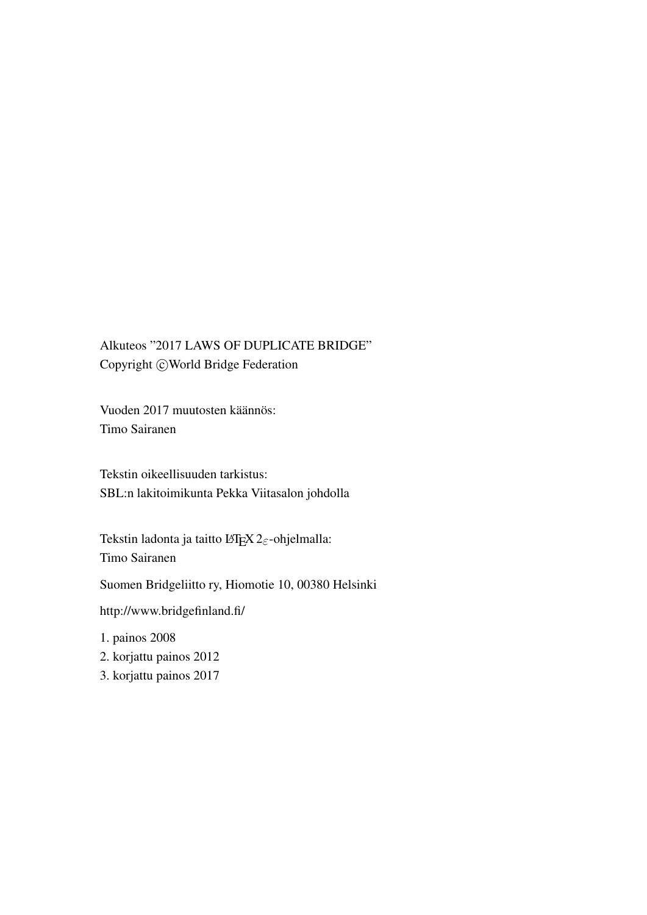Alkuteos ”2017 LAWS OF DUPLICATE BRIDGE”
Copyright ©World Bridge Federation

Vuoden 2017 muutosten käännös:
Timo Sairanen

Tekstin oikeellisuuden tarkistus:
SBL:n lakitoimikunta Pekka Viitasalon johdolla

Tekstin ladonta ja taitto LaTeX $2_\varepsilon$-ohjelmalla:
Timo Sairanen

Suomen Bridgeliitto ry, Hiomotie 10, 00380 Helsinki

http://www.bridgefinland.fi/

1. painos 2008
2. korjattu painos 2012
3. korjattu painos 2017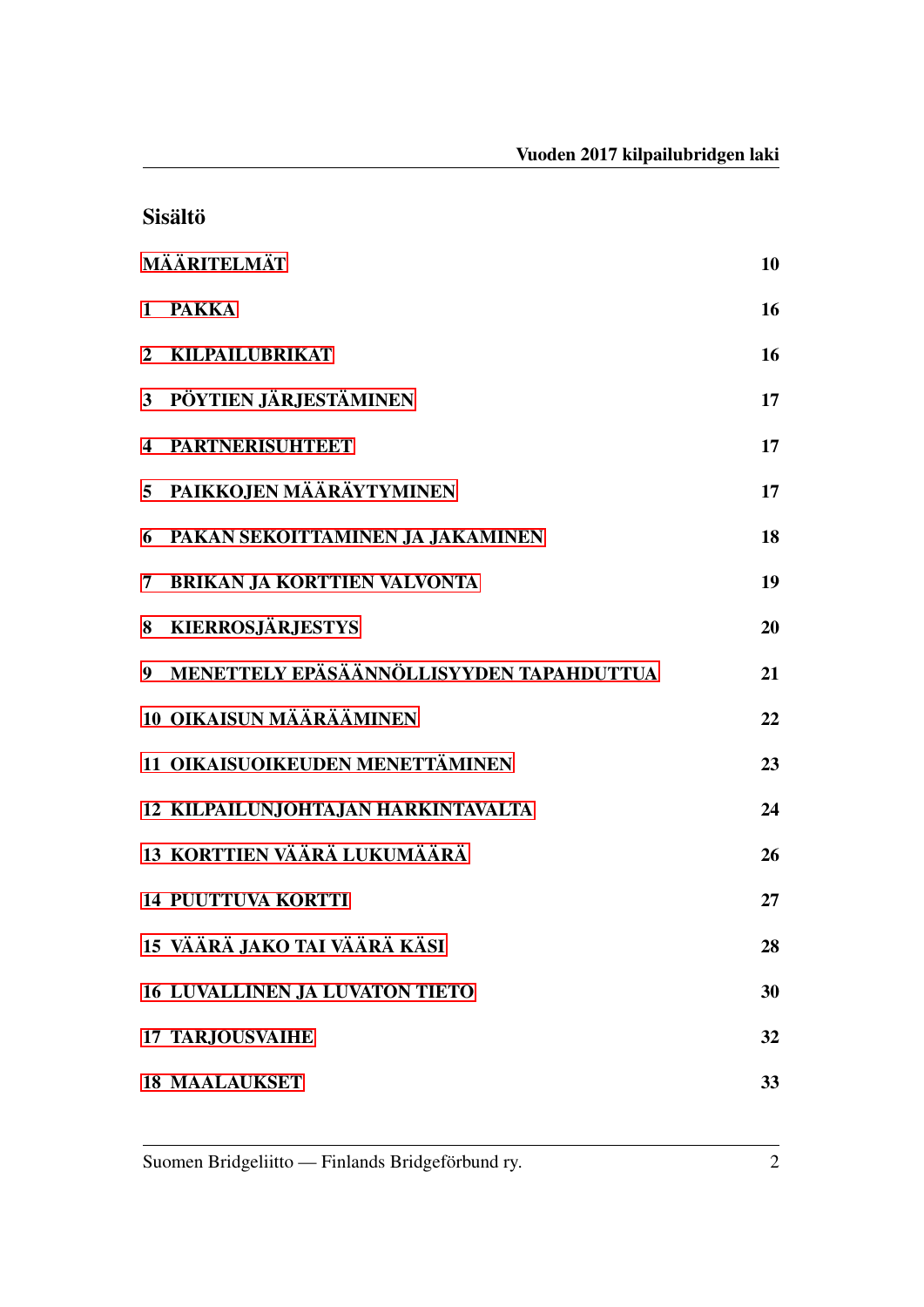## Sisältö

| | |
|---|---|
| MÄÄRITELMÄT | 10 |
| 1 PAKKA | 16 |
| 2 KILPAILUBRIKAT | 16 |
| 3 PÖYTIEN JÄRJESTÄMINEN | 17 |
| 4 PARTNERISUHTEET | 17 |
| 5 PAIKKOJEN MÄÄRÄYTYMINEN | 17 |
| 6 PAKAN SEKOITTAMINEN JA JAKAMINEN | 18 |
| 7 BRIKAN JA KORTTIEN VALVONTA | 19 |
| 8 KIERROSJÄRJESTYS | 20 |
| 9 MENETTELY EPÄSÄÄNNÖLLISYYDEN TAPAHDUTTUA | 21 |
| 10 OIKAISUN MÄÄRÄÄMINEN | 22 |
| 11 OIKAISUOIKEUDEN MENETTÄMINEN | 23 |
| 12 KILPAILUNJOHTAJAN HARKINTAVALTA | 24 |
| 13 KORTTIEN VÄÄRÄ LUKUMÄÄRÄ | 26 |
| 14 PUUTTUVA KORTTI | 27 |
| 15 VÄÄRÄ JAKO TAI VÄÄRÄ KÄSI | 28 |
| 16 LUVALLINEN JA LUVATON TIETO | 30 |
| 17 TARJOUSVAIHE | 32 |
| 18 MAALAUKSET | 33 |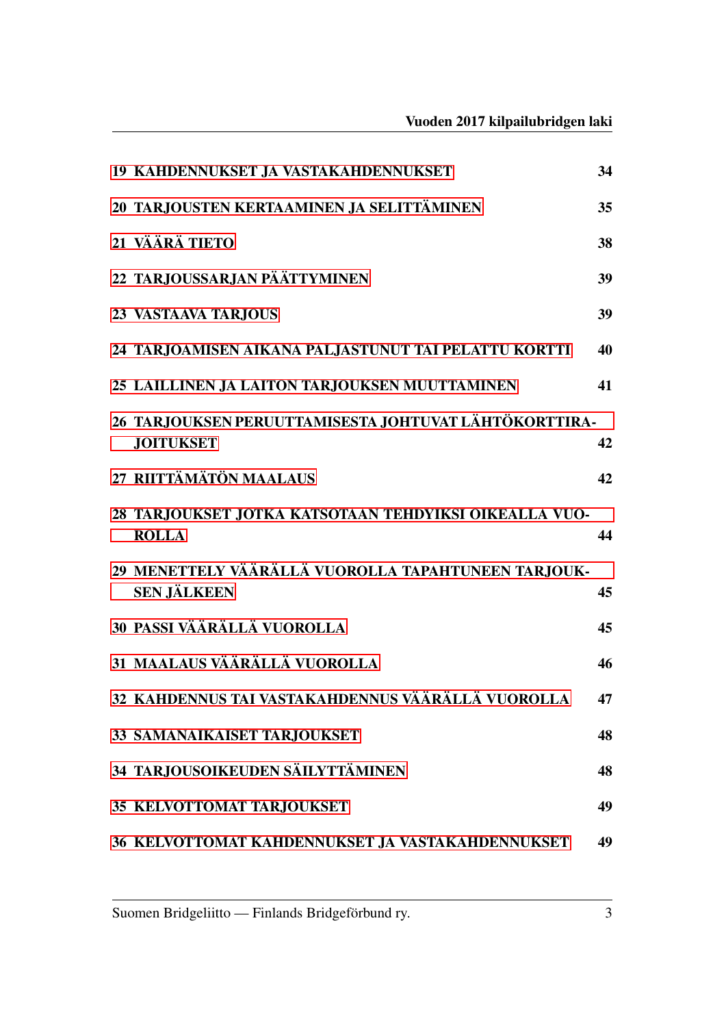| | |
|---|---|
| 19 KAHDENNUKSET JA VASTAKAHDENNUKSET | 34 |
| 20 TARJOUSTEN KERTAAMINEN JA SELITTÄMINEN | 35 |
| 21 VÄÄRÄ TIETO | 38 |
| 22 TARJOUSSARJAN PÄÄTTYMINEN | 39 |
| 23 VASTAAVA TARJOUS | 39 |
| 24 TARJOAMISEN AIKANA PALJASTUNUT TAI PELATTU KORTTI | 40 |
| 25 LAILLINEN JA LAITON TARJOUKSEN MUUTTAMINEN | 41 |
| 26 TARJOUKSEN PERUUTTAMISESTA JOHTUVAT LÄHTÖKORTTIRAJOITUKSET | 42 |
| 27 RIITTÄMÄTÖN MAALAUS | 42 |
| 28 TARJOUKSET JOTKA KATSOTAAN TEHDYIKSI OIKEALLA VUOROLLA | 44 |
| 29 MENETTELY VÄÄRÄLLÄ VUOROLLA TAPAHTUNEEN TARJOUKSEN JÄLKEEN | 45 |
| 30 PASSI VÄÄRÄLLÄ VUOROLLA | 45 |
| 31 MAALAUS VÄÄRÄLLÄ VUOROLLA | 46 |
| 32 KAHDENNUS TAI VASTAKAHDENNUS VÄÄRÄLLÄ VUOROLLA | 47 |
| 33 SAMANAIKAISET TARJOUKSET | 48 |
| 34 TARJOUSOIKEUDEN SÄILYTTÄMINEN | 48 |
| 35 KELVOTTOMAT TARJOUKSET | 49 |
| 36 KELVOTTOMAT KAHDENNUKSET JA VASTAKAHDENNUKSET | 49 |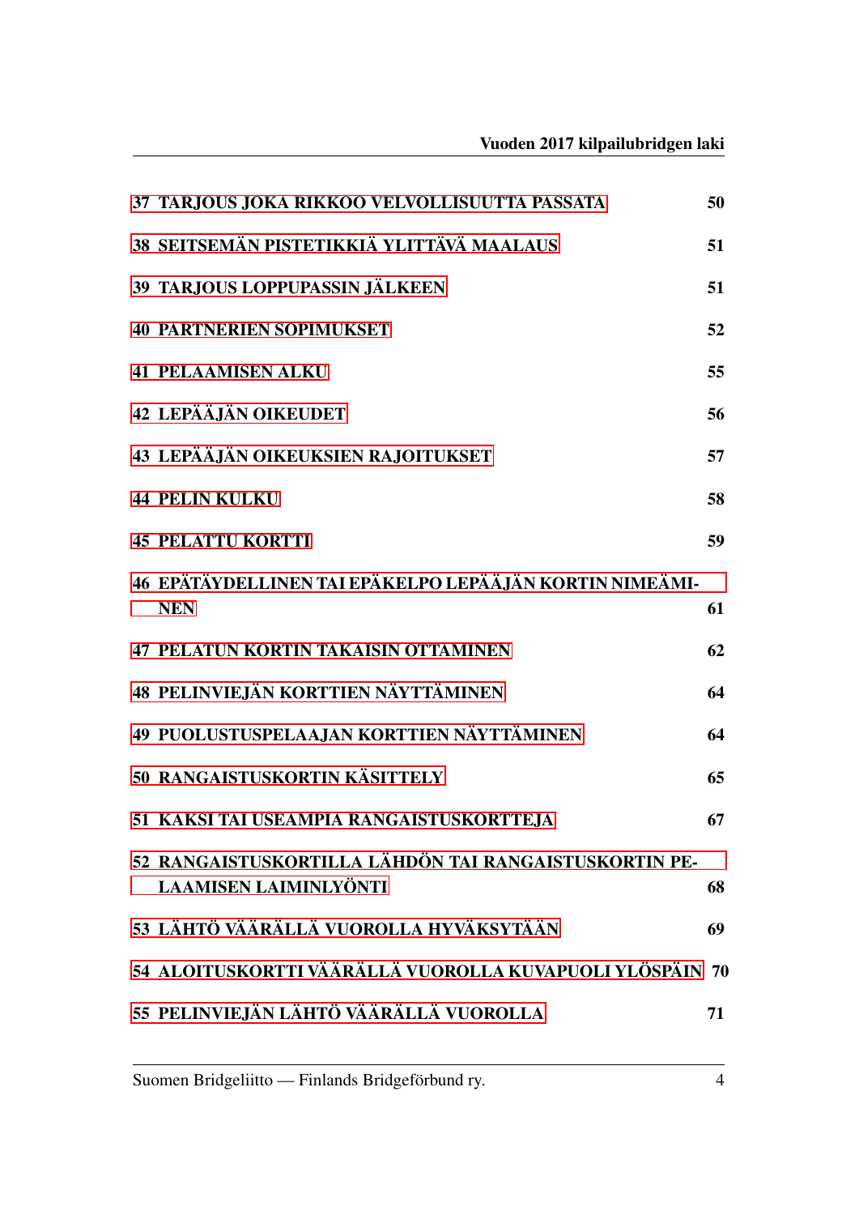37 TARJOUS JOKA RIKKOO VELVOLLISUUTTA PASSATA 50

38 SEITSEMÄN PISTETIKKIÄ YLITTÄVÄ MAALAUS 51

39 TARJOUS LOPPUPASSIN JÄLKEEN 51

40 PARTNERIEN SOPIMUKSET 52

41 PELAAMISEN ALKU 55

42 LEPÄÄJÄN OIKEUDET 56

43 LEPÄÄJÄN OIKEUKSIEN RAJOITUKSET 57

44 PELIN KULKU 58

45 PELATTU KORTTI 59

46 EPÄTÄYDELLINEN TAI EPÄKELPO LEPÄÄJÄN KORTIN NIMEÄMINEN 61

47 PELATUN KORTIN TAKAISIN OTTAMINEN 62

48 PELINVIEJÄN KORTTIEN NÄYTTÄMINEN 64

49 PUOLUSTUSPELAAJAN KORTTIEN NÄYTTÄMINEN 64

50 RANGAISTUSKORTIN KÄSITTELY 65

51 KAKSI TAI USEAMPIA RANGAISTUSKORTTEJA 67

52 RANGAISTUSKORTILLA LÄHDÖN TAI RANGAISTUSKORTIN PELAAMISEN LAIMINLYÖNTI 68

53 LÄHTÖ VÄÄRÄLLÄ VUOROLLA HYVÄKSYTÄÄN 69

54 ALOITUSKORTTI VÄÄRÄLLÄ VUOROLLA KUVAPUOLI YLÖSPÄIN 70

55 PELINVIEJÄN LÄHTÖ VÄÄRÄLLÄ VUOROLLA 71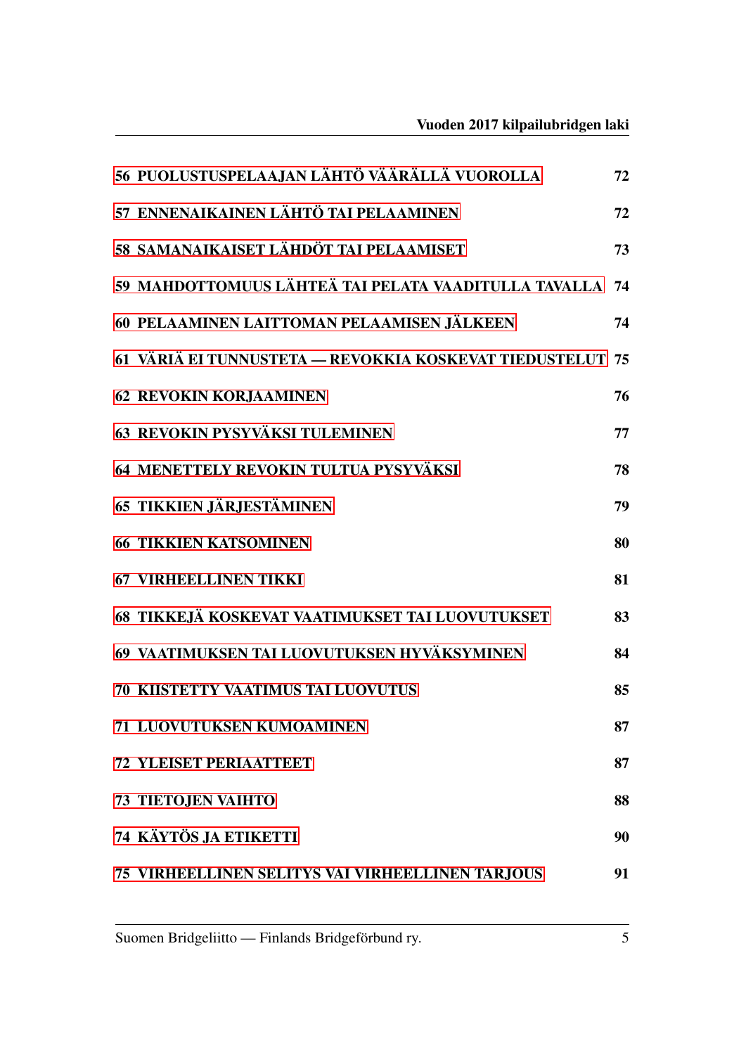56 PUOLUSTUSPELAAJAN LÄHTÖ VÄÄRÄLLÄ VUOROLLA 72

57 ENNENAIKAINEN LÄHTÖ TAI PELAAMINEN 72

58 SAMANAIKAISET LÄHDÖT TAI PELAAMISET 73

59 MAHDOTTOMUUS LÄHTEÄ TAI PELATA VAADITULLA TAVALLA 74

60 PELAAMINEN LAITTOMAN PELAAMISEN JÄLKEEN 74

61 VÄRIÄ EI TUNNUSTETA — REVOKKIA KOSKEVAT TIEDUSTELUT 75

62 REVOKIN KORJAAMINEN 76

63 REVOKIN PYSYVÄKSI TULEMINEN 77

64 MENETTELY REVOKIN TULTUA PYSYVÄKSI 78

65 TIKKIEN JÄRJESTÄMINEN 79

66 TIKKIEN KATSOMINEN 80

67 VIRHEELLINEN TIKKI 81

68 TIKKEJÄ KOSKEVAT VAATIMUKSET TAI LUOVUTUKSET 83

69 VAATIMUKSEN TAI LUOVUTUKSEN HYVÄKSYMINEN 84

70 KIISTETTY VAATIMUS TAI LUOVUTUS 85

71 LUOVUTUKSEN KUMOAMINEN 87

72 YLEISET PERIAATTEET 87

73 TIETOJEN VAIHTO 88

74 KÄYTÖS JA ETIKETTI 90

75 VIRHEELLINEN SELITYS VAI VIRHEELLINEN TARJOUS 91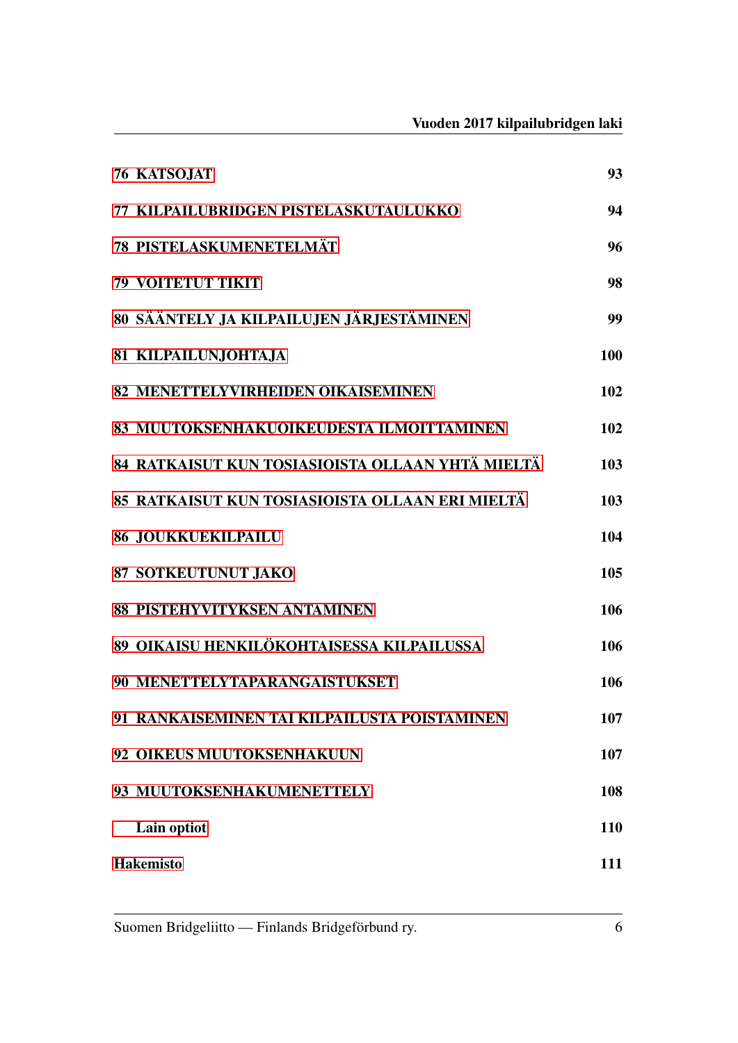| | |
|---|---|
| 76 KATSOJAT | 93 |
| 77 KILPAILUBRIDGEN PISTELASKUTAULUKKO | 94 |
| 78 PISTELASKUMENETELMÄT | 96 |
| 79 VOITETUT TIKIT | 98 |
| 80 SÄÄNTELY JA KILPAILUJEN JÄRJESTÄMINEN | 99 |
| 81 KILPAILUNJOHTAJA | 100 |
| 82 MENETTELYVIRHEIDEN OIKAISEMINEN | 102 |
| 83 MUUTOKSENHAKUOIKEUDESTA ILMOITTAMINEN | 102 |
| 84 RATKAISUT KUN TOSIASIOISTA OLLAAN YHTÄ MIELTÄ | 103 |
| 85 RATKAISUT KUN TOSIASIOISTA OLLAAN ERI MIELTÄ | 103 |
| 86 JOUKKUEKILPAILU | 104 |
| 87 SOTKEUTUNUT JAKO | 105 |
| 88 PISTEHYVITYKSEN ANTAMINEN | 106 |
| 89 OIKAISU HENKILÖKOHTAISESSA KILPAILUSSA | 106 |
| 90 MENETTELYTAPARANGAISTUKSET | 106 |
| 91 RANKAISEMINEN TAI KILPAILUSTA POISTAMINEN | 107 |
| 92 OIKEUS MUUTOKSENHAKUUN | 107 |
| 93 MUUTOKSENHAKUMENETTELY | 108 |
| Lain optiot | 110 |
| Hakemisto | 111 |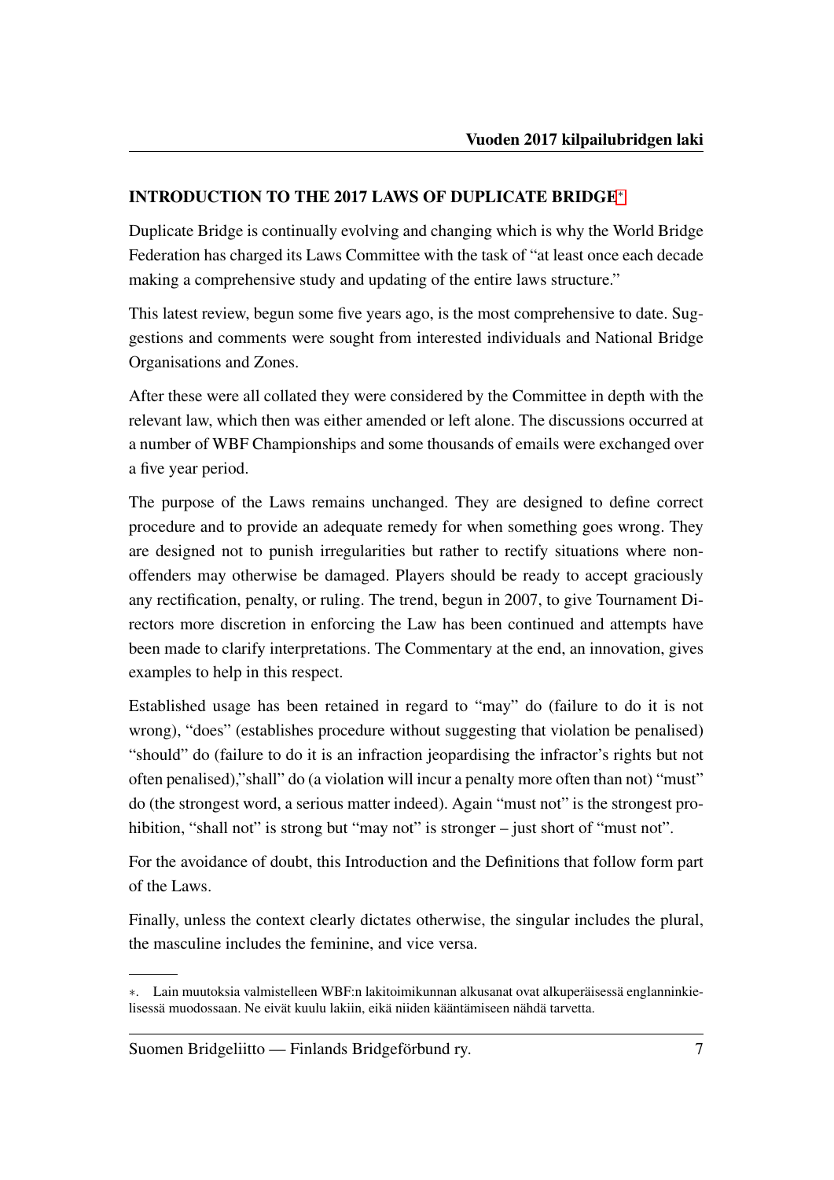## INTRODUCTION TO THE 2017 LAWS OF DUPLICATE BRIDGE[*]

Duplicate Bridge is continually evolving and changing which is why the World Bridge Federation has charged its Laws Committee with the task of "at least once each decade making a comprehensive study and updating of the entire laws structure."

This latest review, begun some five years ago, is the most comprehensive to date. Suggestions and comments were sought from interested individuals and National Bridge Organisations and Zones.

After these were all collated they were considered by the Committee in depth with the relevant law, which then was either amended or left alone. The discussions occurred at a number of WBF Championships and some thousands of emails were exchanged over a five year period.

The purpose of the Laws remains unchanged. They are designed to define correct procedure and to provide an adequate remedy for when something goes wrong. They are designed not to punish irregularities but rather to rectify situations where non-offenders may otherwise be damaged. Players should be ready to accept graciously any rectification, penalty, or ruling. The trend, begun in 2007, to give Tournament Directors more discretion in enforcing the Law has been continued and attempts have been made to clarify interpretations. The Commentary at the end, an innovation, gives examples to help in this respect.

Established usage has been retained in regard to "may" do (failure to do it is not wrong), "does" (establishes procedure without suggesting that violation be penalised) "should" do (failure to do it is an infraction jeopardising the infractor's rights but not often penalised),"shall" do (a violation will incur a penalty more often than not) "must" do (the strongest word, a serious matter indeed). Again "must not" is the strongest prohibition, "shall not" is strong but "may not" is stronger – just short of "must not".

For the avoidance of doubt, this Introduction and the Definitions that follow form part of the Laws.

Finally, unless the context clearly dictates otherwise, the singular includes the plural, the masculine includes the feminine, and vice versa.

---

[*]. Lain muutoksia valmistelleen WBF:n lakitoimikunnan alkusanat ovat alkuperäisessä englanninkielisessä muodossaan. Ne eivät kuulu lakiin, eikä niiden kääntämiseen nähdä tarvetta.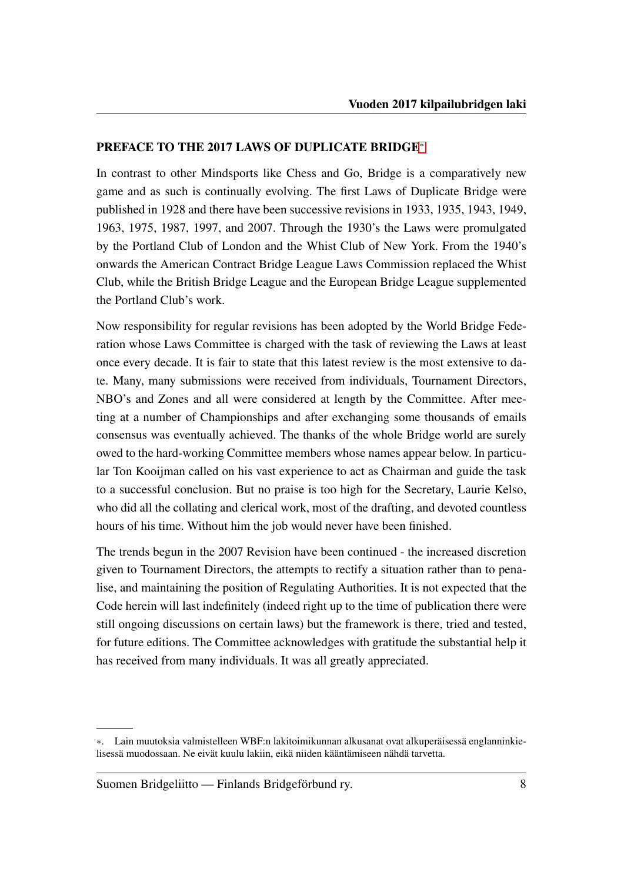## PREFACE TO THE 2017 LAWS OF DUPLICATE BRIDGE[*]

In contrast to other Mindsports like Chess and Go, Bridge is a comparatively new game and as such is continually evolving. The first Laws of Duplicate Bridge were published in 1928 and there have been successive revisions in 1933, 1935, 1943, 1949, 1963, 1975, 1987, 1997, and 2007. Through the 1930's the Laws were promulgated by the Portland Club of London and the Whist Club of New York. From the 1940's onwards the American Contract Bridge League Laws Commission replaced the Whist Club, while the British Bridge League and the European Bridge League supplemented the Portland Club's work.

Now responsibility for regular revisions has been adopted by the World Bridge Federation whose Laws Committee is charged with the task of reviewing the Laws at least once every decade. It is fair to state that this latest review is the most extensive to date. Many, many submissions were received from individuals, Tournament Directors, NBO's and Zones and all were considered at length by the Committee. After meeting at a number of Championships and after exchanging some thousands of emails consensus was eventually achieved. The thanks of the whole Bridge world are surely owed to the hard-working Committee members whose names appear below. In particular Ton Kooijman called on his vast experience to act as Chairman and guide the task to a successful conclusion. But no praise is too high for the Secretary, Laurie Kelso, who did all the collating and clerical work, most of the drafting, and devoted countless hours of his time. Without him the job would never have been finished.

The trends begun in the 2007 Revision have been continued - the increased discretion given to Tournament Directors, the attempts to rectify a situation rather than to penalise, and maintaining the position of Regulating Authorities. It is not expected that the Code herein will last indefinitely (indeed right up to the time of publication there were still ongoing discussions on certain laws) but the framework is there, tried and tested, for future editions. The Committee acknowledges with gratitude the substantial help it has received from many individuals. It was all greatly appreciated.

---

[*]. Lain muutoksia valmistelleen WBF:n lakitoimikunnan alkusanat ovat alkuperäisessä englanninkielisessä muodossaan. Ne eivät kuulu lakiin, eikä niiden kääntämiseen nähdä tarvetta.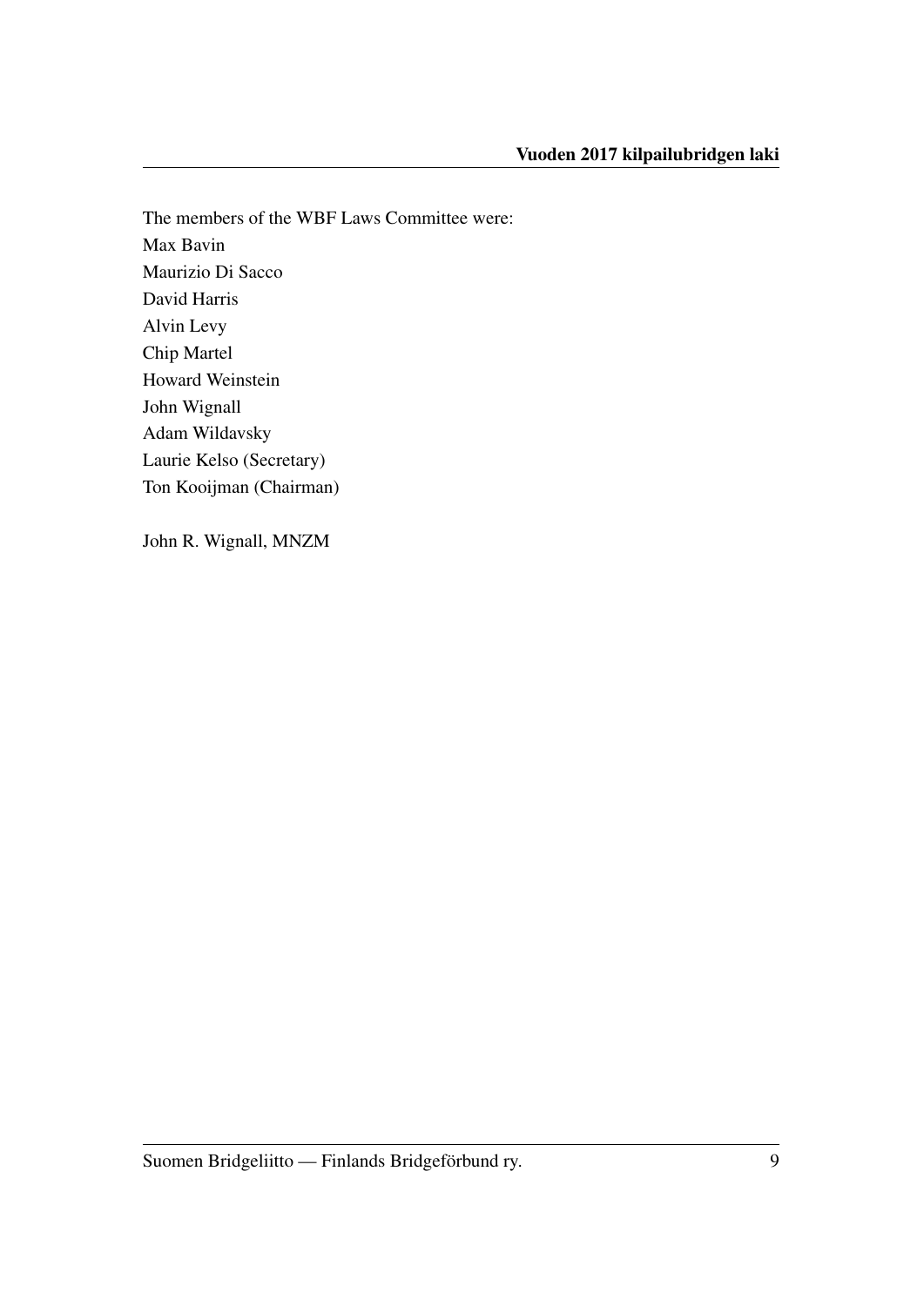The members of the WBF Laws Committee were:
Max Bavin
Maurizio Di Sacco
David Harris
Alvin Levy
Chip Martel
Howard Weinstein
John Wignall
Adam Wildavsky
Laurie Kelso (Secretary)
Ton Kooijman (Chairman)

John R. Wignall, MNZM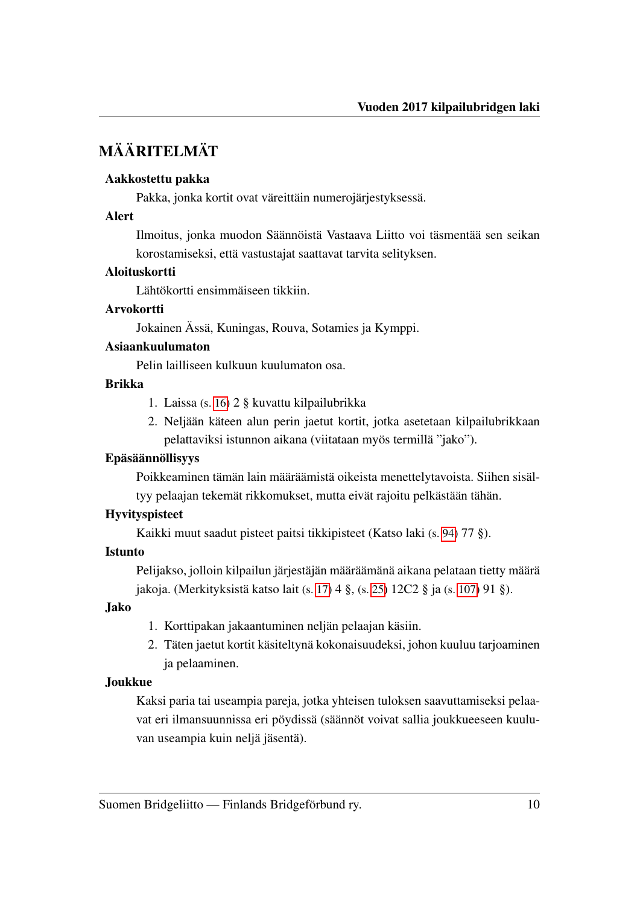# MÄÄRITELMÄT

**Aakkostettu pakka**

Pakka, jonka kortit ovat väreittäin numerojärjestyksessä.

**Alert**

Ilmoitus, jonka muodon Säännöistä Vastaava Liitto voi täsmentää sen seikan korostamiseksi, että vastustajat saattavat tarvita selityksen.

**Aloituskortti**

Lähtökortti ensimmäiseen tikkiin.

**Arvokortti**

Jokainen Ässä, Kuningas, Rouva, Sotamies ja Kymppi.

**Asiaankuulumaton**

Pelin lailliseen kulkuun kuulumaton osa.

**Brikka**

1. Laissa (s. 16) 2 § kuvattu kilpailubrikka
2. Neljään käteen alun perin jaetut kortit, jotka asetetaan kilpailubrikkaan pelattaviksi istunnon aikana (viitataan myös termillä "jako").

**Epäsäännöllisyys**

Poikkeaminen tämän lain määräämistä oikeista menettelytavoista. Siihen sisältyy pelaajan tekemät rikkomukset, mutta eivät rajoitu pelkästään tähän.

**Hyvityspisteet**

Kaikki muut saadut pisteet paitsi tikkipisteet (Katso laki (s. 94) 77 §).

**Istunto**

Pelijakso, jolloin kilpailun järjestäjän määräämänä aikana pelataan tietty määrä jakoja. (Merkityksistä katso lait (s. 17) 4 §, (s. 25) 12C2 § ja (s. 107) 91 §).

**Jako**

1. Korttipakan jakaantuminen neljän pelaajan käsiin.
2. Täten jaetut kortit käsiteltynä kokonaisuudeksi, johon kuuluu tarjoaminen ja pelaaminen.

**Joukkue**

Kaksi paria tai useampia pareja, jotka yhteisen tuloksen saavuttamiseksi pelaavat eri ilmansuunnissa eri pöydissä (säännöt voivat sallia joukkueeseen kuuluvan useampia kuin neljä jäsentä).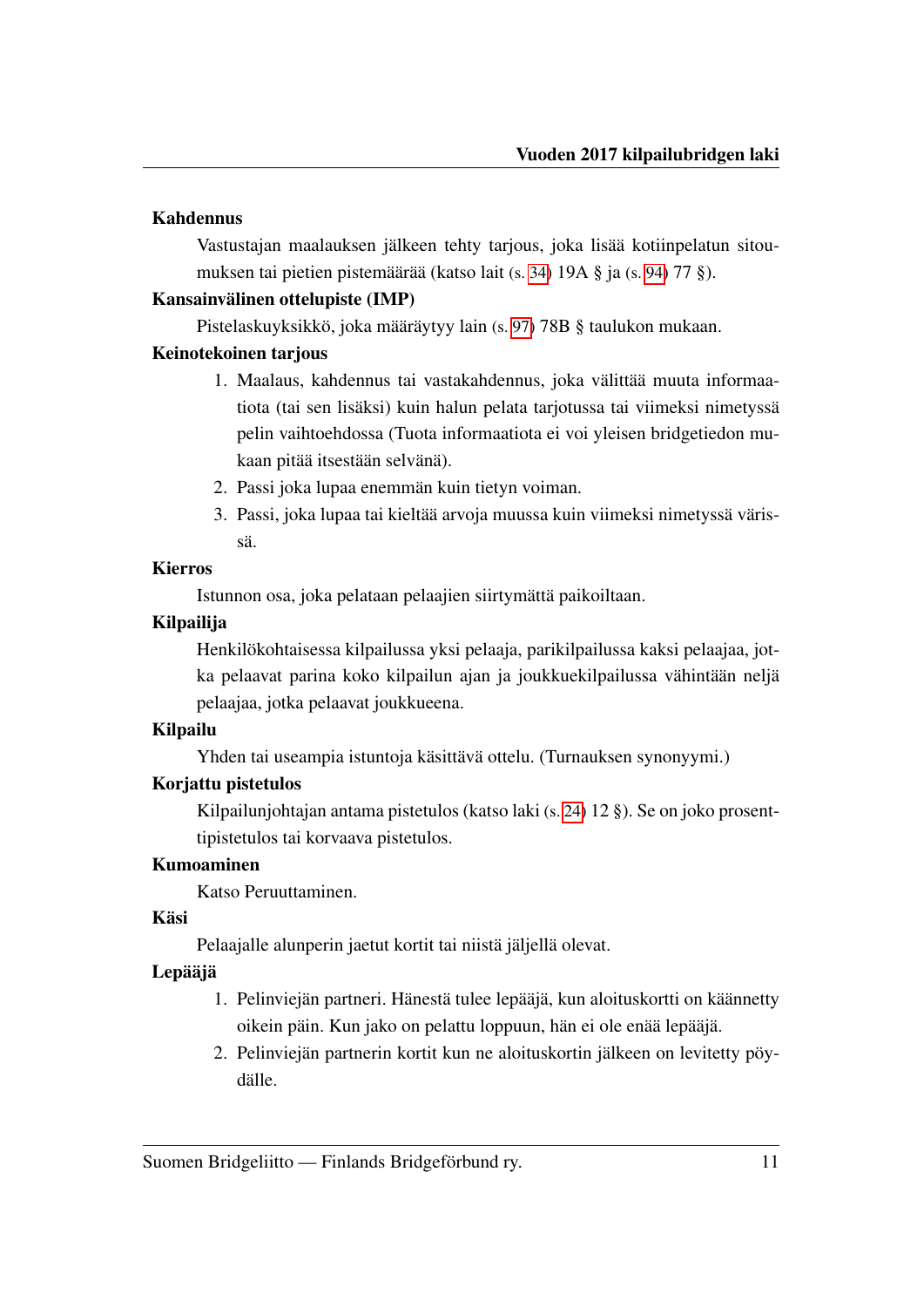**Kahdennus**

Vastustajan maalauksen jälkeen tehty tarjous, joka lisää kotiinpelatun sitoumuksen tai pietien pistemäärää (katso lait (s. 34) 19A § ja (s. 94) 77 §).

**Kansainvälinen ottelupiste (IMP)**

Pistelaskuyksikkö, joka määräytyy lain (s. 97) 78B § taulukon mukaan.

**Keinotekoinen tarjous**

1. Maalaus, kahdennus tai vastakahdennus, joka välittää muuta informaatiota (tai sen lisäksi) kuin halun pelata tarjotussa tai viimeksi nimetyssä pelin vaihtoehdossa (Tuota informaatiota ei voi yleisen bridgetiedon mukaan pitää itsestään selvänä).
2. Passi joka lupaa enemmän kuin tietyn voiman.
3. Passi, joka lupaa tai kieltää arvoja muussa kuin viimeksi nimetyssä värissä.

**Kierros**

Istunnon osa, joka pelataan pelaajien siirtymättä paikoiltaan.

**Kilpailija**

Henkilökohtaisessa kilpailussa yksi pelaaja, parikilpailussa kaksi pelaajaa, jotka pelaavat parina koko kilpailun ajan ja joukkuekilpailussa vähintään neljä pelaajaa, jotka pelaavat joukkueena.

**Kilpailu**

Yhden tai useampia istuntoja käsittävä ottelu. (Turnauksen synonyymi.)

**Korjattu pistetulos**

Kilpailunjohtajan antama pistetulos (katso laki (s. 24) 12 §). Se on joko prosenttipistetulos tai korvaava pistetulos.

**Kumoaminen**

Katso Peruuttaminen.

**Käsi**

Pelaajalle alunperin jaetut kortit tai niistä jäljellä olevat.

**Lepääjä**

1. Pelinviejän partneri. Hänestä tulee lepääjä, kun aloituskortti on käännetty oikein päin. Kun jako on pelattu loppuun, hän ei ole enää lepääjä.
2. Pelinviejän partnerin kortit kun ne aloituskortin jälkeen on levitetty pöydälle.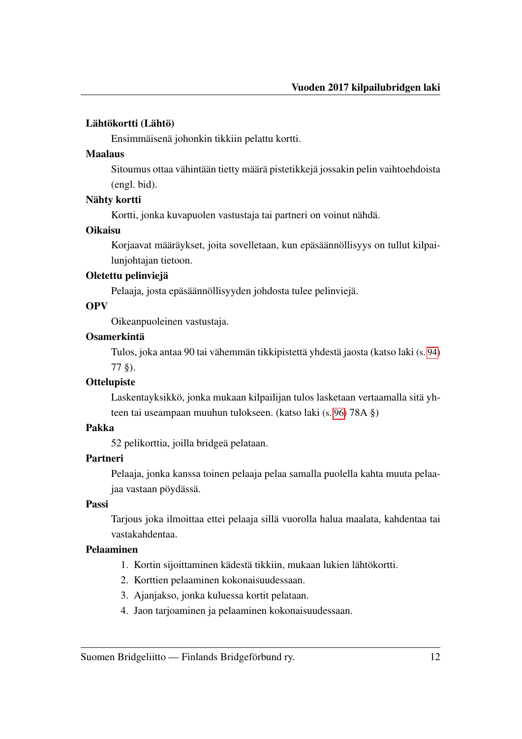**Lähtökortti (Lähtö)**

Ensimmäisenä johonkin tikkiin pelattu kortti.

**Maalaus**

Sitoumus ottaa vähintään tietty määrä pistetikkejä jossakin pelin vaihtoehdoista (engl. bid).

**Nähty kortti**

Kortti, jonka kuvapuolen vastustaja tai partneri on voinut nähdä.

**Oikaisu**

Korjaavat määräykset, joita sovelletaan, kun epäsäännöllisyys on tullut kilpailunjohtajan tietoon.

**Oletettu pelinviejä**

Pelaaja, josta epäsäännöllisyyden johdosta tulee pelinviejä.

**OPV**

Oikeanpuoleinen vastustaja.

**Osamerkintä**

Tulos, joka antaa 90 tai vähemmän tikkipistettä yhdestä jaosta (katso laki (s. 94) 77 §).

**Ottelupiste**

Laskentayksikkö, jonka mukaan kilpailijan tulos lasketaan vertaamalla sitä yhteen tai useampaan muuhun tulokseen. (katso laki (s. 96) 78A §)

**Pakka**

52 pelikorttia, joilla bridgeä pelataan.

**Partneri**

Pelaaja, jonka kanssa toinen pelaaja pelaa samalla puolella kahta muuta pelaajaa vastaan pöydässä.

**Passi**

Tarjous joka ilmoittaa ettei pelaaja sillä vuorolla halua maalata, kahdentaa tai vastakahdentaa.

**Pelaaminen**

1. Kortin sijoittaminen kädestä tikkiin, mukaan lukien lähtökortti.
2. Korttien pelaaminen kokonaisuudessaan.
3. Ajanjakso, jonka kuluessa kortit pelataan.
4. Jaon tarjoaminen ja pelaaminen kokonaisuudessaan.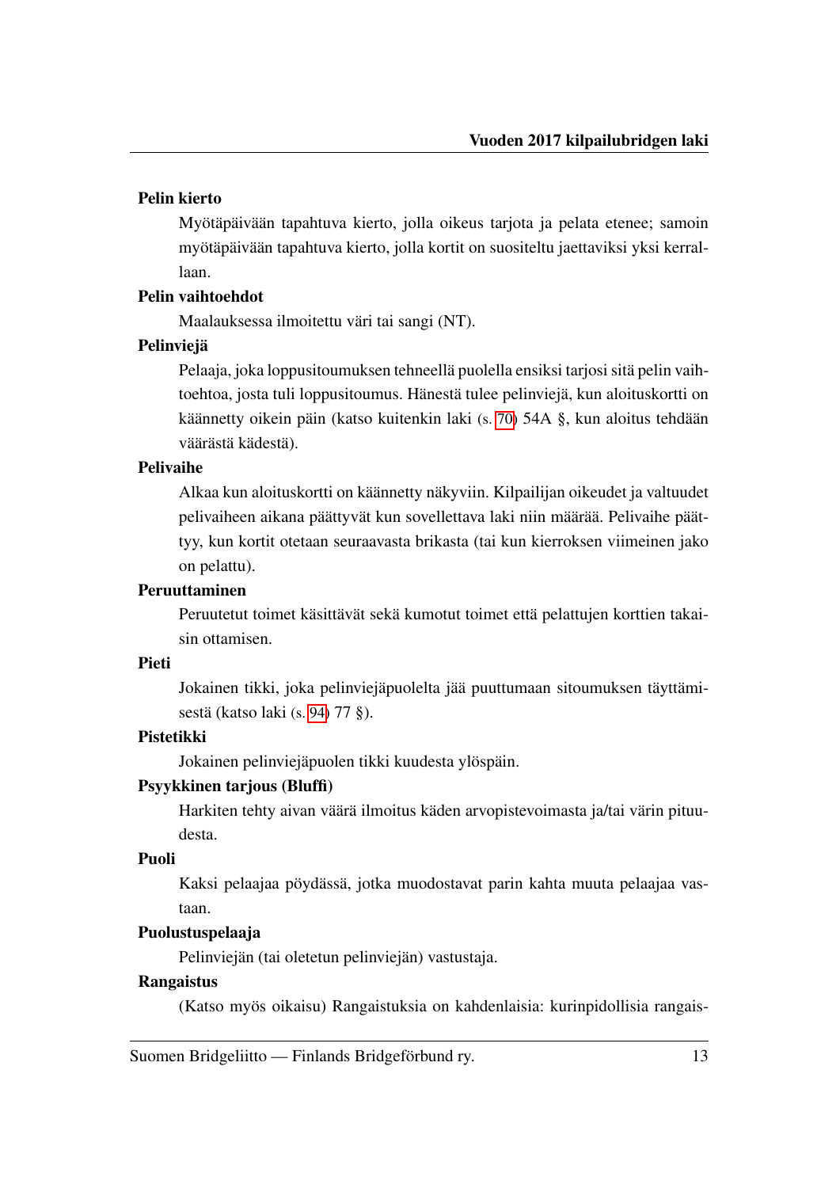**Pelin kierto**

Myötäpäivään tapahtuva kierto, jolla oikeus tarjota ja pelata etenee; samoin myötäpäivään tapahtuva kierto, jolla kortit on suositeltu jaettaviksi yksi kerrallaan.

**Pelin vaihtoehdot**

Maalauksessa ilmoitettu väri tai sangi (NT).

**Pelinviejä**

Pelaaja, joka loppusitoumuksen tehneellä puolella ensiksi tarjosi sitä pelin vaihtoehtoa, josta tuli loppusitoumus. Hänestä tulee pelinviejä, kun aloituskortti on käännetty oikein päin (katso kuitenkin laki (s. 70) 54A §, kun aloitus tehdään väärästä kädestä).

**Pelivaihe**

Alkaa kun aloituskortti on käännetty näkyviin. Kilpailijan oikeudet ja valtuudet pelivaiheen aikana päättyvät kun sovellettava laki niin määrää. Pelivaihe päättyy, kun kortit otetaan seuraavasta brikasta (tai kun kierroksen viimeinen jako on pelattu).

**Peruuttaminen**

Peruutetut toimet käsittävät sekä kumotut toimet että pelattujen korttien takaisin ottamisen.

**Pieti**

Jokainen tikki, joka pelinviejäpuolelta jää puuttumaan sitoumuksen täyttämisestä (katso laki (s. 94) 77 §).

**Pistetikki**

Jokainen pelinviejäpuolen tikki kuudesta ylöspäin.

**Psyykkinen tarjous (Bluffi)**

Harkiten tehty aivan väärä ilmoitus käden arvopistevoimasta ja/tai värin pituudesta.

**Puoli**

Kaksi pelaajaa pöydässä, jotka muodostavat parin kahta muuta pelaajaa vastaan.

**Puolustuspelaaja**

Pelinviejän (tai oletetun pelinviejän) vastustaja.

**Rangaistus**

(Katso myös oikaisu) Rangaistuksia on kahdenlaisia: kurinpidollisia rangais-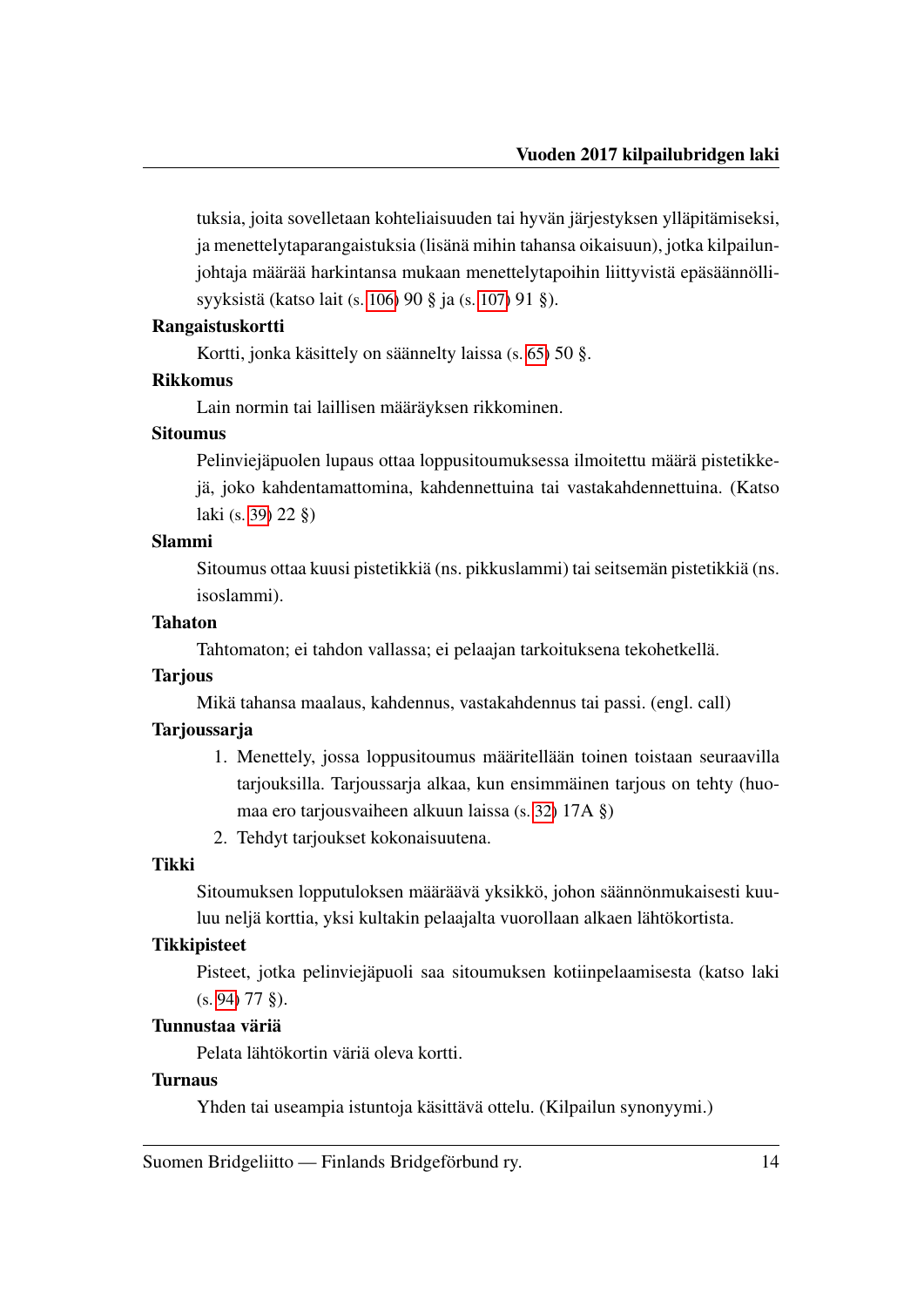tuksia, joita sovelletaan kohteliaisuuden tai hyvän järjestyksen ylläpitämiseksi, ja menettelytaparangaistuksia (lisänä mihin tahansa oikaisuun), jotka kilpailunjohtaja määrää harkintansa mukaan menettelytapoihin liittyvistä epäsäännöllisyyksistä (katso lait (s. 106) 90 § ja (s. 107) 91 §).

**Rangaistuskortti**

Kortti, jonka käsittely on säännelty laissa (s. 65) 50 §.

**Rikkomus**

Lain normin tai laillisen määräyksen rikkominen.

**Sitoumus**

Pelinviejäpuolen lupaus ottaa loppusitoumuksessa ilmoitettu määrä pistetikkejä, joko kahdentamattomina, kahdennettuina tai vastakahdennettuina. (Katso laki (s. 39) 22 §)

**Slammi**

Sitoumus ottaa kuusi pistetikkiä (ns. pikkuslammi) tai seitsemän pistetikkiä (ns. isoslammi).

**Tahaton**

Tahtomaton; ei tahdon vallassa; ei pelaajan tarkoituksena tekohetkellä.

**Tarjous**

Mikä tahansa maalaus, kahdennus, vastakahdennus tai passi. (engl. call)

**Tarjoussarja**

1. Menettely, jossa loppusitoumus määritellään toinen toistaan seuraavilla tarjouksilla. Tarjoussarja alkaa, kun ensimmäinen tarjous on tehty (huomaa ero tarjousvaiheen alkuun laissa (s. 32) 17A §)
2. Tehdyt tarjoukset kokonaisuutena.

**Tikki**

Sitoumuksen lopputuloksen määräävä yksikkö, johon säännönmukaisesti kuuluu neljä korttia, yksi kultakin pelaajalta vuorollaan alkaen lähtökortista.

**Tikkipisteet**

Pisteet, jotka pelinviejäpuoli saa sitoumuksen kotiinpelaamisesta (katso laki (s. 94) 77 §).

**Tunnustaa väriä**

Pelata lähtökortin väriä oleva kortti.

**Turnaus**

Yhden tai useampia istuntoja käsittävä ottelu. (Kilpailun synonyymi.)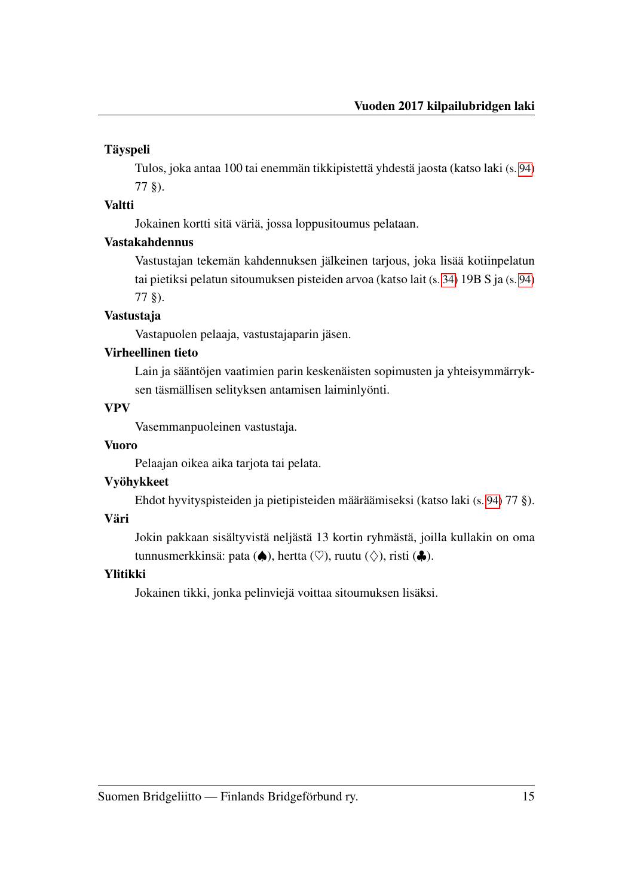**Täyspeli**

Tulos, joka antaa 100 tai enemmän tikkipistettä yhdestä jaosta (katso laki (s. 94) 77 §).

**Valtti**

Jokainen kortti sitä väriä, jossa loppusitoumus pelataan.

**Vastakahdennus**

Vastustajan tekemän kahdennuksen jälkeinen tarjous, joka lisää kotiinpelatun tai pietiksi pelatun sitoumuksen pisteiden arvoa (katso lait (s. 34) 19B S ja (s. 94) 77 §).

**Vastustaja**

Vastapuolen pelaaja, vastustajaparin jäsen.

**Virheellinen tieto**

Lain ja sääntöjen vaatimien parin keskenäisten sopimusten ja yhteisymmärryksen täsmällisen selityksen antamisen laiminlyönti.

**VPV**

Vasemmanpuoleinen vastustaja.

**Vuoro**

Pelaajan oikea aika tarjota tai pelata.

**Vyöhykkeet**

Ehdot hyvityspisteiden ja pietipisteiden määräämiseksi (katso laki (s. 94) 77 §).

**Väri**

Jokin pakkaan sisältyvistä neljästä 13 kortin ryhmästä, joilla kullakin on oma tunnusmerkkinsä: pata (♠), hertta (♡), ruutu (♢), risti (♣).

**Ylitikki**

Jokainen tikki, jonka pelinviejä voittaa sitoumuksen lisäksi.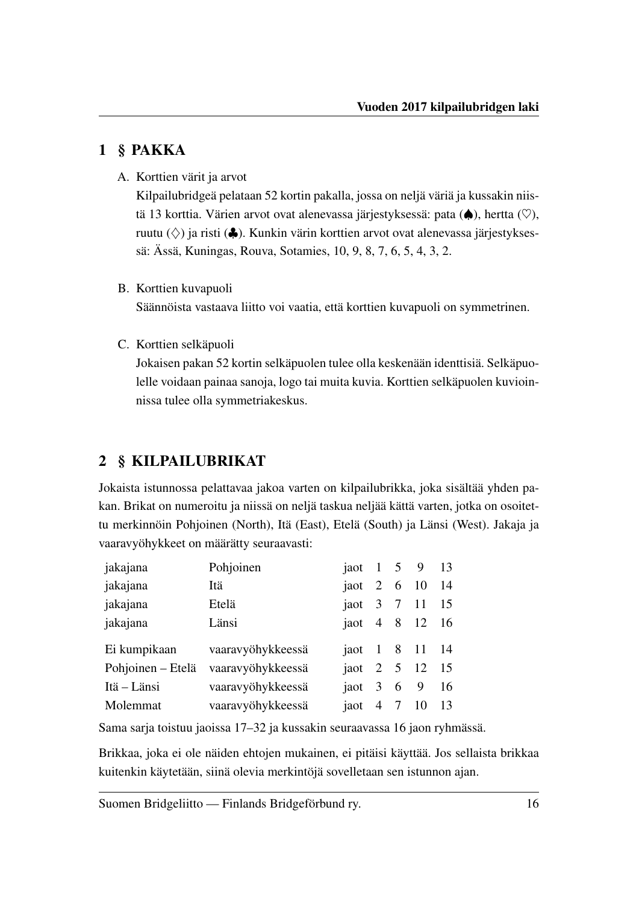## 1 § PAKKA

A. Korttien värit ja arvot

Kilpailubridgeä pelataan 52 kortin pakalla, jossa on neljä väriä ja kussakin niistä 13 korttia. Värien arvot ovat alenevassa järjestyksessä: pata (♠), hertta (♡), ruutu (♢) ja risti (♣). Kunkin värin korttien arvot ovat alenevassa järjestyksessä: Ässä, Kuningas, Rouva, Sotamies, 10, 9, 8, 7, 6, 5, 4, 3, 2.

B. Korttien kuvapuoli

Säännöistä vastaava liitto voi vaatia, että korttien kuvapuoli on symmetrinen.

C. Korttien selkäpuoli

Jokaisen pakan 52 kortin selkäpuolen tulee olla keskenään identtisiä. Selkäpuolelle voidaan painaa sanoja, logo tai muita kuvia. Korttien selkäpuolen kuvioinnissa tulee olla symmetriakeskus.

## 2 § KILPAILUBRIKAT

Jokaista istunnossa pelattavaa jakoa varten on kilpailubrikka, joka sisältää yhden pakan. Brikat on numeroitu ja niissä on neljä taskua neljää kättä varten, jotka on osoitettu merkinnöin Pohjoinen (North), Itä (East), Etelä (South) ja Länsi (West). Jakaja ja vaaravyöhykkeet on määrätty seuraavasti:

| | | | | | | |
|---|---|---|---|---|---|---|
| jakajana | Pohjoinen | jaot | 1 | 5 | 9 | 13 |
| jakajana | Itä | jaot | 2 | 6 | 10 | 14 |
| jakajana | Etelä | jaot | 3 | 7 | 11 | 15 |
| jakajana | Länsi | jaot | 4 | 8 | 12 | 16 |
| Ei kumpikaan | vaaravyöhykkeessä | jaot | 1 | 8 | 11 | 14 |
| Pohjoinen – Etelä | vaaravyöhykkeessä | jaot | 2 | 5 | 12 | 15 |
| Itä – Länsi | vaaravyöhykkeessä | jaot | 3 | 6 | 9 | 16 |
| Molemmat | vaaravyöhykkeessä | jaot | 4 | 7 | 10 | 13 |

Sama sarja toistuu jaoissa 17–32 ja kussakin seuraavassa 16 jaon ryhmässä.

Brikkaa, joka ei ole näiden ehtojen mukainen, ei pitäisi käyttää. Jos sellaista brikkaa kuitenkin käytetään, siinä olevia merkintöjä sovelletaan sen istunnon ajan.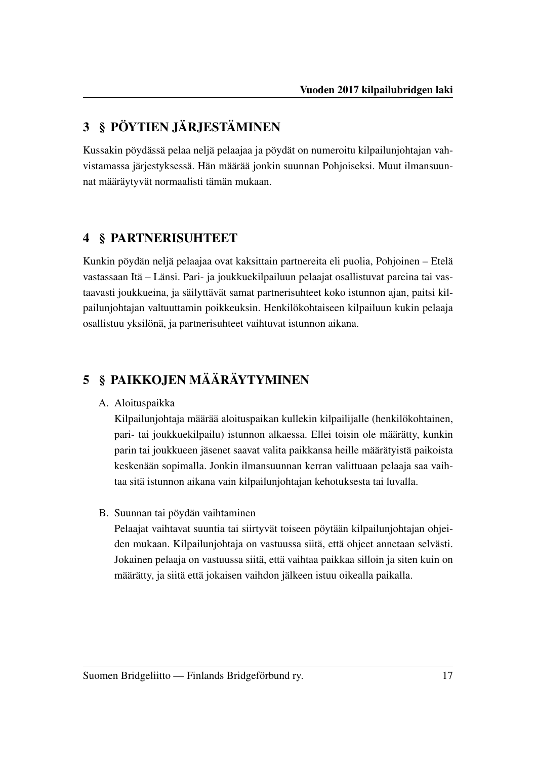## 3 § PÖYTIEN JÄRJESTÄMINEN

Kussakin pöydässä pelaa neljä pelaajaa ja pöydät on numeroitu kilpailunjohtajan vahvistamassa järjestyksessä. Hän määrää jonkin suunnan Pohjoiseksi. Muut ilmansuunnat määräytyvät normaalisti tämän mukaan.

## 4 § PARTNERISUHTEET

Kunkin pöydän neljä pelaajaa ovat kaksittain partnereita eli puolia, Pohjoinen – Etelä vastassaan Itä – Länsi. Pari- ja joukkuekilpailuun pelaajat osallistuvat pareina tai vastaavasti joukkueina, ja säilyttävät samat partnerisuhteet koko istunnon ajan, paitsi kilpailunjohtajan valtuuttamin poikkeuksin. Henkilökohtaiseen kilpailuun kukin pelaaja osallistuu yksilönä, ja partnerisuhteet vaihtuvat istunnon aikana.

## 5 § PAIKKOJEN MÄÄRÄYTYMINEN

A. Aloituspaikka

Kilpailunjohtaja määrää aloituspaikan kullekin kilpailijalle (henkilökohtainen, pari- tai joukkuekilpailu) istunnon alkaessa. Ellei toisin ole määrätty, kunkin parin tai joukkueen jäsenet saavat valita paikkansa heille määrätyistä paikoista keskenään sopimalla. Jonkin ilmansuunnan kerran valittuaan pelaaja saa vaihtaa sitä istunnon aikana vain kilpailunjohtajan kehotuksesta tai luvalla.

B. Suunnan tai pöydän vaihtaminen

Pelaajat vaihtavat suuntia tai siirtyvät toiseen pöytään kilpailunjohtajan ohjeiden mukaan. Kilpailunjohtaja on vastuussa siitä, että ohjeet annetaan selvästi. Jokainen pelaaja on vastuussa siitä, että vaihtaa paikkaa silloin ja siten kuin on määrätty, ja siitä että jokaisen vaihdon jälkeen istuu oikealla paikalla.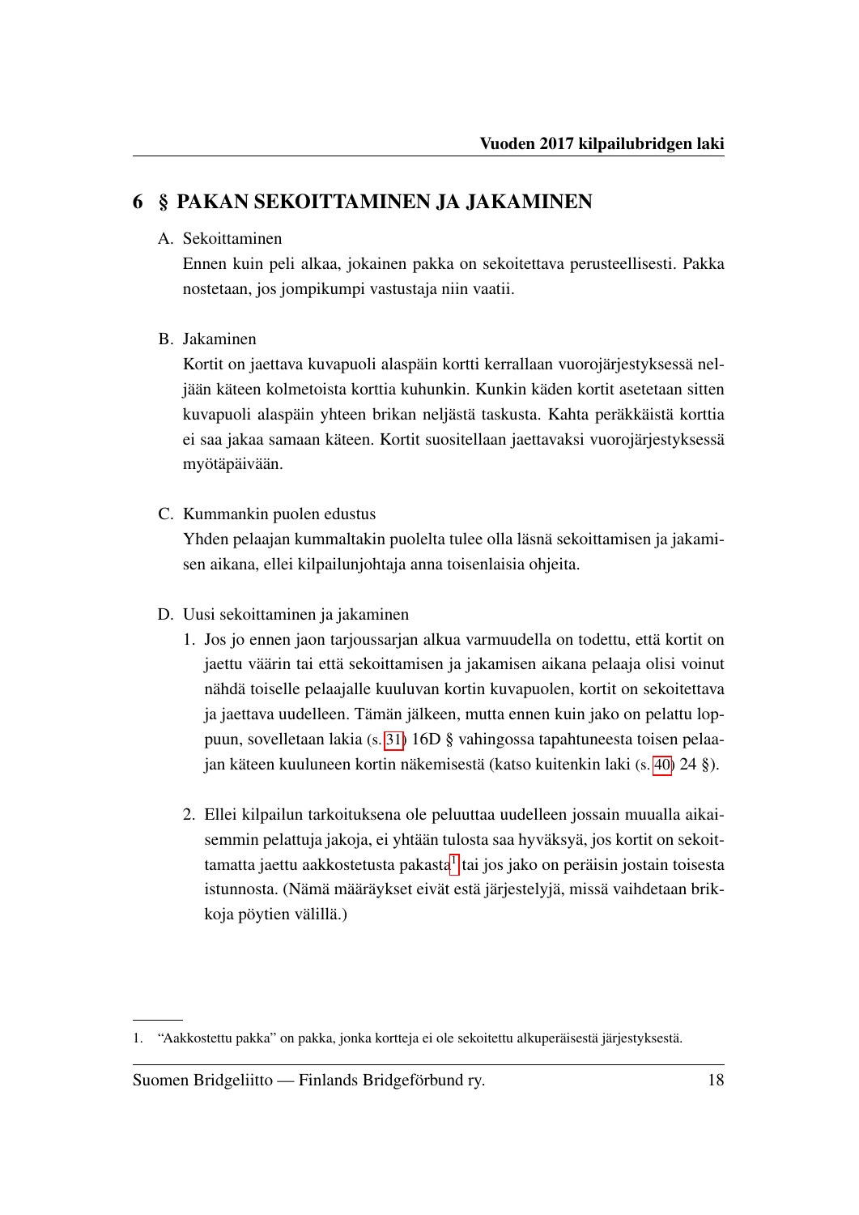# 6 § PAKAN SEKOITTAMINEN JA JAKAMINEN

A. Sekoittaminen

Ennen kuin peli alkaa, jokainen pakka on sekoitettava perusteellisesti. Pakka nostetaan, jos jompikumpi vastustaja niin vaatii.

B. Jakaminen

Kortit on jaettava kuvapuoli alaspäin kortti kerrallaan vuorojärjestyksessä neljään käteen kolmetoista korttia kuhunkin. Kunkin käden kortit asetetaan sitten kuvapuoli alaspäin yhteen brikan neljästä taskusta. Kahta peräkkäistä korttia ei saa jakaa samaan käteen. Kortit suositellaan jaettavaksi vuorojärjestyksessä myötäpäivään.

C. Kummankin puolen edustus

Yhden pelaajan kummaltakin puolelta tulee olla läsnä sekoittamisen ja jakamisen aikana, ellei kilpailunjohtaja anna toisenlaisia ohjeita.

D. Uusi sekoittaminen ja jakaminen

1. Jos jo ennen jaon tarjoussarjan alkua varmuudella on todettu, että kortit on jaettu väärin tai että sekoittamisen ja jakamisen aikana pelaaja olisi voinut nähdä toiselle pelaajalle kuuluvan kortin kuvapuolen, kortit on sekoitettava ja jaettava uudelleen. Tämän jälkeen, mutta ennen kuin jako on pelattu loppuun, sovelletaan lakia (s. 31) 16D § vahingossa tapahtuneesta toisen pelaajan käteen kuuluneen kortin näkemisestä (katso kuitenkin laki (s. 40) 24 §).

2. Ellei kilpailun tarkoituksena ole peluuttaa uudelleen jossain muualla aikaisemmin pelattuja jakoja, ei yhtään tulosta saa hyväksyä, jos kortit on sekoittamatta jaettu aakkostetusta pakasta[1] tai jos jako on peräisin jostain toisesta istunnosta. (Nämä määräykset eivät estä järjestelyjä, missä vaihdetaan brikkoja pöytien välillä.)

---

1. "Aakkostettu pakka" on pakka, jonka kortteja ei ole sekoitettu alkuperäisestä järjestyksestä.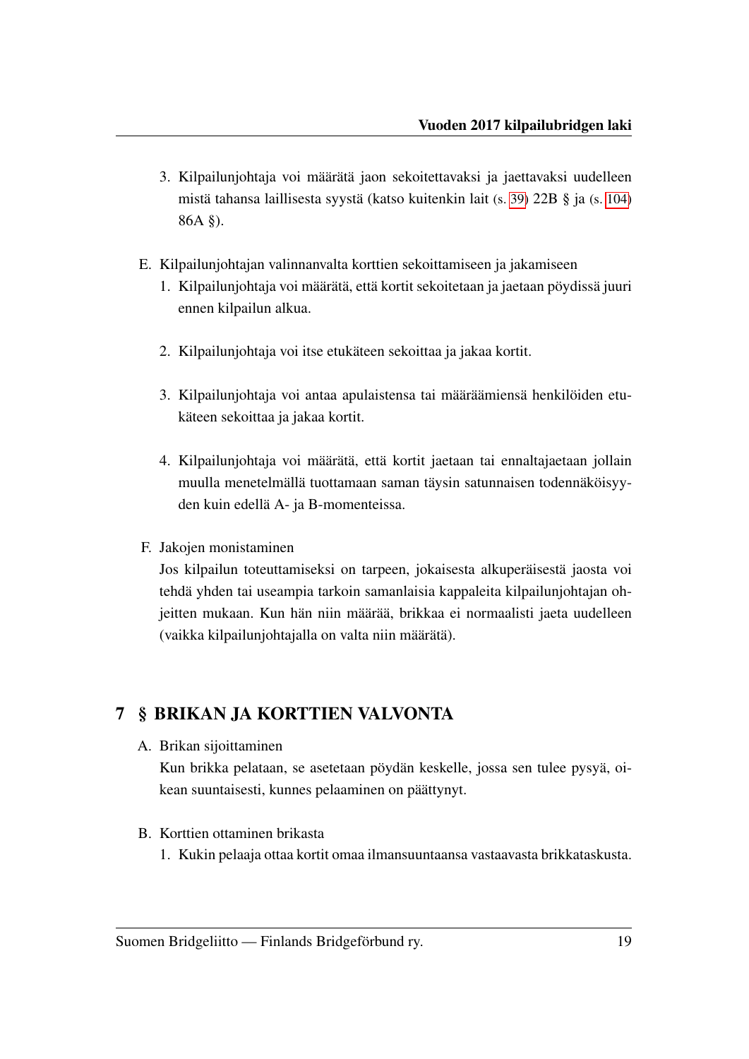3. Kilpailunjohtaja voi määrätä jaon sekoitettavaksi ja jaettavaksi uudelleen mistä tahansa laillisesta syystä (katso kuitenkin lait (s. 39) 22B § ja (s. 104) 86A §).

E. Kilpailunjohtajan valinnanvalta korttien sekoittamiseen ja jakamiseen

1. Kilpailunjohtaja voi määrätä, että kortit sekoitetaan ja jaetaan pöydissä juuri ennen kilpailun alkua.

2. Kilpailunjohtaja voi itse etukäteen sekoittaa ja jakaa kortit.

3. Kilpailunjohtaja voi antaa apulaistensa tai määräämiensä henkilöiden etukäteen sekoittaa ja jakaa kortit.

4. Kilpailunjohtaja voi määrätä, että kortit jaetaan tai ennaltajaetaan jollain muulla menetelmällä tuottamaan saman täysin satunnaisen todennäköisyyden kuin edellä A- ja B-momenteissa.

F. Jakojen monistaminen

Jos kilpailun toteuttamiseksi on tarpeen, jokaisesta alkuperäisestä jaosta voi tehdä yhden tai useampia tarkoin samanlaisia kappaleita kilpailunjohtajan ohjeitten mukaan. Kun hän niin määrää, brikkaa ei normaalisti jaeta uudelleen (vaikka kilpailunjohtajalla on valta niin määrätä).

## 7 § BRIKAN JA KORTTIEN VALVONTA

A. Brikan sijoittaminen

Kun brikka pelataan, se asetetaan pöydän keskelle, jossa sen tulee pysyä, oikean suuntaisesti, kunnes pelaaminen on päättynyt.

B. Korttien ottaminen brikasta

1. Kukin pelaaja ottaa kortit omaa ilmansuuntaansa vastaavasta brikkataskusta.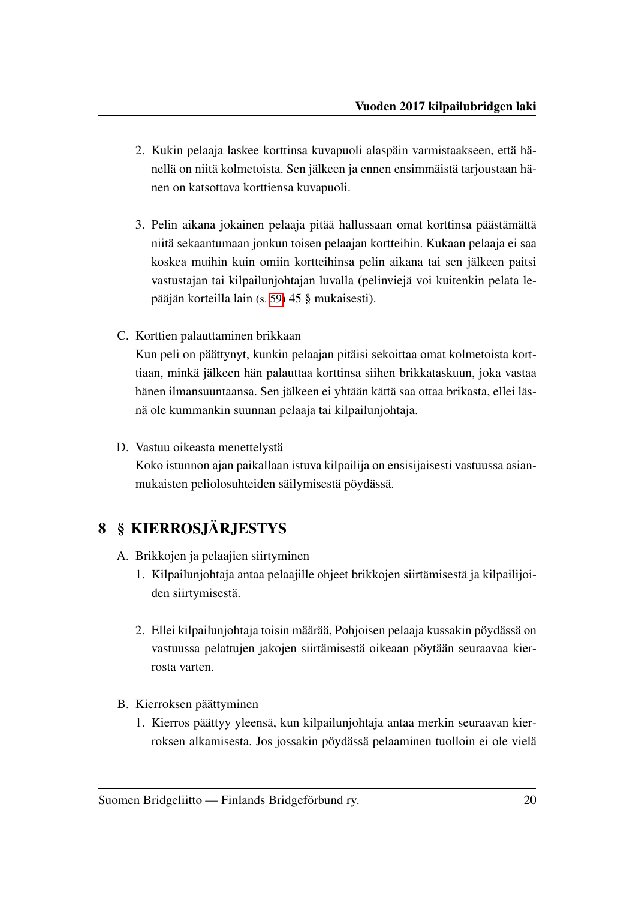2. Kukin pelaaja laskee korttinsa kuvapuoli alaspäin varmistaakseen, että hänellä on niitä kolmetoista. Sen jälkeen ja ennen ensimmäistä tarjoustaan hänen on katsottava korttiensa kuvapuoli.

3. Pelin aikana jokainen pelaaja pitää hallussaan omat korttinsa päästämättä niitä sekaantumaan jonkun toisen pelaajan kortteihin. Kukaan pelaaja ei saa koskea muihin kuin omiin kortteihinsa pelin aikana tai sen jälkeen paitsi vastustajan tai kilpailunjohtajan luvalla (pelinviejä voi kuitenkin pelata lepääjän korteilla lain (s. 59) 45 § mukaisesti).

C. Korttien palauttaminen brikkaan

Kun peli on päättynyt, kunkin pelaajan pitäisi sekoittaa omat kolmetoista korttiaan, minkä jälkeen hän palauttaa korttinsa siihen brikkataskuun, joka vastaa hänen ilmansuuntaansa. Sen jälkeen ei yhtään kättä saa ottaa brikasta, ellei läsnä ole kummankin suunnan pelaaja tai kilpailunjohtaja.

D. Vastuu oikeasta menettelystä

Koko istunnon ajan paikallaan istuva kilpailija on ensisijaisesti vastuussa asianmukaisten peliolosuhteiden säilymisestä pöydässä.

## 8 § KIERROSJÄRJESTYS

A. Brikkojen ja pelaajien siirtyminen

1. Kilpailunjohtaja antaa pelaajille ohjeet brikkojen siirtämisestä ja kilpailijoiden siirtymisestä.

2. Ellei kilpailunjohtaja toisin määrää, Pohjoisen pelaaja kussakin pöydässä on vastuussa pelattujen jakojen siirtämisestä oikeaan pöytään seuraavaa kierrosta varten.

B. Kierroksen päättyminen

1. Kierros päättyy yleensä, kun kilpailunjohtaja antaa merkin seuraavan kierroksen alkamisesta. Jos jossakin pöydässä pelaaminen tuolloin ei ole vielä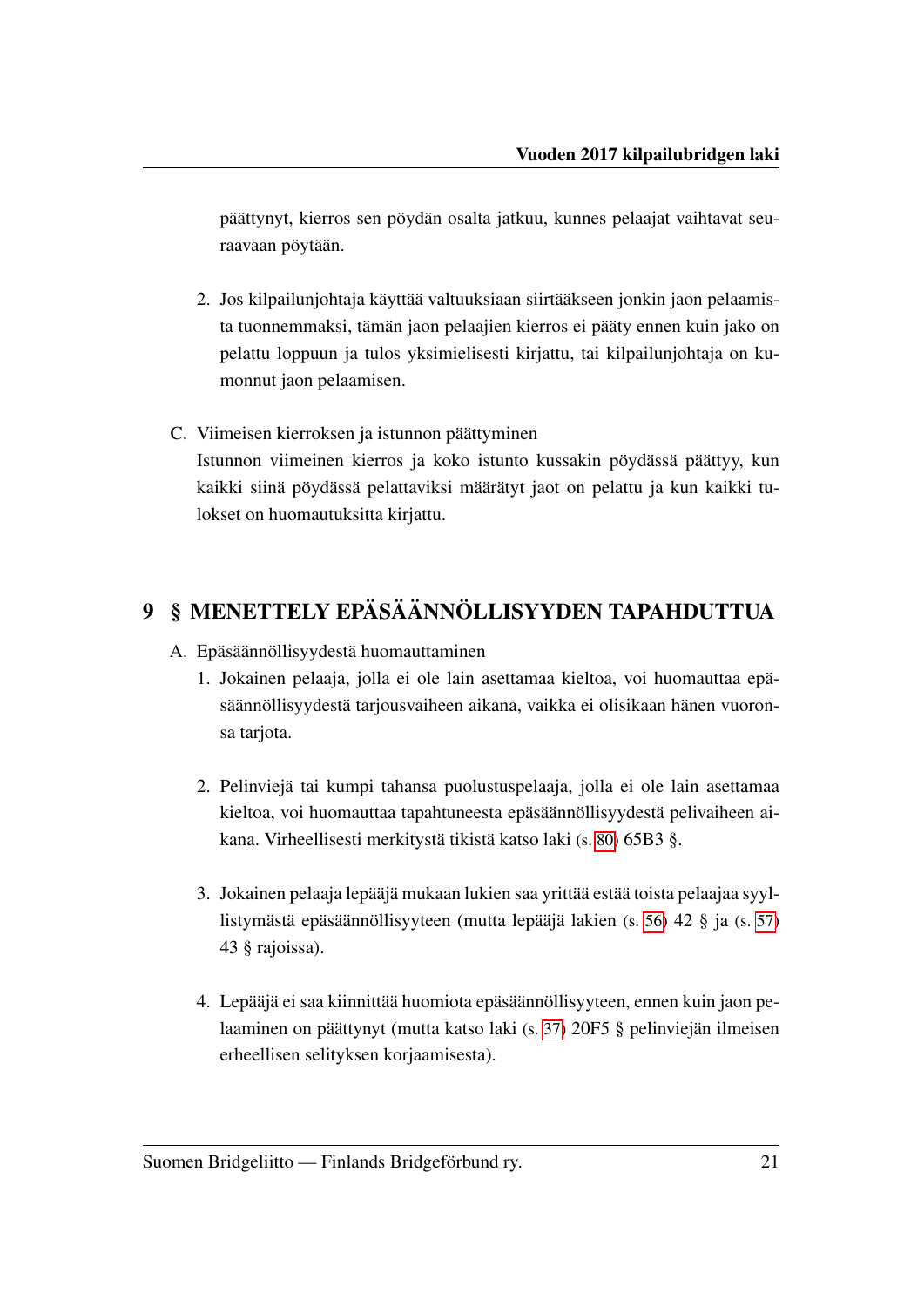päättynyt, kierros sen pöydän osalta jatkuu, kunnes pelaajat vaihtavat seuraavaan pöytään.

2. Jos kilpailunjohtaja käyttää valtuuksiaan siirtääkseen jonkin jaon pelaamista tuonnemmaksi, tämän jaon pelaajien kierros ei pääty ennen kuin jako on pelattu loppuun ja tulos yksimielisesti kirjattu, tai kilpailunjohtaja on kumonnut jaon pelaamisen.

C. Viimeisen kierroksen ja istunnon päättyminen
Istunnon viimeinen kierros ja koko istunto kussakin pöydässä päättyy, kun kaikki siinä pöydässä pelattaviksi määrätyt jaot on pelattu ja kun kaikki tulokset on huomautuksitta kirjattu.

## 9 § MENETTELY EPÄSÄÄNNÖLLISYYDEN TAPAHDUTTUA

A. Epäsäännöllisyydestä huomauttaminen

1. Jokainen pelaaja, jolla ei ole lain asettamaa kieltoa, voi huomauttaa epäsäännöllisyydestä tarjousvaiheen aikana, vaikka ei olisikaan hänen vuoronsa tarjota.

2. Pelinviejä tai kumpi tahansa puolustuspelaaja, jolla ei ole lain asettamaa kieltoa, voi huomauttaa tapahtuneesta epäsäännöllisyydestä pelivaiheen aikana. Virheellisesti merkitystä tikistä katso laki (s. 80) 65B3 §.

3. Jokainen pelaaja lepääjä mukaan lukien saa yrittää estää toista pelaajaa syyllistymästä epäsäännöllisyyteen (mutta lepääjä lakien (s. 56) 42 § ja (s. 57) 43 § rajoissa).

4. Lepääjä ei saa kiinnittää huomiota epäsäännöllisyyteen, ennen kuin jaon pelaaminen on päättynyt (mutta katso laki (s. 37) 20F5 § pelinviejän ilmeisen erheellisen selityksen korjaamisesta).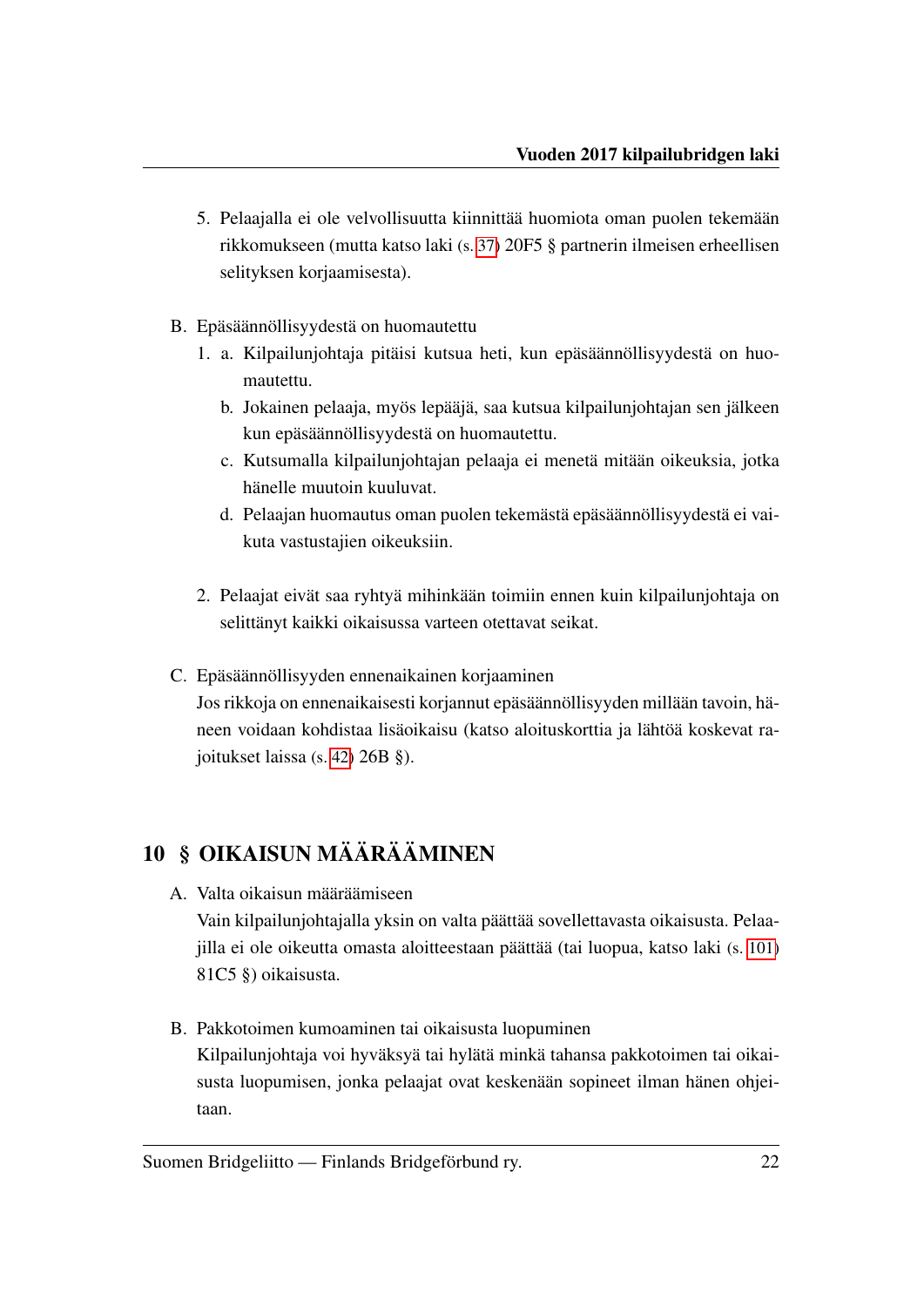5. Pelaajalla ei ole velvollisuutta kiinnittää huomiota oman puolen tekemään rikkomukseen (mutta katso laki (s. 37) 20F5 § partnerin ilmeisen erheellisen selityksen korjaamisesta).

B. Epäsäännöllisyydestä on huomautettu

1. a. Kilpailunjohtaja pitäisi kutsua heti, kun epäsäännöllisyydestä on huomautettu.
   b. Jokainen pelaaja, myös lepääjä, saa kutsua kilpailunjohtajan sen jälkeen kun epäsäännöllisyydestä on huomautettu.
   c. Kutsumalla kilpailunjohtajan pelaaja ei menetä mitään oikeuksia, jotka hänelle muutoin kuuluvat.
   d. Pelaajan huomautus oman puolen tekemästä epäsäännöllisyydestä ei vaikuta vastustajien oikeuksiin.

2. Pelaajat eivät saa ryhtyä mihinkään toimiin ennen kuin kilpailunjohtaja on selittänyt kaikki oikaisussa varteen otettavat seikat.

C. Epäsäännöllisyyden ennenaikainen korjaaminen

Jos rikkoja on ennenaikaisesti korjannut epäsäännöllisyyden millään tavoin, häneen voidaan kohdistaa lisäoikaisu (katso aloituskorttia ja lähtöä koskevat rajoitukset laissa (s. 42) 26B §).

## 10 § OIKAISUN MÄÄRÄÄMINEN

A. Valta oikaisun määräämiseen

Vain kilpailunjohtajalla yksin on valta päättää sovellettavasta oikaisusta. Pelaajilla ei ole oikeutta omasta aloitteestaan päättää (tai luopua, katso laki (s. 101) 81C5 §) oikaisusta.

B. Pakkotoimen kumoaminen tai oikaisusta luopuminen

Kilpailunjohtaja voi hyväksyä tai hylätä minkä tahansa pakkotoimen tai oikaisusta luopumisen, jonka pelaajat ovat keskenään sopineet ilman hänen ohjeitaan.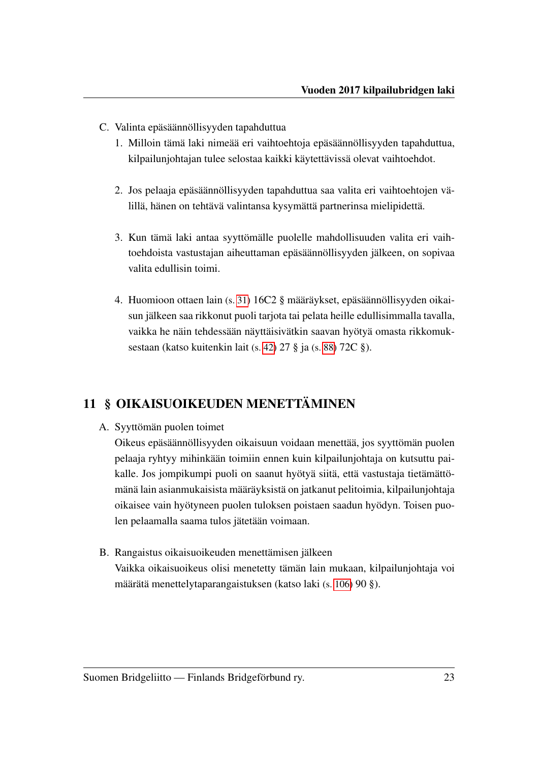C. Valinta epäsäännöllisyyden tapahduttua
   1. Milloin tämä laki nimeää eri vaihtoehtoja epäsäännöllisyyden tapahduttua, kilpailunjohtajan tulee selostaa kaikki käytettävissä olevat vaihtoehdot.

   2. Jos pelaaja epäsäännöllisyyden tapahduttua saa valita eri vaihtoehtojen välillä, hänen on tehtävä valintansa kysymättä partnerinsa mielipidettä.

   3. Kun tämä laki antaa syyttömälle puolelle mahdollisuuden valita eri vaihtoehdoista vastustajan aiheuttaman epäsäännöllisyyden jälkeen, on sopivaa valita edullisin toimi.

   4. Huomioon ottaen lain (s. 31) 16C2 § määräykset, epäsäännöllisyyden oikaisun jälkeen saa rikkonut puoli tarjota tai pelata heille edullisimmalla tavalla, vaikka he näin tehdessään näyttäisivätkin saavan hyötyä omasta rikkomuksestaan (katso kuitenkin lait (s. 42) 27 § ja (s. 88) 72C §).

## 11 § OIKAISUOIKEUDEN MENETTÄMINEN

A. Syyttömän puolen toimet

   Oikeus epäsäännöllisyyden oikaisuun voidaan menettää, jos syyttömän puolen pelaaja ryhtyy mihinkään toimiin ennen kuin kilpailunjohtaja on kutsuttu paikalle. Jos jompikumpi puoli on saanut hyötyä siitä, että vastustaja tietämättömänä lain asianmukaisista määräyksistä on jatkanut pelitoimia, kilpailunjohtaja oikaisee vain hyötyneen puolen tuloksen poistaen saadun hyödyn. Toisen puolen pelaamalla saama tulos jätetään voimaan.

B. Rangaistus oikaisuoikeuden menettämisen jälkeen

   Vaikka oikaisuoikeus olisi menetetty tämän lain mukaan, kilpailunjohtaja voi määrätä menettelytaparangaistuksen (katso laki (s. 106) 90 §).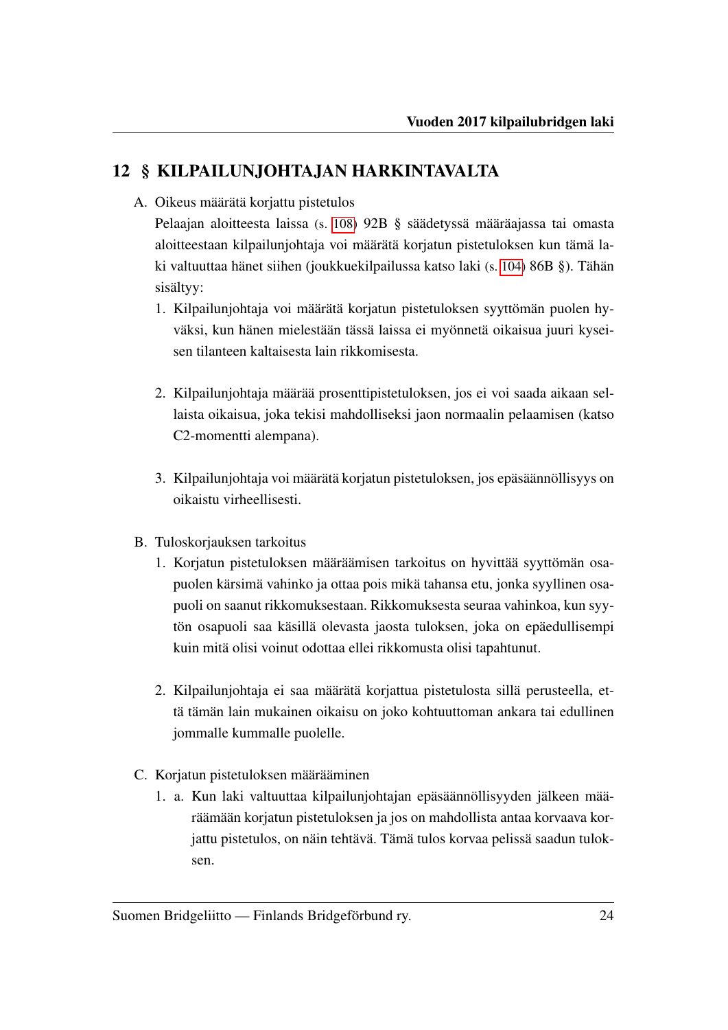## 12 § KILPAILUNJOHTAJAN HARKINTAVALTA

A. Oikeus määrätä korjattu pistetulos

Pelaajan aloitteesta laissa (s. 108) 92B § säädetyssä määräajassa tai omasta aloitteestaan kilpailunjohtaja voi määrätä korjatun pistetuloksen kun tämä laki valtuuttaa hänet siihen (joukkuekilpailussa katso laki (s. 104) 86B §). Tähän sisältyy:

1. Kilpailunjohtaja voi määrätä korjatun pistetuloksen syyttömän puolen hyväksi, kun hänen mielestään tässä laissa ei myönnetä oikaisua juuri kyseisen tilanteen kaltaisesta lain rikkomisesta.

2. Kilpailunjohtaja määrää prosenttipistetuloksen, jos ei voi saada aikaan sellaista oikaisua, joka tekisi mahdolliseksi jaon normaalin pelaamisen (katso C2-momentti alempana).

3. Kilpailunjohtaja voi määrätä korjatun pistetuloksen, jos epäsäännöllisyys on oikaistu virheellisesti.

B. Tuloskorjauksen tarkoitus

1. Korjatun pistetuloksen määräämisen tarkoitus on hyvittää syyttömän osapuolen kärsimä vahinko ja ottaa pois mikä tahansa etu, jonka syyllinen osapuoli on saanut rikkomuksestaan. Rikkomuksesta seuraa vahinkoa, kun syytön osapuoli saa käsillä olevasta jaosta tuloksen, joka on epäedullisempi kuin mitä olisi voinut odottaa ellei rikkomusta olisi tapahtunut.

2. Kilpailunjohtaja ei saa määrätä korjattua pistetulosta sillä perusteella, että tämän lain mukainen oikaisu on joko kohtuuttoman ankara tai edullinen jommalle kummalle puolelle.

C. Korjatun pistetuloksen määrääminen

1. a. Kun laki valtuuttaa kilpailunjohtajan epäsäännöllisyyden jälkeen määräämään korjatun pistetuloksen ja jos on mahdollista antaa korvaava korjattu pistetulos, on näin tehtävä. Tämä tulos korvaa pelissä saadun tuloksen.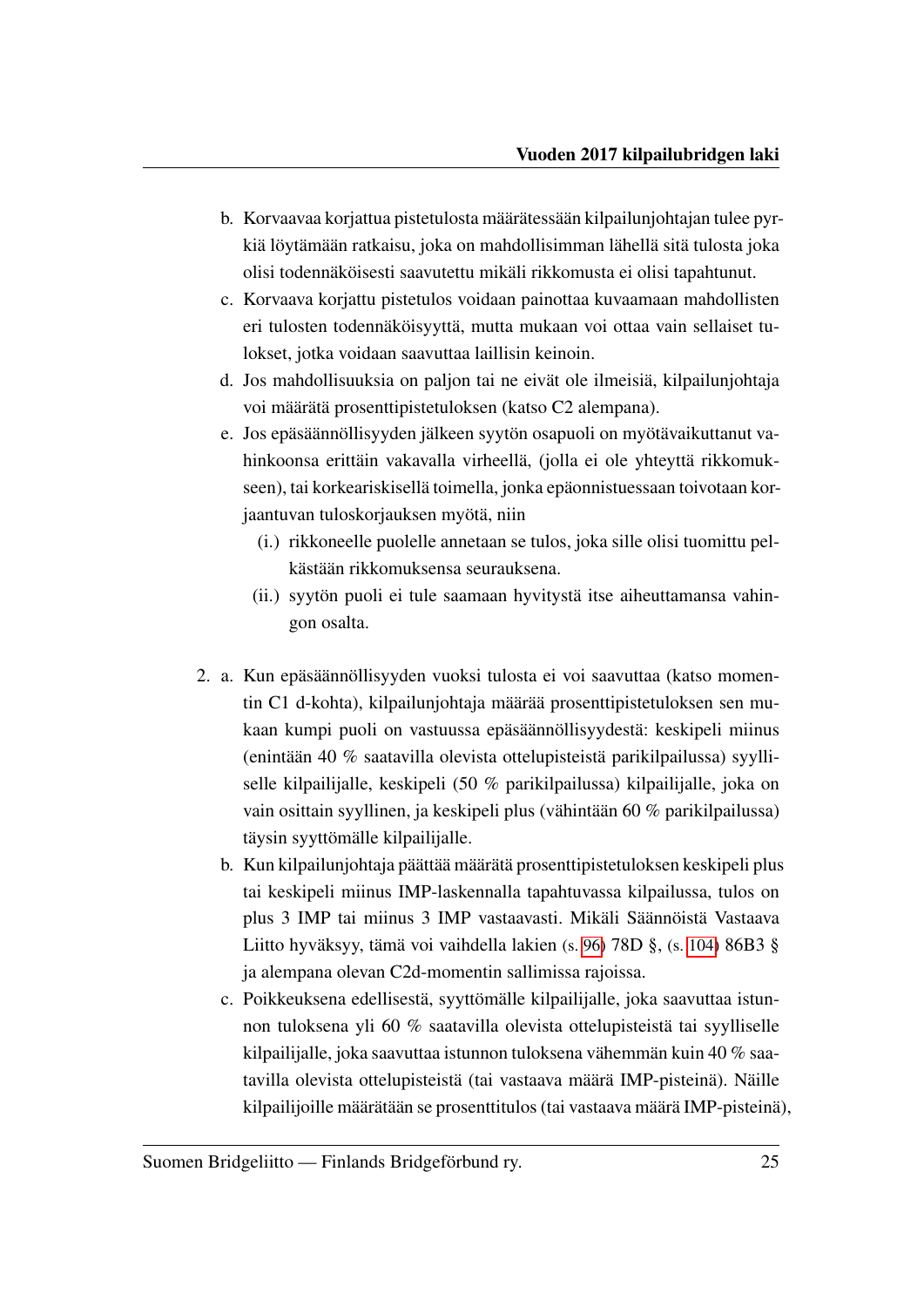b. Korvaavaa korjattua pistetulosta määrätessään kilpailunjohtajan tulee pyrkiä löytämään ratkaisu, joka on mahdollisimman lähellä sitä tulosta joka olisi todennäköisesti saavutettu mikäli rikkomusta ei olisi tapahtunut.

c. Korvaava korjattu pistetulos voidaan painottaa kuvaamaan mahdollisten eri tulosten todennäköisyyttä, mutta mukaan voi ottaa vain sellaiset tulokset, jotka voidaan saavuttaa laillisin keinoin.

d. Jos mahdollisuuksia on paljon tai ne eivät ole ilmeisiä, kilpailunjohtaja voi määrätä prosenttipistetuloksen (katso C2 alempana).

e. Jos epäsäännöllisyyden jälkeen syytön osapuoli on myötävaikuttanut vahinkoonsa erittäin vakavalla virheellä, (jolla ei ole yhteyttä rikkomukseen), tai korkeariskisellä toimella, jonka epäonnistuessaan toivotaan korjaantuvan tuloskorjauksen myötä, niin

   (i.) rikkoneelle puolelle annetaan se tulos, joka sille olisi tuomittu pelkästään rikkomuksensa seurauksena.

   (ii.) syytön puoli ei tule saamaan hyvitystä itse aiheuttamansa vahingon osalta.

2. a. Kun epäsäännöllisyyden vuoksi tulosta ei voi saavuttaa (katso momentin C1 d-kohta), kilpailunjohtaja määrää prosenttipistetuloksen sen mukaan kumpi puoli on vastuussa epäsäännöllisyydestä: keskipeli miinus (enintään 40 % saatavilla olevista ottelupisteistä parikilpailussa) syylliselle kilpailijalle, keskipeli (50 % parikilpailussa) kilpailijalle, joka on vain osittain syyllinen, ja keskipeli plus (vähintään 60 % parikilpailussa) täysin syyttömälle kilpailijalle.

   b. Kun kilpailunjohtaja päättää määrätä prosenttipistetuloksen keskipeli plus tai keskipeli miinus IMP-laskennalla tapahtuvassa kilpailussa, tulos on plus 3 IMP tai miinus 3 IMP vastaavasti. Mikäli Säännöistä Vastaava Liitto hyväksyy, tämä voi vaihdella lakien (s. 96) 78D §, (s. 104) 86B3 § ja alempana olevan C2d-momentin sallimissa rajoissa.

   c. Poikkeuksena edellisestä, syyttömälle kilpailijalle, joka saavuttaa istunnon tuloksena yli 60 % saatavilla olevista ottelupisteistä tai syylliselle kilpailijalle, joka saavuttaa istunnon tuloksena vähemmän kuin 40 % saatavilla olevista ottelupisteistä (tai vastaava määrä IMP-pisteinä). Näille kilpailijoille määrätään se prosenttitulos (tai vastaava määrä IMP-pisteinä),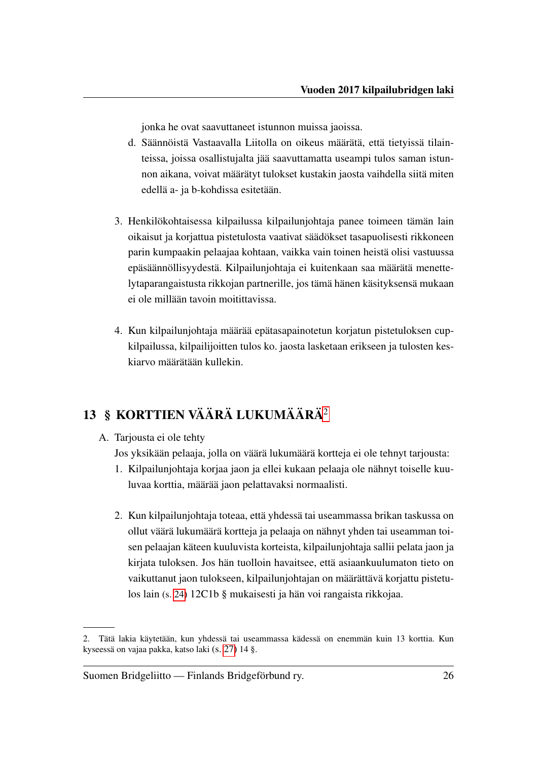jonka he ovat saavuttaneet istunnon muissa jaoissa.

d. Säännöistä Vastaavalla Liitolla on oikeus määrätä, että tietyissä tilanteissa, joissa osallistujalta jää saavuttamatta useampi tulos saman istunnon aikana, voivat määrätyt tulokset kustakin jaosta vaihdella siitä miten edellä a- ja b-kohdissa esitetään.

3. Henkilökohtaisessa kilpailussa kilpailunjohtaja panee toimeen tämän lain oikaisut ja korjattua pistetulosta vaativat säädökset tasapuolisesti rikkoneen parin kumpaakin pelaajaa kohtaan, vaikka vain toinen heistä olisi vastuussa epäsäännöllisyydestä. Kilpailunjohtaja ei kuitenkaan saa määrätä menettelytaparangaistusta rikkojan partnerille, jos tämä hänen käsityksensä mukaan ei ole millään tavoin moitittavissa.

4. Kun kilpailunjohtaja määrää epätasapainotetun korjatun pistetuloksen cupkilpailussa, kilpailijoitten tulos ko. jaosta lasketaan erikseen ja tulosten keskiarvo määrätään kullekin.

## 13 § KORTTIEN VÄÄRÄ LUKUMÄÄRÄ[2]

A. Tarjousta ei ole tehty

Jos yksikään pelaaja, jolla on väärä lukumäärä kortteja ei ole tehnyt tarjousta:

1. Kilpailunjohtaja korjaa jaon ja ellei kukaan pelaaja ole nähnyt toiselle kuuluvaa korttia, määrää jaon pelattavaksi normaalisti.

2. Kun kilpailunjohtaja toteaa, että yhdessä tai useammassa brikan taskussa on ollut väärä lukumäärä kortteja ja pelaaja on nähnyt yhden tai useamman toisen pelaajan käteen kuuluvista korteista, kilpailunjohtaja sallii pelata jaon ja kirjata tuloksen. Jos hän tuolloin havaitsee, että asiaankuulumaton tieto on vaikuttanut jaon tulokseen, kilpailunjohtajan on määrättävä korjattu pistetulos lain (s. 24) 12C1b § mukaisesti ja hän voi rangaista rikkojaa.

---

2. Tätä lakia käytetään, kun yhdessä tai useammassa kädessä on enemmän kuin 13 korttia. Kun kyseessä on vajaa pakka, katso laki (s. 27) 14 §.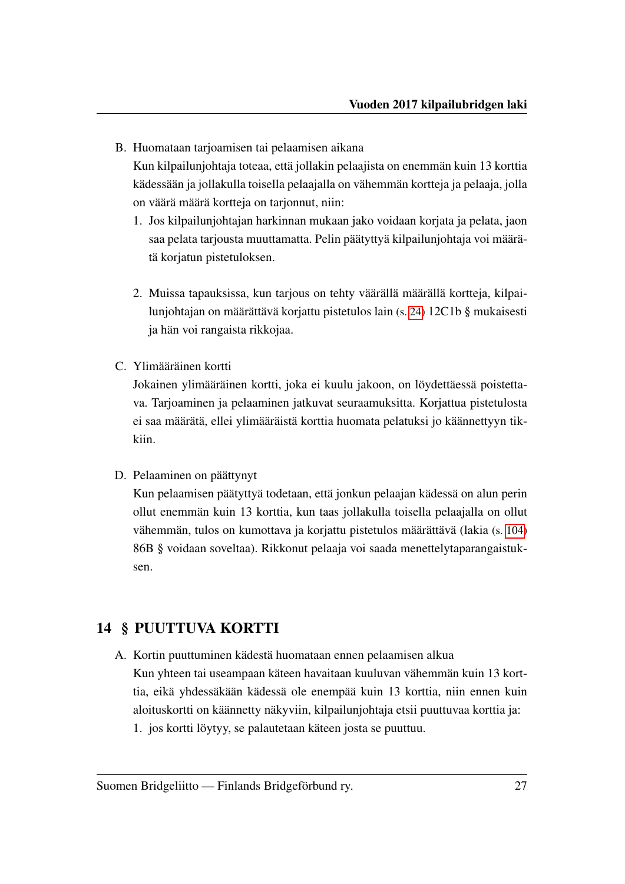B. Huomataan tarjoamisen tai pelaamisen aikana

   Kun kilpailunjohtaja toteaa, että jollakin pelaajista on enemmän kuin 13 korttia kädessään ja jollakulla toisella pelaajalla on vähemmän kortteja ja pelaaja, jolla on väärä määrä kortteja on tarjonnut, niin:

   1. Jos kilpailunjohtajan harkinnan mukaan jako voidaan korjata ja pelata, jaon saa pelata tarjousta muuttamatta. Pelin päätyttyä kilpailunjohtaja voi määrätä korjatun pistetuloksen.

   2. Muissa tapauksissa, kun tarjous on tehty väärällä määrällä kortteja, kilpailunjohtajan on määrättävä korjattu pistetulos lain (s. 24) 12C1b § mukaisesti ja hän voi rangaista rikkojaa.

C. Ylimääräinen kortti

   Jokainen ylimääräinen kortti, joka ei kuulu jakoon, on löydettäessä poistettava. Tarjoaminen ja pelaaminen jatkuvat seuraamuksitta. Korjattua pistetulosta ei saa määrätä, ellei ylimääräistä korttia huomata pelatuksi jo käännettyyn tikkiin.

D. Pelaaminen on päättynyt

   Kun pelaamisen päätyttyä todetaan, että jonkun pelaajan kädessä on alun perin ollut enemmän kuin 13 korttia, kun taas jollakulla toisella pelaajalla on ollut vähemmän, tulos on kumottava ja korjattu pistetulos määrättävä (lakia (s. 104) 86B § voidaan soveltaa). Rikkonut pelaaja voi saada menettelytaparangaistuksen.

## 14 § PUUTTUVA KORTTI

A. Kortin puuttuminen kädestä huomataan ennen pelaamisen alkua

   Kun yhteen tai useampaan käteen havaitaan kuuluvan vähemmän kuin 13 korttia, eikä yhdessäkään kädessä ole enempää kuin 13 korttia, niin ennen kuin aloituskortti on käännetty näkyviin, kilpailunjohtaja etsii puuttuvaa korttia ja:

   1. jos kortti löytyy, se palautetaan käteen josta se puuttuu.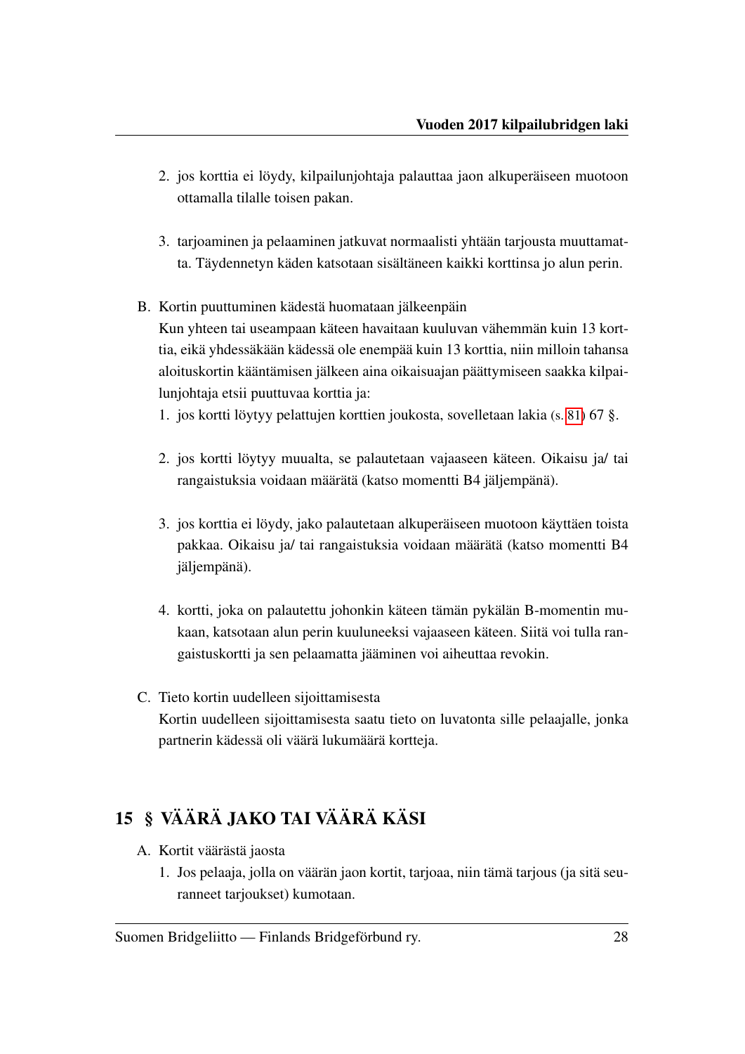2. jos korttia ei löydy, kilpailunjohtaja palauttaa jaon alkuperäiseen muotoon ottamalla tilalle toisen pakan.

3. tarjoaminen ja pelaaminen jatkuvat normaalisti yhtään tarjousta muuttamatta. Täydennetyn käden katsotaan sisältäneen kaikki korttinsa jo alun perin.

B. Kortin puuttuminen kädestä huomataan jälkeenpäin

Kun yhteen tai useampaan käteen havaitaan kuuluvan vähemmän kuin 13 korttia, eikä yhdessäkään kädessä ole enempää kuin 13 korttia, niin milloin tahansa aloituskortin kääntämisen jälkeen aina oikaisuajan päättymiseen saakka kilpailunjohtaja etsii puuttuvaa korttia ja:

1. jos kortti löytyy pelattujen korttien joukosta, sovelletaan lakia (s. 81) 67 §.

2. jos kortti löytyy muualta, se palautetaan vajaaseen käteen. Oikaisu ja/ tai rangaistuksia voidaan määrätä (katso momentti B4 jäljempänä).

3. jos korttia ei löydy, jako palautetaan alkuperäiseen muotoon käyttäen toista pakkaa. Oikaisu ja/ tai rangaistuksia voidaan määrätä (katso momentti B4 jäljempänä).

4. kortti, joka on palautettu johonkin käteen tämän pykälän B-momentin mukaan, katsotaan alun perin kuuluneeksi vajaaseen käteen. Siitä voi tulla rangaistuskortti ja sen pelaamatta jääminen voi aiheuttaa revokin.

C. Tieto kortin uudelleen sijoittamisesta

Kortin uudelleen sijoittamisesta saatu tieto on luvatonta sille pelaajalle, jonka partnerin kädessä oli väärä lukumäärä kortteja.

## 15 § VÄÄRÄ JAKO TAI VÄÄRÄ KÄSI

A. Kortit väärästä jaosta

1. Jos pelaaja, jolla on väärän jaon kortit, tarjoaa, niin tämä tarjous (ja sitä seuranneet tarjoukset) kumotaan.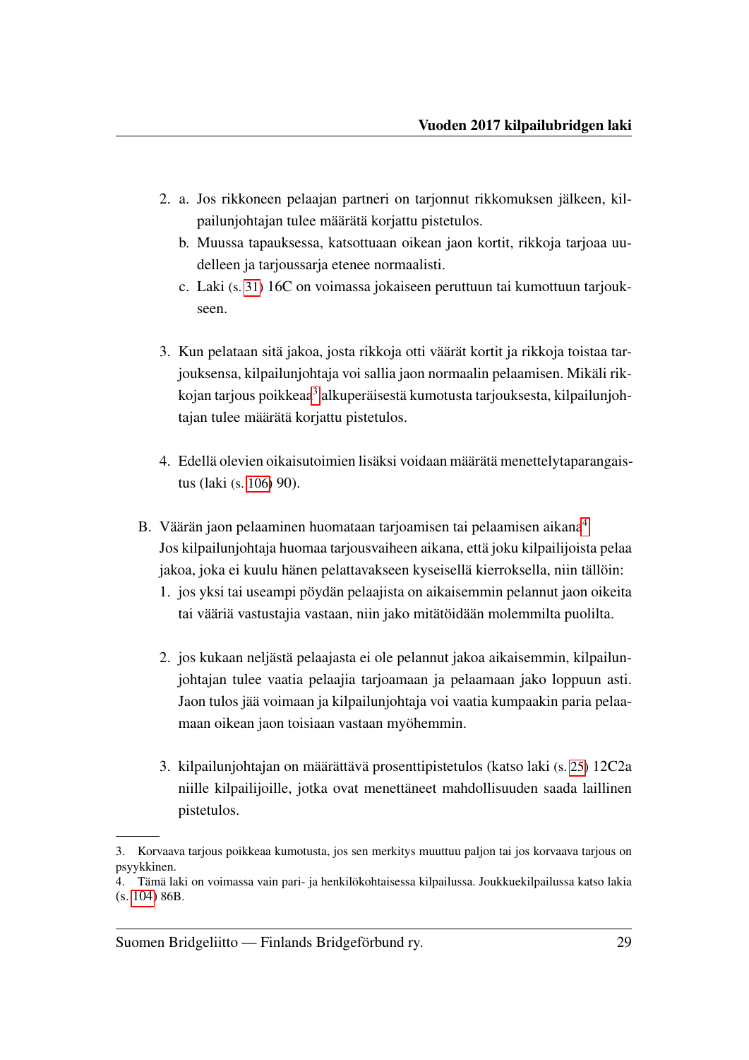2. a. Jos rikkoneen pelaajan partneri on tarjonnut rikkomuksen jälkeen, kilpailunjohtajan tulee määrätä korjattu pistetulos.

   b. Muussa tapauksessa, katsottuaan oikean jaon kortit, rikkoja tarjoaa uudelleen ja tarjoussarja etenee normaalisti.

   c. Laki (s. 31) 16C on voimassa jokaiseen peruttuun tai kumottuun tarjoukseen.

3. Kun pelataan sitä jakoa, josta rikkoja otti väärät kortit ja rikkoja toistaa tarjouksensa, kilpailunjohtaja voi sallia jaon normaalin pelaamisen. Mikäli rikkojan tarjous poikkeaa[3] alkuperäisestä kumotusta tarjouksesta, kilpailunjohtajan tulee määrätä korjattu pistetulos.

4. Edellä olevien oikaisutoimien lisäksi voidaan määrätä menettelytaparangaistus (laki (s. 106) 90).

B. Väärän jaon pelaaminen huomataan tarjoamisen tai pelaamisen aikana[4]

Jos kilpailunjohtaja huomaa tarjousvaiheen aikana, että joku kilpailijoista pelaa jakoa, joka ei kuulu hänen pelattavakseen kyseisellä kierroksella, niin tällöin:

1. jos yksi tai useampi pöydän pelaajista on aikaisemmin pelannut jaon oikeita tai vääriä vastustajia vastaan, niin jako mitätöidään molemmilta puolilta.

2. jos kukaan neljästä pelaajasta ei ole pelannut jakoa aikaisemmin, kilpailunjohtajan tulee vaatia pelaajia tarjoamaan ja pelaamaan jako loppuun asti. Jaon tulos jää voimaan ja kilpailunjohtaja voi vaatia kumpaakin paria pelaamaan oikean jaon toisiaan vastaan myöhemmin.

3. kilpailunjohtajan on määrättävä prosenttipistetulos (katso laki (s. 25) 12C2a niille kilpailijoille, jotka ovat menettäneet mahdollisuuden saada laillinen pistetulos.

---

3. Korvaava tarjous poikkeaa kumotusta, jos sen merkitys muuttuu paljon tai jos korvaava tarjous on psyykkinen.

4. Tämä laki on voimassa vain pari- ja henkilökohtaisessa kilpailussa. Joukkuekilpailussa katso lakia (s. 104) 86B.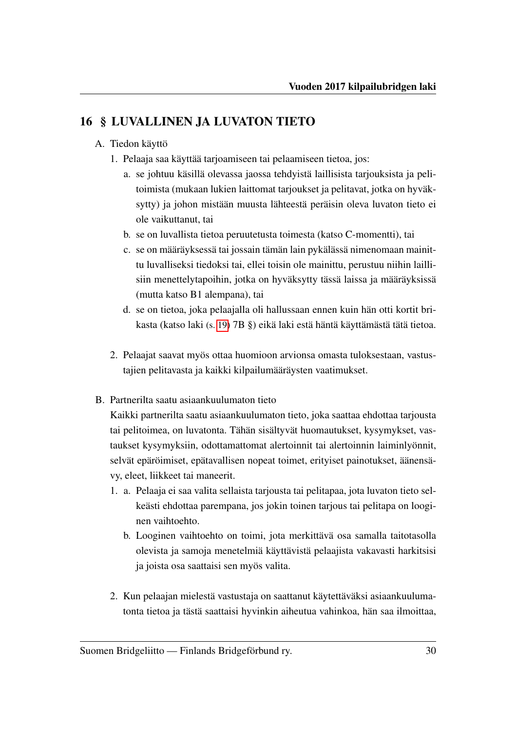## 16 § LUVALLINEN JA LUVATON TIETO

A. Tiedon käyttö

1. Pelaaja saa käyttää tarjoamiseen tai pelaamiseen tietoa, jos:
   a. se johtuu käsillä olevassa jaossa tehdyistä laillisista tarjouksista ja pelitoimista (mukaan lukien laittomat tarjoukset ja pelitavat, jotka on hyväksytty) ja johon mistään muusta lähteestä peräisin oleva luvaton tieto ei ole vaikuttanut, tai
   b. se on luvallista tietoa peruutetusta toimesta (katso C-momentti), tai
   c. se on määräyksessä tai jossain tämän lain pykälässä nimenomaan mainittu luvalliseksi tiedoksi tai, ellei toisin ole mainittu, perustuu niihin laillisiin menettelytapoihin, jotka on hyväksytty tässä laissa ja määräyksissä (mutta katso B1 alempana), tai
   d. se on tietoa, joka pelaajalla oli hallussaan ennen kuin hän otti kortit brikasta (katso laki (s. 19) 7B §) eikä laki estä häntä käyttämästä tätä tietoa.

2. Pelaajat saavat myös ottaa huomioon arvionsa omasta tuloksestaan, vastustajien pelitavasta ja kaikki kilpailumääräysten vaatimukset.

B. Partnerilta saatu asiaankuulumaton tieto

Kaikki partnerilta saatu asiaankuulumaton tieto, joka saattaa ehdottaa tarjousta tai pelitoimea, on luvatonta. Tähän sisältyvät huomautukset, kysymykset, vastaukset kysymyksiin, odottamattomat alertoinnit tai alertoinnin laiminlyönnit, selvät epäröimiset, epätavallisen nopeat toimet, erityiset painotukset, äänensävy, eleet, liikkeet tai maneerit.

1. a. Pelaaja ei saa valita sellaista tarjousta tai pelitapaa, jota luvaton tieto selkeästi ehdottaa parempana, jos jokin toinen tarjous tai pelitapa on looginen vaihtoehto.
   b. Looginen vaihtoehto on toimi, jota merkittävä osa samalla taitotasolla olevista ja samoja menetelmiä käyttävistä pelaajista vakavasti harkitsisi ja joista osa saattaisi sen myös valita.

2. Kun pelaajan mielestä vastustaja on saattanut käytettäväksi asiaankuulumatonta tietoa ja tästä saattaisi hyvinkin aiheutua vahinkoa, hän saa ilmoittaa,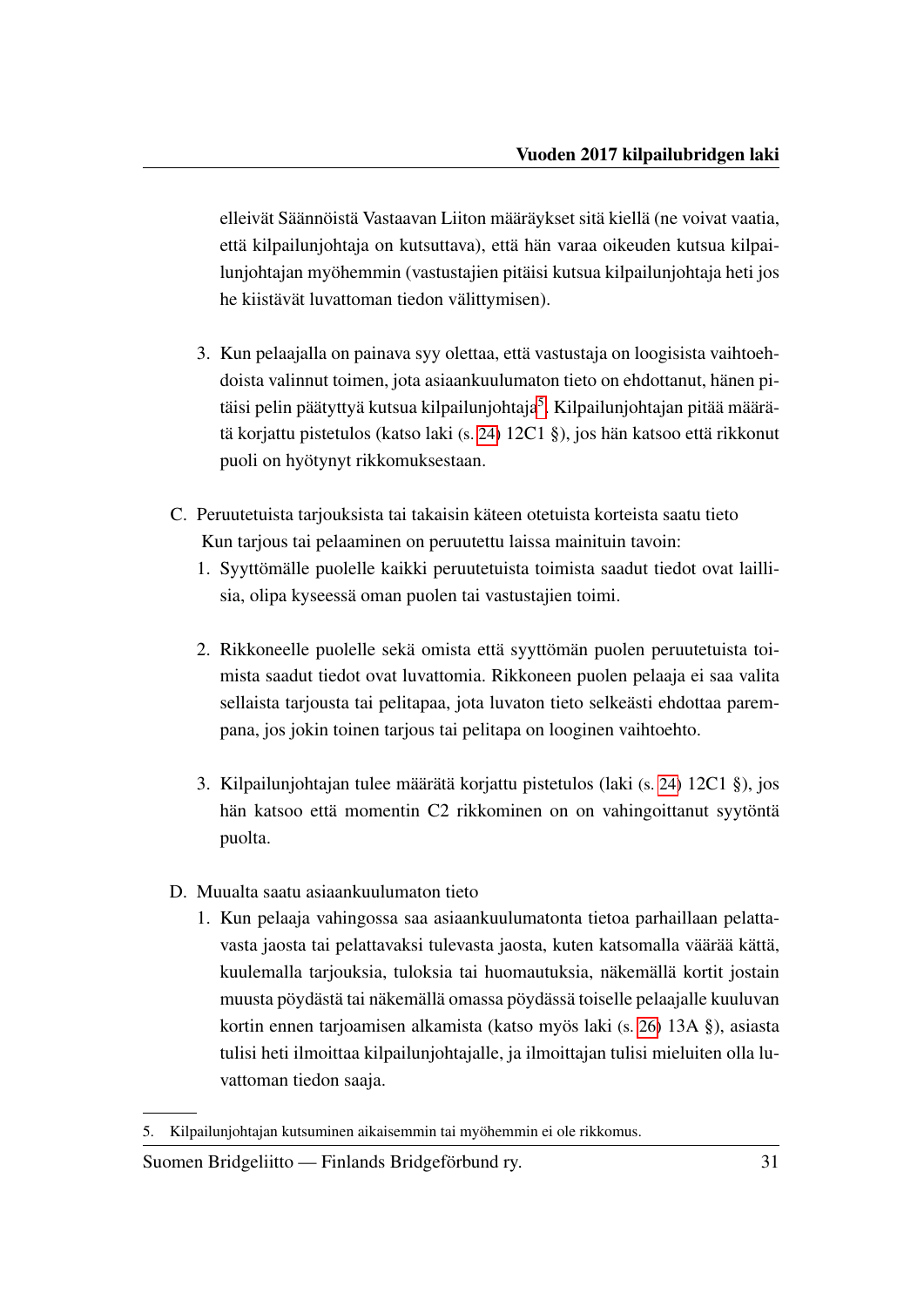elleivät Säännöistä Vastaavan Liiton määräykset sitä kiellä (ne voivat vaatia, että kilpailunjohtaja on kutsuttava), että hän varaa oikeuden kutsua kilpailunjohtajan myöhemmin (vastustajien pitäisi kutsua kilpailunjohtaja heti jos he kiistävät luvattoman tiedon välittymisen).

3. Kun pelaajalla on painava syy olettaa, että vastustaja on loogisista vaihtoehdoista valinnut toimen, jota asiaankuulumaton tieto on ehdottanut, hänen pitäisi pelin päätyttyä kutsua kilpailunjohtaja[5]. Kilpailunjohtajan pitää määrätä korjattu pistetulos (katso laki (s. 24) 12C1 §), jos hän katsoo että rikkonut puoli on hyötynyt rikkomuksestaan.

C. Peruutetuista tarjouksista tai takaisin käteen otetuista korteista saatu tieto
   Kun tarjous tai pelaaminen on peruutettu laissa mainituin tavoin:
   1. Syyttömälle puolelle kaikki peruutetuista toimista saadut tiedot ovat laillisia, olipa kyseessä oman puolen tai vastustajien toimi.

   2. Rikkoneelle puolelle sekä omista että syyttömän puolen peruutetuista toimista saadut tiedot ovat luvattomia. Rikkoneen puolen pelaaja ei saa valita sellaista tarjousta tai pelitapaa, jota luvaton tieto selkeästi ehdottaa parempana, jos jokin toinen tarjous tai pelitapa on looginen vaihtoehto.

   3. Kilpailunjohtajan tulee määrätä korjattu pistetulos (laki (s. 24) 12C1 §), jos hän katsoo että momentin C2 rikkominen on on vahingoittanut syytöntä puolta.

D. Muualta saatu asiaankuulumaton tieto
   1. Kun pelaaja vahingossa saa asiaankuulumatonta tietoa parhaillaan pelattavasta jaosta tai pelattavaksi tulevasta jaosta, kuten katsomalla väärää kättä, kuulemalla tarjouksia, tuloksia tai huomautuksia, näkemällä kortit jostain muusta pöydästä tai näkemällä omassa pöydässä toiselle pelaajalle kuuluvan kortin ennen tarjoamisen alkamista (katso myös laki (s. 26) 13A §), asiasta tulisi heti ilmoittaa kilpailunjohtajalle, ja ilmoittajan tulisi mieluiten olla luvattoman tiedon saaja.

---

5. Kilpailunjohtajan kutsuminen aikaisemmin tai myöhemmin ei ole rikkomus.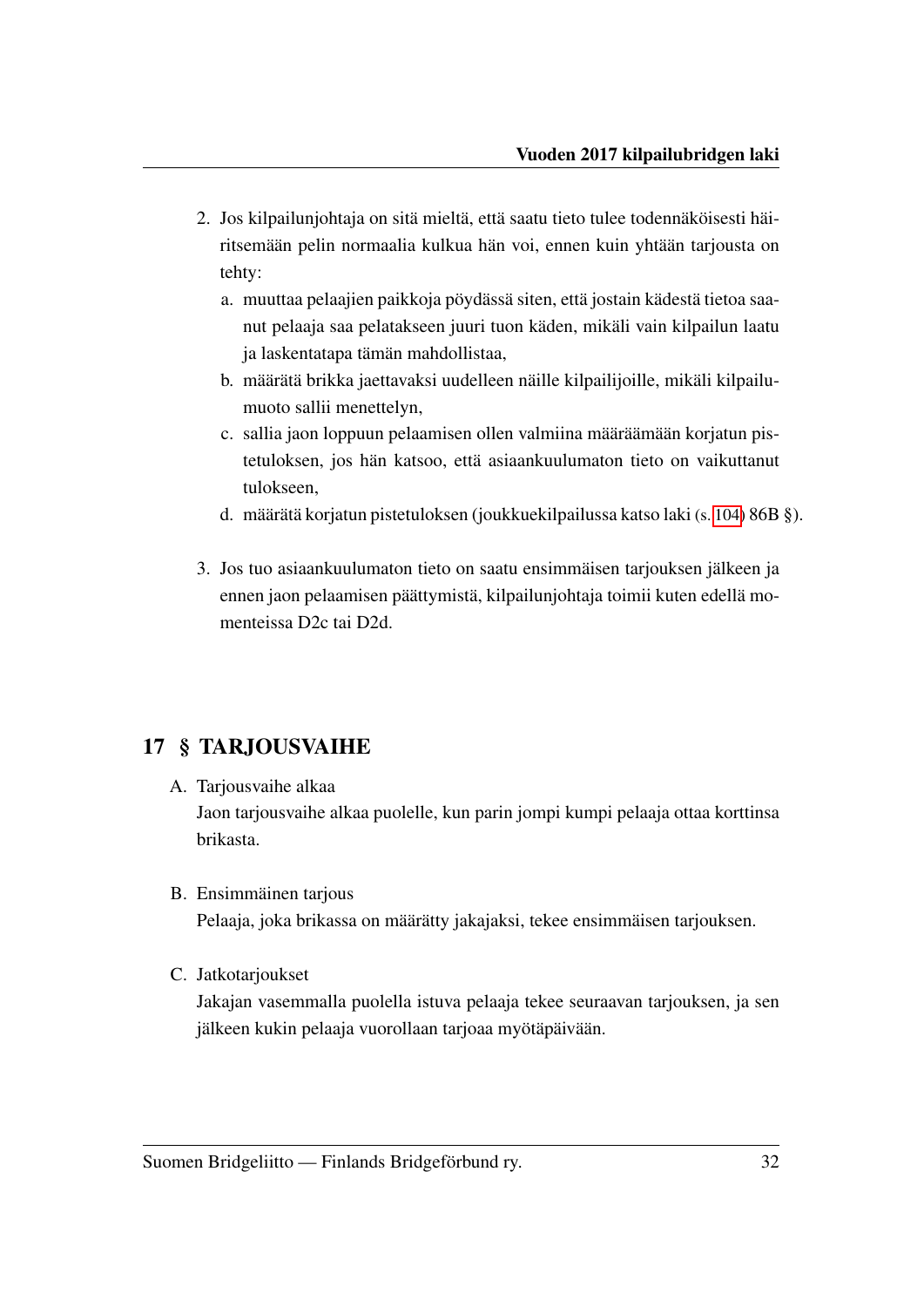2. Jos kilpailunjohtaja on sitä mieltä, että saatu tieto tulee todennäköisesti häiritsemään pelin normaalia kulkua hän voi, ennen kuin yhtään tarjousta on tehty:
   a. muuttaa pelaajien paikkoja pöydässä siten, että jostain kädestä tietoa saanut pelaaja saa pelatakseen juuri tuon käden, mikäli vain kilpailun laatu ja laskentatapa tämän mahdollistaa,
   b. määrätä brikka jaettavaksi uudelleen näille kilpailijoille, mikäli kilpailumuoto sallii menettelyn,
   c. sallia jaon loppuun pelaamisen ollen valmiina määräämään korjatun pistetuloksen, jos hän katsoo, että asiaankuulumaton tieto on vaikuttanut tulokseen,
   d. määrätä korjatun pistetuloksen (joukkuekilpailussa katso laki (s. 104) 86B §).

3. Jos tuo asiaankuulumaton tieto on saatu ensimmäisen tarjouksen jälkeen ja ennen jaon pelaamisen päättymistä, kilpailunjohtaja toimii kuten edellä momenteissa D2c tai D2d.

## 17 § TARJOUSVAIHE

A. Tarjousvaihe alkaa
   Jaon tarjousvaihe alkaa puolelle, kun parin jompi kumpi pelaaja ottaa korttinsa brikasta.

B. Ensimmäinen tarjous
   Pelaaja, joka brikassa on määrätty jakajaksi, tekee ensimmäisen tarjouksen.

C. Jatkotarjoukset
   Jakajan vasemmalla puolella istuva pelaaja tekee seuraavan tarjouksen, ja sen jälkeen kukin pelaaja vuorollaan tarjoaa myötäpäivään.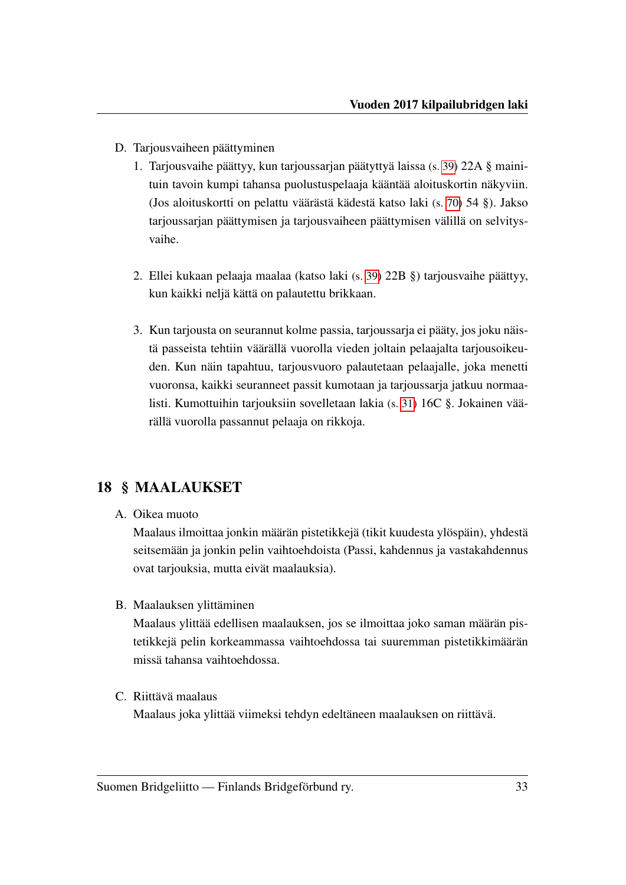D. Tarjousvaiheen päättyminen

1. Tarjousvaihe päättyy, kun tarjoussarjan päätyttyä laissa (s. 39) 22A § mainituin tavoin kumpi tahansa puolustuspelaaja kääntää aloituskortin näkyviin. (Jos aloituskortti on pelattu väärästä kädestä katso laki (s. 70) 54 §). Jakso tarjoussarjan päättymisen ja tarjousvaiheen päättymisen välillä on selvitysvaihe.

2. Ellei kukaan pelaaja maalaa (katso laki (s. 39) 22B §) tarjousvaihe päättyy, kun kaikki neljä kättä on palautettu brikkaan.

3. Kun tarjousta on seurannut kolme passia, tarjoussarja ei pääty, jos joku näistä passeista tehtiin väärällä vuorolla vieden joltain pelaajalta tarjousoikeuden. Kun näin tapahtuu, tarjousvuoro palautetaan pelaajalle, joka menetti vuoronsa, kaikki seuranneet passit kumotaan ja tarjoussarja jatkuu normaalisti. Kumottuihin tarjouksiin sovelletaan lakia (s. 31) 16C §. Jokainen väärällä vuorolla passannut pelaaja on rikkoja.

## 18 § MAALAUKSET

A. Oikea muoto
Maalaus ilmoittaa jonkin määrän pistetikkejä (tikit kuudesta ylöspäin), yhdestä seitsemään ja jonkin pelin vaihtoehdoista (Passi, kahdennus ja vastakahdennus ovat tarjouksia, mutta eivät maalauksia).

B. Maalauksen ylittäminen
Maalaus ylittää edellisen maalauksen, jos se ilmoittaa joko saman määrän pistetikkejä pelin korkeammassa vaihtoehdossa tai suuremman pistetikkimäärän missä tahansa vaihtoehdossa.

C. Riittävä maalaus
Maalaus joka ylittää viimeksi tehdyn edeltäneen maalauksen on riittävä.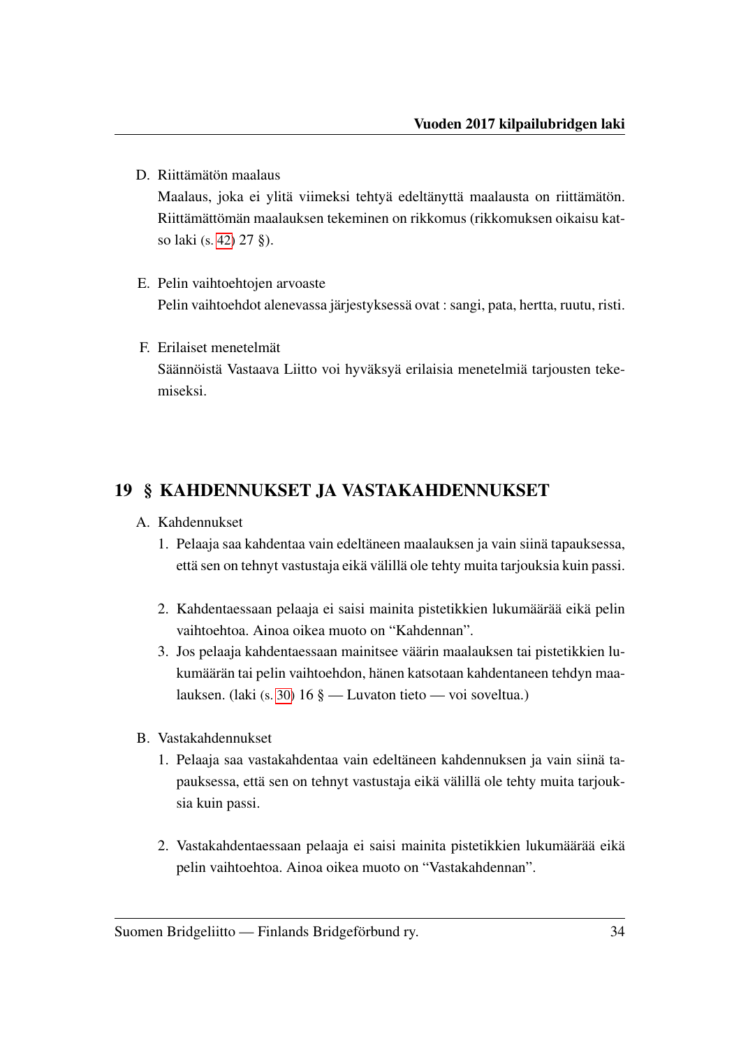D. Riittämätön maalaus

Maalaus, joka ei ylitä viimeksi tehtyä edeltänyttä maalausta on riittämätön. Riittämättömän maalauksen tekeminen on rikkomus (rikkomuksen oikaisu katso laki (s. 42) 27 §).

E. Pelin vaihtoehtojen arvoaste

Pelin vaihtoehdot alenevassa järjestyksessä ovat : sangi, pata, hertta, ruutu, risti.

F. Erilaiset menetelmät

Säännöistä Vastaava Liitto voi hyväksyä erilaisia menetelmiä tarjousten tekemiseksi.

## 19 § KAHDENNUKSET JA VASTAKAHDENNUKSET

A. Kahdennukset

1. Pelaaja saa kahdentaa vain edeltäneen maalauksen ja vain siinä tapauksessa, että sen on tehnyt vastustaja eikä välillä ole tehty muita tarjouksia kuin passi.
2. Kahdentaessaan pelaaja ei saisi mainita pistetikkien lukumäärää eikä pelin vaihtoehtoa. Ainoa oikea muoto on "Kahdennan".
3. Jos pelaaja kahdentaessaan mainitsee väärin maalauksen tai pistetikkien lukumäärän tai pelin vaihtoehdon, hänen katsotaan kahdentaneen tehdyn maalauksen. (laki (s. 30) 16 § — Luvaton tieto — voi soveltua.)

B. Vastakahdennukset

1. Pelaaja saa vastakahdentaa vain edeltäneen kahdennuksen ja vain siinä tapauksessa, että sen on tehnyt vastustaja eikä välillä ole tehty muita tarjouksia kuin passi.
2. Vastakahdentaessaan pelaaja ei saisi mainita pistetikkien lukumäärää eikä pelin vaihtoehtoa. Ainoa oikea muoto on "Vastakahdennan".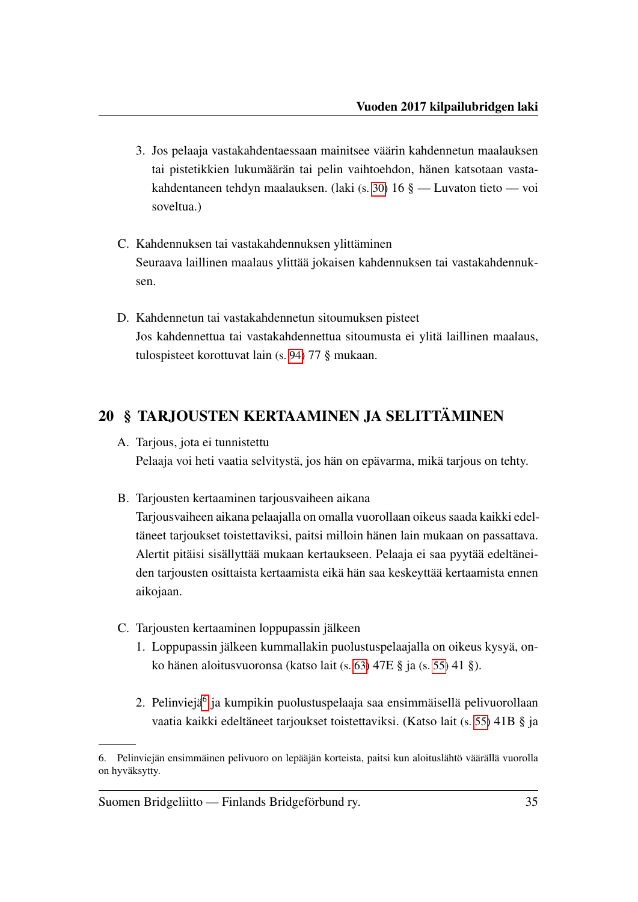3. Jos pelaaja vastakahdentaessaan mainitsee väärin kahdennetun maalauksen tai pistetikkien lukumäärän tai pelin vaihtoehdon, hänen katsotaan vastakahdentaneen tehdyn maalauksen. (laki (s. 30) 16 § — Luvaton tieto — voi soveltua.)

C. Kahdennuksen tai vastakahdennuksen ylittäminen
Seuraava laillinen maalaus ylittää jokaisen kahdennuksen tai vastakahdennuksen.

D. Kahdennetun tai vastakahdennetun sitoumuksen pisteet
Jos kahdennettua tai vastakahdennettua sitoumusta ei ylitä laillinen maalaus, tulospisteet korottuvat lain (s. 94) 77 § mukaan.

## 20 § TARJOUSTEN KERTAAMINEN JA SELITTÄMINEN

A. Tarjous, jota ei tunnistettu
Pelaaja voi heti vaatia selvitystä, jos hän on epävarma, mikä tarjous on tehty.

B. Tarjousten kertaaminen tarjousvaiheen aikana
Tarjousvaiheen aikana pelaajalla on omalla vuorollaan oikeus saada kaikki edeltäneet tarjoukset toistettaviksi, paitsi milloin hänen lain mukaan on passattava. Alertit pitäisi sisällyttää mukaan kertaukseen. Pelaaja ei saa pyytää edeltäneiden tarjousten osittaista kertaamista eikä hän saa keskeyttää kertaamista ennen aikojaan.

C. Tarjousten kertaaminen loppupassin jälkeen

1. Loppupassin jälkeen kummallakin puolustuspelaajalla on oikeus kysyä, onko hänen aloitusvuoronsa (katso lait (s. 63) 47E § ja (s. 55) 41 §).

2. Pelinviejä[6] ja kumpikin puolustuspelaaja saa ensimmäisellä pelivuorollaan vaatia kaikki edeltäneet tarjoukset toistettaviksi. (Katso lait (s. 55) 41B § ja

6. Pelinviejän ensimmäinen pelivuoro on lepääjän korteista, paitsi kun aloituslähtö väärällä vuorolla on hyväksytty.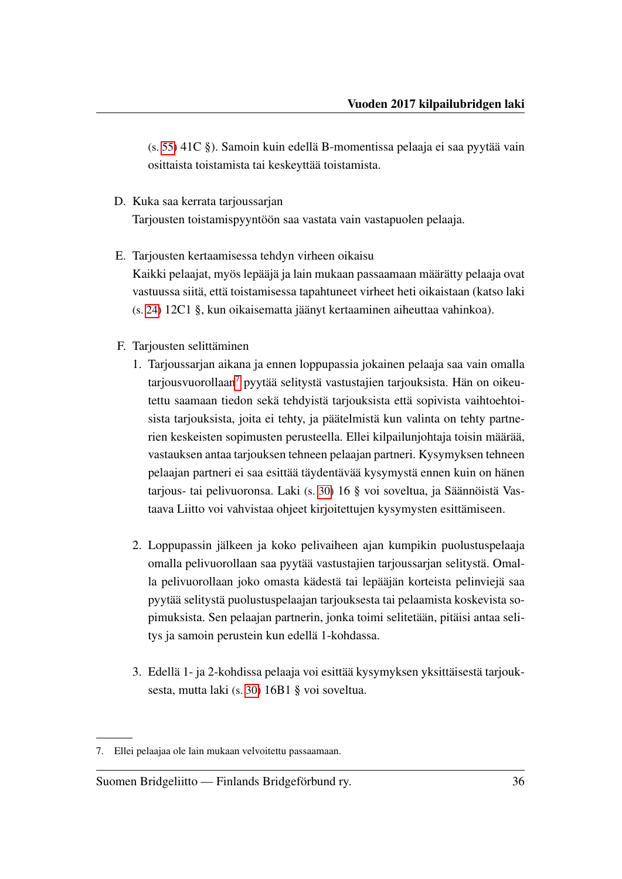(s. 55) 41C §). Samoin kuin edellä B-momentissa pelaaja ei saa pyytää vain osittaista toistamista tai keskeyttää toistamista.

D. Kuka saa kerrata tarjoussarjan
Tarjousten toistamispyyntöön saa vastata vain vastapuolen pelaaja.

E. Tarjousten kertaamisessa tehdyn virheen oikaisu
Kaikki pelaajat, myös lepääjä ja lain mukaan passaamaan määrätty pelaaja ovat vastuussa siitä, että toistamisessa tapahtuneet virheet heti oikaistaan (katso laki (s. 24) 12C1 §, kun oikaisematta jäänyt kertaaminen aiheuttaa vahinkoa).

F. Tarjousten selittäminen

1. Tarjoussarjan aikana ja ennen loppupassia jokainen pelaaja saa vain omalla tarjousvuorollaan[7] pyytää selitystä vastustajien tarjouksista. Hän on oikeutettu saamaan tiedon sekä tehdyistä tarjouksista että sopivista vaihtoehtoisista tarjouksista, joita ei tehty, ja päätelmistä kun valinta on tehty partnerien keskeisten sopimusten perusteella. Ellei kilpailunjohtaja toisin määrää, vastauksen antaa tarjouksen tehneen pelaajan partneri. Kysymyksen tehneen pelaajan partneri ei saa esittää täydentävää kysymystä ennen kuin on hänen tarjous- tai pelivuoronsa. Laki (s. 30) 16 § voi soveltua, ja Säännöistä Vastaava Liitto voi vahvistaa ohjeet kirjoitettujen kysymysten esittämiseen.

2. Loppupassin jälkeen ja koko pelivaiheen ajan kumpikin puolustuspelaaja omalla pelivuorollaan saa pyytää vastustajien tarjoussarjan selitystä. Omalla pelivuorollaan joko omasta kädestä tai lepääjän korteista pelinviejä saa pyytää selitystä puolustuspelaajan tarjouksesta tai pelaamista koskevista sopimuksista. Sen pelaajan partnerin, jonka toimi selitetään, pitäisi antaa selitys ja samoin perustein kun edellä 1-kohdassa.

3. Edellä 1- ja 2-kohdissa pelaaja voi esittää kysymyksen yksittäisestä tarjouksesta, mutta laki (s. 30) 16B1 § voi soveltua.

---

7. Ellei pelaajaa ole lain mukaan velvoitettu passaamaan.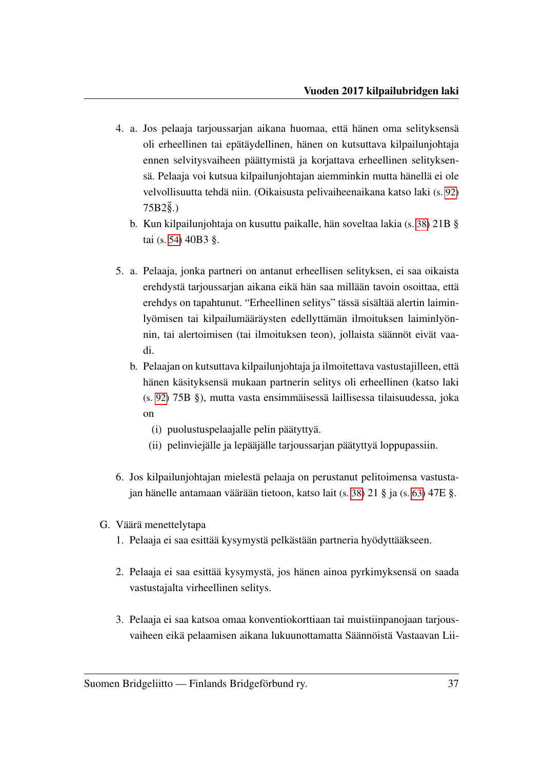4. a. Jos pelaaja tarjoussarjan aikana huomaa, että hänen oma selityksensä oli erheellinen tai epätäydellinen, hänen on kutsuttava kilpailunjohtaja ennen selvitysvaiheen päättymistä ja korjattava erheellinen selityksensä. Pelaaja voi kutsua kilpailunjohtajan aiemminkin mutta hänellä ei ole velvollisuutta tehdä niin. (Oikaisusta pelivaiheenaikana katso laki (s. 92) 75B2§.)

   b. Kun kilpailunjohtaja on kusuttu paikalle, hän soveltaa lakia (s. 38) 21B § tai (s. 54) 40B3 §.

5. a. Pelaaja, jonka partneri on antanut erheellisen selityksen, ei saa oikaista erehdystä tarjoussarjan aikana eikä hän saa millään tavoin osoittaa, että erehdys on tapahtunut. "Erheellinen selitys" tässä sisältää alertin laiminlyömisen tai kilpailumääräysten edellyttämän ilmoituksen laiminlyönnin, tai alertoimisen (tai ilmoituksen teon), jollaista säännöt eivät vaadi.

   b. Pelaajan on kutsuttava kilpailunjohtaja ja ilmoitettava vastustajilleen, että hänen käsityksensä mukaan partnerin selitys oli erheellinen (katso laki (s. 92) 75B §), mutta vasta ensimmäisessä laillisessa tilaisuudessa, joka on

      (i) puolustuspelaajalle pelin päätyttyä.

      (ii) pelinviejälle ja lepääjälle tarjoussarjan päätyttyä loppupassiin.

6. Jos kilpailunjohtajan mielestä pelaaja on perustanut pelitoimensa vastustajan hänelle antamaan väärään tietoon, katso lait (s. 38) 21 § ja (s. 63) 47E §.

G. Väärä menettelytapa

1. Pelaaja ei saa esittää kysymystä pelkästään partneria hyödyttääkseen.

2. Pelaaja ei saa esittää kysymystä, jos hänen ainoa pyrkimyksensä on saada vastustajalta virheellinen selitys.

3. Pelaaja ei saa katsoa omaa konventiokorttiaan tai muistiinpanojaan tarjousvaiheen eikä pelaamisen aikana lukuunottamatta Säännöistä Vastaavan Lii-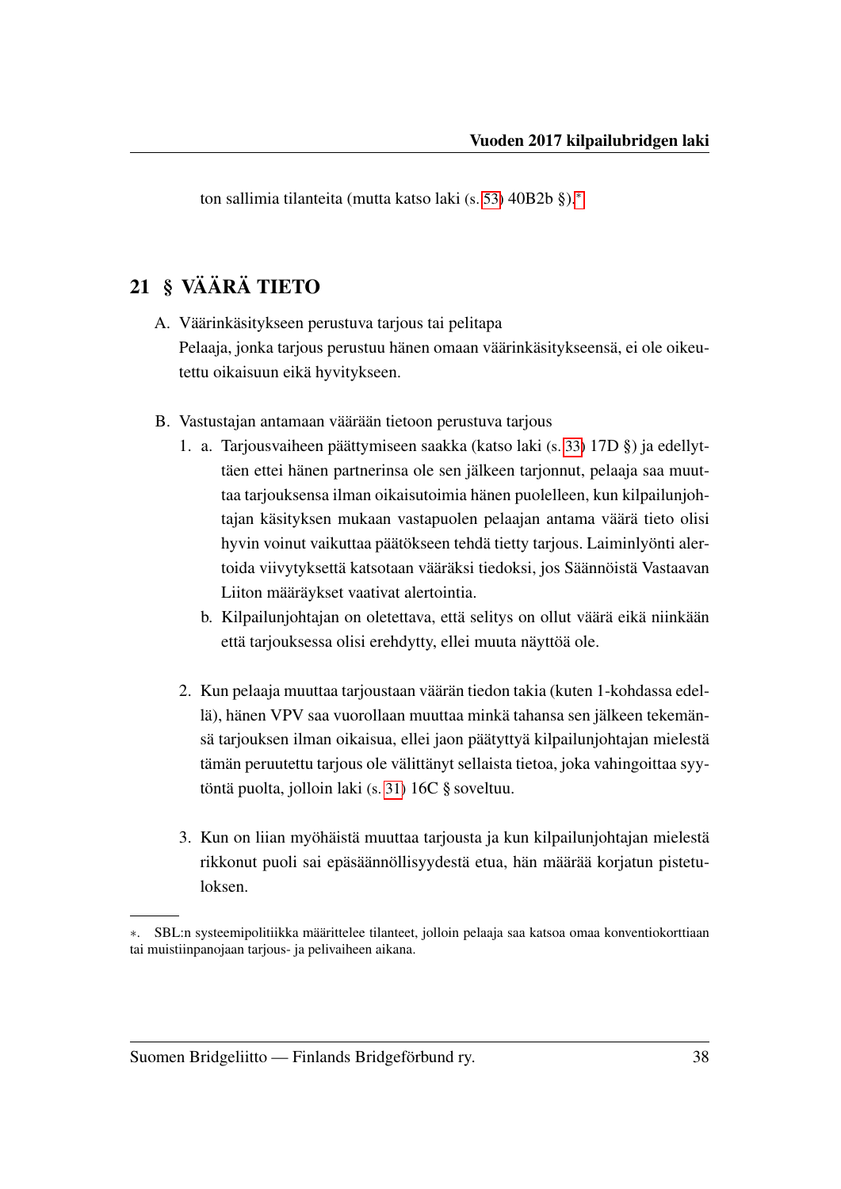ton sallimia tilanteita (mutta katso laki (s. 53) 40B2b §).*

## 21 § VÄÄRÄ TIETO

A. Väärinkäsitykseen perustuva tarjous tai pelitapa
Pelaaja, jonka tarjous perustuu hänen omaan väärinkäsitykseensä, ei ole oikeutettu oikaisuun eikä hyvitykseen.

B. Vastustajan antamaan väärään tietoon perustuva tarjous

1. a. Tarjousvaiheen päättymiseen saakka (katso laki (s. 33) 17D §) ja edellyttäen ettei hänen partnerinsa ole sen jälkeen tarjonnut, pelaaja saa muuttaa tarjouksensa ilman oikaisutoimia hänen puolelleen, kun kilpailunjohtajan käsityksen mukaan vastapuolen pelaajan antama väärä tieto olisi hyvin voinut vaikuttaa päätökseen tehdä tietty tarjous. Laiminlyönti alertoida viivytyksettä katsotaan vääräksi tiedoksi, jos Säännöistä Vastaavan Liiton määräykset vaativat alertointia.

   b. Kilpailunjohtajan on oletettava, että selitys on ollut väärä eikä niinkään että tarjouksessa olisi erehdytty, ellei muuta näyttöä ole.

2. Kun pelaaja muuttaa tarjoustaan väärän tiedon takia (kuten 1-kohdassa edellä), hänen VPV saa vuorollaan muuttaa minkä tahansa sen jälkeen tekemänsä tarjouksen ilman oikaisua, ellei jaon päätyttyä kilpailunjohtajan mielestä tämän peruutettu tarjous ole välittänyt sellaista tietoa, joka vahingoittaa syytöntä puolta, jolloin laki (s. 31) 16C § soveltuu.

3. Kun on liian myöhäistä muuttaa tarjousta ja kun kilpailunjohtajan mielestä rikkonut puoli sai epäsäännöllisyydestä etua, hän määrää korjatun pistetuloksen.

---

*. SBL:n systeemipolitiikka määrittelee tilanteet, jolloin pelaaja saa katsoa omaa konventiokorttiaan tai muistiinpanojaan tarjous- ja pelivaiheen aikana.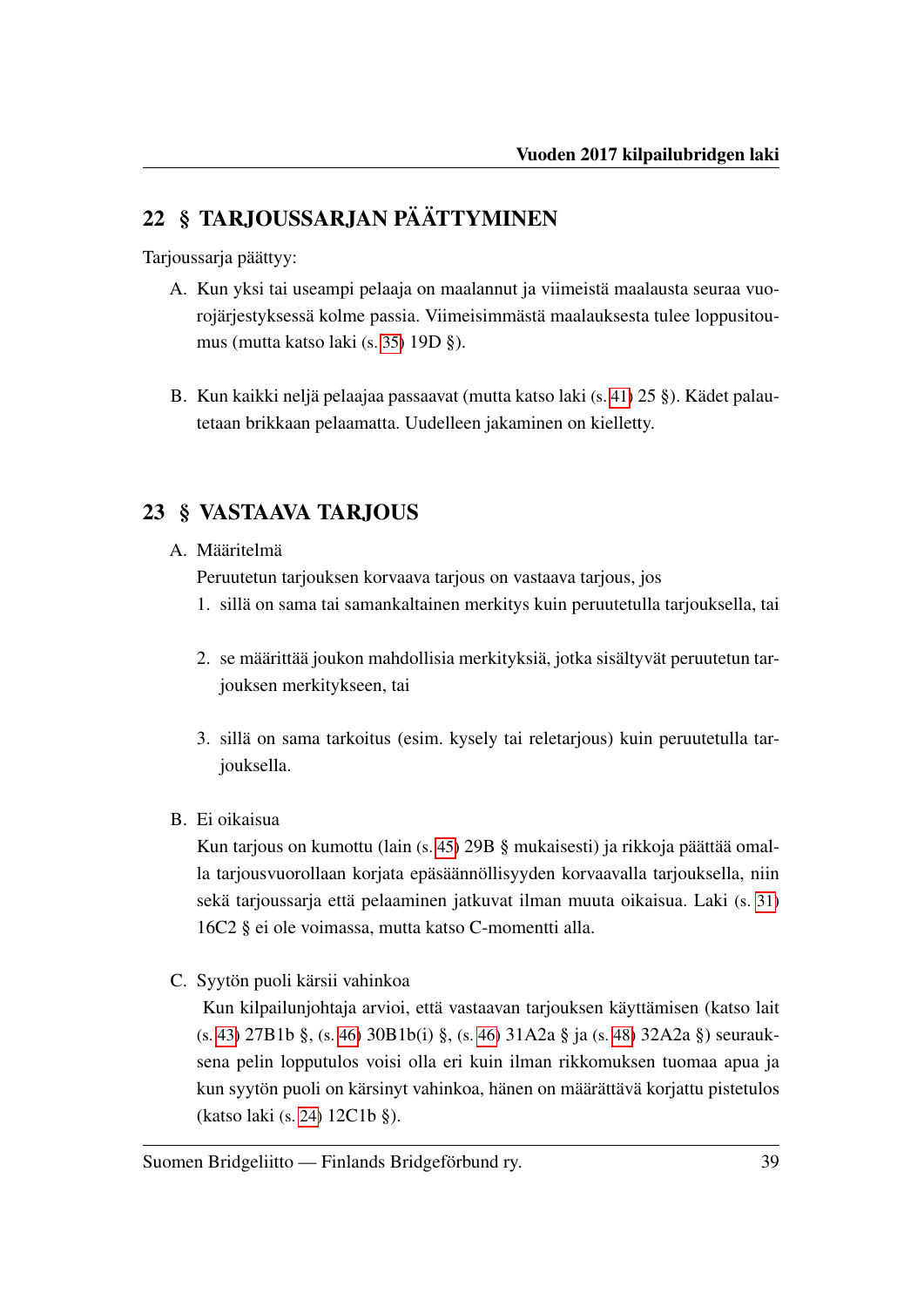## 22 § TARJOUSSARJAN PÄÄTTYMINEN

Tarjoussarja päättyy:

A. Kun yksi tai useampi pelaaja on maalannut ja viimeistä maalausta seuraa vuorojärjestyksessä kolme passia. Viimeisimmästä maalauksesta tulee loppusitoumus (mutta katso laki (s. 35) 19D §).

B. Kun kaikki neljä pelaajaa passaavat (mutta katso laki (s. 41) 25 §). Kädet palautetaan brikkaan pelaamatta. Uudelleen jakaminen on kielletty.

## 23 § VASTAAVA TARJOUS

A. Määritelmä

Peruutetun tarjouksen korvaava tarjous on vastaava tarjous, jos

1. sillä on sama tai samankaltainen merkitys kuin peruutetulla tarjouksella, tai
2. se määrittää joukon mahdollisia merkityksiä, jotka sisältyvät peruutetun tarjouksen merkitykseen, tai
3. sillä on sama tarkoitus (esim. kysely tai reletarjous) kuin peruutetulla tarjouksella.

B. Ei oikaisua

Kun tarjous on kumottu (lain (s. 45) 29B § mukaisesti) ja rikkoja päättää omalla tarjousvuorollaan korjata epäsäännöllisyyden korvaavalla tarjouksella, niin sekä tarjoussarja että pelaaminen jatkuvat ilman muuta oikaisua. Laki (s. 31) 16C2 § ei ole voimassa, mutta katso C-momentti alla.

C. Syytön puoli kärsii vahinkoa

Kun kilpailunjohtaja arvioi, että vastaavan tarjouksen käyttämisen (katso lait (s. 43) 27B1b §, (s. 46) 30B1b(i) §, (s. 46) 31A2a § ja (s. 48) 32A2a §) seurauksena pelin lopputulos voisi olla eri kuin ilman rikkomuksen tuomaa apua ja kun syytön puoli on kärsinyt vahinkoa, hänen on määrättävä korjattu pistetulos (katso laki (s. 24) 12C1b §).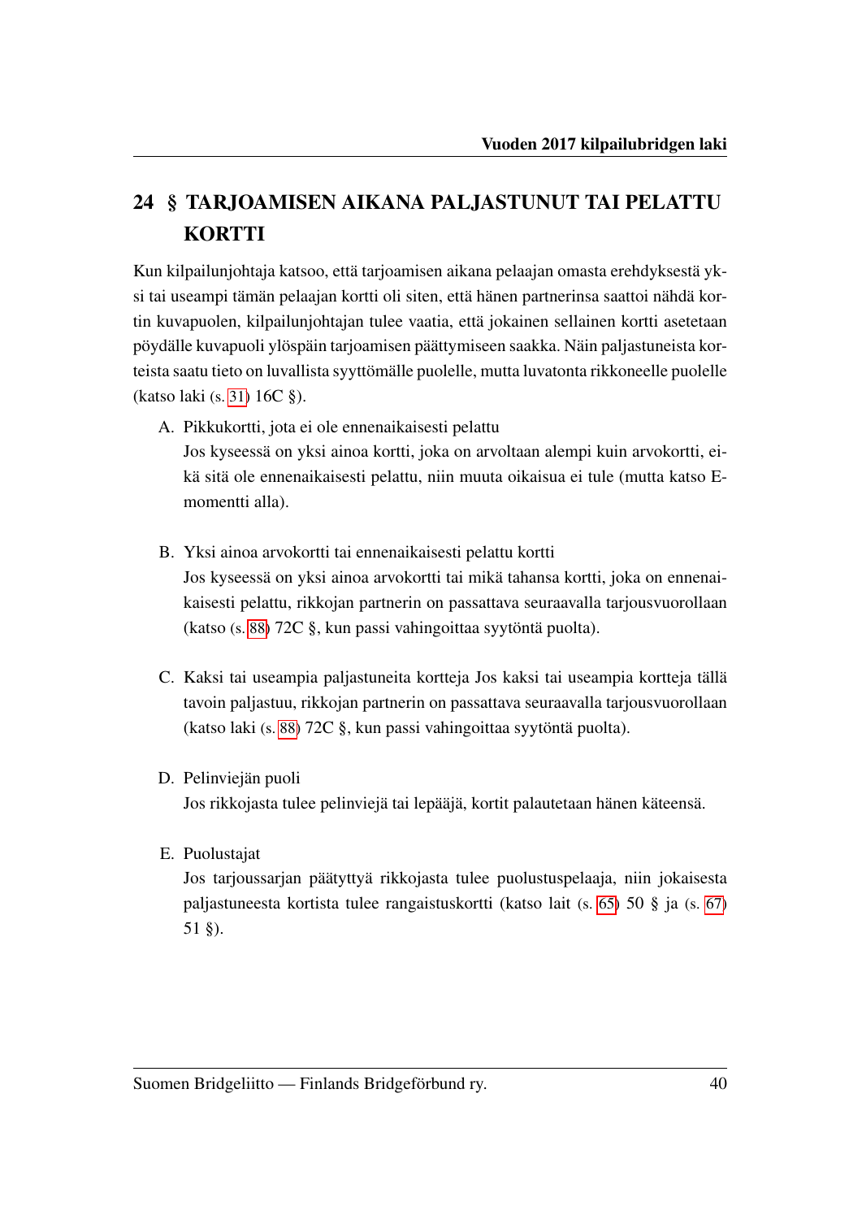## 24 § TARJOAMISEN AIKANA PALJASTUNUT TAI PELATTU KORTTI

Kun kilpailunjohtaja katsoo, että tarjoamisen aikana pelaajan omasta erehdyksestä yksi tai useampi tämän pelaajan kortti oli siten, että hänen partnerinsa saattoi nähdä kortin kuvapuolen, kilpailunjohtajan tulee vaatia, että jokainen sellainen kortti asetetaan pöydälle kuvapuoli ylöspäin tarjoamisen päättymiseen saakka. Näin paljastuneista korteista saatu tieto on luvallista syyttömälle puolelle, mutta luvatonta rikkoneelle puolelle (katso laki (s. 31) 16C §).

A. Pikkukortti, jota ei ole ennenaikaisesti pelattu
Jos kyseessä on yksi ainoa kortti, joka on arvoltaan alempi kuin arvokortti, eikä sitä ole ennenaikaisesti pelattu, niin muuta oikaisua ei tule (mutta katso E-momentti alla).

B. Yksi ainoa arvokortti tai ennenaikaisesti pelattu kortti
Jos kyseessä on yksi ainoa arvokortti tai mikä tahansa kortti, joka on ennenaikaisesti pelattu, rikkojan partnerin on passattava seuraavalla tarjousvuorollaan (katso (s. 88) 72C §, kun passi vahingoittaa syytöntä puolta).

C. Kaksi tai useampia paljastuneita kortteja Jos kaksi tai useampia kortteja tällä tavoin paljastuu, rikkojan partnerin on passattava seuraavalla tarjousvuorollaan (katso laki (s. 88) 72C §, kun passi vahingoittaa syytöntä puolta).

D. Pelinviejän puoli
Jos rikkojasta tulee pelinviejä tai lepääjä, kortit palautetaan hänen käteensä.

E. Puolustajat
Jos tarjoussarjan päätyttyä rikkojasta tulee puolustuspelaaja, niin jokaisesta paljastuneesta kortista tulee rangaistuskortti (katso lait (s. 65) 50 § ja (s. 67) 51 §).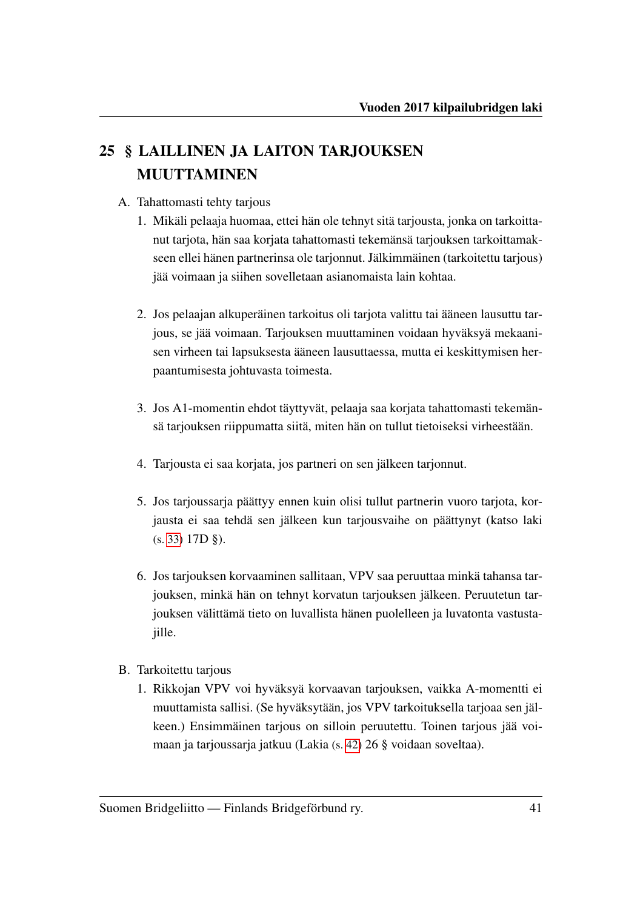## 25 § LAILLINEN JA LAITON TARJOUKSEN MUUTTAMINEN

A. Tahattomasti tehty tarjous

1. Mikäli pelaaja huomaa, ettei hän ole tehnyt sitä tarjousta, jonka on tarkoittanut tarjota, hän saa korjata tahattomasti tekemänsä tarjouksen tarkoittamakseen ellei hänen partnerinsa ole tarjonnut. Jälkimmäinen (tarkoitettu tarjous) jää voimaan ja siihen sovelletaan asianomaista lain kohtaa.

2. Jos pelaajan alkuperäinen tarkoitus oli tarjota valittu tai ääneen lausuttu tarjous, se jää voimaan. Tarjouksen muuttaminen voidaan hyväksyä mekaanisen virheen tai lapsuksesta ääneen lausuttaessa, mutta ei keskittymisen herpaantumisesta johtuvasta toimesta.

3. Jos A1-momentin ehdot täyttyvät, pelaaja saa korjata tahattomasti tekemänsä tarjouksen riippumatta siitä, miten hän on tullut tietoiseksi virheestään.

4. Tarjousta ei saa korjata, jos partneri on sen jälkeen tarjonnut.

5. Jos tarjoussarja päättyy ennen kuin olisi tullut partnerin vuoro tarjota, korjausta ei saa tehdä sen jälkeen kun tarjousvaihe on päättynyt (katso laki (s. 33) 17D §).

6. Jos tarjouksen korvaaminen sallitaan, VPV saa peruuttaa minkä tahansa tarjouksen, minkä hän on tehnyt korvatun tarjouksen jälkeen. Peruutetun tarjouksen välittämä tieto on luvallista hänen puolelleen ja luvatonta vastustajille.

B. Tarkoitettu tarjous

1. Rikkojan VPV voi hyväksyä korvaavan tarjouksen, vaikka A-momentti ei muuttamista sallisi. (Se hyväksytään, jos VPV tarkoituksella tarjoaa sen jälkeen.) Ensimmäinen tarjous on silloin peruutettu. Toinen tarjous jää voimaan ja tarjoussarja jatkuu (Lakia (s. 42) 26 § voidaan soveltaa).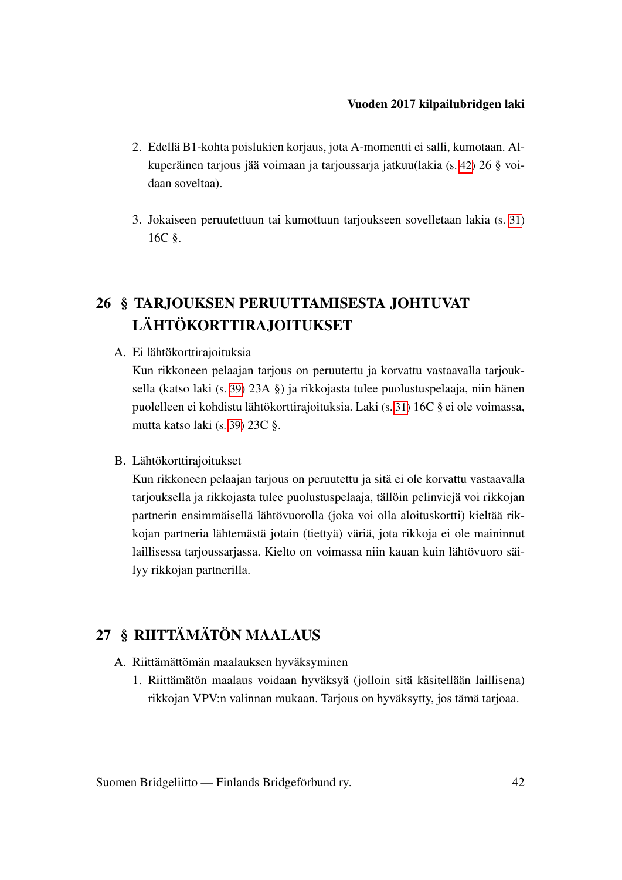2. Edellä B1-kohta poislukien korjaus, jota A-momentti ei salli, kumotaan. Alkuperäinen tarjous jää voimaan ja tarjoussarja jatkuu(lakia (s. 42) 26 § voidaan soveltaa).

3. Jokaiseen peruutettuun tai kumottuun tarjoukseen sovelletaan lakia (s. 31) 16C §.

## 26 § TARJOUKSEN PERUUTTAMISESTA JOHTUVAT LÄHTÖKORTTIRAJOITUKSET

A. Ei lähtökorttirajoituksia
Kun rikkoneen pelaajan tarjous on peruutettu ja korvattu vastaavalla tarjouksella (katso laki (s. 39) 23A §) ja rikkojasta tulee puolustuspelaaja, niin hänen puolelleen ei kohdistu lähtökorttirajoituksia. Laki (s. 31) 16C § ei ole voimassa, mutta katso laki (s. 39) 23C §.

B. Lähtökorttirajoitukset
Kun rikkoneen pelaajan tarjous on peruutettu ja sitä ei ole korvattu vastaavalla tarjouksella ja rikkojasta tulee puolustuspelaaja, tällöin pelinviejä voi rikkojan partnerin ensimmäisellä lähtövuorolla (joka voi olla aloituskortti) kieltää rikkojan partneria lähtemästä jotain (tiettyä) väriä, jota rikkoja ei ole maininnut laillisessa tarjoussarjassa. Kielto on voimassa niin kauan kuin lähtövuoro säilyy rikkojan partnerilla.

## 27 § RIITTÄMÄTÖN MAALAUS

A. Riittämättömän maalauksen hyväksyminen

1. Riittämätön maalaus voidaan hyväksyä (jolloin sitä käsitellään laillisena) rikkojan VPV:n valinnan mukaan. Tarjous on hyväksytty, jos tämä tarjoaa.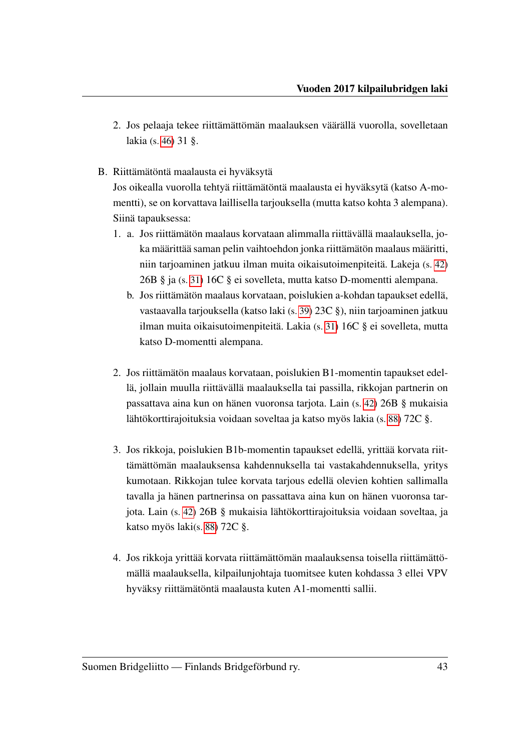2. Jos pelaaja tekee riittämättömän maalauksen väärällä vuorolla, sovelletaan lakia (s. 46) 31 §.

B. Riittämätöntä maalausta ei hyväksytä

Jos oikealla vuorolla tehtyä riittämätöntä maalausta ei hyväksytä (katso A-momentti), se on korvattava laillisella tarjouksella (mutta katso kohta 3 alempana). Siinä tapauksessa:

1. a. Jos riittämätön maalaus korvataan alimmalla riittävällä maalauksella, joka määrittää saman pelin vaihtoehdon jonka riittämätön maalaus määritti, niin tarjoaminen jatkuu ilman muita oikaisutoimenpiteitä. Lakeja (s. 42) 26B § ja (s. 31) 16C § ei sovelleta, mutta katso D-momentti alempana.

   b. Jos riittämätön maalaus korvataan, poislukien a-kohdan tapaukset edellä, vastaavalla tarjouksella (katso laki (s. 39) 23C §), niin tarjoaminen jatkuu ilman muita oikaisutoimenpiteitä. Lakia (s. 31) 16C § ei sovelleta, mutta katso D-momentti alempana.

2. Jos riittämätön maalaus korvataan, poislukien B1-momentin tapaukset edellä, jollain muulla riittävällä maalauksella tai passilla, rikkojan partnerin on passattava aina kun on hänen vuoronsa tarjota. Lain (s. 42) 26B § mukaisia lähtökorttirajoituksia voidaan soveltaa ja katso myös lakia (s. 88) 72C §.

3. Jos rikkoja, poislukien B1b-momentin tapaukset edellä, yrittää korvata riittämättömän maalauksensa kahdennuksella tai vastakahdennuksella, yritys kumotaan. Rikkojan tulee korvata tarjous edellä olevien kohtien sallimalla tavalla ja hänen partnerinsa on passattava aina kun on hänen vuoronsa tarjota. Lain (s. 42) 26B § mukaisia lähtökorttirajoituksia voidaan soveltaa, ja katso myös laki(s. 88) 72C §.

4. Jos rikkoja yrittää korvata riittämättömän maalauksensa toisella riittämättömällä maalauksella, kilpailunjohtaja tuomitsee kuten kohdassa 3 ellei VPV hyväksy riittämätöntä maalausta kuten A1-momentti sallii.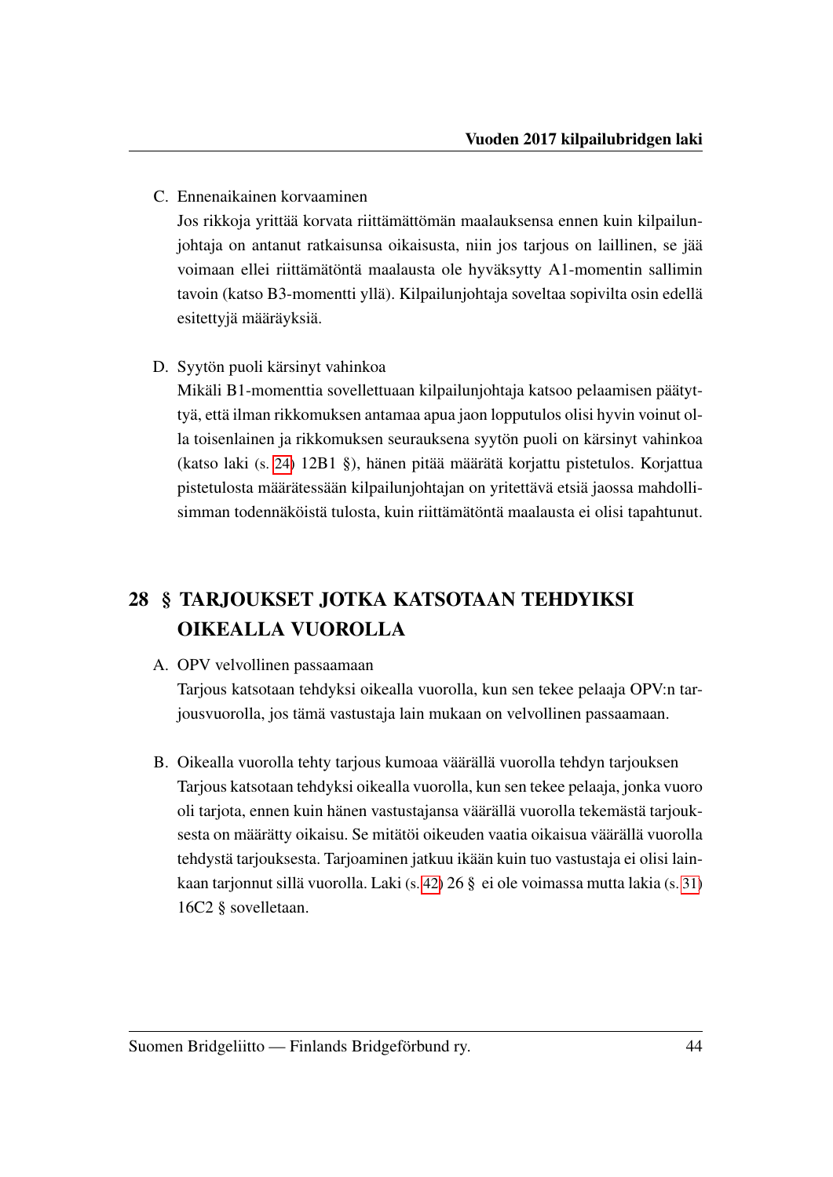C. Ennenaikainen korvaaminen

Jos rikkoja yrittää korvata riittämättömän maalauksensa ennen kuin kilpailunjohtaja on antanut ratkaisunsa oikaisusta, niin jos tarjous on laillinen, se jää voimaan ellei riittämätöntä maalausta ole hyväksytty A1-momentin sallimin tavoin (katso B3-momentti yllä). Kilpailunjohtaja soveltaa sopivilta osin edellä esitettyjä määräyksiä.

D. Syytön puoli kärsinyt vahinkoa

Mikäli B1-momenttia sovellettuaan kilpailunjohtaja katsoo pelaamisen päätyttyä, että ilman rikkomuksen antamaa apua jaon lopputulos olisi hyvin voinut olla toisenlainen ja rikkomuksen seurauksena syytön puoli on kärsinyt vahinkoa (katso laki (s. 24) 12B1 §), hänen pitää määrätä korjattu pistetulos. Korjattua pistetulosta määrätessään kilpailunjohtajan on yritettävä etsiä jaossa mahdollisimman todennäköistä tulosta, kuin riittämätöntä maalausta ei olisi tapahtunut.

## 28 § TARJOUKSET JOTKA KATSOTAAN TEHDYIKSI OIKEALLA VUOROLLA

A. OPV velvollinen passaamaan

Tarjous katsotaan tehdyksi oikealla vuorolla, kun sen tekee pelaaja OPV:n tarjousvuorolla, jos tämä vastustaja lain mukaan on velvollinen passaamaan.

B. Oikealla vuorolla tehty tarjous kumoaa väärällä vuorolla tehdyn tarjouksen

Tarjous katsotaan tehdyksi oikealla vuorolla, kun sen tekee pelaaja, jonka vuoro oli tarjota, ennen kuin hänen vastustajansa väärällä vuorolla tekemästä tarjouksesta on määrätty oikaisu. Se mitätöi oikeuden vaatia oikaisua väärällä vuorolla tehdystä tarjouksesta. Tarjoaminen jatkuu ikään kuin tuo vastustaja ei olisi lainkaan tarjonnut sillä vuorolla. Laki (s. 42) 26 § ei ole voimassa mutta lakia (s. 31) 16C2 § sovelletaan.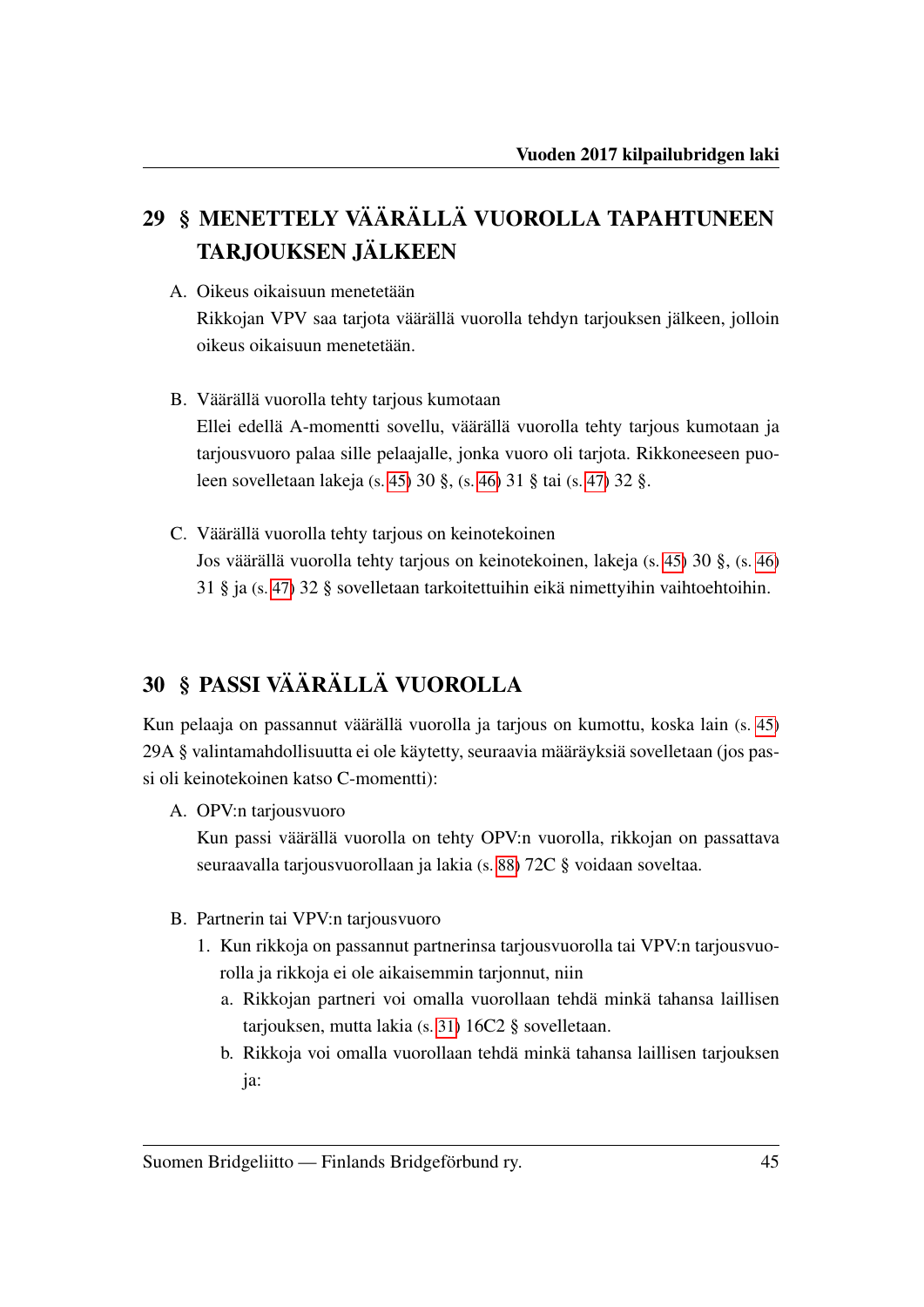## 29 § MENETTELY VÄÄRÄLLÄ VUOROLLA TAPAHTUNEEN TARJOUKSEN JÄLKEEN

A. Oikeus oikaisuun menetetään
   Rikkojan VPV saa tarjota väärällä vuorolla tehdyn tarjouksen jälkeen, jolloin oikeus oikaisuun menetetään.

B. Väärällä vuorolla tehty tarjous kumotaan
   Ellei edellä A-momentti sovellu, väärällä vuorolla tehty tarjous kumotaan ja tarjousvuoro palaa sille pelaajalle, jonka vuoro oli tarjota. Rikkoneeseen puoleen sovelletaan lakeja (s. 45) 30 §, (s. 46) 31 § tai (s. 47) 32 §.

C. Väärällä vuorolla tehty tarjous on keinotekoinen
   Jos väärällä vuorolla tehty tarjous on keinotekoinen, lakeja (s. 45) 30 §, (s. 46) 31 § ja (s. 47) 32 § sovelletaan tarkoitettuihin eikä nimettyihin vaihtoehtoihin.

## 30 § PASSI VÄÄRÄLLÄ VUOROLLA

Kun pelaaja on passannut väärällä vuorolla ja tarjous on kumottu, koska lain (s. 45) 29A § valintamahdollisuutta ei ole käytetty, seuraavia määräyksiä sovelletaan (jos passi oli keinotekoinen katso C-momentti):

A. OPV:n tarjousvuoro
   Kun passi väärällä vuorolla on tehty OPV:n vuorolla, rikkojan on passattava seuraavalla tarjousvuorollaan ja lakia (s. 88) 72C § voidaan soveltaa.

B. Partnerin tai VPV:n tarjousvuoro
   1. Kun rikkoja on passannut partnerinsa tarjousvuorolla tai VPV:n tarjousvuorolla ja rikkoja ei ole aikaisemmin tarjonnut, niin
      a. Rikkojan partneri voi omalla vuorollaan tehdä minkä tahansa laillisen tarjouksen, mutta lakia (s. 31) 16C2 § sovelletaan.
      b. Rikkoja voi omalla vuorollaan tehdä minkä tahansa laillisen tarjouksen ja: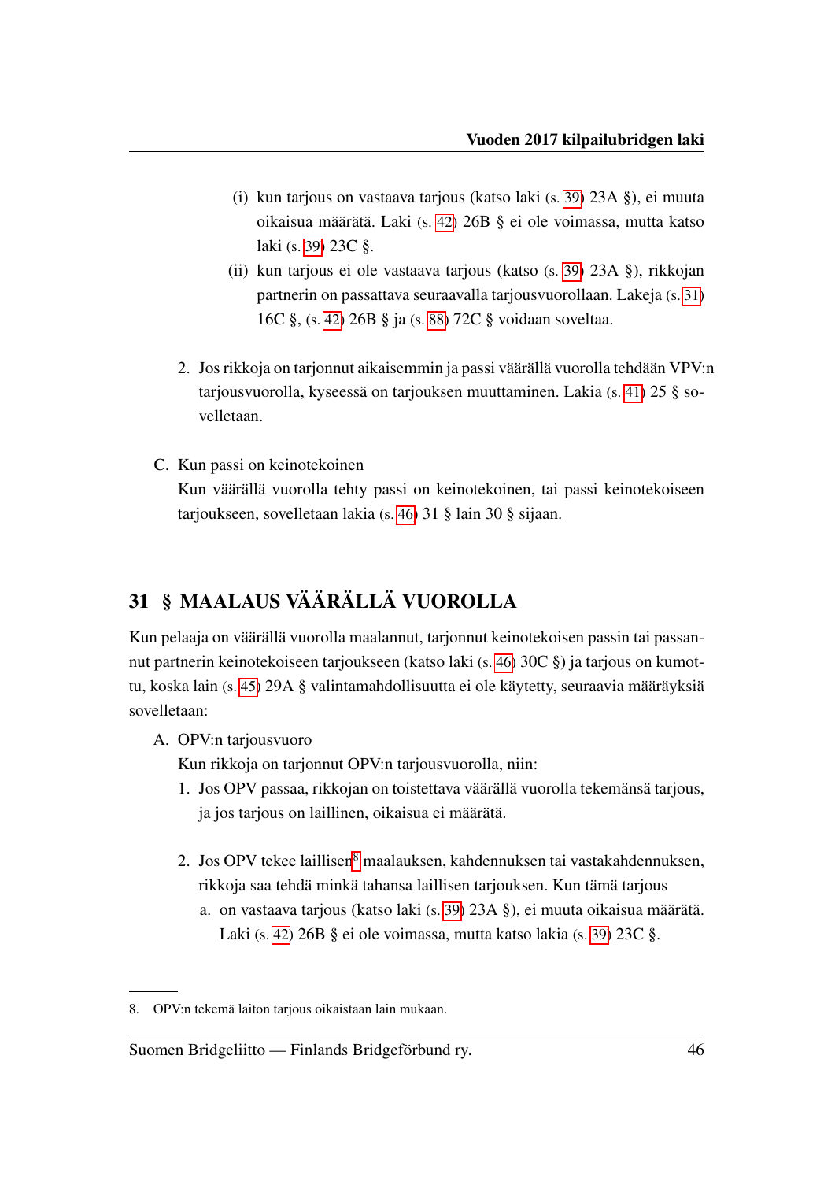(i) kun tarjous on vastaava tarjous (katso laki (s. 39) 23A §), ei muuta oikaisua määrätä. Laki (s. 42) 26B § ei ole voimassa, mutta katso laki (s. 39) 23C §.

(ii) kun tarjous ei ole vastaava tarjous (katso (s. 39) 23A §), rikkojan partnerin on passattava seuraavalla tarjousvuorollaan. Lakeja (s. 31) 16C §, (s. 42) 26B § ja (s. 88) 72C § voidaan soveltaa.

2. Jos rikkoja on tarjonnut aikaisemmin ja passi väärällä vuorolla tehdään VPV:n tarjousvuorolla, kyseessä on tarjouksen muuttaminen. Lakia (s. 41) 25 § sovelletaan.

C. Kun passi on keinotekoinen
Kun väärällä vuorolla tehty passi on keinotekoinen, tai passi keinotekoiseen tarjoukseen, sovelletaan lakia (s. 46) 31 § lain 30 § sijaan.

## 31 § MAALAUS VÄÄRÄLLÄ VUOROLLA

Kun pelaaja on väärällä vuorolla maalannut, tarjonnut keinotekoisen passin tai passannut partnerin keinotekoiseen tarjoukseen (katso laki (s. 46) 30C §) ja tarjous on kumottu, koska lain (s. 45) 29A § valintamahdollisuutta ei ole käytetty, seuraavia määräyksiä sovelletaan:

A. OPV:n tarjousvuoro
Kun rikkoja on tarjonnut OPV:n tarjousvuorolla, niin:

1. Jos OPV passaa, rikkojan on toistettava väärällä vuorolla tekemänsä tarjous, ja jos tarjous on laillinen, oikaisua ei määrätä.

2. Jos OPV tekee laillisen[8] maalauksen, kahdennuksen tai vastakahdennuksen, rikkoja saa tehdä minkä tahansa laillisen tarjouksen. Kun tämä tarjous
   a. on vastaava tarjous (katso laki (s. 39) 23A §), ei muuta oikaisua määrätä. Laki (s. 42) 26B § ei ole voimassa, mutta katso lakia (s. 39) 23C §.

8. OPV:n tekemä laiton tarjous oikaistaan lain mukaan.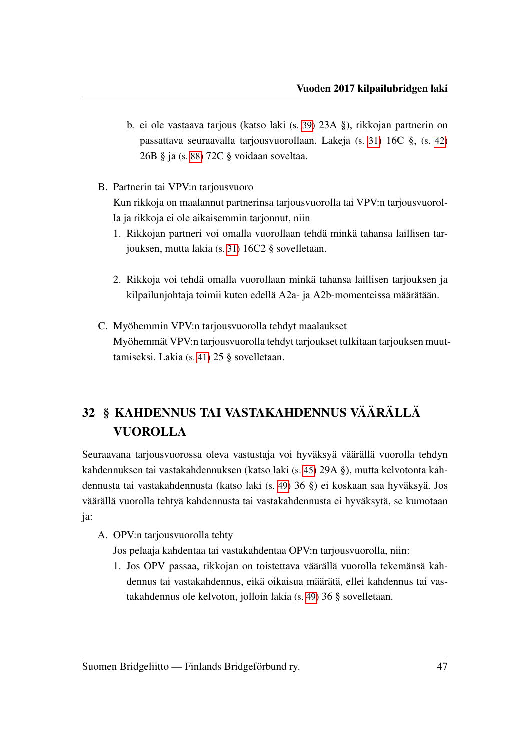b. ei ole vastaava tarjous (katso laki (s. 39) 23A §), rikkojan partnerin on passattava seuraavalla tarjousvuorollaan. Lakeja (s. 31) 16C §, (s. 42) 26B § ja (s. 88) 72C § voidaan soveltaa.

B. Partnerin tai VPV:n tarjousvuoro

Kun rikkoja on maalannut partnerinsa tarjousvuorolla tai VPV:n tarjousvuorolla ja rikkoja ei ole aikaisemmin tarjonnut, niin

1. Rikkojan partneri voi omalla vuorollaan tehdä minkä tahansa laillisen tarjouksen, mutta lakia (s. 31) 16C2 § sovelletaan.

2. Rikkoja voi tehdä omalla vuorollaan minkä tahansa laillisen tarjouksen ja kilpailunjohtaja toimii kuten edellä A2a- ja A2b-momenteissa määrätään.

C. Myöhemmin VPV:n tarjousvuorolla tehdyt maalaukset

Myöhemmät VPV:n tarjousvuorolla tehdyt tarjoukset tulkitaan tarjouksen muuttamiseksi. Lakia (s. 41) 25 § sovelletaan.

## 32 § KAHDENNUS TAI VASTAKAHDENNUS VÄÄRÄLLÄ VUOROLLA

Seuraavana tarjousvuorossa oleva vastustaja voi hyväksyä väärällä vuorolla tehdyn kahdennuksen tai vastakahdennuksen (katso laki (s. 45) 29A §), mutta kelvotonta kahdennusta tai vastakahdennusta (katso laki (s. 49) 36 §) ei koskaan saa hyväksyä. Jos väärällä vuorolla tehtyä kahdennusta tai vastakahdennusta ei hyväksytä, se kumotaan ja:

A. OPV:n tarjousvuorolla tehty

Jos pelaaja kahdentaa tai vastakahdentaa OPV:n tarjousvuorolla, niin:

1. Jos OPV passaa, rikkojan on toistettava väärällä vuorolla tekemänsä kahdennus tai vastakahdennus, eikä oikaisua määrätä, ellei kahdennus tai vastakahdennus ole kelvoton, jolloin lakia (s. 49) 36 § sovelletaan.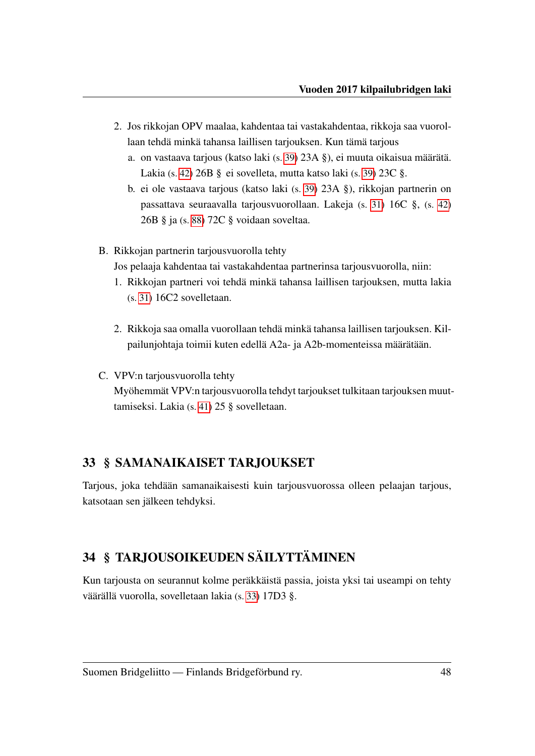2. Jos rikkojan OPV maalaa, kahdentaa tai vastakahdentaa, rikkoja saa vuorollaan tehdä minkä tahansa laillisen tarjouksen. Kun tämä tarjous
   a. on vastaava tarjous (katso laki (s. 39) 23A §), ei muuta oikaisua määrätä. Lakia (s. 42) 26B § ei sovelleta, mutta katso laki (s. 39) 23C §.
   b. ei ole vastaava tarjous (katso laki (s. 39) 23A §), rikkojan partnerin on passattava seuraavalla tarjousvuorollaan. Lakeja (s. 31) 16C §, (s. 42) 26B § ja (s. 88) 72C § voidaan soveltaa.

B. Rikkojan partnerin tarjousvuorolla tehty

Jos pelaaja kahdentaa tai vastakahdentaa partnerinsa tarjousvuorolla, niin:

1. Rikkojan partneri voi tehdä minkä tahansa laillisen tarjouksen, mutta lakia (s. 31) 16C2 sovelletaan.

2. Rikkoja saa omalla vuorollaan tehdä minkä tahansa laillisen tarjouksen. Kilpailunjohtaja toimii kuten edellä A2a- ja A2b-momenteissa määrätään.

C. VPV:n tarjousvuorolla tehty

Myöhemmät VPV:n tarjousvuorolla tehdyt tarjoukset tulkitaan tarjouksen muuttamiseksi. Lakia (s. 41) 25 § sovelletaan.

## 33 § SAMANAIKAISET TARJOUKSET

Tarjous, joka tehdään samanaikaisesti kuin tarjousvuorossa olleen pelaajan tarjous, katsotaan sen jälkeen tehdyksi.

## 34 § TARJOUSOIKEUDEN SÄILYTTÄMINEN

Kun tarjousta on seurannut kolme peräkkäistä passia, joista yksi tai useampi on tehty väärällä vuorolla, sovelletaan lakia (s. 33) 17D3 §.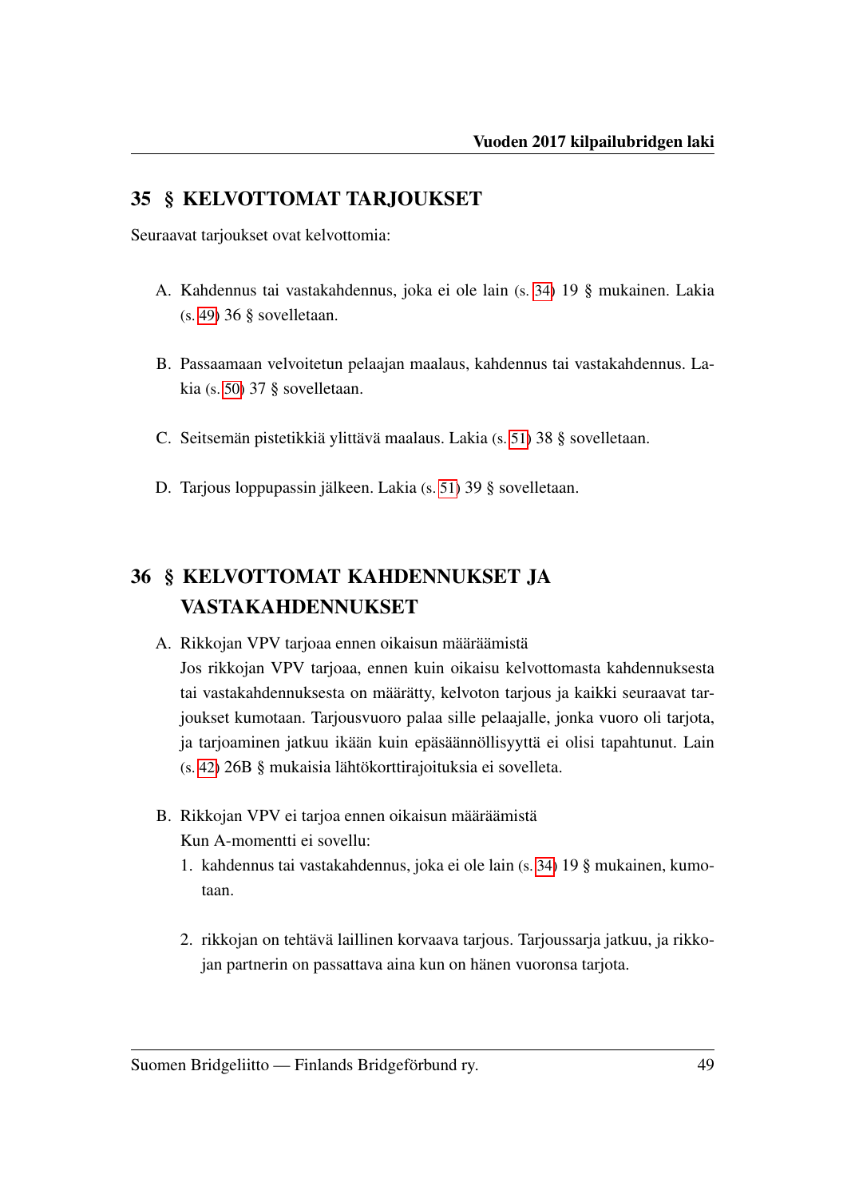## 35 § KELVOTTOMAT TARJOUKSET

Seuraavat tarjoukset ovat kelvottomia:

A. Kahdennus tai vastakahdennus, joka ei ole lain (s. 34) 19 § mukainen. Lakia (s. 49) 36 § sovelletaan.

B. Passaamaan velvoitetun pelaajan maalaus, kahdennus tai vastakahdennus. Lakia (s. 50) 37 § sovelletaan.

C. Seitsemän pistetikkiä ylittävä maalaus. Lakia (s. 51) 38 § sovelletaan.

D. Tarjous loppupassin jälkeen. Lakia (s. 51) 39 § sovelletaan.

## 36 § KELVOTTOMAT KAHDENNUKSET JA VASTAKAHDENNUKSET

A. Rikkojan VPV tarjoaa ennen oikaisun määräämistä
Jos rikkojan VPV tarjoaa, ennen kuin oikaisu kelvottomasta kahdennuksesta tai vastakahdennuksesta on määrätty, kelvoton tarjous ja kaikki seuraavat tarjoukset kumotaan. Tarjousvuoro palaa sille pelaajalle, jonka vuoro oli tarjota, ja tarjoaminen jatkuu ikään kuin epäsäännöllisyyttä ei olisi tapahtunut. Lain (s. 42) 26B § mukaisia lähtökorttirajoituksia ei sovelleta.

B. Rikkojan VPV ei tarjoa ennen oikaisun määräämistä
Kun A-momentti ei sovellu:

1. kahdennus tai vastakahdennus, joka ei ole lain (s. 34) 19 § mukainen, kumotaan.

2. rikkojan on tehtävä laillinen korvaava tarjous. Tarjoussarja jatkuu, ja rikkojan partnerin on passattava aina kun on hänen vuoronsa tarjota.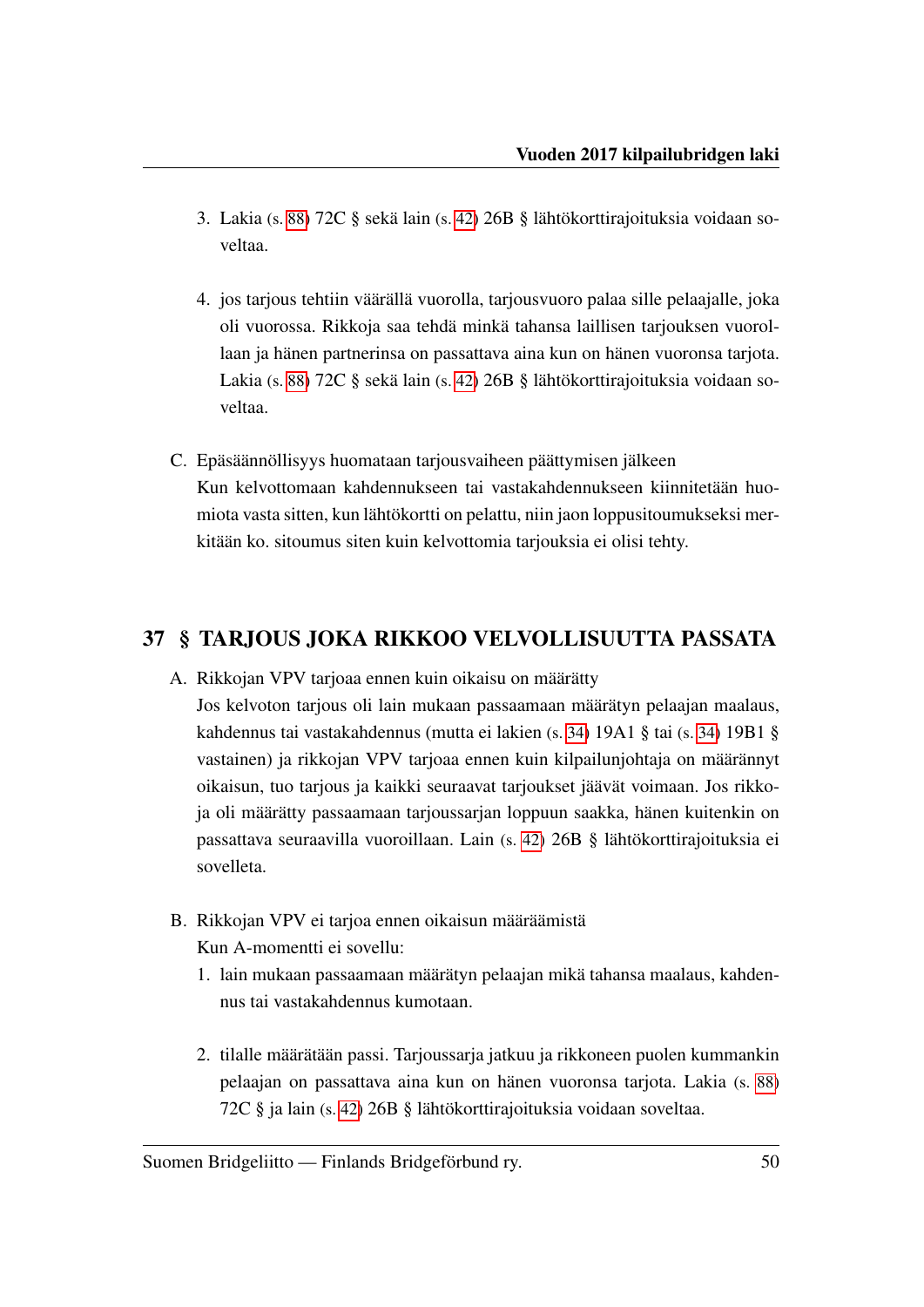3. Lakia (s. 88) 72C § sekä lain (s. 42) 26B § lähtökorttirajoituksia voidaan soveltaa.

4. jos tarjous tehtiin väärällä vuorolla, tarjousvuoro palaa sille pelaajalle, joka oli vuorossa. Rikkoja saa tehdä minkä tahansa laillisen tarjouksen vuorollaan ja hänen partnerinsa on passattava aina kun on hänen vuoronsa tarjota. Lakia (s. 88) 72C § sekä lain (s. 42) 26B § lähtökorttirajoituksia voidaan soveltaa.

C. Epäsäännöllisyys huomataan tarjousvaiheen päättymisen jälkeen
Kun kelvottomaan kahdennukseen tai vastakahdennukseen kiinnitetään huomiota vasta sitten, kun lähtökortti on pelattu, niin jaon loppusitoumukseksi merkitään ko. sitoumus siten kuin kelvottomia tarjouksia ei olisi tehty.

## 37 § TARJOUS JOKA RIKKOO VELVOLLISUUTTA PASSATA

A. Rikkojan VPV tarjoaa ennen kuin oikaisu on määrätty
Jos kelvoton tarjous oli lain mukaan passaamaan määrätyn pelaajan maalaus, kahdennus tai vastakahdennus (mutta ei lakien (s. 34) 19A1 § tai (s. 34) 19B1 § vastainen) ja rikkojan VPV tarjoaa ennen kuin kilpailunjohtaja on määrännyt oikaisun, tuo tarjous ja kaikki seuraavat tarjoukset jäävät voimaan. Jos rikkoja oli määrätty passaamaan tarjoussarjan loppuun saakka, hänen kuitenkin on passattava seuraavilla vuoroillaan. Lain (s. 42) 26B § lähtökorttirajoituksia ei sovelleta.

B. Rikkojan VPV ei tarjoa ennen oikaisun määräämistä
Kun A-momentti ei sovellu:

1. lain mukaan passaamaan määrätyn pelaajan mikä tahansa maalaus, kahdennus tai vastakahdennus kumotaan.

2. tilalle määrätään passi. Tarjoussarja jatkuu ja rikkoneen puolen kummankin pelaajan on passattava aina kun on hänen vuoronsa tarjota. Lakia (s. 88) 72C § ja lain (s. 42) 26B § lähtökorttirajoituksia voidaan soveltaa.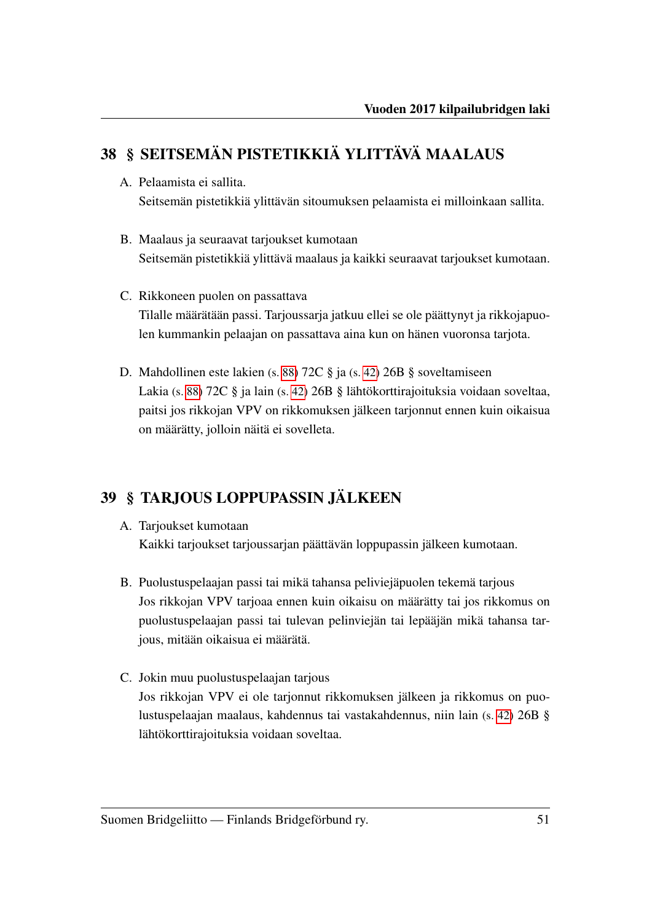## 38 § SEITSEMÄN PISTETIKKIÄ YLITTÄVÄ MAALAUS

A. Pelaamista ei sallita.
   Seitsemän pistetikkiä ylittävän sitoumuksen pelaamista ei milloinkaan sallita.

B. Maalaus ja seuraavat tarjoukset kumotaan
   Seitsemän pistetikkiä ylittävä maalaus ja kaikki seuraavat tarjoukset kumotaan.

C. Rikkoneen puolen on passattava
   Tilalle määrätään passi. Tarjoussarja jatkuu ellei se ole päättynyt ja rikkojapuolen kummankin pelaajan on passattava aina kun on hänen vuoronsa tarjota.

D. Mahdollinen este lakien (s. 88) 72C § ja (s. 42) 26B § soveltamiseen
   Lakia (s. 88) 72C § ja lain (s. 42) 26B § lähtökorttirajoituksia voidaan soveltaa, paitsi jos rikkojan VPV on rikkomuksen jälkeen tarjonnut ennen kuin oikaisua on määrätty, jolloin näitä ei sovelleta.

## 39 § TARJOUS LOPPUPASSIN JÄLKEEN

A. Tarjoukset kumotaan
   Kaikki tarjoukset tarjoussarjan päättävän loppupassin jälkeen kumotaan.

B. Puolustuspelaajan passi tai mikä tahansa peliviejäpuolen tekemä tarjous
   Jos rikkojan VPV tarjoaa ennen kuin oikaisu on määrätty tai jos rikkomus on puolustuspelaajan passi tai tulevan pelinviejän tai lepääjän mikä tahansa tarjous, mitään oikaisua ei määrätä.

C. Jokin muu puolustuspelaajan tarjous
   Jos rikkojan VPV ei ole tarjonnut rikkomuksen jälkeen ja rikkomus on puolustuspelaajan maalaus, kahdennus tai vastakahdennus, niin lain (s. 42) 26B § lähtökorttirajoituksia voidaan soveltaa.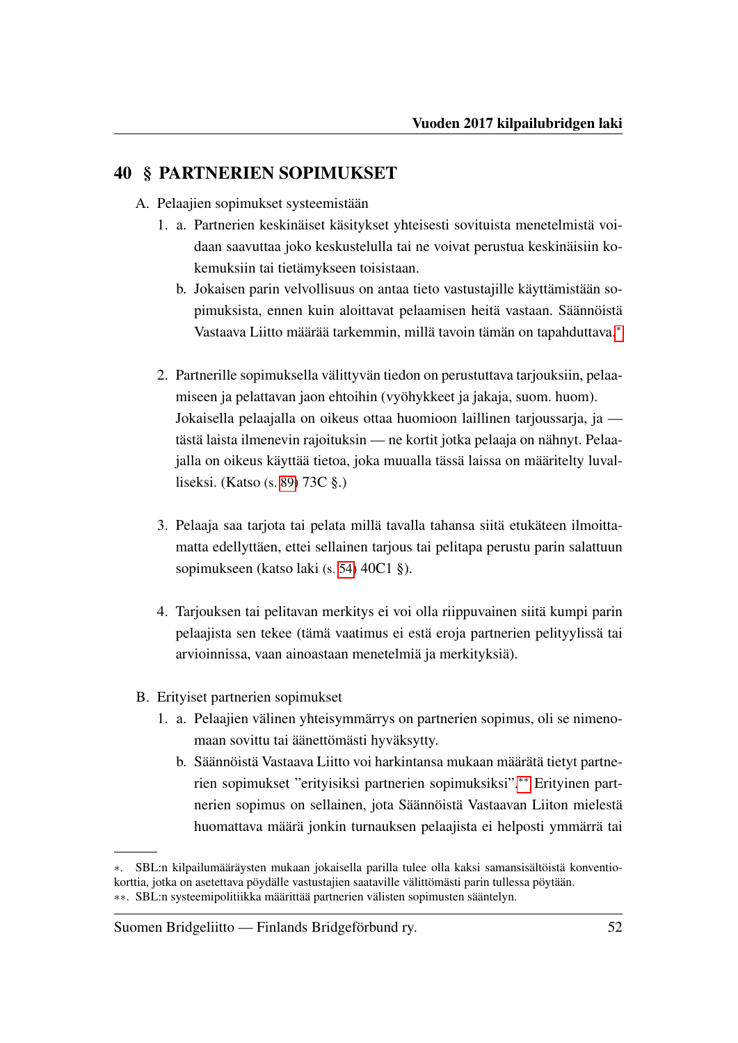## 40 § PARTNERIEN SOPIMUKSET

A. Pelaajien sopimukset systeemistään

1. a. Partnerien keskinäiset käsitykset yhteisesti sovituista menetelmistä voidaan saavuttaa joko keskustelulla tai ne voivat perustua keskinäisiin kokemuksiin tai tietämykseen toisistaan.

   b. Jokaisen parin velvollisuus on antaa tieto vastustajille käyttämistään sopimuksista, ennen kuin aloittavat pelaamisen heitä vastaan. Säännöistä Vastaava Liitto määrää tarkemmin, millä tavoin tämän on tapahduttava.*

2. Partnerille sopimuksella välittyvän tiedon on perustuttava tarjouksiin, pelaamiseen ja pelattavan jaon ehtoihin (vyöhykkeet ja jakaja, suom. huom). Jokaisella pelaajalla on oikeus ottaa huomioon laillinen tarjoussarja, ja — tästä laista ilmenevin rajoituksin — ne kortit jotka pelaaja on nähnyt. Pelaajalla on oikeus käyttää tietoa, joka muualla tässä laissa on määritelty luvalliseksi. (Katso (s. 89) 73C §.)

3. Pelaaja saa tarjota tai pelata millä tavalla tahansa siitä etukäteen ilmoittamatta edellyttäen, ettei sellainen tarjous tai pelitapa perustu parin salattuun sopimukseen (katso laki (s. 54) 40C1 §).

4. Tarjouksen tai pelitavan merkitys ei voi olla riippuvainen siitä kumpi parin pelaajista sen tekee (tämä vaatimus ei estä eroja partnerien pelityylissä tai arvioinnissa, vaan ainoastaan menetelmiä ja merkityksiä).

B. Erityiset partnerien sopimukset

1. a. Pelaajien välinen yhteisymmärrys on partnerien sopimus, oli se nimenomaan sovittu tai äänettömästi hyväksytty.

   b. Säännöistä Vastaava Liitto voi harkintansa mukaan määrätä tietyt partnerien sopimukset "erityisiksi partnerien sopimuksiksi".** Erityinen partnerien sopimus on sellainen, jota Säännöistä Vastaavan Liiton mielestä huomattava määrä jonkin turnauksen pelaajista ei helposti ymmärrä tai

---

*. SBL:n kilpailumääräysten mukaan jokaisella parilla tulee olla kaksi samansisältöistä konventiokorttia, jotka on asetettava pöydälle vastustajien saataville välittömästi parin tullessa pöytään.

**. SBL:n systeemipolitiikka määrittää partnerien välisten sopimusten sääntelyn.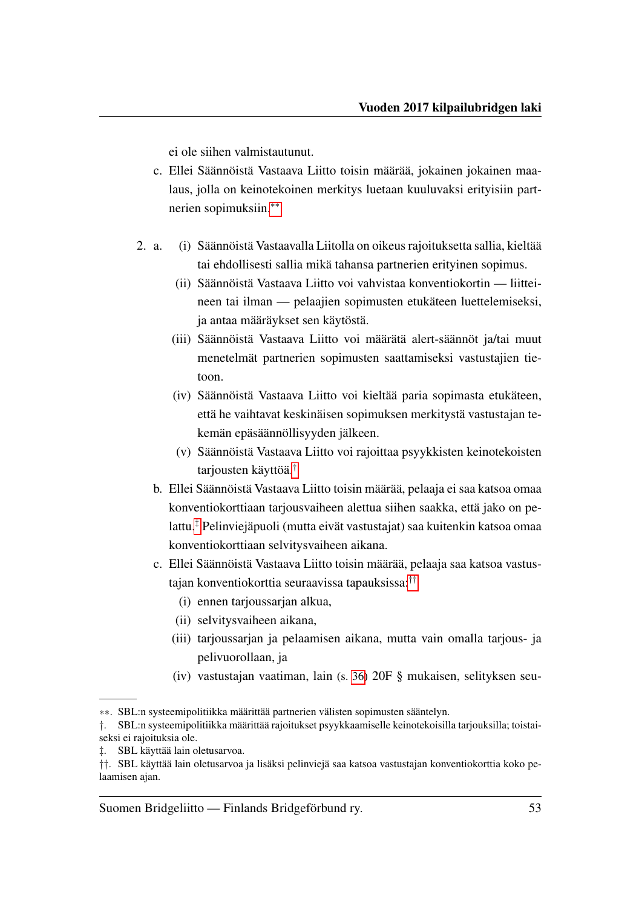ei ole siihen valmistautunut.

c. Ellei Säännöistä Vastaava Liitto toisin määrää, jokainen jokainen maalaus, jolla on keinotekoinen merkitys luetaan kuuluvaksi erityisiin partnerien sopimuksiin.[**]

2. a. (i) Säännöistä Vastaavalla Liitolla on oikeus rajoituksetta sallia, kieltää tai ehdollisesti sallia mikä tahansa partnerien erityinen sopimus.

   (ii) Säännöistä Vastaava Liitto voi vahvistaa konventiokortin — liitteineen tai ilman — pelaajien sopimusten etukäteen luettelemiseksi, ja antaa määräykset sen käytöstä.

   (iii) Säännöistä Vastaava Liitto voi määrätä alert-säännöt ja/tai muut menetelmät partnerien sopimusten saattamiseksi vastustajien tietoon.

   (iv) Säännöistä Vastaava Liitto voi kieltää paria sopimasta etukäteen, että he vaihtavat keskinäisen sopimuksen merkitystä vastustajan tekemän epäsäännöllisyyden jälkeen.

   (v) Säännöistä Vastaava Liitto voi rajoittaa psyykkisten keinotekoisten tarjousten käyttöä.[†]

b. Ellei Säännöistä Vastaava Liitto toisin määrää, pelaaja ei saa katsoa omaa konventiokorttiaan tarjousvaiheen alettua siihen saakka, että jako on pelattu.[‡] Pelinviejäpuoli (mutta eivät vastustajat) saa kuitenkin katsoa omaa konventiokorttiaan selvitysvaiheen aikana.

c. Ellei Säännöistä Vastaava Liitto toisin määrää, pelaaja saa katsoa vastustajan konventiokorttia seuraavissa tapauksissa:[††]

   (i) ennen tarjoussarjan alkua,

   (ii) selvitysvaiheen aikana,

   (iii) tarjoussarjan ja pelaamisen aikana, mutta vain omalla tarjous- ja pelivuorollaan, ja

   (iv) vastustajan vaatiman, lain (s. 36) 20F § mukaisen, selityksen seu-

---

**. SBL:n systeemipolitiikka määrittää partnerien välisten sopimusten sääntelyn.

†. SBL:n systeemipolitiikka määrittää rajoitukset psyykkaamiselle keinotekoisilla tarjouksilla; toistaiseksi ei rajoituksia ole.

‡. SBL käyttää lain oletusarvoa.

††. SBL käyttää lain oletusarvoa ja lisäksi pelinviejä saa katsoa vastustajan konventiokorttia koko pelaamisen ajan.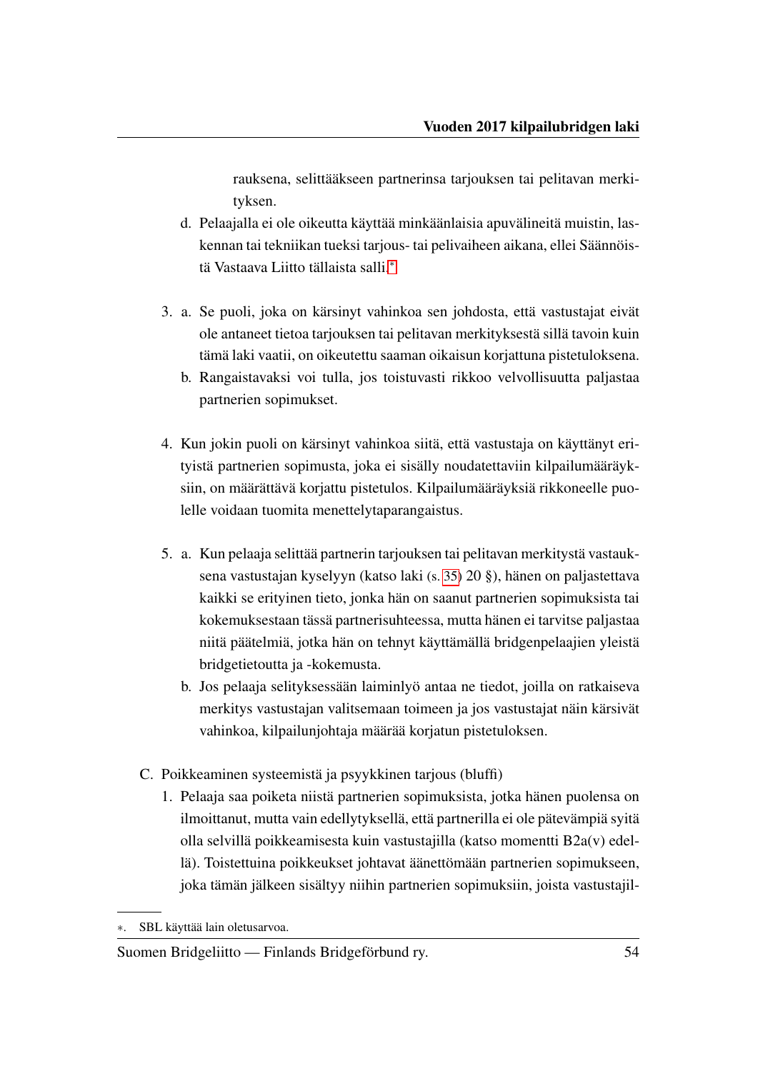rauksena, selittääkseen partnerinsa tarjouksen tai pelitavan merkityksen.

d. Pelaajalla ei ole oikeutta käyttää minkäänlaisia apuvälineitä muistin, laskennan tai tekniikan tueksi tarjous- tai pelivaiheen aikana, ellei Säännöistä Vastaava Liitto tällaista salli.*

3. a. Se puoli, joka on kärsinyt vahinkoa sen johdosta, että vastustajat eivät ole antaneet tietoa tarjouksen tai pelitavan merkityksestä sillä tavoin kuin tämä laki vaatii, on oikeutettu saaman oikaisun korjattuna pistetuloksena.

   b. Rangaistavaksi voi tulla, jos toistuvasti rikkoo velvollisuutta paljastaa partnerien sopimukset.

4. Kun jokin puoli on kärsinyt vahinkoa siitä, että vastustaja on käyttänyt erityistä partnerien sopimusta, joka ei sisälly noudatettaviin kilpailumääräyksiin, on määrättävä korjattu pistetulos. Kilpailumääräyksiä rikkoneelle puolelle voidaan tuomita menettelytaparangaistus.

5. a. Kun pelaaja selittää partnerin tarjouksen tai pelitavan merkitystä vastauksena vastustajan kyselyyn (katso laki (s. 35) 20 §), hänen on paljastettava kaikki se erityinen tieto, jonka hän on saanut partnerien sopimuksista tai kokemuksestaan tässä partnerisuhteessa, mutta hänen ei tarvitse paljastaa niitä päätelmiä, jotka hän on tehnyt käyttämällä bridgenpelaajien yleistä bridgetietoutta ja -kokemusta.

   b. Jos pelaaja selityksessään laiminlyö antaa ne tiedot, joilla on ratkaiseva merkitys vastustajan valitsemaan toimeen ja jos vastustajat näin kärsivät vahinkoa, kilpailunjohtaja määrää korjatun pistetuloksen.

C. Poikkeaminen systeemistä ja psyykkinen tarjous (bluffi)

1. Pelaaja saa poiketa niistä partnerien sopimuksista, jotka hänen puolensa on ilmoittanut, mutta vain edellytyksellä, että partnerilla ei ole pätevämpiä syitä olla selvillä poikkeamisesta kuin vastustajilla (katso momentti B2a(v) edellä). Toistettuina poikkeukset johtavat äänettömään partnerien sopimukseen, joka tämän jälkeen sisältyy niihin partnerien sopimuksiin, joista vastustajil-

---

*. SBL käyttää lain oletusarvoa.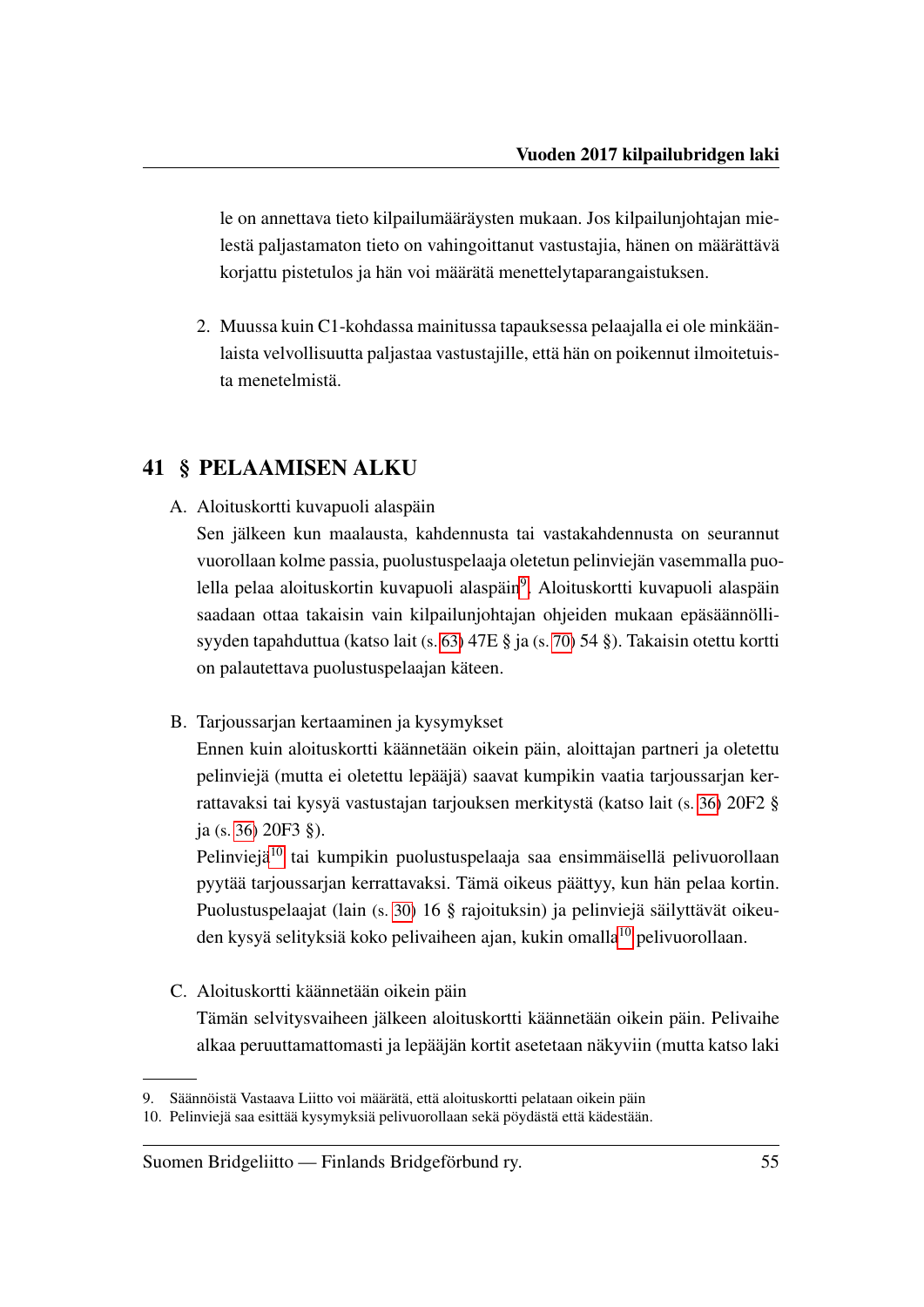le on annettava tieto kilpailumääräysten mukaan. Jos kilpailunjohtajan mielestä paljastamaton tieto on vahingoittanut vastustajia, hänen on määrättävä korjattu pistetulos ja hän voi määrätä menettelytaparangaistuksen.

2. Muussa kuin C1-kohdassa mainitussa tapauksessa pelaajalla ei ole minkäänlaista velvollisuutta paljastaa vastustajille, että hän on poikennut ilmoitetuista menetelmistä.

## 41 § PELAAMISEN ALKU

A. Aloituskortti kuvapuoli alaspäin

Sen jälkeen kun maalausta, kahdennusta tai vastakahdennusta on seurannut vuorollaan kolme passia, puolustuspelaaja oletetun pelinviejän vasemmalla puolella pelaa aloituskortin kuvapuoli alaspäin[9]. Aloituskortti kuvapuoli alaspäin saadaan ottaa takaisin vain kilpailunjohtajan ohjeiden mukaan epäsäännöllisyyden tapahduttua (katso lait (s. 63) 47E § ja (s. 70) 54 §). Takaisin otettu kortti on palautettava puolustuspelaajan käteen.

B. Tarjoussarjan kertaaminen ja kysymykset

Ennen kuin aloituskortti käännetään oikein päin, aloittajan partneri ja oletettu pelinviejä (mutta ei oletettu lepääjä) saavat kumpikin vaatia tarjoussarjan kerrattavaksi tai kysyä vastustajan tarjouksen merkitystä (katso lait (s. 36) 20F2 § ja (s. 36) 20F3 §).

Pelinviejä[10] tai kumpikin puolustuspelaaja saa ensimmäisellä pelivuorollaan pyytää tarjoussarjan kerrattavaksi. Tämä oikeus päättyy, kun hän pelaa kortin. Puolustuspelaajat (lain (s. 30) 16 § rajoituksin) ja pelinviejä säilyttävät oikeuden kysyä selityksiä koko pelivaiheen ajan, kukin omalla[10] pelivuorollaan.

C. Aloituskortti käännetään oikein päin

Tämän selvitysvaiheen jälkeen aloituskortti käännetään oikein päin. Pelivaihe alkaa peruuttamattomasti ja lepääjän kortit asetetaan näkyviin (mutta katso laki

---

9. Säännöistä Vastaava Liitto voi määrätä, että aloituskortti pelataan oikein päin
10. Pelinviejä saa esittää kysymyksiä pelivuorollaan sekä pöydästä että kädestään.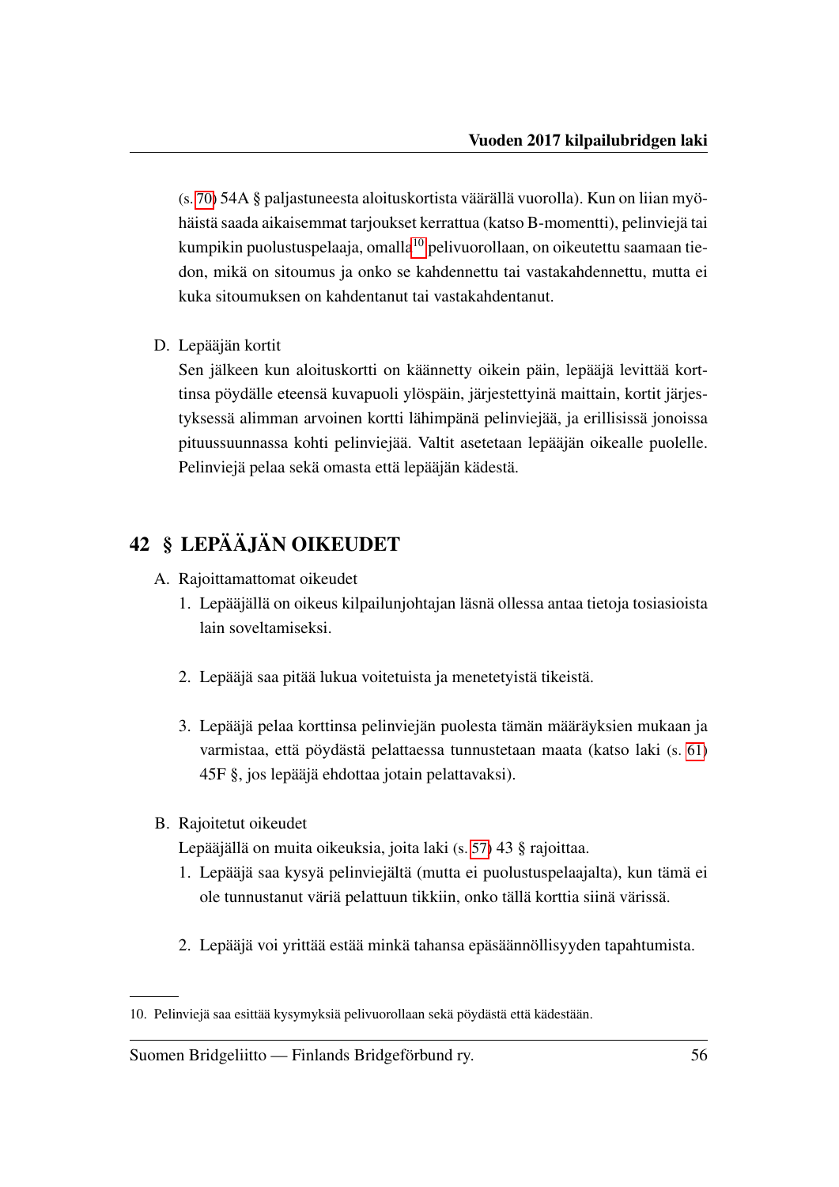(s. 70) 54A § paljastuneesta aloituskortista väärällä vuorolla). Kun on liian myöhäistä saada aikaisemmat tarjoukset kerrattua (katso B-momentti), pelinviejä tai kumpikin puolustuspelaaja, omalla[10] pelivuorollaan, on oikeutettu saamaan tiedon, mikä on sitoumus ja onko se kahdennettu tai vastakahdennettu, mutta ei kuka sitoumuksen on kahdentanut tai vastakahdentanut.

D. Lepääjän kortit
Sen jälkeen kun aloituskortti on käännetty oikein päin, lepääjä levittää korttinsa pöydälle eteensä kuvapuoli ylöspäin, järjestettyinä maittain, kortit järjestyksessä alimman arvoinen kortti lähimpänä pelinviejää, ja erillisissä jonoissa pituussuunnassa kohti pelinviejää. Valtit asetetaan lepääjän oikealle puolelle. Pelinviejä pelaa sekä omasta että lepääjän kädestä.

## 42 § LEPÄÄJÄN OIKEUDET

A. Rajoittamattomat oikeudet
1. Lepääjällä on oikeus kilpailunjohtajan läsnä ollessa antaa tietoja tosiasioista lain soveltamiseksi.
2. Lepääjä saa pitää lukua voitetuista ja menetetyistä tikeistä.
3. Lepääjä pelaa korttinsa pelinviejän puolesta tämän määräyksien mukaan ja varmistaa, että pöydästä pelattaessa tunnustetaan maata (katso laki (s. 61) 45F §, jos lepääjä ehdottaa jotain pelattavaksi).

B. Rajoitetut oikeudet
Lepääjällä on muita oikeuksia, joita laki (s. 57) 43 § rajoittaa.
1. Lepääjä saa kysyä pelinviejältä (mutta ei puolustuspelaajalta), kun tämä ei ole tunnustanut väriä pelattuun tikkiin, onko tällä korttia siinä värissä.
2. Lepääjä voi yrittää estää minkä tahansa epäsäännöllisyyden tapahtumista.

10. Pelinviejä saa esittää kysymyksiä pelivuorollaan sekä pöydästä että kädestään.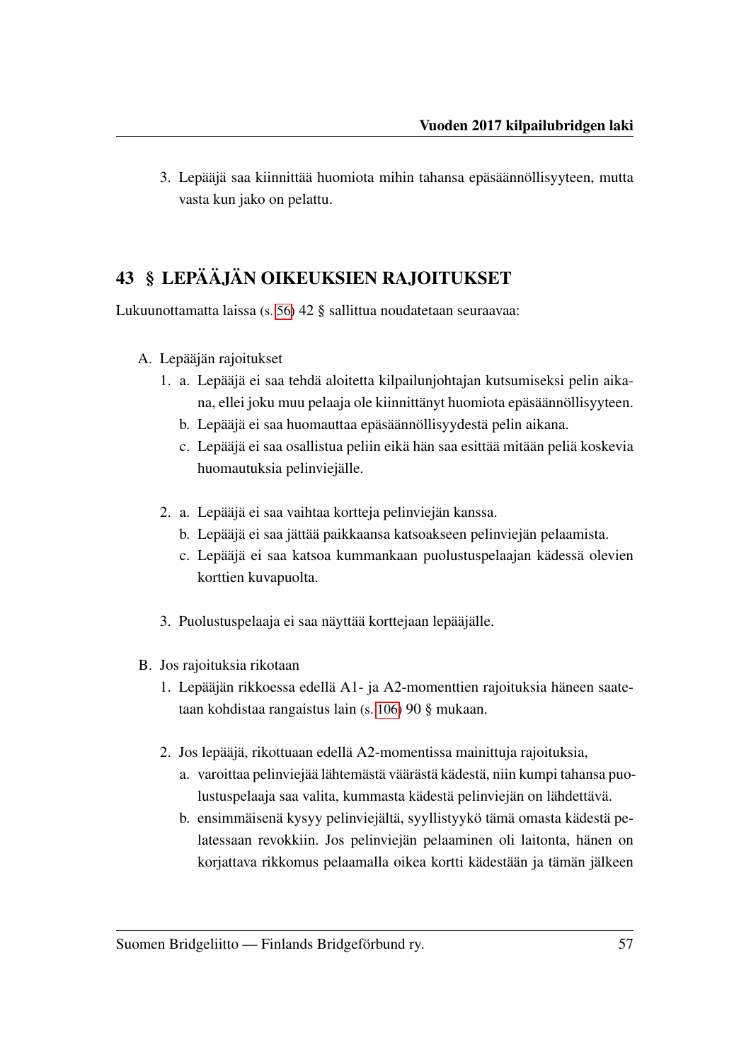3. Lepääjä saa kiinnittää huomiota mihin tahansa epäsäännöllisyyteen, mutta vasta kun jako on pelattu.

## 43 § LEPÄÄJÄN OIKEUKSIEN RAJOITUKSET

Lukuunottamatta laissa (s. 56) 42 § sallittua noudatetaan seuraavaa:

A. Lepääjän rajoitukset

1. a. Lepääjä ei saa tehdä aloitetta kilpailunjohtajan kutsumiseksi pelin aikana, ellei joku muu pelaaja ole kiinnittänyt huomiota epäsäännöllisyyteen.
   b. Lepääjä ei saa huomauttaa epäsäännöllisyydestä pelin aikana.
   c. Lepääjä ei saa osallistua peliin eikä hän saa esittää mitään peliä koskevia huomautuksia pelinviejälle.

2. a. Lepääjä ei saa vaihtaa kortteja pelinviejän kanssa.
   b. Lepääjä ei saa jättää paikkaansa katsoakseen pelinviejän pelaamista.
   c. Lepääjä ei saa katsoa kummankaan puolustuspelaajan kädessä olevien korttien kuvapuolta.

3. Puolustuspelaaja ei saa näyttää korttejaan lepääjälle.

B. Jos rajoituksia rikotaan

1. Lepääjän rikkoessa edellä A1- ja A2-momenttien rajoituksia häneen saatetaan kohdistaa rangaistus lain (s. 106) 90 § mukaan.

2. Jos lepääjä, rikottuaan edellä A2-momentissa mainittuja rajoituksia,
   a. varoittaa pelinviejää lähtemästä väärästä kädestä, niin kumpi tahansa puolustuspelaaja saa valita, kummasta kädestä pelinviejän on lähdettävä.
   b. ensimmäisenä kysyy pelinviejältä, syyllistyykö tämä omasta kädestä pelatessaan revokkiin. Jos pelinviejän pelaaminen oli laitonta, hänen on korjattava rikkomus pelaamalla oikea kortti kädestään ja tämän jälkeen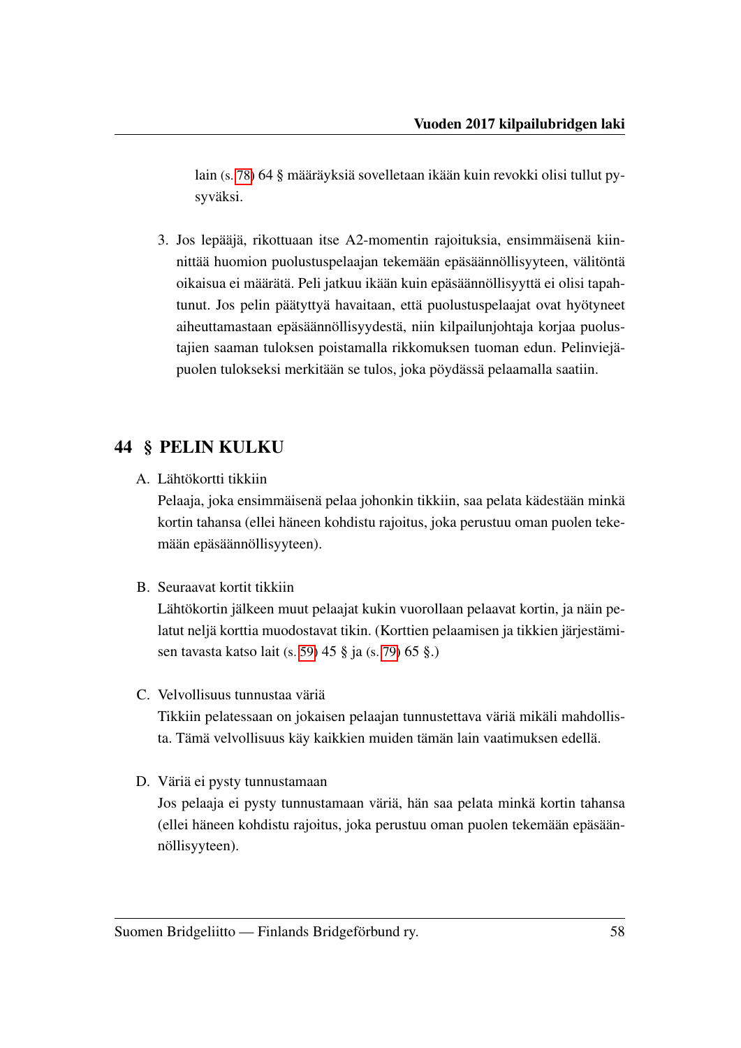lain (s. 78) 64 § määräyksiä sovelletaan ikään kuin revokki olisi tullut pysyväksi.

3. Jos lepääjä, rikottuaan itse A2-momentin rajoituksia, ensimmäisenä kiinnittää huomion puolustuspelaajan tekemään epäsäännöllisyyteen, välitöntä oikaisua ei määrätä. Peli jatkuu ikään kuin epäsäännöllisyyttä ei olisi tapahtunut. Jos pelin päätyttyä havaitaan, että puolustuspelaajat ovat hyötyneet aiheuttamastaan epäsäännöllisyydestä, niin kilpailunjohtaja korjaa puolustajien saaman tuloksen poistamalla rikkomuksen tuoman edun. Pelinviejäpuolen tulokseksi merkitään se tulos, joka pöydässä pelaamalla saatiin.

## 44 § PELIN KULKU

A. Lähtökortti tikkiin
Pelaaja, joka ensimmäisenä pelaa johonkin tikkiin, saa pelata kädestään minkä kortin tahansa (ellei häneen kohdistu rajoitus, joka perustuu oman puolen tekemään epäsäännöllisyyteen).

B. Seuraavat kortit tikkiin
Lähtökortin jälkeen muut pelaajat kukin vuorollaan pelaavat kortin, ja näin pelatut neljä korttia muodostavat tikin. (Korttien pelaamisen ja tikkien järjestämisen tavasta katso lait (s. 59) 45 § ja (s. 79) 65 §.)

C. Velvollisuus tunnustaa väriä
Tikkiin pelatessaan on jokaisen pelaajan tunnustettava väriä mikäli mahdollista. Tämä velvollisuus käy kaikkien muiden tämän lain vaatimuksen edellä.

D. Väriä ei pysty tunnustamaan
Jos pelaaja ei pysty tunnustamaan väriä, hän saa pelata minkä kortin tahansa (ellei häneen kohdistu rajoitus, joka perustuu oman puolen tekemään epäsäännöllisyyteen).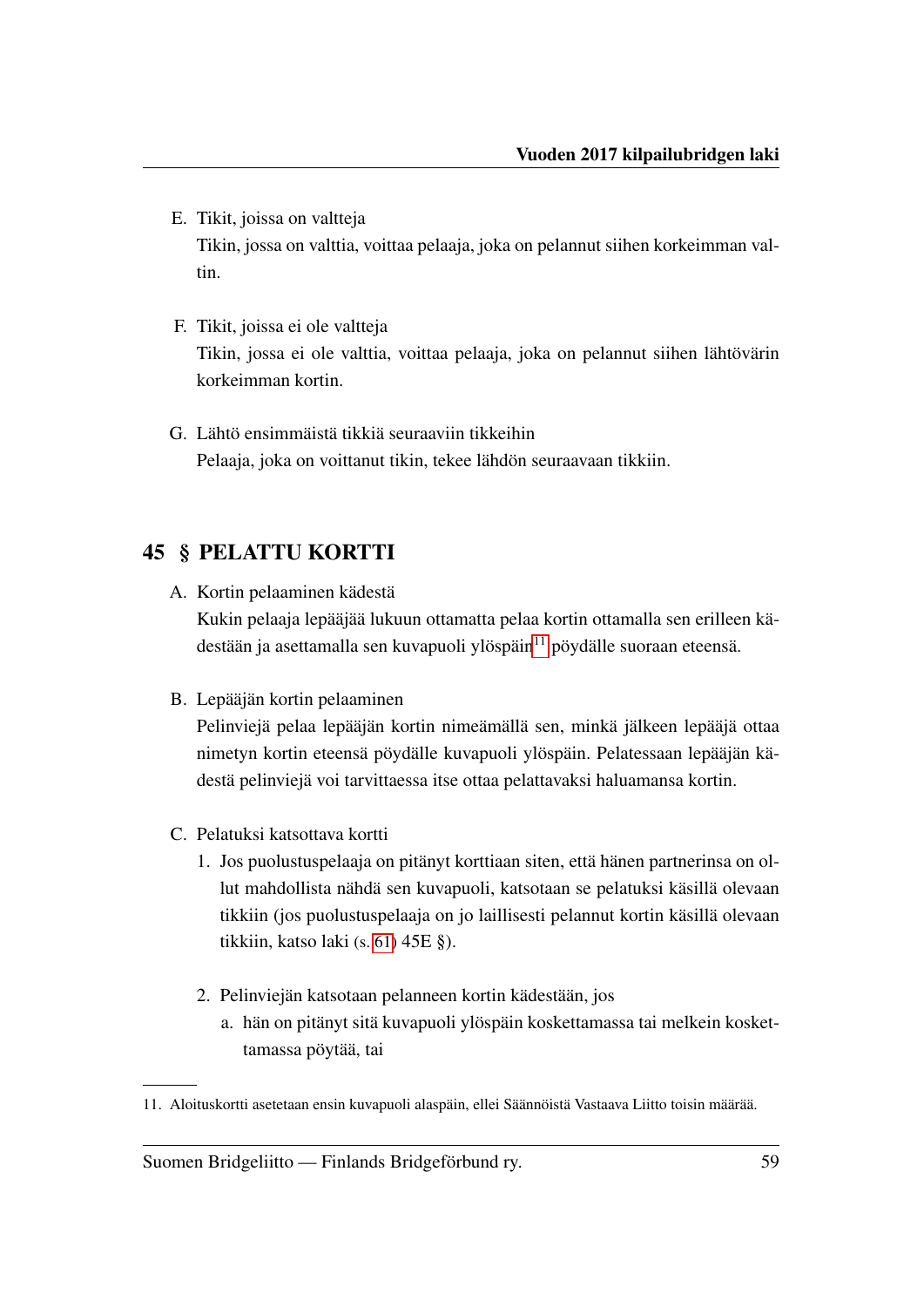E. Tikit, joissa on valtteja

Tikin, jossa on valttia, voittaa pelaaja, joka on pelannut siihen korkeimman valtin.

F. Tikit, joissa ei ole valtteja

Tikin, jossa ei ole valttia, voittaa pelaaja, joka on pelannut siihen lähtövärin korkeimman kortin.

G. Lähtö ensimmäistä tikkiä seuraaviin tikkeihin

Pelaaja, joka on voittanut tikin, tekee lähdön seuraavaan tikkiin.

## 45 § PELATTU KORTTI

A. Kortin pelaaminen kädestä

Kukin pelaaja lepääjää lukuun ottamatta pelaa kortin ottamalla sen erilleen kädestään ja asettamalla sen kuvapuoli ylöspäin[11] pöydälle suoraan eteensä.

B. Lepääjän kortin pelaaminen

Pelinviejä pelaa lepääjän kortin nimeämällä sen, minkä jälkeen lepääjä ottaa nimetyn kortin eteensä pöydälle kuvapuoli ylöspäin. Pelatessaan lepääjän kädestä pelinviejä voi tarvittaessa itse ottaa pelattavaksi haluamansa kortin.

C. Pelatuksi katsottava kortti

1. Jos puolustuspelaaja on pitänyt korttiaan siten, että hänen partnerinsa on ollut mahdollista nähdä sen kuvapuoli, katsotaan se pelatuksi käsillä olevaan tikkiin (jos puolustuspelaaja on jo laillisesti pelannut kortin käsillä olevaan tikkiin, katso laki (s. 61) 45E §).

2. Pelinviejän katsotaan pelanneen kortin kädestään, jos
   a. hän on pitänyt sitä kuvapuoli ylöspäin koskettamassa tai melkein koskettamassa pöytää, tai

---

11. Aloituskortti asetetaan ensin kuvapuoli alaspäin, ellei Säännöistä Vastaava Liitto toisin määrää.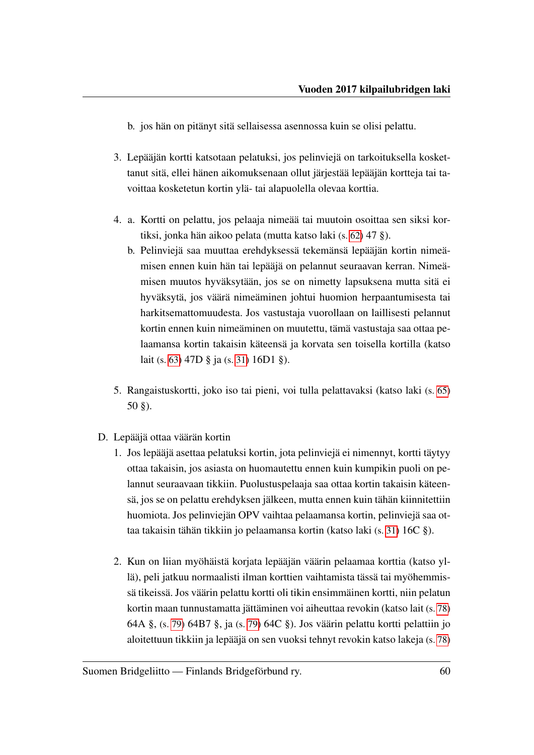b. jos hän on pitänyt sitä sellaisessa asennossa kuin se olisi pelattu.

3. Lepääjän kortti katsotaan pelatuksi, jos pelinviejä on tarkoituksella koskettanut sitä, ellei hänen aikomuksenaan ollut järjestää lepääjän kortteja tai tavoittaa kosketetun kortin ylä- tai alapuolella olevaa korttia.

4. a. Kortti on pelattu, jos pelaaja nimeää tai muutoin osoittaa sen siksi kortiksi, jonka hän aikoo pelata (mutta katso laki (s. 62) 47 §).

   b. Pelinviejä saa muuttaa erehdyksessä tekemänsä lepääjän kortin nimeämisen ennen kuin hän tai lepääjä on pelannut seuraavan kerran. Nimeämisen muutos hyväksytään, jos se on nimetty lapsuksena mutta sitä ei hyväksytä, jos väärä nimeäminen johtui huomion herpaantumisesta tai harkitsemattomuudesta. Jos vastustaja vuorollaan on laillisesti pelannut kortin ennen kuin nimeäminen on muutettu, tämä vastustaja saa ottaa pelaamansa kortin takaisin käteensä ja korvata sen toisella kortilla (katso lait (s. 63) 47D § ja (s. 31) 16D1 §).

5. Rangaistuskortti, joko iso tai pieni, voi tulla pelattavaksi (katso laki (s. 65) 50 §).

D. Lepääjä ottaa väärän kortin

1. Jos lepääjä asettaa pelatuksi kortin, jota pelinviejä ei nimennyt, kortti täytyy ottaa takaisin, jos asiasta on huomautettu ennen kuin kumpikin puoli on pelannut seuraavaan tikkiin. Puolustuspelaaja saa ottaa kortin takaisin käteensä, jos se on pelattu erehdyksen jälkeen, mutta ennen kuin tähän kiinnitettiin huomiota. Jos pelinviejän OPV vaihtaa pelaamansa kortin, pelinviejä saa ottaa takaisin tähän tikkiin jo pelaamansa kortin (katso laki (s. 31) 16C §).

2. Kun on liian myöhäistä korjata lepääjän väärin pelaamaa korttia (katso yllä), peli jatkuu normaalisti ilman korttien vaihtamista tässä tai myöhemmissä tikeissä. Jos väärin pelattu kortti oli tikin ensimmäinen kortti, niin pelatun kortin maan tunnustamatta jättäminen voi aiheuttaa revokin (katso lait (s. 78) 64A §, (s. 79) 64B7 §, ja (s. 79) 64C §). Jos väärin pelattu kortti pelattiin jo aloitettuun tikkiin ja lepääjä on sen vuoksi tehnyt revokin katso lakeja (s. 78)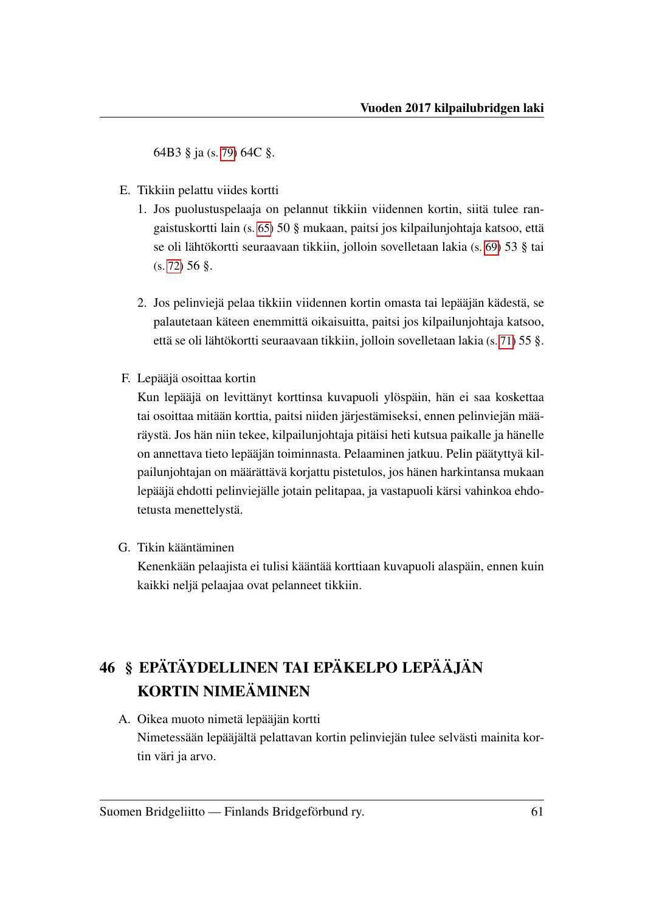64B3 § ja (s. 79) 64C §.

E. Tikkiin pelattu viides kortti

1. Jos puolustuspelaaja on pelannut tikkiin viidennen kortin, siitä tulee rangaistuskortti lain (s. 65) 50 § mukaan, paitsi jos kilpailunjohtaja katsoo, että se oli lähtökortti seuraavaan tikkiin, jolloin sovelletaan lakia (s. 69) 53 § tai (s. 72) 56 §.

2. Jos pelinviejä pelaa tikkiin viidennen kortin omasta tai lepääjän kädestä, se palautetaan käteen enemmittä oikaisuitta, paitsi jos kilpailunjohtaja katsoo, että se oli lähtökortti seuraavaan tikkiin, jolloin sovelletaan lakia (s. 71) 55 §.

F. Lepääjä osoittaa kortin

Kun lepääjä on levittänyt korttinsa kuvapuoli ylöspäin, hän ei saa koskettaa tai osoittaa mitään korttia, paitsi niiden järjestämiseksi, ennen pelinviejän määräystä. Jos hän niin tekee, kilpailunjohtaja pitäisi heti kutsua paikalle ja hänelle on annettava tieto lepääjän toiminnasta. Pelaaminen jatkuu. Pelin päätyttyä kilpailunjohtajan on määrättävä korjattu pistetulos, jos hänen harkintansa mukaan lepääjä ehdotti pelinviejälle jotain pelitapaa, ja vastapuoli kärsi vahinkoa ehdotetusta menettelystä.

G. Tikin kääntäminen

Kenenkään pelaajista ei tulisi kääntää korttiaan kuvapuoli alaspäin, ennen kuin kaikki neljä pelaajaa ovat pelanneet tikkiin.

## 46 § EPÄTÄYDELLINEN TAI EPÄKELPO LEPÄÄJÄN KORTIN NIMEÄMINEN

A. Oikea muoto nimetä lepääjän kortti

Nimetessään lepääjältä pelattavan kortin pelinviejän tulee selvästi mainita kortin väri ja arvo.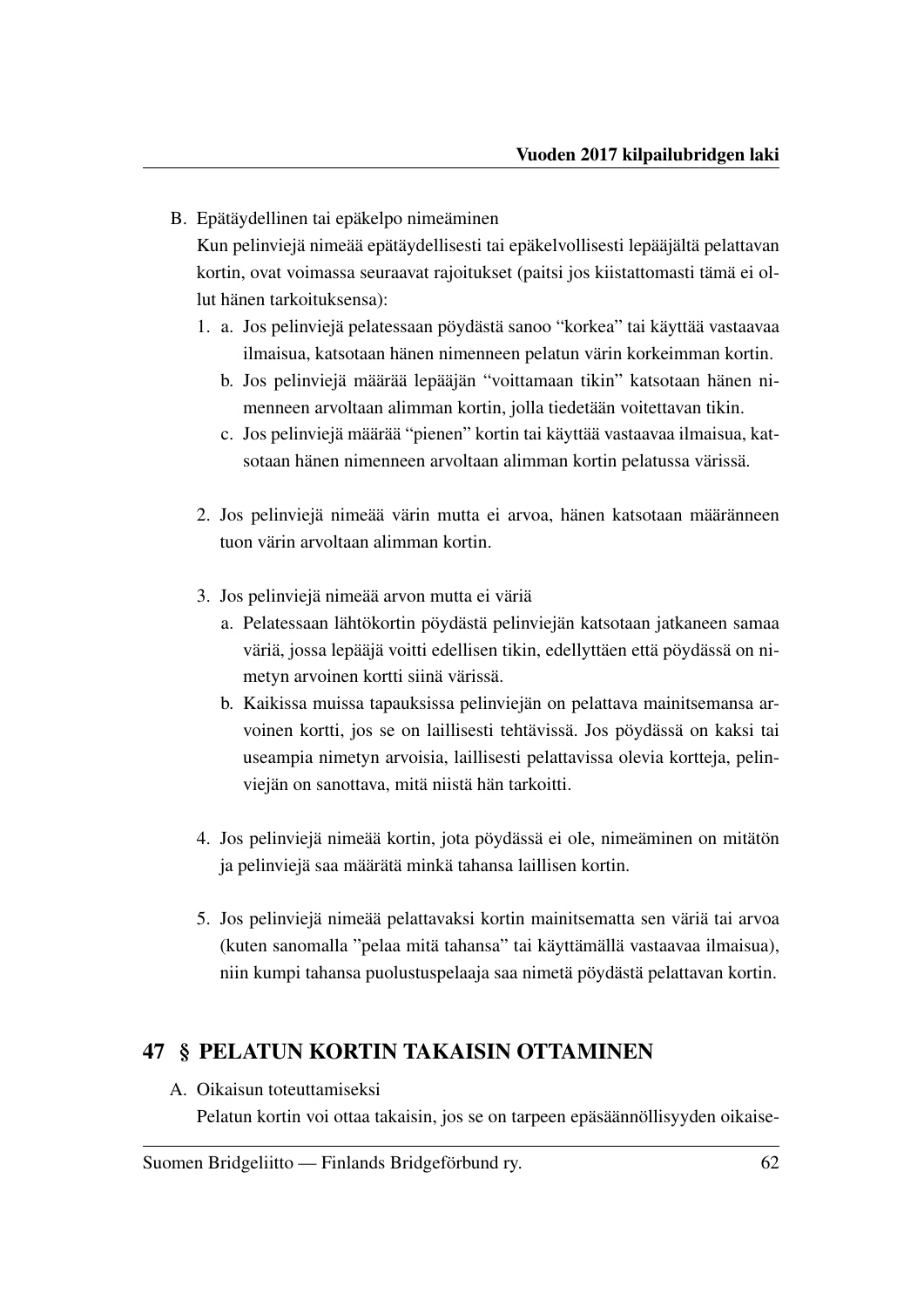B. Epätäydellinen tai epäkelpo nimeäminen

Kun pelinviejä nimeää epätäydellisesti tai epäkelvollisesti lepääjältä pelattavan kortin, ovat voimassa seuraavat rajoitukset (paitsi jos kiistattomasti tämä ei ollut hänen tarkoituksensa):

1. a. Jos pelinviejä pelatessaan pöydästä sanoo “korkea” tai käyttää vastaavaa ilmaisua, katsotaan hänen nimenneen pelatun värin korkeimman kortin.
   b. Jos pelinviejä määrää lepääjän “voittamaan tikin” katsotaan hänen nimenneen arvoltaan alimman kortin, jolla tiedetään voitettavan tikin.
   c. Jos pelinviejä määrää “pienen” kortin tai käyttää vastaavaa ilmaisua, katsotaan hänen nimenneen arvoltaan alimman kortin pelatussa värissä.

2. Jos pelinviejä nimeää värin mutta ei arvoa, hänen katsotaan määränneen tuon värin arvoltaan alimman kortin.

3. Jos pelinviejä nimeää arvon mutta ei väriä
   a. Pelatessaan lähtökortin pöydästä pelinviejän katsotaan jatkaneen samaa väriä, jossa lepääjä voitti edellisen tikin, edellyttäen että pöydässä on nimetyn arvoinen kortti siinä värissä.
   b. Kaikissa muissa tapauksissa pelinviejän on pelattava mainitsemansa arvoinen kortti, jos se on laillisesti tehtävissä. Jos pöydässä on kaksi tai useampia nimetyn arvoisia, laillisesti pelattavissa olevia kortteja, pelinviejän on sanottava, mitä niistä hän tarkoitti.

4. Jos pelinviejä nimeää kortin, jota pöydässä ei ole, nimeäminen on mitätön ja pelinviejä saa määrätä minkä tahansa laillisen kortin.

5. Jos pelinviejä nimeää pelattavaksi kortin mainitsematta sen väriä tai arvoa (kuten sanomalla ”pelaa mitä tahansa” tai käyttämällä vastaavaa ilmaisua), niin kumpi tahansa puolustuspelaaja saa nimetä pöydästä pelattavan kortin.

## 47 § PELATUN KORTIN TAKAISIN OTTAMINEN

A. Oikaisun toteuttamiseksi

Pelatun kortin voi ottaa takaisin, jos se on tarpeen epäsäännöllisyyden oikaise-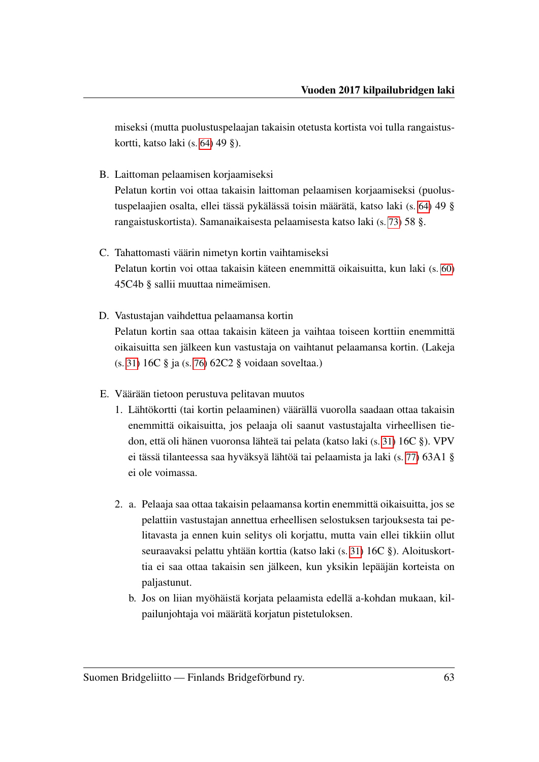miseksi (mutta puolustuspelaajan takaisin otetusta kortista voi tulla rangaistuskortti, katso laki (s. 64) 49 §).

B. Laittoman pelaamisen korjaamiseksi
Pelatun kortin voi ottaa takaisin laittoman pelaamisen korjaamiseksi (puolustuspelaajien osalta, ellei tässä pykälässä toisin määrätä, katso laki (s. 64) 49 § rangaistuskortista). Samanaikaisesta pelaamisesta katso laki (s. 73) 58 §.

C. Tahattomasti väärin nimetyn kortin vaihtamiseksi
Pelatun kortin voi ottaa takaisin käteen enemmittä oikaisuitta, kun laki (s. 60) 45C4b § sallii muuttaa nimeämisen.

D. Vastustajan vaihdettua pelaamansa kortin
Pelatun kortin saa ottaa takaisin käteen ja vaihtaa toiseen korttiin enemmittä oikaisuitta sen jälkeen kun vastustaja on vaihtanut pelaamansa kortin. (Lakeja (s. 31) 16C § ja (s. 76) 62C2 § voidaan soveltaa.)

E. Väärään tietoon perustuva pelitavan muutos
   1. Lähtökortti (tai kortin pelaaminen) väärällä vuorolla saadaan ottaa takaisin enemmittä oikaisuitta, jos pelaaja oli saanut vastustajalta virheellisen tiedon, että oli hänen vuoronsa lähteä tai pelata (katso laki (s. 31) 16C §). VPV ei tässä tilanteessa saa hyväksyä lähtöä tai pelaamista ja laki (s. 77) 63A1 § ei ole voimassa.

   2. a. Pelaaja saa ottaa takaisin pelaamansa kortin enemmittä oikaisuitta, jos se pelattiin vastustajan annettua erheellisen selostuksen tarjouksesta tai pelitavasta ja ennen kuin selitys oli korjattu, mutta vain ellei tikkiin ollut seuraavaksi pelattu yhtään korttia (katso laki (s. 31) 16C §). Aloituskorttia ei saa ottaa takaisin sen jälkeen, kun yksikin lepääjän korteista on paljastunut.
      b. Jos on liian myöhäistä korjata pelaamista edellä a-kohdan mukaan, kilpailunjohtaja voi määrätä korjatun pistetuloksen.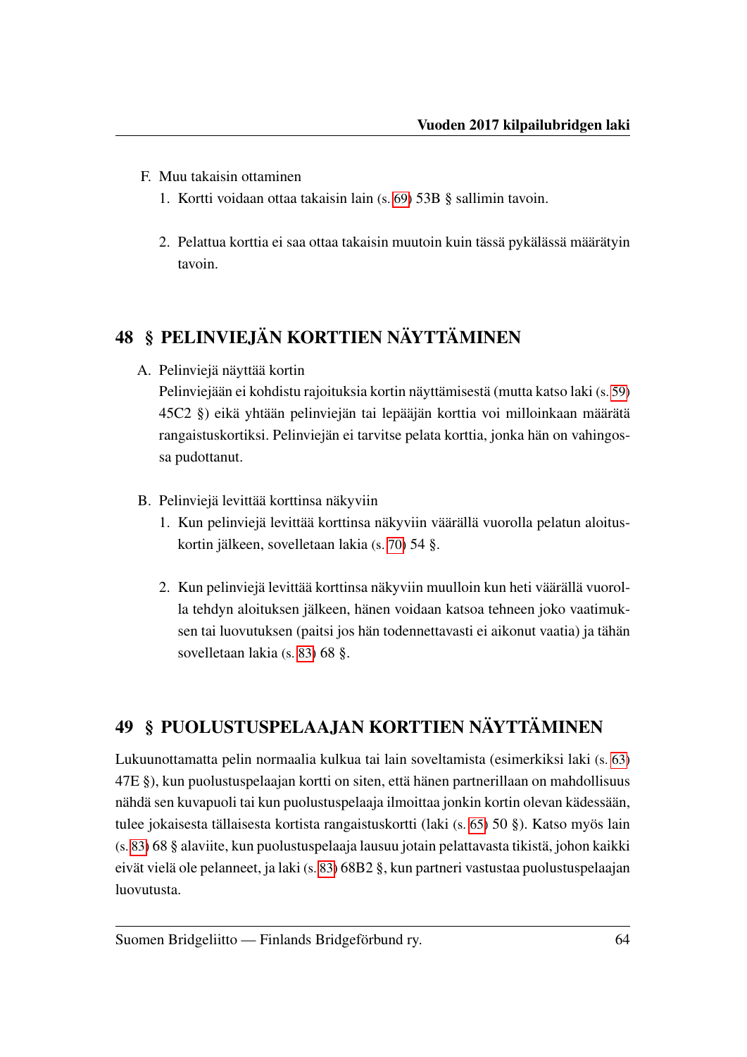F. Muu takaisin ottaminen

1. Kortti voidaan ottaa takaisin lain (s. 69) 53B § sallimin tavoin.

2. Pelattua korttia ei saa ottaa takaisin muutoin kuin tässä pykälässä määrätyin tavoin.

## 48 § PELINVIEJÄN KORTTIEN NÄYTTÄMINEN

A. Pelinviejä näyttää kortin
Pelinviejään ei kohdistu rajoituksia kortin näyttämisestä (mutta katso laki (s. 59) 45C2 §) eikä yhtään pelinviejän tai lepääjän korttia voi milloinkaan määrätä rangaistuskortiksi. Pelinviejän ei tarvitse pelata korttia, jonka hän on vahingossa pudottanut.

B. Pelinviejä levittää korttinsa näkyviin

1. Kun pelinviejä levittää korttinsa näkyviin väärällä vuorolla pelatun aloituskortin jälkeen, sovelletaan lakia (s. 70) 54 §.

2. Kun pelinviejä levittää korttinsa näkyviin muulloin kun heti väärällä vuorolla tehdyn aloituksen jälkeen, hänen voidaan katsoa tehneen joko vaatimuksen tai luovutuksen (paitsi jos hän todennettavasti ei aikonut vaatia) ja tähän sovelletaan lakia (s. 83) 68 §.

## 49 § PUOLUSTUSPELAAJAN KORTTIEN NÄYTTÄMINEN

Lukuunottamatta pelin normaalia kulkua tai lain soveltamista (esimerkiksi laki (s. 63) 47E §), kun puolustuspelaajan kortti on siten, että hänen partnerillaan on mahdollisuus nähdä sen kuvapuoli tai kun puolustuspelaaja ilmoittaa jonkin kortin olevan kädessään, tulee jokaisesta tällaisesta kortista rangaistuskortti (laki (s. 65) 50 §). Katso myös lain (s. 83) 68 § alaviite, kun puolustuspelaaja lausuu jotain pelattavasta tikistä, johon kaikki eivät vielä ole pelanneet, ja laki (s. 83) 68B2 §, kun partneri vastustaa puolustuspelaajan luovutusta.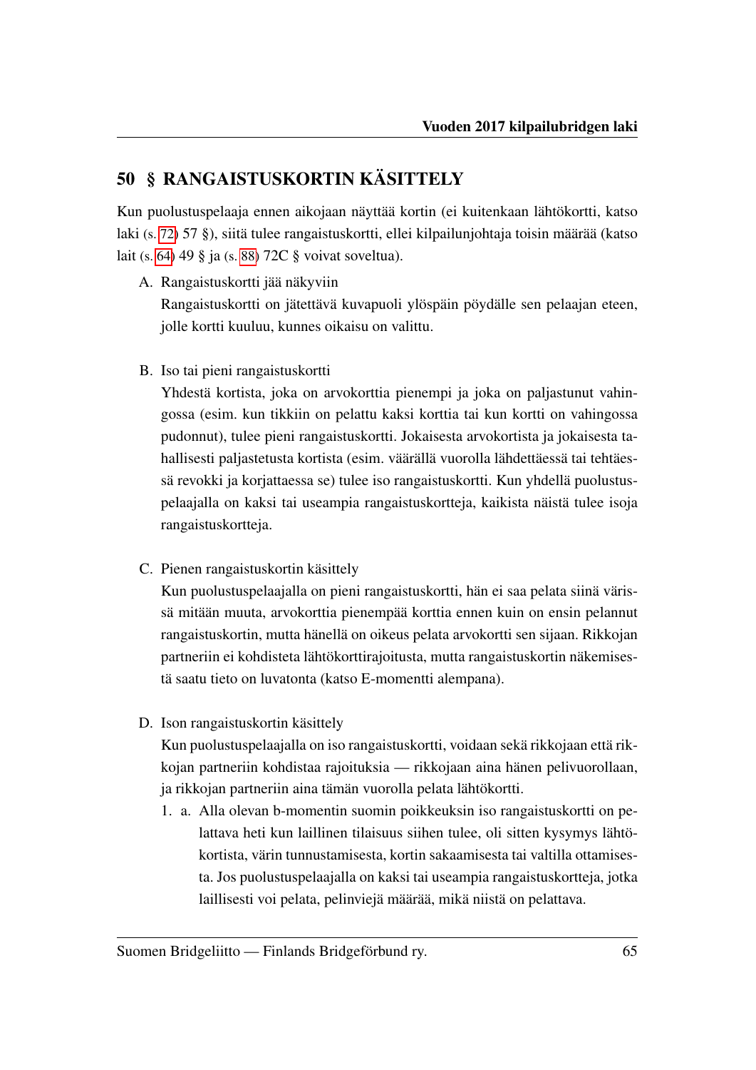## 50 § RANGAISTUSKORTIN KÄSITTELY

Kun puolustuspelaaja ennen aikojaan näyttää kortin (ei kuitenkaan lähtökortti, katso laki (s. 72) 57 §), siitä tulee rangaistuskortti, ellei kilpailunjohtaja toisin määrää (katso lait (s. 64) 49 § ja (s. 88) 72C § voivat soveltua).

A. Rangaistuskortti jää näkyviin

Rangaistuskortti on jätettävä kuvapuoli ylöspäin pöydälle sen pelaajan eteen, jolle kortti kuuluu, kunnes oikaisu on valittu.

B. Iso tai pieni rangaistuskortti

Yhdestä kortista, joka on arvokorttia pienempi ja joka on paljastunut vahingossa (esim. kun tikkiin on pelattu kaksi korttia tai kun kortti on vahingossa pudonnut), tulee pieni rangaistuskortti. Jokaisesta arvokortista ja jokaisesta tahallisesti paljastetusta kortista (esim. väärällä vuorolla lähdettäessä tai tehtäessä revokki ja korjattaessa se) tulee iso rangaistuskortti. Kun yhdellä puolustuspelaajalla on kaksi tai useampia rangaistuskortteja, kaikista näistä tulee isoja rangaistuskortteja.

C. Pienen rangaistuskortin käsittely

Kun puolustuspelaajalla on pieni rangaistuskortti, hän ei saa pelata siinä värissä mitään muuta, arvokorttia pienempää korttia ennen kuin on ensin pelannut rangaistuskortin, mutta hänellä on oikeus pelata arvokortti sen sijaan. Rikkojan partneriin ei kohdisteta lähtökorttirajoitusta, mutta rangaistuskortin näkemisestä saatu tieto on luvatonta (katso E-momentti alempana).

D. Ison rangaistuskortin käsittely

Kun puolustuspelaajalla on iso rangaistuskortti, voidaan sekä rikkojaan että rikkojan partneriin kohdistaa rajoituksia — rikkojaan aina hänen pelivuorollaan, ja rikkojan partneriin aina tämän vuorolla pelata lähtökortti.

1. a. Alla olevan b-momentin suomin poikkeuksin iso rangaistuskortti on pelattava heti kun laillinen tilaisuus siihen tulee, oli sitten kysymys lähtökortista, värin tunnustamisesta, kortin sakaamisesta tai valtilla ottamisesta. Jos puolustuspelaajalla on kaksi tai useampia rangaistuskortteja, jotka laillisesti voi pelata, pelinviejä määrää, mikä niistä on pelattava.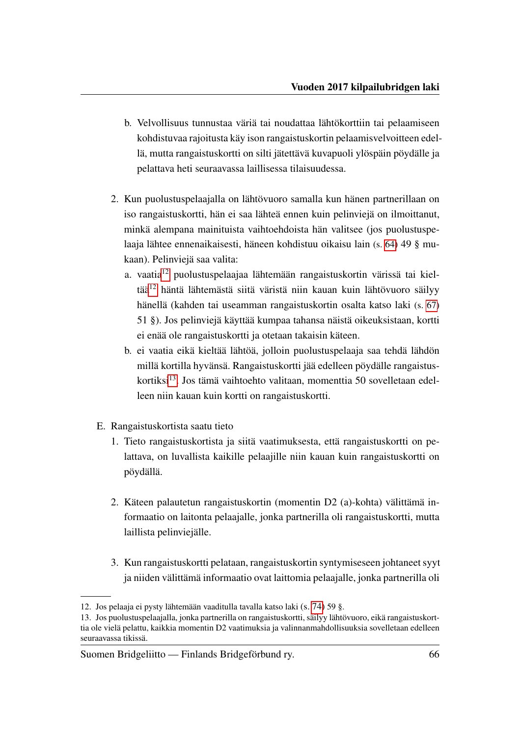b. Velvollisuus tunnustaa väriä tai noudattaa lähtökorttiin tai pelaamiseen kohdistuvaa rajoitusta käy ison rangaistuskortin pelaamisvelvoitteen edellä, mutta rangaistuskortti on silti jätettävä kuvapuoli ylöspäin pöydälle ja pelattava heti seuraavassa laillisessa tilaisuudessa.

2. Kun puolustuspelaajalla on lähtövuoro samalla kun hänen partnerillaan on iso rangaistuskortti, hän ei saa lähteä ennen kuin pelinviejä on ilmoittanut, minkä alempana mainituista vaihtoehdoista hän valitsee (jos puolustuspelaaja lähtee ennenaikaisesti, häneen kohdistuu oikaisu lain (s. 64) 49 § mukaan). Pelinviejä saa valita:

   a. vaatia[12] puolustuspelaajaa lähtemään rangaistuskortin värissä tai kieltää[12] häntä lähtemästä siitä väristä niin kauan kuin lähtövuoro säilyy hänellä (kahden tai useamman rangaistuskortin osalta katso laki (s. 67) 51 §). Jos pelinviejä käyttää kumpaa tahansa näistä oikeuksistaan, kortti ei enää ole rangaistuskortti ja otetaan takaisin käteen.

   b. ei vaatia eikä kieltää lähtöä, jolloin puolustuspelaaja saa tehdä lähdön millä kortilla hyvänsä. Rangaistuskortti jää edelleen pöydälle rangaistuskortiksi[13]. Jos tämä vaihtoehto valitaan, momenttia 50 sovelletaan edelleen niin kauan kuin kortti on rangaistuskortti.

E. Rangaistuskortista saatu tieto

1. Tieto rangaistuskortista ja siitä vaatimuksesta, että rangaistuskortti on pelattava, on luvallista kaikille pelaajille niin kauan kuin rangaistuskortti on pöydällä.

2. Käteen palautetun rangaistuskortin (momentin D2 (a)-kohta) välittämä informaatio on laitonta pelaajalle, jonka partnerilla oli rangaistuskortti, mutta laillista pelinviejälle.

3. Kun rangaistuskortti pelataan, rangaistuskortin syntymiseseen johtaneet syyt ja niiden välittämä informaatio ovat laittomia pelaajalle, jonka partnerilla oli

---

12. Jos pelaaja ei pysty lähtemään vaaditulla tavalla katso laki (s. 74) 59 §.

13. Jos puolustuspelaajalla, jonka partnerilla on rangaistuskortti, säilyy lähtövuoro, eikä rangaistuskorttia ole vielä pelattu, kaikkia momentin D2 vaatimuksia ja valinnanmahdollisuuksia sovelletaan edelleen seuraavassa tikissä.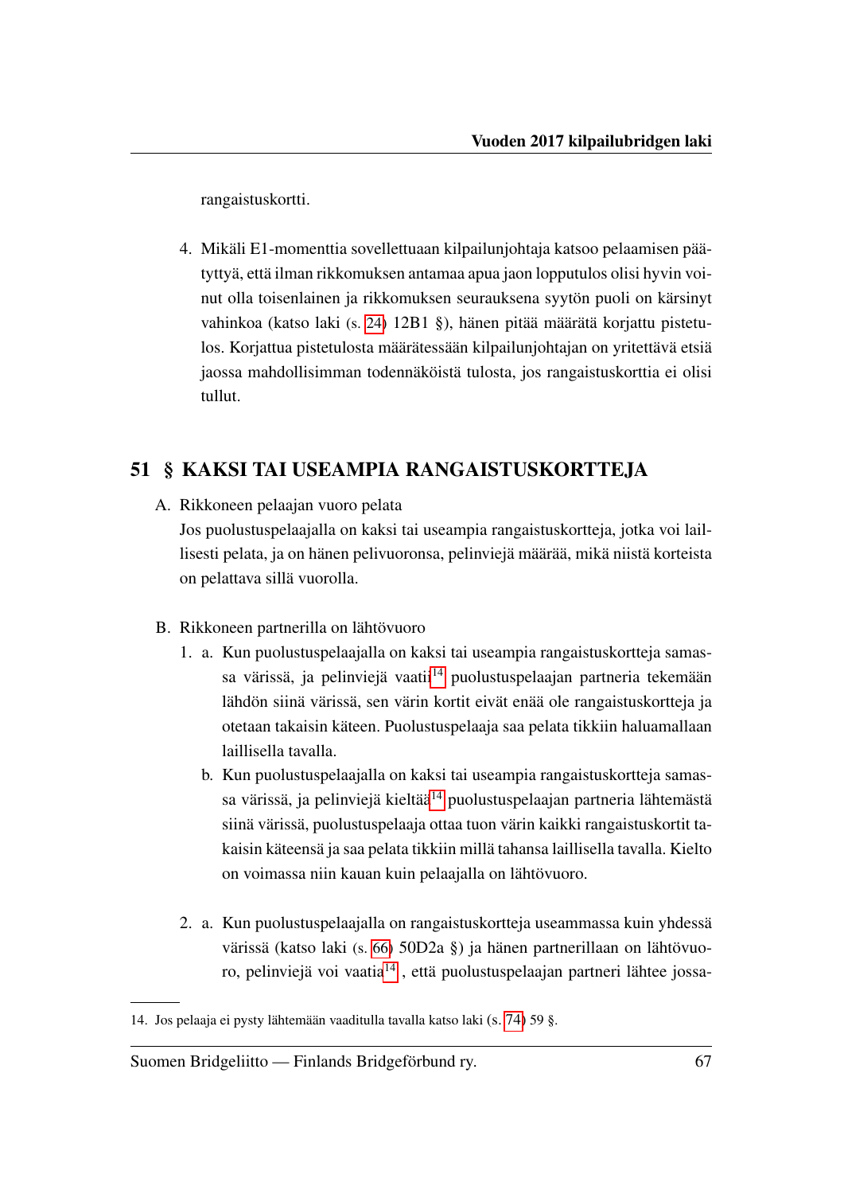rangaistuskortti.

4. Mikäli E1-momenttia sovellettuaan kilpailunjohtaja katsoo pelaamisen päätyttyä, että ilman rikkomuksen antamaa apua jaon lopputulos olisi hyvin voinut olla toisenlainen ja rikkomuksen seurauksena syytön puoli on kärsinyt vahinkoa (katso laki (s. 24) 12B1 §), hänen pitää määrätä korjattu pistetulos. Korjattua pistetulosta määrätessään kilpailunjohtajan on yritettävä etsiä jaossa mahdollisimman todennäköistä tulosta, jos rangaistuskorttia ei olisi tullut.

## 51 § KAKSI TAI USEAMPIA RANGAISTUSKORTTEJA

A. Rikkoneen pelaajan vuoro pelata
   Jos puolustuspelaajalla on kaksi tai useampia rangaistuskortteja, jotka voi laillisesti pelata, ja on hänen pelivuoronsa, pelinviejä määrää, mikä niistä korteista on pelattava sillä vuorolla.

B. Rikkoneen partnerilla on lähtövuoro
   1. a. Kun puolustuspelaajalla on kaksi tai useampia rangaistuskortteja samassa värissä, ja pelinviejä vaatii[14] puolustuspelaajan partneria tekemään lähdön siinä värissä, sen värin kortit eivät enää ole rangaistuskortteja ja otetaan takaisin käteen. Puolustuspelaaja saa pelata tikkiin haluamallaan laillisella tavalla.
      b. Kun puolustuspelaajalla on kaksi tai useampia rangaistuskortteja samassa värissä, ja pelinviejä kieltää[14] puolustuspelaajan partneria lähtemästä siinä värissä, puolustuspelaaja ottaa tuon värin kaikki rangaistuskortit takaisin käteensä ja saa pelata tikkiin millä tahansa laillisella tavalla. Kielto on voimassa niin kauan kuin pelaajalla on lähtövuoro.
   2. a. Kun puolustuspelaajalla on rangaistuskortteja useammassa kuin yhdessä värissä (katso laki (s. 66) 50D2a §) ja hänen partnerillaan on lähtövuoro, pelinviejä voi vaatia[14], että puolustuspelaajan partneri lähtee jossa-

---

14. Jos pelaaja ei pysty lähtemään vaaditulla tavalla katso laki (s. 74) 59 §.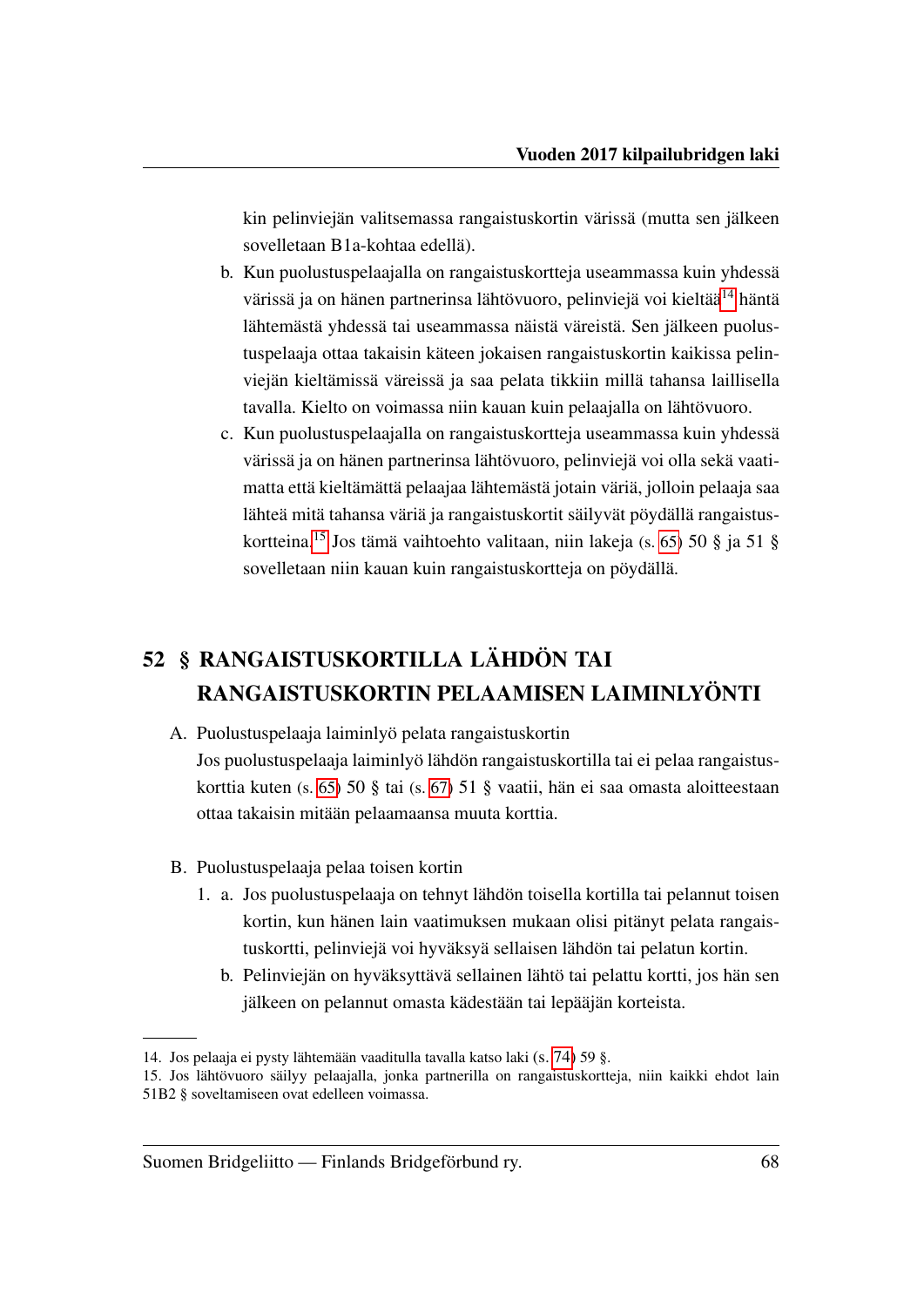kin pelinviejän valitsemassa rangaistuskortin värissä (mutta sen jälkeen sovelletaan B1a-kohtaa edellä).

b. Kun puolustuspelaajalla on rangaistuskortteja useammassa kuin yhdessä värissä ja on hänen partnerinsa lähtövuoro, pelinviejä voi kieltää[14] häntä lähtemästä yhdessä tai useammassa näistä väreistä. Sen jälkeen puolustuspelaaja ottaa takaisin käteen jokaisen rangaistuskortin kaikissa pelinviejän kieltämissä väreissä ja saa pelata tikkiin millä tahansa laillisella tavalla. Kielto on voimassa niin kauan kuin pelaajalla on lähtövuoro.

c. Kun puolustuspelaajalla on rangaistuskortteja useammassa kuin yhdessä värissä ja on hänen partnerinsa lähtövuoro, pelinviejä voi olla sekä vaatimatta että kieltämättä pelaajaa lähtemästä jotain väriä, jolloin pelaaja saa lähteä mitä tahansa väriä ja rangaistuskortit säilyvät pöydällä rangaistuskortteina.[15] Jos tämä vaihtoehto valitaan, niin lakeja (s. 65) 50 § ja 51 § sovelletaan niin kauan kuin rangaistuskortteja on pöydällä.

## 52 § RANGAISTUSKORTILLA LÄHDÖN TAI RANGAISTUSKORTIN PELAAMISEN LAIMINLYÖNTI

A. Puolustuspelaaja laiminlyö pelata rangaistuskortin
Jos puolustuspelaaja laiminlyö lähdön rangaistuskortilla tai ei pelaa rangaistuskorttia kuten (s. 65) 50 § tai (s. 67) 51 § vaatii, hän ei saa omasta aloitteestaan ottaa takaisin mitään pelaamaansa muuta korttia.

B. Puolustuspelaaja pelaa toisen kortin

1. a. Jos puolustuspelaaja on tehnyt lähdön toisella kortilla tai pelannut toisen kortin, kun hänen lain vaatimuksen mukaan olisi pitänyt pelata rangaistuskortti, pelinviejä voi hyväksyä sellaisen lähdön tai pelatun kortin.

   b. Pelinviejän on hyväksyttävä sellainen lähtö tai pelattu kortti, jos hän sen jälkeen on pelannut omasta kädestään tai lepääjän korteista.

---

14. Jos pelaaja ei pysty lähtemään vaaditulla tavalla katso laki (s. 74) 59 §.

15. Jos lähtövuoro säilyy pelaajalla, jonka partnerilla on rangaistuskortteja, niin kaikki ehdot lain 51B2 § soveltamiseen ovat edelleen voimassa.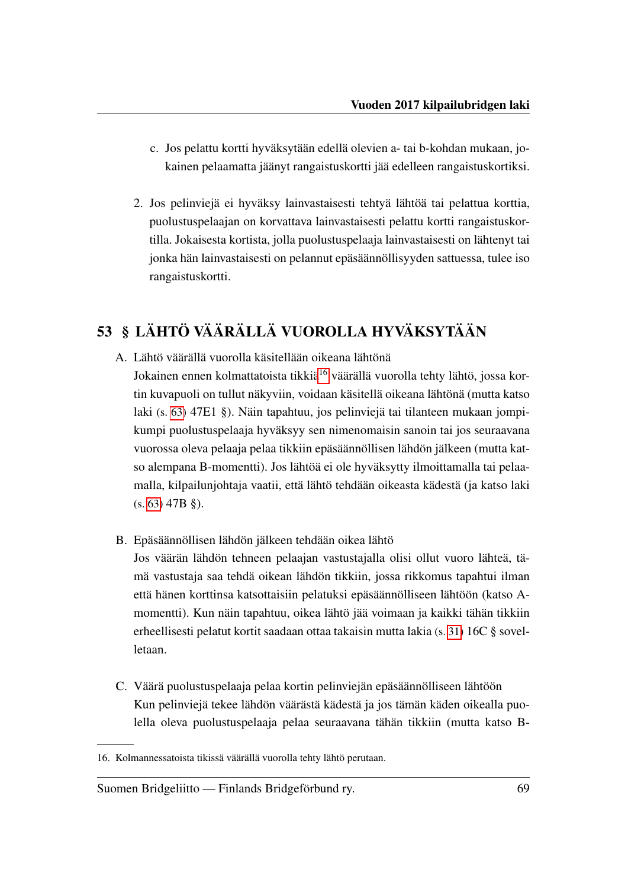c. Jos pelattu kortti hyväksytään edellä olevien a- tai b-kohdan mukaan, jokainen pelaamatta jäänyt rangaistuskortti jää edelleen rangaistuskortiksi.

2. Jos pelinviejä ei hyväksy lainvastaisesti tehtyä lähtöä tai pelattua korttia, puolustuspelaajan on korvattava lainvastaisesti pelattu kortti rangaistuskortilla. Jokaisesta kortista, jolla puolustuspelaaja lainvastaisesti on lähtenyt tai jonka hän lainvastaisesti on pelannut epäsäännöllisyyden sattuessa, tulee iso rangaistuskortti.

## 53 § LÄHTÖ VÄÄRÄLLÄ VUOROLLA HYVÄKSYTÄÄN

A. Lähtö väärällä vuorolla käsitellään oikeana lähtönä
Jokainen ennen kolmattatoista tikkiä[16] väärällä vuorolla tehty lähtö, jossa kortin kuvapuoli on tullut näkyviin, voidaan käsitellä oikeana lähtönä (mutta katso laki (s. 63) 47E1 §). Näin tapahtuu, jos pelinviejä tai tilanteen mukaan jompikumpi puolustuspelaaja hyväksyy sen nimenomaisin sanoin tai jos seuraavana vuorossa oleva pelaaja pelaa tikkiin epäsäännöllisen lähdön jälkeen (mutta katso alempana B-momentti). Jos lähtöä ei ole hyväksytty ilmoittamalla tai pelaamalla, kilpailunjohtaja vaatii, että lähtö tehdään oikeasta kädestä (ja katso laki (s. 63) 47B §).

B. Epäsäännöllisen lähdön jälkeen tehdään oikea lähtö
Jos väärän lähdön tehneen pelaajan vastustajalla olisi ollut vuoro lähteä, tämä vastustaja saa tehdä oikean lähdön tikkiin, jossa rikkomus tapahtui ilman että hänen korttinsa katsottaisiin pelatuksi epäsäännölliseen lähtöön (katso A-momentti). Kun näin tapahtuu, oikea lähtö jää voimaan ja kaikki tähän tikkiin erheellisesti pelatut kortit saadaan ottaa takaisin mutta lakia (s. 31) 16C § sovelletaan.

C. Väärä puolustuspelaaja pelaa kortin pelinviejän epäsäännölliseen lähtöön
Kun pelinviejä tekee lähdön väärästä kädestä ja jos tämän käden oikealla puolella oleva puolustuspelaaja pelaa seuraavana tähän tikkiin (mutta katso B-

---

16. Kolmannessatoista tikissä väärällä vuorolla tehty lähtö perutaan.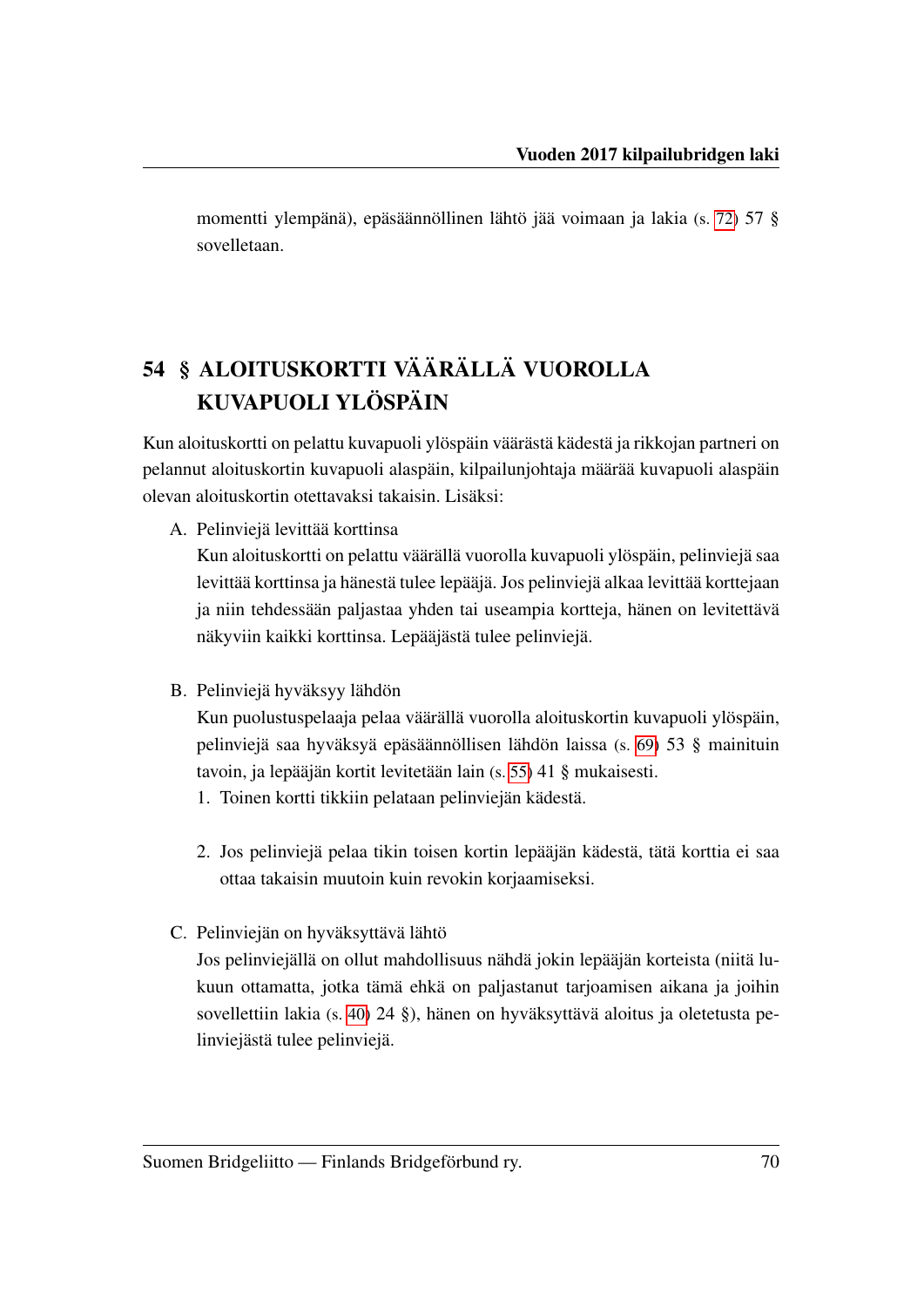momentti ylempänä), epäsäännöllinen lähtö jää voimaan ja lakia (s. 72) 57 § sovelletaan.

## 54 § ALOITUSKORTTI VÄÄRÄLLÄ VUOROLLA KUVAPUOLI YLÖSPÄIN

Kun aloituskortti on pelattu kuvapuoli ylöspäin väärästä kädestä ja rikkojan partneri on pelannut aloituskortin kuvapuoli alaspäin, kilpailunjohtaja määrää kuvapuoli alaspäin olevan aloituskortin otettavaksi takaisin. Lisäksi:

A. Pelinviejä levittää korttinsa
   Kun aloituskortti on pelattu väärällä vuorolla kuvapuoli ylöspäin, pelinviejä saa levittää korttinsa ja hänestä tulee lepääjä. Jos pelinviejä alkaa levittää korttejaan ja niin tehdessään paljastaa yhden tai useampia kortteja, hänen on levitettävä näkyviin kaikki korttinsa. Lepääjästä tulee pelinviejä.

B. Pelinviejä hyväksyy lähdön
   Kun puolustuspelaaja pelaa väärällä vuorolla aloituskortin kuvapuoli ylöspäin, pelinviejä saa hyväksyä epäsäännöllisen lähdön laissa (s. 69) 53 § mainituin tavoin, ja lepääjän kortit levitetään lain (s. 55) 41 § mukaisesti.
   1. Toinen kortti tikkiin pelataan pelinviejän kädestä.
   2. Jos pelinviejä pelaa tikin toisen kortin lepääjän kädestä, tätä korttia ei saa ottaa takaisin muutoin kuin revokin korjaamiseksi.

C. Pelinviejän on hyväksyttävä lähtö
   Jos pelinviejällä on ollut mahdollisuus nähdä jokin lepääjän korteista (niitä lukuun ottamatta, jotka tämä ehkä on paljastanut tarjoamisen aikana ja joihin sovellettiin lakia (s. 40) 24 §), hänen on hyväksyttävä aloitus ja oletetusta pelinviejästä tulee pelinviejä.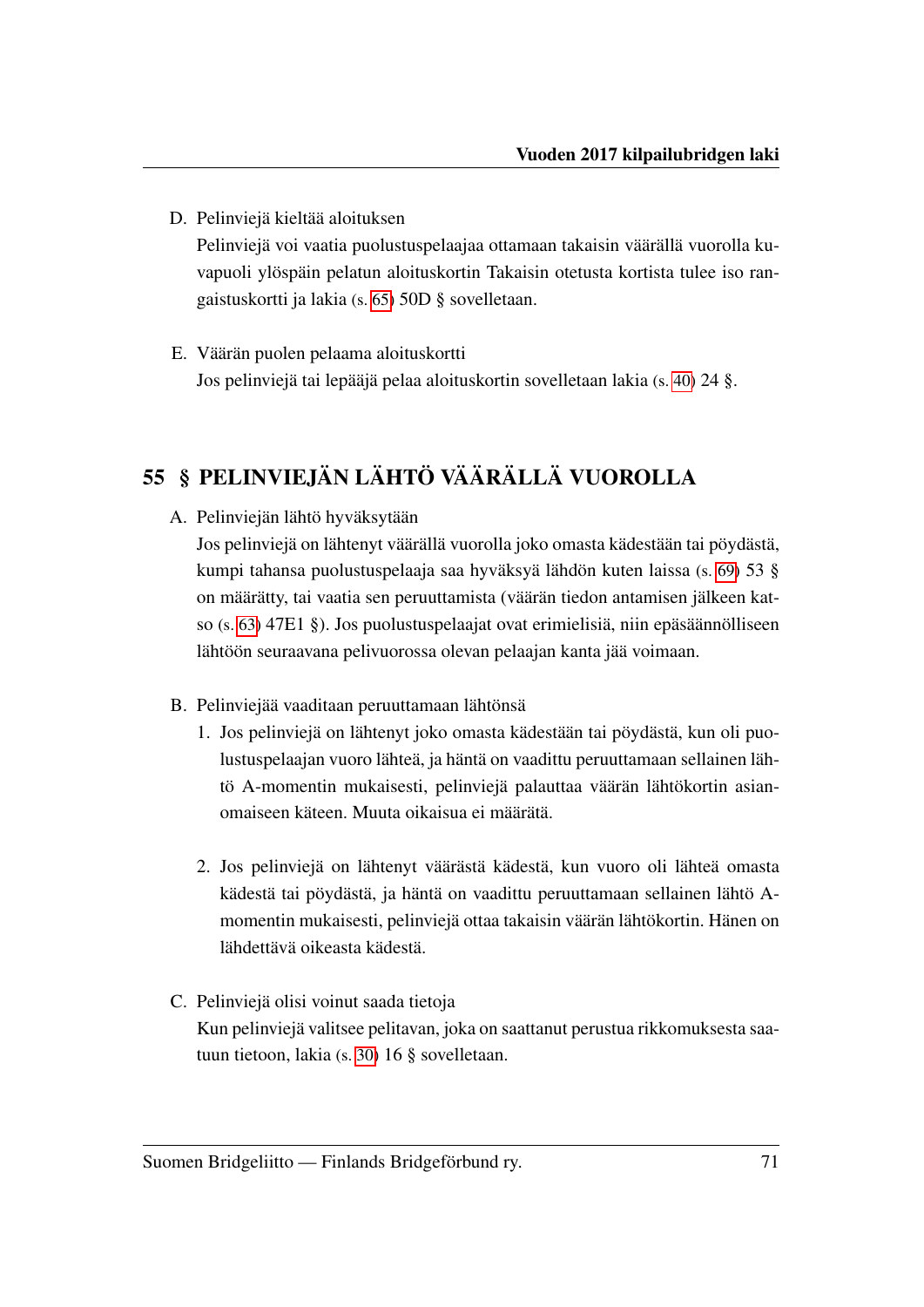D. Pelinviejä kieltää aloituksen
   Pelinviejä voi vaatia puolustuspelaajaa ottamaan takaisin väärällä vuorolla kuvapuoli ylöspäin pelatun aloituskortin Takaisin otetusta kortista tulee iso rangaistuskortti ja lakia (s. 65) 50D § sovelletaan.

E. Väärän puolen pelaama aloituskortti
   Jos pelinviejä tai lepääjä pelaa aloituskortin sovelletaan lakia (s. 40) 24 §.

## 55 § PELINVIEJÄN LÄHTÖ VÄÄRÄLLÄ VUOROLLA

A. Pelinviejän lähtö hyväksytään
   Jos pelinviejä on lähtenyt väärällä vuorolla joko omasta kädestään tai pöydästä, kumpi tahansa puolustuspelaaja saa hyväksyä lähdön kuten laissa (s. 69) 53 § on määrätty, tai vaatia sen peruuttamista (väärän tiedon antamisen jälkeen katso (s. 63) 47E1 §). Jos puolustuspelaajat ovat erimielisiä, niin epäsäännölliseen lähtöön seuraavana pelivuorossa olevan pelaajan kanta jää voimaan.

B. Pelinviejää vaaditaan peruuttamaan lähtönsä
   1. Jos pelinviejä on lähtenyt joko omasta kädestään tai pöydästä, kun oli puolustuspelaajan vuoro lähteä, ja häntä on vaadittu peruuttamaan sellainen lähtö A-momentin mukaisesti, pelinviejä palauttaa väärän lähtökortin asianomaiseen käteen. Muuta oikaisua ei määrätä.

   2. Jos pelinviejä on lähtenyt väärästä kädestä, kun vuoro oli lähteä omasta kädestä tai pöydästä, ja häntä on vaadittu peruuttamaan sellainen lähtö A-momentin mukaisesti, pelinviejä ottaa takaisin väärän lähtökortin. Hänen on lähdettävä oikeasta kädestä.

C. Pelinviejä olisi voinut saada tietoja
   Kun pelinviejä valitsee pelitavan, joka on saattanut perustua rikkomuksesta saatuun tietoon, lakia (s. 30) 16 § sovelletaan.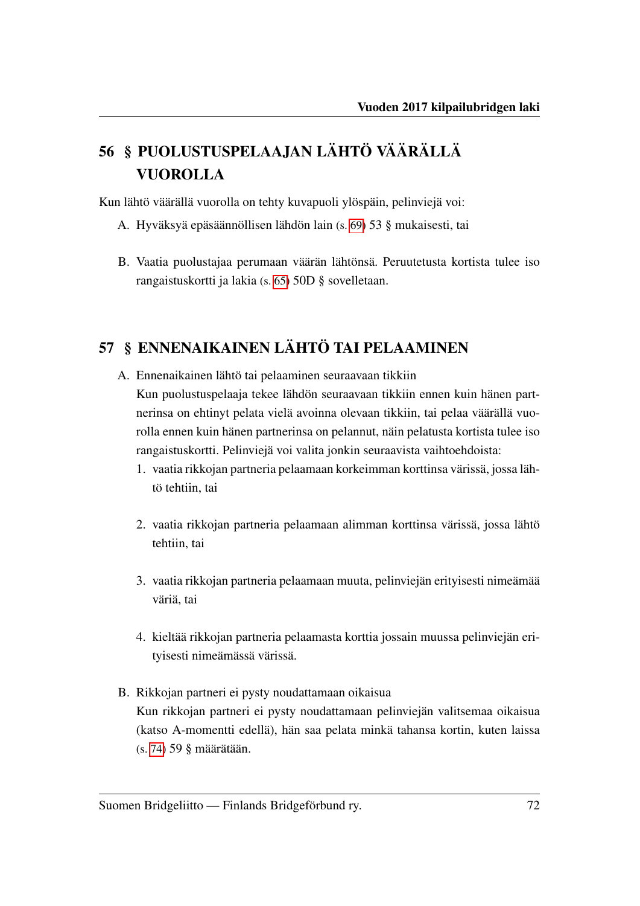## 56 § PUOLUSTUSPELAAJAN LÄHTÖ VÄÄRÄLLÄ VUOROLLA

Kun lähtö väärällä vuorolla on tehty kuvapuoli ylöspäin, pelinviejä voi:

A. Hyväksyä epäsäännöllisen lähdön lain (s. 69) 53 § mukaisesti, tai

B. Vaatia puolustajaa perumaan väärän lähtönsä. Peruutetusta kortista tulee iso rangaistuskortti ja lakia (s. 65) 50D § sovelletaan.

## 57 § ENNENAIKAINEN LÄHTÖ TAI PELAAMINEN

A. Ennenaikainen lähtö tai pelaaminen seuraavaan tikkiin

Kun puolustuspelaaja tekee lähdön seuraavaan tikkiin ennen kuin hänen partnerinsa on ehtinyt pelata vielä avoinna olevaan tikkiin, tai pelaa väärällä vuorolla ennen kuin hänen partnerinsa on pelannut, näin pelatusta kortista tulee iso rangaistuskortti. Pelinviejä voi valita jonkin seuraavista vaihtoehdoista:

1. vaatia rikkojan partneria pelaamaan korkeimman korttinsa värissä, jossa lähtö tehtiin, tai

2. vaatia rikkojan partneria pelaamaan alimman korttinsa värissä, jossa lähtö tehtiin, tai

3. vaatia rikkojan partneria pelaamaan muuta, pelinviejän erityisesti nimeämää väriä, tai

4. kieltää rikkojan partneria pelaamasta korttia jossain muussa pelinviejän erityisesti nimeämässä värissä.

B. Rikkojan partneri ei pysty noudattamaan oikaisua

Kun rikkojan partneri ei pysty noudattamaan pelinviejän valitsemaa oikaisua (katso A-momentti edellä), hän saa pelata minkä tahansa kortin, kuten laissa (s. 74) 59 § määrätään.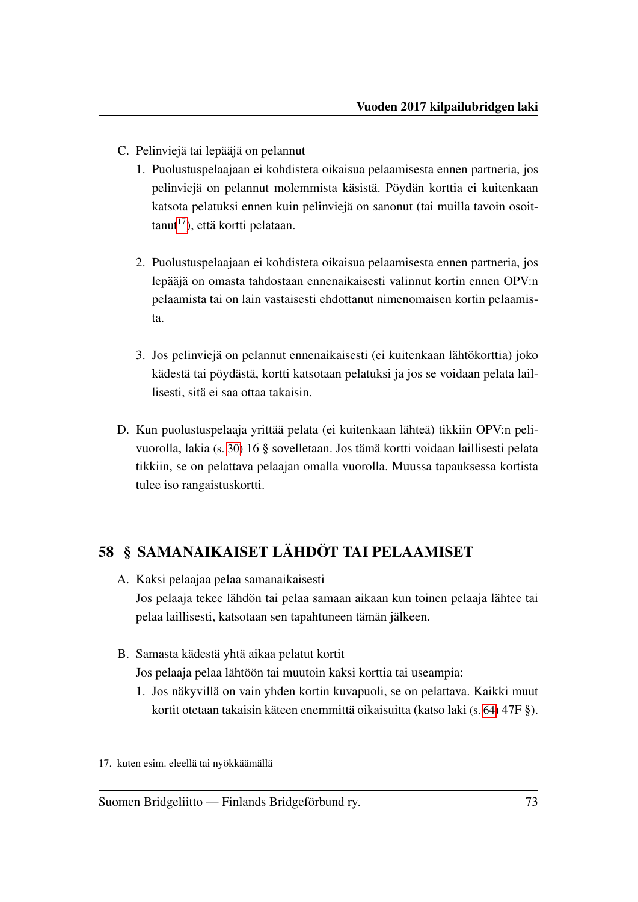C. Pelinviejä tai lepääjä on pelannut

1. Puolustuspelaajaan ei kohdisteta oikaisua pelaamisesta ennen partneria, jos pelinviejä on pelannut molemmista käsistä. Pöydän korttia ei kuitenkaan katsota pelatuksi ennen kuin pelinviejä on sanonut (tai muilla tavoin osoittanut[17]), että kortti pelataan.

2. Puolustuspelaajaan ei kohdisteta oikaisua pelaamisesta ennen partneria, jos lepääjä on omasta tahdostaan ennenaikaisesti valinnut kortin ennen OPV:n pelaamista tai on lain vastaisesti ehdottanut nimenomaisen kortin pelaamista.

3. Jos pelinviejä on pelannut ennenaikaisesti (ei kuitenkaan lähtökorttia) joko kädestä tai pöydästä, kortti katsotaan pelatuksi ja jos se voidaan pelata laillisesti, sitä ei saa ottaa takaisin.

D. Kun puolustuspelaaja yrittää pelata (ei kuitenkaan lähteä) tikkiin OPV:n pelivuorolla, lakia (s. 30) 16 § sovelletaan. Jos tämä kortti voidaan laillisesti pelata tikkiin, se on pelattava pelaajan omalla vuorolla. Muussa tapauksessa kortista tulee iso rangaistuskortti.

## 58 § SAMANAIKAISET LÄHDÖT TAI PELAAMISET

A. Kaksi pelaajaa pelaa samanaikaisesti
Jos pelaaja tekee lähdön tai pelaa samaan aikaan kun toinen pelaaja lähtee tai pelaa laillisesti, katsotaan sen tapahtuneen tämän jälkeen.

B. Samasta kädestä yhtä aikaa pelatut kortit
Jos pelaaja pelaa lähtöön tai muutoin kaksi korttia tai useampia:

1. Jos näkyvillä on vain yhden kortin kuvapuoli, se on pelattava. Kaikki muut kortit otetaan takaisin käteen enemmittä oikaisuitta (katso laki (s. 64) 47F §).

---

17. kuten esim. eleellä tai nyökkäämällä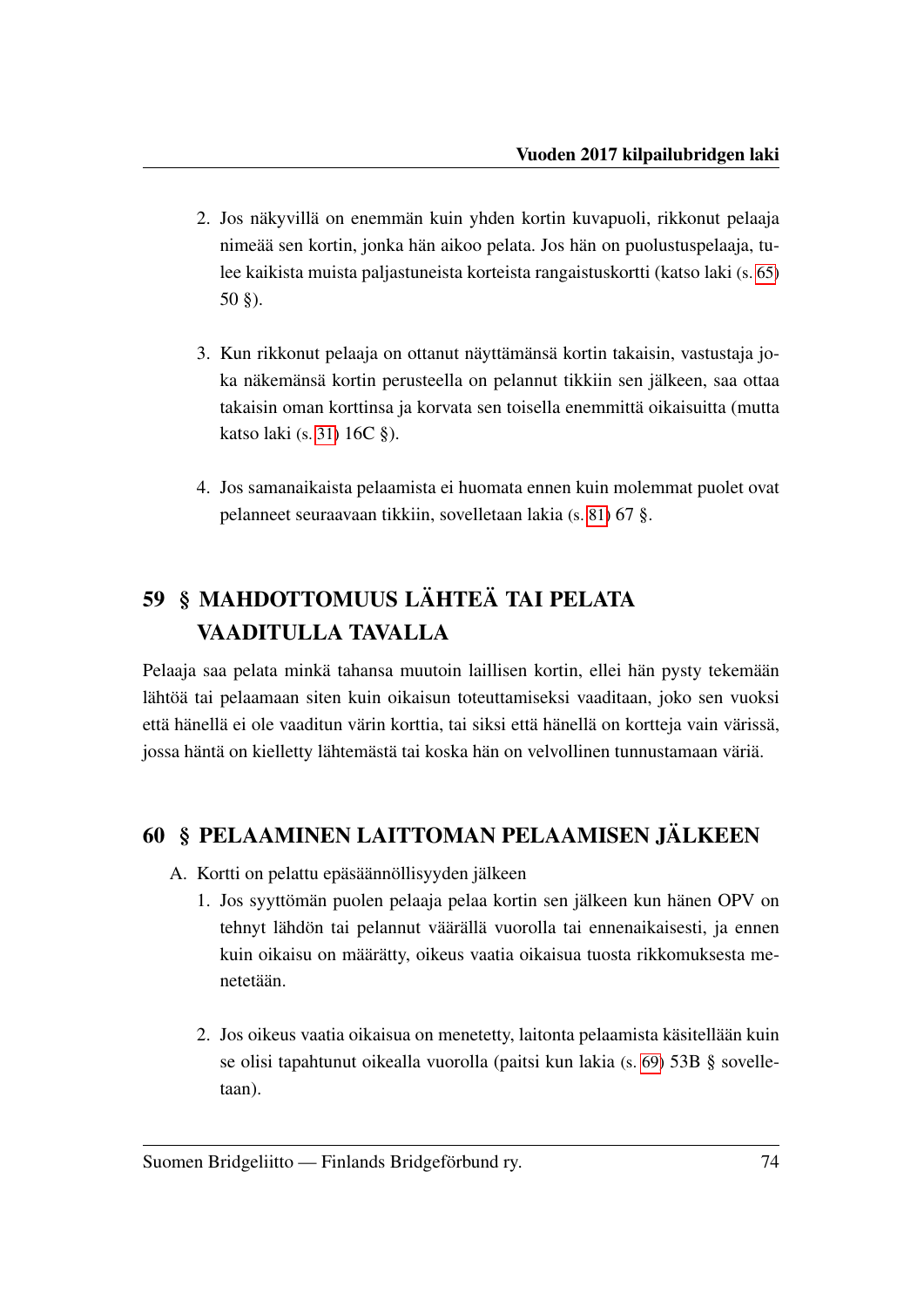2. Jos näkyvillä on enemmän kuin yhden kortin kuvapuoli, rikkonut pelaaja nimeää sen kortin, jonka hän aikoo pelata. Jos hän on puolustuspelaaja, tulee kaikista muista paljastuneista korteista rangaistuskortti (katso laki (s. 65) 50 §).

3. Kun rikkonut pelaaja on ottanut näyttämänsä kortin takaisin, vastustaja joka näkemänsä kortin perusteella on pelannut tikkiin sen jälkeen, saa ottaa takaisin oman korttinsa ja korvata sen toisella enemmittä oikaisuitta (mutta katso laki (s. 31) 16C §).

4. Jos samanaikaista pelaamista ei huomata ennen kuin molemmat puolet ovat pelanneet seuraavaan tikkiin, sovelletaan lakia (s. 81) 67 §.

## 59 § MAHDOTTOMUUS LÄHTEÄ TAI PELATA VAADITULLA TAVALLA

Pelaaja saa pelata minkä tahansa muutoin laillisen kortin, ellei hän pysty tekemään lähtöä tai pelaamaan siten kuin oikaisun toteuttamiseksi vaaditaan, joko sen vuoksi että hänellä ei ole vaaditun värin korttia, tai siksi että hänellä on kortteja vain värissä, jossa häntä on kielletty lähtemästä tai koska hän on velvollinen tunnustamaan väriä.

## 60 § PELAAMINEN LAITTOMAN PELAAMISEN JÄLKEEN

A. Kortti on pelattu epäsäännöllisyyden jälkeen

1. Jos syyttömän puolen pelaaja pelaa kortin sen jälkeen kun hänen OPV on tehnyt lähdön tai pelannut väärällä vuorolla tai ennenaikaisesti, ja ennen kuin oikaisu on määrätty, oikeus vaatia oikaisua tuosta rikkomuksesta menetetään.

2. Jos oikeus vaatia oikaisua on menetetty, laitonta pelaamista käsitellään kuin se olisi tapahtunut oikealla vuorolla (paitsi kun lakia (s. 69) 53B § sovelletaan).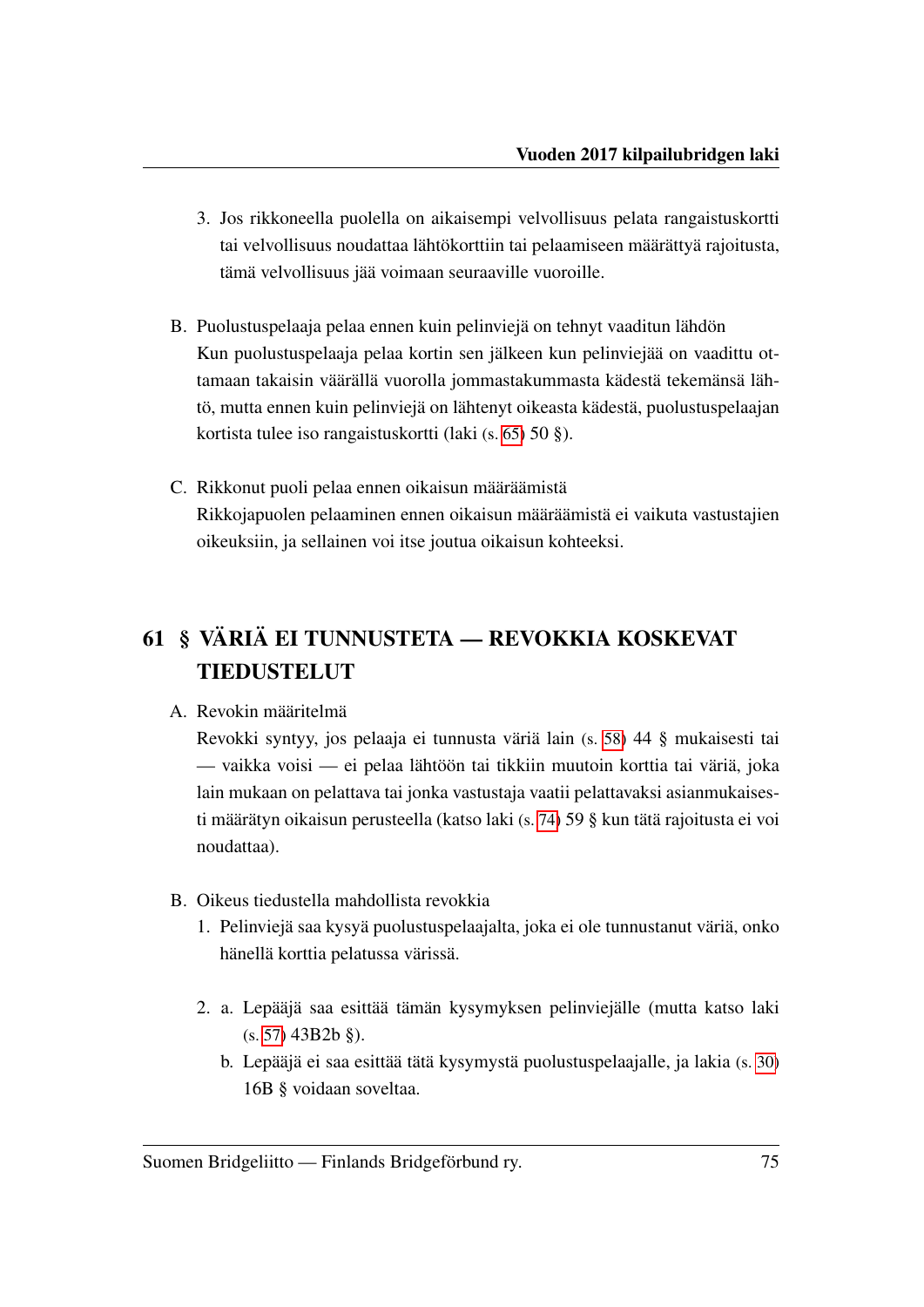3. Jos rikkoneella puolella on aikaisempi velvollisuus pelata rangaistuskortti tai velvollisuus noudattaa lähtökorttiin tai pelaamiseen määrättyä rajoitusta, tämä velvollisuus jää voimaan seuraaville vuoroille.

B. Puolustuspelaaja pelaa ennen kuin pelinviejä on tehnyt vaaditun lähdön
Kun puolustuspelaaja pelaa kortin sen jälkeen kun pelinviejää on vaadittu ottamaan takaisin väärällä vuorolla jommastakummasta kädestä tekemänsä lähtö, mutta ennen kuin pelinviejä on lähtenyt oikeasta kädestä, puolustuspelaajan kortista tulee iso rangaistuskortti (laki (s. 65) 50 §).

C. Rikkonut puoli pelaa ennen oikaisun määräämistä
Rikkojapuolen pelaaminen ennen oikaisun määräämistä ei vaikuta vastustajien oikeuksiin, ja sellainen voi itse joutua oikaisun kohteeksi.

## 61 § VÄRIÄ EI TUNNUSTETA — REVOKKIA KOSKEVAT TIEDUSTELUT

A. Revokin määritelmä
Revokki syntyy, jos pelaaja ei tunnusta väriä lain (s. 58) 44 § mukaisesti tai — vaikka voisi — ei pelaa lähtöön tai tikkiin muutoin korttia tai väriä, joka lain mukaan on pelattava tai jonka vastustaja vaatii pelattavaksi asianmukaisesti määrätyn oikaisun perusteella (katso laki (s. 74) 59 § kun tätä rajoitusta ei voi noudattaa).

B. Oikeus tiedustella mahdollista revokkia

1. Pelinviejä saa kysyä puolustuspelaajalta, joka ei ole tunnustanut väriä, onko hänellä korttia pelatussa värissä.

2. a. Lepääjä saa esittää tämän kysymyksen pelinviejälle (mutta katso laki (s. 57) 43B2b §).
   b. Lepääjä ei saa esittää tätä kysymystä puolustuspelaajalle, ja lakia (s. 30) 16B § voidaan soveltaa.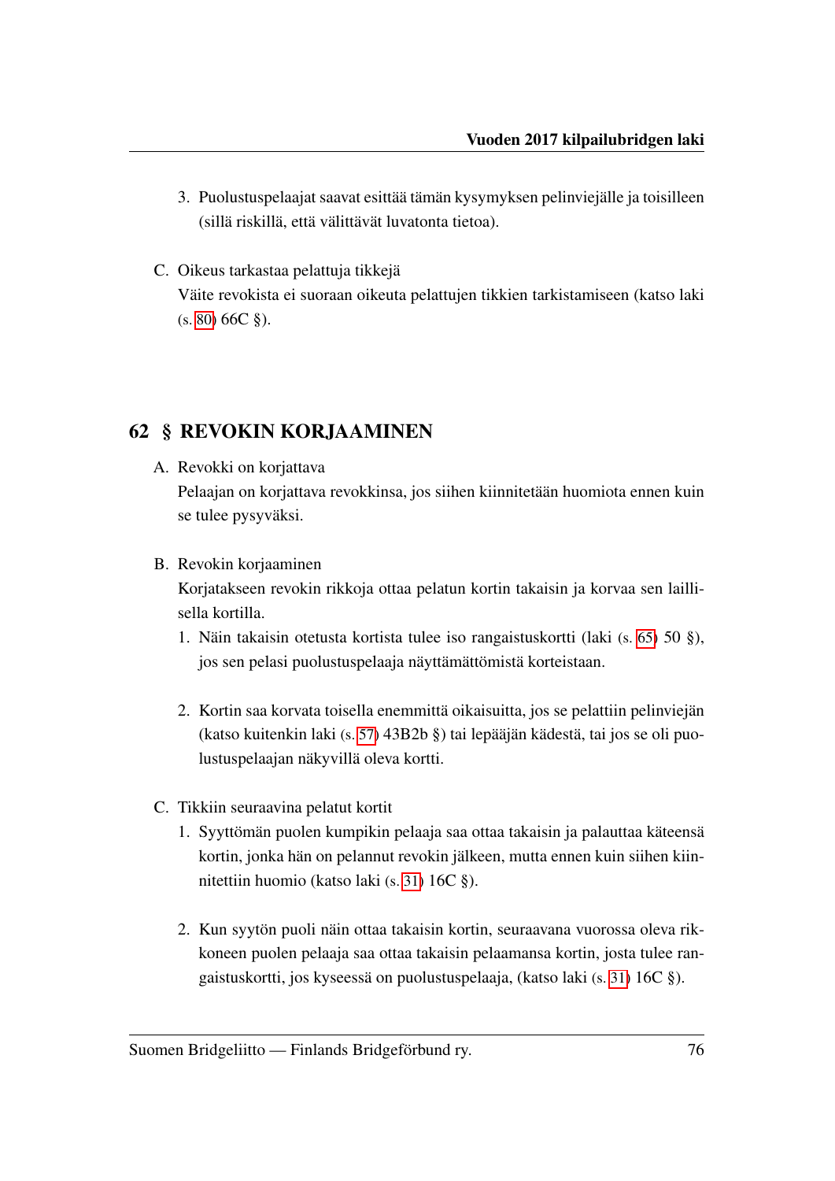3. Puolustuspelaajat saavat esittää tämän kysymyksen pelinviejälle ja toisilleen (sillä riskillä, että välittävät luvatonta tietoa).

C. Oikeus tarkastaa pelattuja tikkejä
Väite revokista ei suoraan oikeuta pelattujen tikkien tarkistamiseen (katso laki (s. 80) 66C §).

## 62 § REVOKIN KORJAAMINEN

A. Revokki on korjattava
Pelaajan on korjattava revokkinsa, jos siihen kiinnitetään huomiota ennen kuin se tulee pysyväksi.

B. Revokin korjaaminen
Korjatakseen revokin rikkoja ottaa pelatun kortin takaisin ja korvaa sen laillisella kortilla.

1. Näin takaisin otetusta kortista tulee iso rangaistuskortti (laki (s. 65) 50 §), jos sen pelasi puolustuspelaaja näyttämättömistä korteistaan.

2. Kortin saa korvata toisella enemmittä oikaisuitta, jos se pelattiin pelinviejän (katso kuitenkin laki (s. 57) 43B2b §) tai lepääjän kädestä, tai jos se oli puolustuspelaajan näkyvillä oleva kortti.

C. Tikkiin seuraavina pelatut kortit

1. Syyttömän puolen kumpikin pelaaja saa ottaa takaisin ja palauttaa käteensä kortin, jonka hän on pelannut revokin jälkeen, mutta ennen kuin siihen kiinnitettiin huomio (katso laki (s. 31) 16C §).

2. Kun syytön puoli näin ottaa takaisin kortin, seuraavana vuorossa oleva rikkoneen puolen pelaaja saa ottaa takaisin pelaamansa kortin, josta tulee rangaistuskortti, jos kyseessä on puolustuspelaaja, (katso laki (s. 31) 16C §).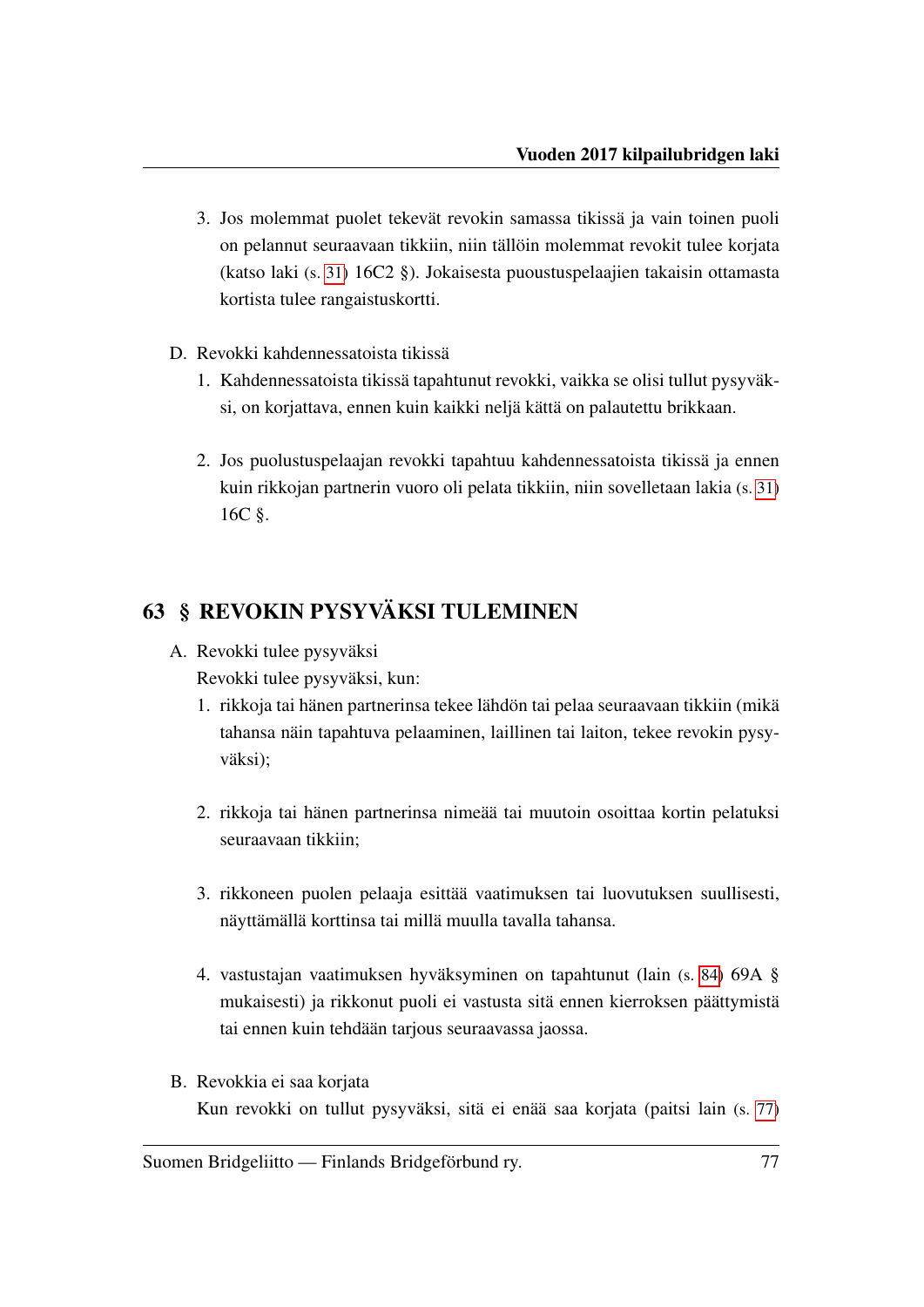3. Jos molemmat puolet tekevät revokin samassa tikissä ja vain toinen puoli on pelannut seuraavaan tikkiin, niin tällöin molemmat revokit tulee korjata (katso laki (s. 31) 16C2 §). Jokaisesta puoustuspelaajien takaisin ottamasta kortista tulee rangaistuskortti.

D. Revokki kahdennessatoista tikissä

1. Kahdennessatoista tikissä tapahtunut revokki, vaikka se olisi tullut pysyväksi, on korjattava, ennen kuin kaikki neljä kättä on palautettu brikkaan.

2. Jos puolustuspelaajan revokki tapahtuu kahdennessatoista tikissä ja ennen kuin rikkojan partnerin vuoro oli pelata tikkiin, niin sovelletaan lakia (s. 31) 16C §.

## 63 § REVOKIN PYSYVÄKSI TULEMINEN

A. Revokki tulee pysyväksi

Revokki tulee pysyväksi, kun:

1. rikkoja tai hänen partnerinsa tekee lähdön tai pelaa seuraavaan tikkiin (mikä tahansa näin tapahtuva pelaaminen, laillinen tai laiton, tekee revokin pysyväksi);

2. rikkoja tai hänen partnerinsa nimeää tai muutoin osoittaa kortin pelatuksi seuraavaan tikkiin;

3. rikkoneen puolen pelaaja esittää vaatimuksen tai luovutuksen suullisesti, näyttämällä korttinsa tai millä muulla tavalla tahansa.

4. vastustajan vaatimuksen hyväksyminen on tapahtunut (lain (s. 84) 69A § mukaisesti) ja rikkonut puoli ei vastusta sitä ennen kierroksen päättymistä tai ennen kuin tehdään tarjous seuraavassa jaossa.

B. Revokkia ei saa korjata

Kun revokki on tullut pysyväksi, sitä ei enää saa korjata (paitsi lain (s. 77)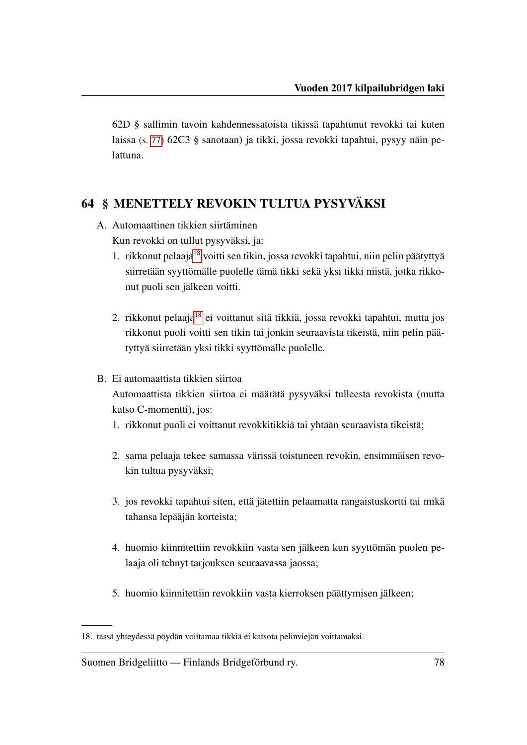62D § sallimin tavoin kahdennessatoista tikissä tapahtunut revokki tai kuten laissa (s. 77) 62C3 § sanotaan) ja tikki, jossa revokki tapahtui, pysyy näin pelattuna.

## 64 § MENETTELY REVOKIN TULTUA PYSYVÄKSI

A. Automaattinen tikkien siirtäminen

Kun revokki on tullut pysyväksi, ja:

1. rikkonut pelaaja[18] voitti sen tikin, jossa revokki tapahtui, niin pelin päätyttyä siirretään syyttömälle puolelle tämä tikki sekä yksi tikki niistä, jotka rikkonut puoli sen jälkeen voitti.

2. rikkonut pelaaja[18] ei voittanut sitä tikkiä, jossa revokki tapahtui, mutta jos rikkonut puoli voitti sen tikin tai jonkin seuraavista tikeistä, niin pelin päätyttyä siirretään yksi tikki syyttömälle puolelle.

B. Ei automaattista tikkien siirtoa

Automaattista tikkien siirtoa ei määrätä pysyväksi tulleesta revokista (mutta katso C-momentti), jos:

1. rikkonut puoli ei voittanut revokkitikkiä tai yhtään seuraavista tikeistä;

2. sama pelaaja tekee samassa värissä toistuneen revokin, ensimmäisen revokin tultua pysyväksi;

3. jos revokki tapahtui siten, että jätettiin pelaamatta rangaistuskortti tai mikä tahansa lepääjän korteista;

4. huomio kiinnitettiin revokkiin vasta sen jälkeen kun syyttömän puolen pelaaja oli tehnyt tarjouksen seuraavassa jaossa;

5. huomio kiinnitettiin revokkiin vasta kierroksen päättymisen jälkeen;

---

18. tässä yhteydessä pöydän voittamaa tikkiä ei katsota pelinviejän voittamaksi.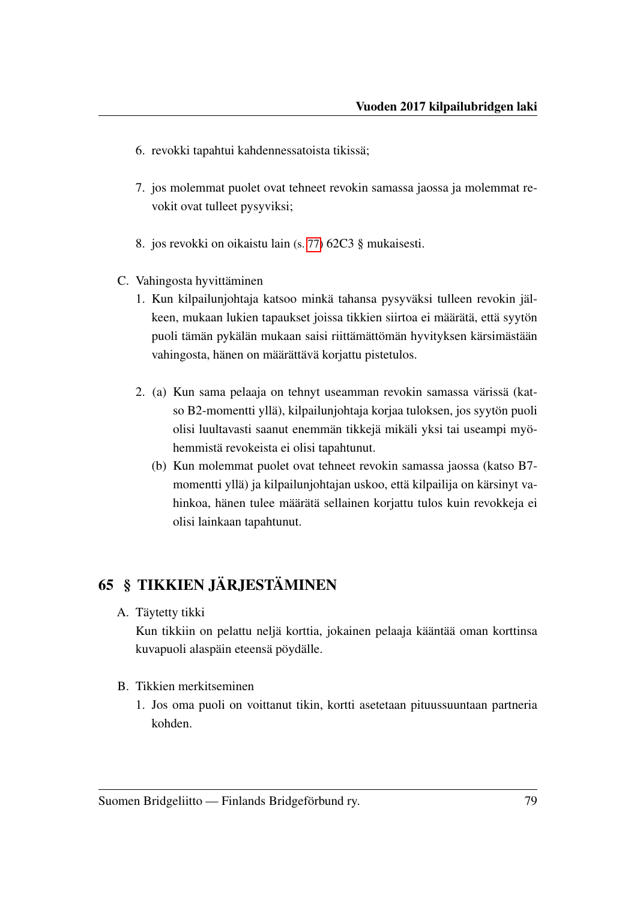6. revokki tapahtui kahdennessatoista tikissä;

7. jos molemmat puolet ovat tehneet revokin samassa jaossa ja molemmat revokit ovat tulleet pysyviksi;

8. jos revokki on oikaistu lain (s. 77) 62C3 § mukaisesti.

C. Vahingosta hyvittäminen

1. Kun kilpailunjohtaja katsoo minkä tahansa pysyväksi tulleen revokin jälkeen, mukaan lukien tapaukset joissa tikkien siirtoa ei määrätä, että syytön puoli tämän pykälän mukaan saisi riittämättömän hyvityksen kärsimästään vahingosta, hänen on määrättävä korjattu pistetulos.

2. (a) Kun sama pelaaja on tehnyt useamman revokin samassa värissä (katso B2-momentti yllä), kilpailunjohtaja korjaa tuloksen, jos syytön puoli olisi luultavasti saanut enemmän tikkejä mikäli yksi tai useampi myöhemmistä revokeista ei olisi tapahtunut.

   (b) Kun molemmat puolet ovat tehneet revokin samassa jaossa (katso B7-momentti yllä) ja kilpailunjohtajan uskoo, että kilpailija on kärsinyt vahinkoa, hänen tulee määrätä sellainen korjattu tulos kuin revokkeja ei olisi lainkaan tapahtunut.

## 65 § TIKKIEN JÄRJESTÄMINEN

A. Täytetty tikki

Kun tikkiin on pelattu neljä korttia, jokainen pelaaja kääntää oman korttinsa kuvapuoli alaspäin eteensä pöydälle.

B. Tikkien merkitseminen

1. Jos oma puoli on voittanut tikin, kortti asetetaan pituussuuntaan partneria kohden.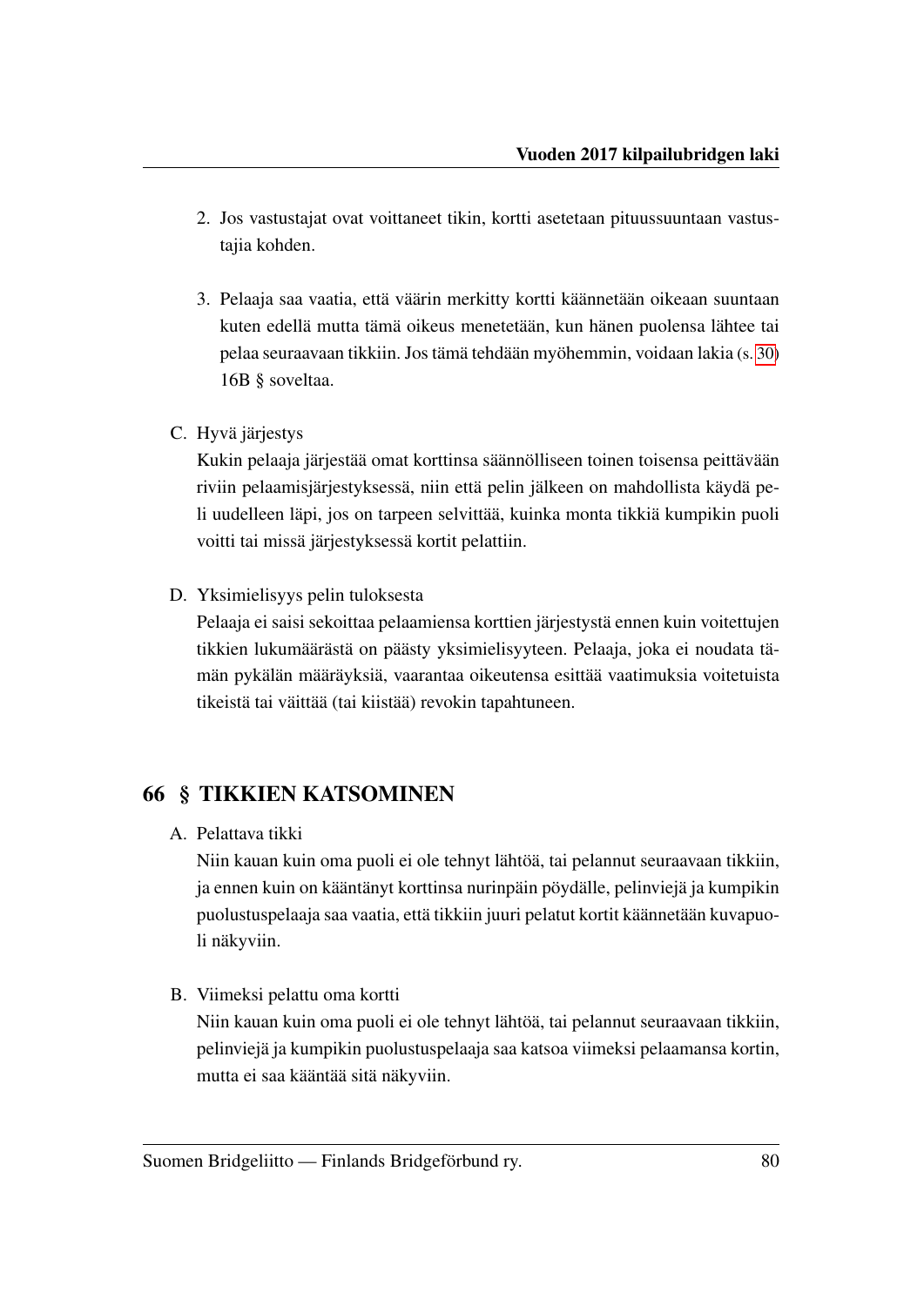2. Jos vastustajat ovat voittaneet tikin, kortti asetetaan pituussuuntaan vastustajia kohden.

3. Pelaaja saa vaatia, että väärin merkitty kortti käännetään oikeaan suuntaan kuten edellä mutta tämä oikeus menetetään, kun hänen puolensa lähtee tai pelaa seuraavaan tikkiin. Jos tämä tehdään myöhemmin, voidaan lakia (s. 30) 16B § soveltaa.

C. Hyvä järjestys
Kukin pelaaja järjestää omat korttinsa säännölliseen toinen toisensa peittävään riviin pelaamisjärjestyksessä, niin että pelin jälkeen on mahdollista käydä peli uudelleen läpi, jos on tarpeen selvittää, kuinka monta tikkiä kumpikin puoli voitti tai missä järjestyksessä kortit pelattiin.

D. Yksimielisyys pelin tuloksesta
Pelaaja ei saisi sekoittaa pelaamiensa korttien järjestystä ennen kuin voitettujen tikkien lukumäärästä on päästy yksimielisyyteen. Pelaaja, joka ei noudata tämän pykälän määräyksiä, vaarantaa oikeutensa esittää vaatimuksia voitetuista tikeistä tai väittää (tai kiistää) revokin tapahtuneen.

## 66 § TIKKIEN KATSOMINEN

A. Pelattava tikki
Niin kauan kuin oma puoli ei ole tehnyt lähtöä, tai pelannut seuraavaan tikkiin, ja ennen kuin on kääntänyt korttinsa nurinpäin pöydälle, pelinviejä ja kumpikin puolustuspelaaja saa vaatia, että tikkiin juuri pelatut kortit käännetään kuvapuoli näkyviin.

B. Viimeksi pelattu oma kortti
Niin kauan kuin oma puoli ei ole tehnyt lähtöä, tai pelannut seuraavaan tikkiin, pelinviejä ja kumpikin puolustuspelaaja saa katsoa viimeksi pelaamansa kortin, mutta ei saa kääntää sitä näkyviin.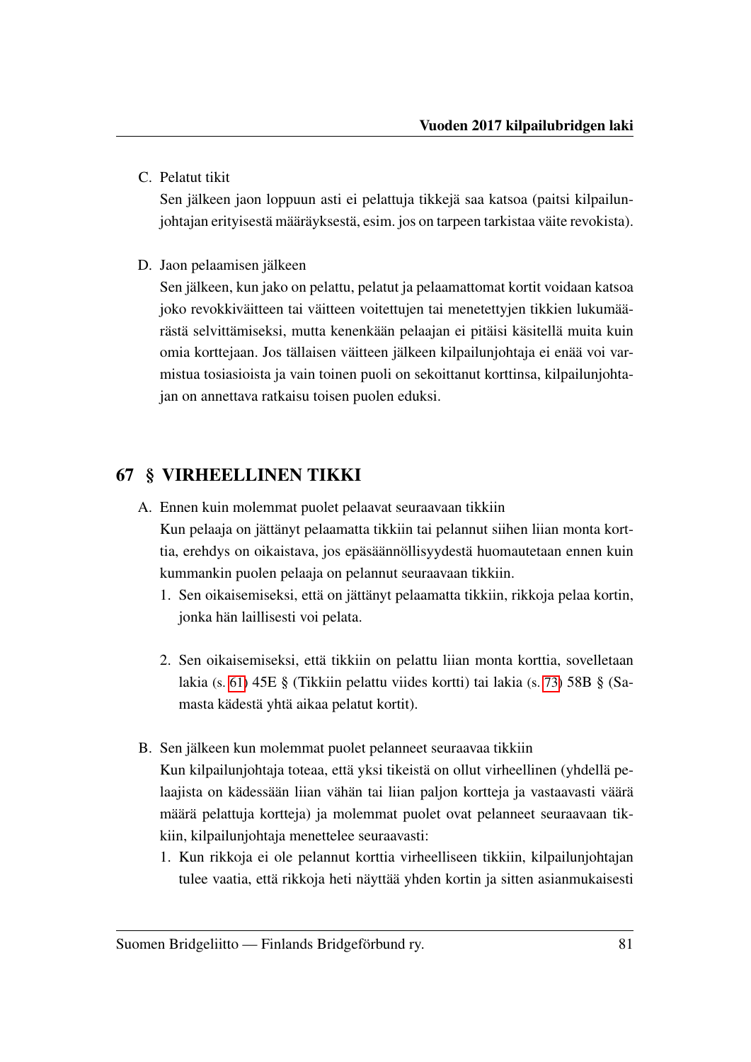C. Pelatut tikit

Sen jälkeen jaon loppuun asti ei pelattuja tikkejä saa katsoa (paitsi kilpailunjohtajan erityisestä määräyksestä, esim. jos on tarpeen tarkistaa väite revokista).

D. Jaon pelaamisen jälkeen

Sen jälkeen, kun jako on pelattu, pelatut ja pelaamattomat kortit voidaan katsoa joko revokkiväitteen tai väitteen voitettujen tai menetettyjen tikkien lukumäärästä selvittämiseksi, mutta kenenkään pelaajan ei pitäisi käsitellä muita kuin omia korttejaan. Jos tällaisen väitteen jälkeen kilpailunjohtaja ei enää voi varmistua tosiasioista ja vain toinen puoli on sekoittanut korttinsa, kilpailunjohtajan on annettava ratkaisu toisen puolen eduksi.

## 67 § VIRHEELLINEN TIKKI

A. Ennen kuin molemmat puolet pelaavat seuraavaan tikkiin

Kun pelaaja on jättänyt pelaamatta tikkiin tai pelannut siihen liian monta korttia, erehdys on oikaistava, jos epäsäännöllisyydestä huomautetaan ennen kuin kummankin puolen pelaaja on pelannut seuraavaan tikkiin.

1. Sen oikaisemiseksi, että on jättänyt pelaamatta tikkiin, rikkoja pelaa kortin, jonka hän laillisesti voi pelata.

2. Sen oikaisemiseksi, että tikkiin on pelattu liian monta korttia, sovelletaan lakia (s. 61) 45E § (Tikkiin pelattu viides kortti) tai lakia (s. 73) 58B § (Samasta kädestä yhtä aikaa pelatut kortit).

B. Sen jälkeen kun molemmat puolet pelanneet seuraavaa tikkiin

Kun kilpailunjohtaja toteaa, että yksi tikeistä on ollut virheellinen (yhdellä pelaajista on kädessään liian vähän tai liian paljon kortteja ja vastaavasti väärä määrä pelattuja kortteja) ja molemmat puolet ovat pelanneet seuraavaan tikkiin, kilpailunjohtaja menettelee seuraavasti:

1. Kun rikkoja ei ole pelannut korttia virheelliseen tikkiin, kilpailunjohtajan tulee vaatia, että rikkoja heti näyttää yhden kortin ja sitten asianmukaisesti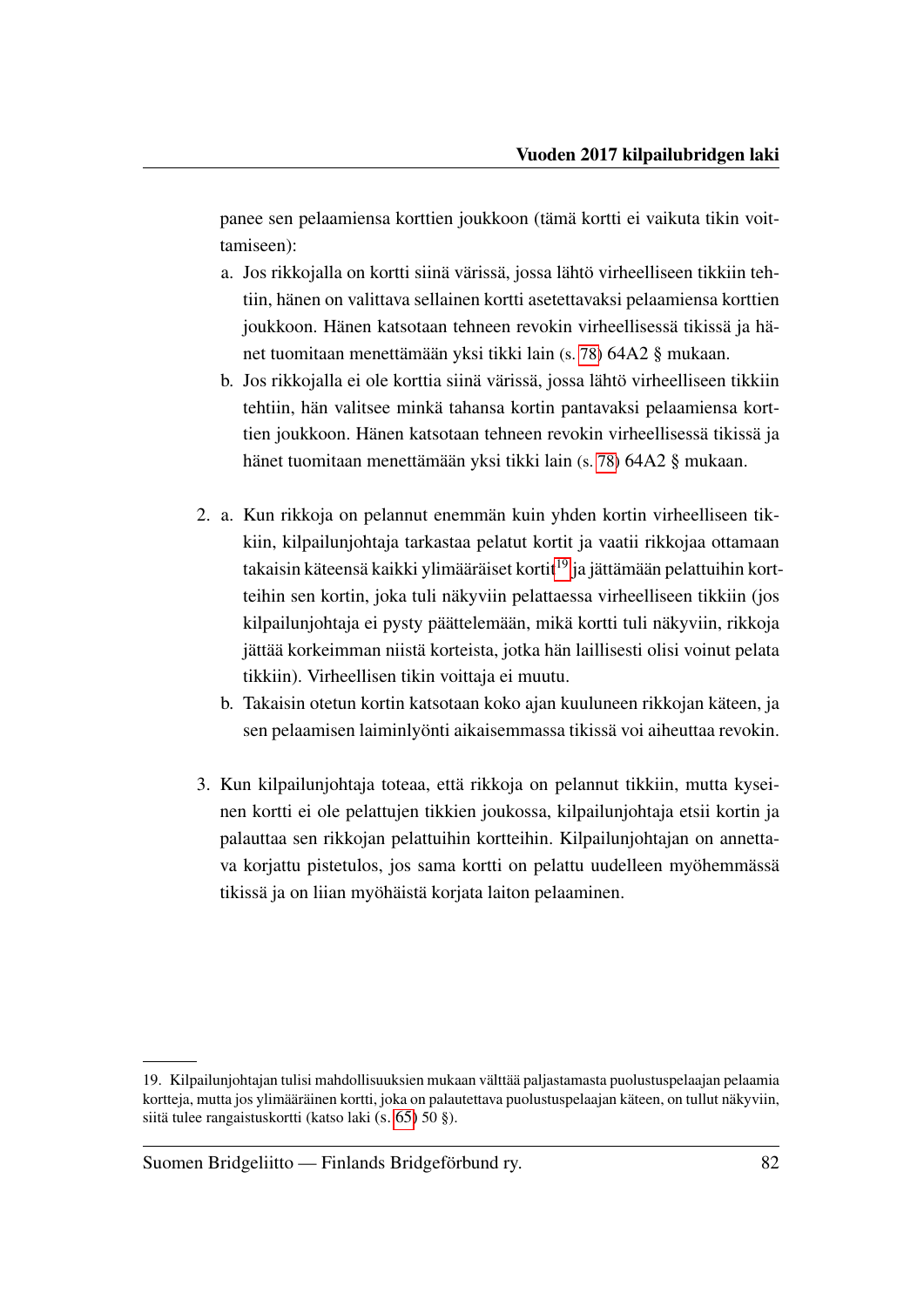panee sen pelaamiensa korttien joukkoon (tämä kortti ei vaikuta tikin voittamiseen):

a. Jos rikkojalla on kortti siinä värissä, jossa lähtö virheelliseen tikkiin tehtiin, hänen on valittava sellainen kortti asetettavaksi pelaamiensa korttien joukkoon. Hänen katsotaan tehneen revokin virheellisessä tikissä ja hänet tuomitaan menettämään yksi tikki lain (s. 78) 64A2 § mukaan.
b. Jos rikkojalla ei ole korttia siinä värissä, jossa lähtö virheelliseen tikkiin tehtiin, hän valitsee minkä tahansa kortin pantavaksi pelaamiensa korttien joukkoon. Hänen katsotaan tehneen revokin virheellisessä tikissä ja hänet tuomitaan menettämään yksi tikki lain (s. 78) 64A2 § mukaan.

2. a. Kun rikkoja on pelannut enemmän kuin yhden kortin virheelliseen tikkiin, kilpailunjohtaja tarkastaa pelatut kortit ja vaatii rikkojaa ottamaan takaisin käteensä kaikki ylimääräiset kortit[19] ja jättämään pelattuihin kortteihin sen kortin, joka tuli näkyviin pelattaessa virheelliseen tikkiin (jos kilpailunjohtaja ei pysty päättelemään, mikä kortti tuli näkyviin, rikkoja jättää korkeimman niistä korteista, jotka hän laillisesti olisi voinut pelata tikkiin). Virheellisen tikin voittaja ei muutu.
   b. Takaisin otetun kortin katsotaan koko ajan kuuluneen rikkojan käteen, ja sen pelaamisen laiminlyönti aikaisemmassa tikissä voi aiheuttaa revokin.

3. Kun kilpailunjohtaja toteaa, että rikkoja on pelannut tikkiin, mutta kyseinen kortti ei ole pelattujen tikkien joukossa, kilpailunjohtaja etsii kortin ja palauttaa sen rikkojan pelattuihin kortteihin. Kilpailunjohtajan on annettava korjattu pistetulos, jos sama kortti on pelattu uudelleen myöhemmässä tikissä ja on liian myöhäistä korjata laiton pelaaminen.

---

19. Kilpailunjohtajan tulisi mahdollisuuksien mukaan välttää paljastamasta puolustuspelaajan pelaamia kortteja, mutta jos ylimääräinen kortti, joka on palautettava puolustuspelaajan käteen, on tullut näkyviin, siitä tulee rangaistuskortti (katso laki (s. 65) 50 §).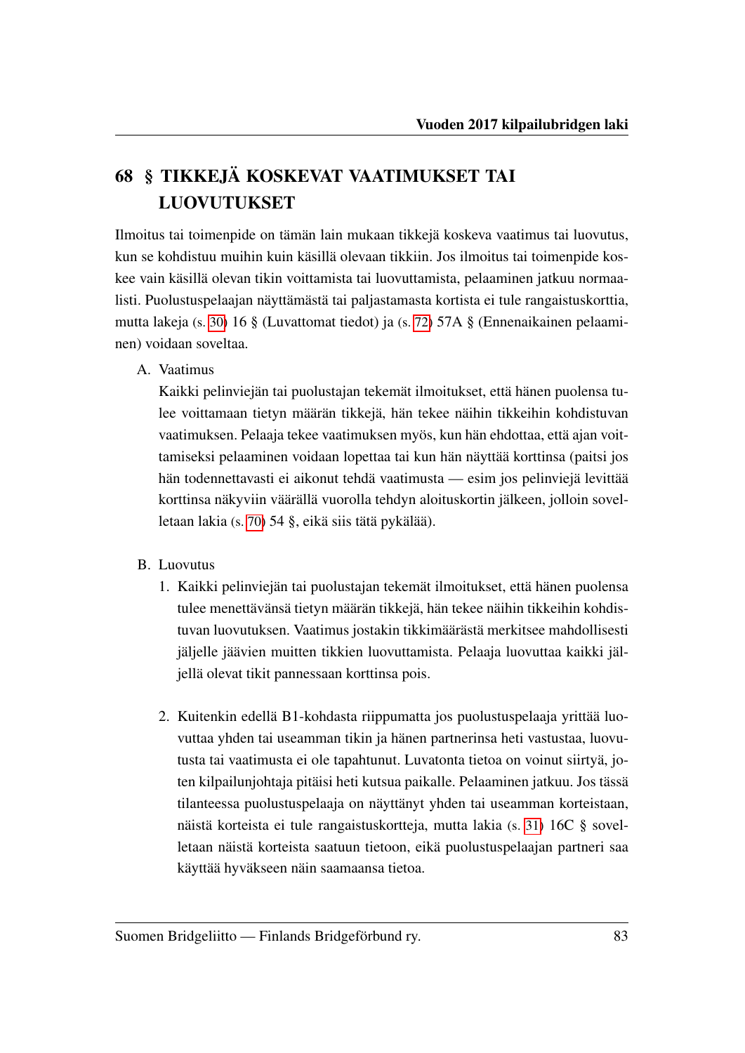## 68 § TIKKEJÄ KOSKEVAT VAATIMUKSET TAI LUOVUTUKSET

Ilmoitus tai toimenpide on tämän lain mukaan tikkejä koskeva vaatimus tai luovutus, kun se kohdistuu muihin kuin käsillä olevaan tikkiin. Jos ilmoitus tai toimenpide koskee vain käsillä olevan tikin voittamista tai luovuttamista, pelaaminen jatkuu normaalisti. Puolustuspelaajan näyttämästä tai paljastamasta kortista ei tule rangaistuskorttia, mutta lakeja (s. 30) 16 § (Luvattomat tiedot) ja (s. 72) 57A § (Ennenaikainen pelaaminen) voidaan soveltaa.

A. Vaatimus

Kaikki pelinviejän tai puolustajan tekemät ilmoitukset, että hänen puolensa tulee voittamaan tietyn määrän tikkejä, hän tekee näihin tikkeihin kohdistuvan vaatimuksen. Pelaaja tekee vaatimuksen myös, kun hän ehdottaa, että ajan voittamiseksi pelaaminen voidaan lopettaa tai kun hän näyttää korttinsa (paitsi jos hän todennettavasti ei aikonut tehdä vaatimusta — esim jos pelinviejä levittää korttinsa näkyviin väärällä vuorolla tehdyn aloituskortin jälkeen, jolloin sovelletaan lakia (s. 70) 54 §, eikä siis tätä pykälää).

B. Luovutus

1. Kaikki pelinviejän tai puolustajan tekemät ilmoitukset, että hänen puolensa tulee menettävänsä tietyn määrän tikkejä, hän tekee näihin tikkeihin kohdistuvan luovutuksen. Vaatimus jostakin tikkimäärästä merkitsee mahdollisesti jäljelle jäävien muitten tikkien luovuttamista. Pelaaja luovuttaa kaikki jäljellä olevat tikit pannessaan korttinsa pois.

2. Kuitenkin edellä B1-kohdasta riippumatta jos puolustuspelaaja yrittää luovuttaa yhden tai useamman tikin ja hänen partnerinsa heti vastustaa, luovutusta tai vaatimusta ei ole tapahtunut. Luvatonta tietoa on voinut siirtyä, joten kilpailunjohtaja pitäisi heti kutsua paikalle. Pelaaminen jatkuu. Jos tässä tilanteessa puolustuspelaaja on näyttänyt yhden tai useamman korteistaan, näistä korteista ei tule rangaistuskortteja, mutta lakia (s. 31) 16C § sovelletaan näistä korteista saatuun tietoon, eikä puolustuspelaajan partneri saa käyttää hyväkseen näin saamaansa tietoa.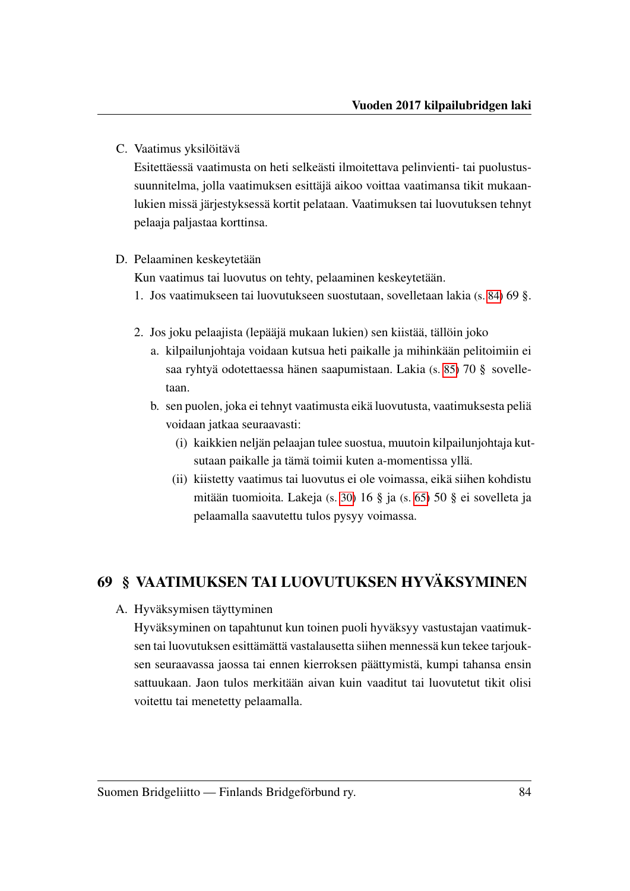C. Vaatimus yksilöitävä

   Esitettäessä vaatimusta on heti selkeästi ilmoitettava pelinvienti- tai puolustussuunnitelma, jolla vaatimuksen esittäjä aikoo voittaa vaatimansa tikit mukaanlukien missä järjestyksessä kortit pelataan. Vaatimuksen tai luovutuksen tehnyt pelaaja paljastaa korttinsa.

D. Pelaaminen keskeytetään

   Kun vaatimus tai luovutus on tehty, pelaaminen keskeytetään.

   1. Jos vaatimukseen tai luovutukseen suostutaan, sovelletaan lakia (s. 84) 69 §.

   2. Jos joku pelaajista (lepääjä mukaan lukien) sen kiistää, tällöin joko

      a. kilpailunjohtaja voidaan kutsua heti paikalle ja mihinkään pelitoimiin ei saa ryhtyä odotettaessa hänen saapumistaan. Lakia (s. 85) 70 § sovelletaan.

      b. sen puolen, joka ei tehnyt vaatimusta eikä luovutusta, vaatimuksesta peliä voidaan jatkaa seuraavasti:

         (i) kaikkien neljän pelaajan tulee suostua, muutoin kilpailunjohtaja kutsutaan paikalle ja tämä toimii kuten a-momentissa yllä.

         (ii) kiistetty vaatimus tai luovutus ei ole voimassa, eikä siihen kohdistu mitään tuomioita. Lakeja (s. 30) 16 § ja (s. 65) 50 § ei sovelleta ja pelaamalla saavutettu tulos pysyy voimassa.

## 69 § VAATIMUKSEN TAI LUOVUTUKSEN HYVÄKSYMINEN

A. Hyväksymisen täyttyminen

   Hyväksyminen on tapahtunut kun toinen puoli hyväksyy vastustajan vaatimuksen tai luovutuksen esittämättä vastalausetta siihen mennessä kun tekee tarjouksen seuraavassa jaossa tai ennen kierroksen päättymistä, kumpi tahansa ensin sattuukaan. Jaon tulos merkitään aivan kuin vaaditut tai luovutetut tikit olisi voitettu tai menetetty pelaamalla.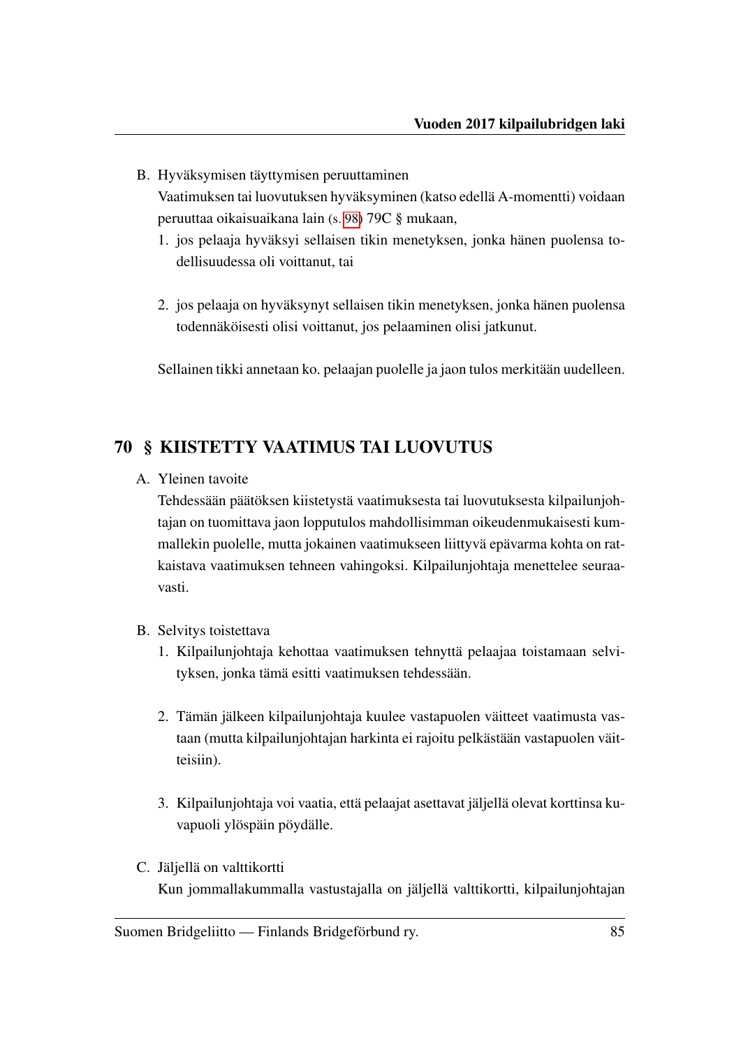B. Hyväksymisen täyttymisen peruuttaminen

Vaatimuksen tai luovutuksen hyväksyminen (katso edellä A-momentti) voidaan peruuttaa oikaisuaikana lain (s. 98) 79C § mukaan,

1. jos pelaaja hyväksyi sellaisen tikin menetyksen, jonka hänen puolensa todellisuudessa oli voittanut, tai

2. jos pelaaja on hyväksynyt sellaisen tikin menetyksen, jonka hänen puolensa todennäköisesti olisi voittanut, jos pelaaminen olisi jatkunut.

Sellainen tikki annetaan ko. pelaajan puolelle ja jaon tulos merkitään uudelleen.

## 70 § KIISTETTY VAATIMUS TAI LUOVUTUS

A. Yleinen tavoite

Tehdessään päätöksen kiistetystä vaatimuksesta tai luovutuksesta kilpailunjohtajan on tuomittava jaon lopputulos mahdollisimman oikeudenmukaisesti kummallekin puolelle, mutta jokainen vaatimukseen liittyvä epävarma kohta on ratkaistava vaatimuksen tehneen vahingoksi. Kilpailunjohtaja menettelee seuraavasti.

B. Selvitys toistettava

1. Kilpailunjohtaja kehottaa vaatimuksen tehnyttä pelaajaa toistamaan selvityksen, jonka tämä esitti vaatimuksen tehdessään.

2. Tämän jälkeen kilpailunjohtaja kuulee vastapuolen väitteet vaatimusta vastaan (mutta kilpailunjohtajan harkinta ei rajoitu pelkästään vastapuolen väitteisiin).

3. Kilpailunjohtaja voi vaatia, että pelaajat asettavat jäljellä olevat korttinsa kuvapuoli ylöspäin pöydälle.

C. Jäljellä on valttikortti

Kun jommallakummalla vastustajalla on jäljellä valttikortti, kilpailunjohtajan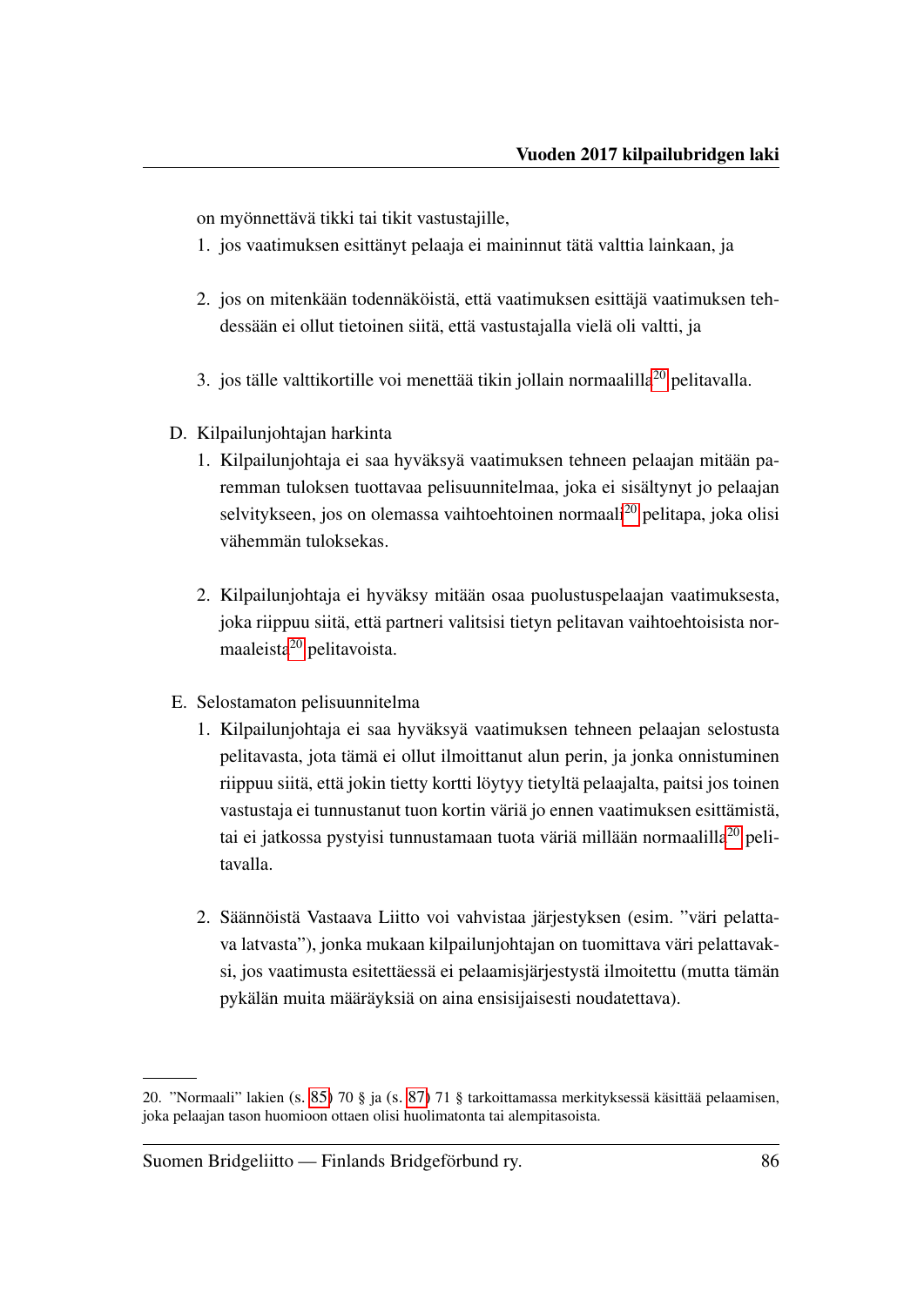on myönnettävä tikki tai tikit vastustajille,

1. jos vaatimuksen esittänyt pelaaja ei maininnut tätä valttia lainkaan, ja

2. jos on mitenkään todennäköistä, että vaatimuksen esittäjä vaatimuksen tehdessään ei ollut tietoinen siitä, että vastustajalla vielä oli valtti, ja

3. jos tälle valttikortille voi menettää tikin jollain normaalilla[20] pelitavalla.

D. Kilpailunjohtajan harkinta

1. Kilpailunjohtaja ei saa hyväksyä vaatimuksen tehneen pelaajan mitään paremman tuloksen tuottavaa pelisuunnitelmaa, joka ei sisältynyt jo pelaajan selvitykseen, jos on olemassa vaihtoehtoinen normaali[20] pelitapa, joka olisi vähemmän tuloksekas.

2. Kilpailunjohtaja ei hyväksy mitään osaa puolustuspelaajan vaatimuksesta, joka riippuu siitä, että partneri valitsisi tietyn pelitavan vaihtoehtoisista normaaleista[20] pelitavoista.

E. Selostamaton pelisuunnitelma

1. Kilpailunjohtaja ei saa hyväksyä vaatimuksen tehneen pelaajan selostusta pelitavasta, jota tämä ei ollut ilmoittanut alun perin, ja jonka onnistuminen riippuu siitä, että jokin tietty kortti löytyy tietyltä pelaajalta, paitsi jos toinen vastustaja ei tunnustanut tuon kortin väriä jo ennen vaatimuksen esittämistä, tai ei jatkossa pystyisi tunnustamaan tuota väriä millään normaalilla[20] pelitavalla.

2. Säännöistä Vastaava Liitto voi vahvistaa järjestyksen (esim. ”väri pelattava latvasta”), jonka mukaan kilpailunjohtajan on tuomittava väri pelattavaksi, jos vaatimusta esitettäessä ei pelaamisjärjestystä ilmoitettu (mutta tämän pykälän muita määräyksiä on aina ensisijaisesti noudatettava).

---

20. ”Normaali” lakien (s. 85) 70 § ja (s. 87) 71 § tarkoittamassa merkityksessä käsittää pelaamisen, joka pelaajan tason huomioon ottaen olisi huolimatonta tai alempitasoista.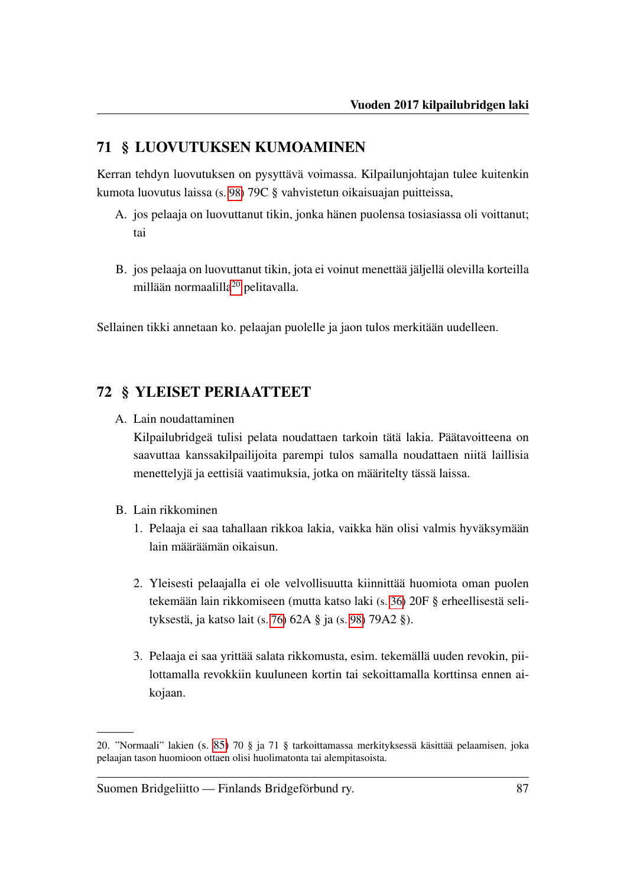## 71 § LUOVUTUKSEN KUMOAMINEN

Kerran tehdyn luovutuksen on pysyttävä voimassa. Kilpailunjohtajan tulee kuitenkin kumota luovutus laissa (s. 98) 79C § vahvistetun oikaisuajan puitteissa,

A. jos pelaaja on luovuttanut tikin, jonka hänen puolensa tosiasiassa oli voittanut; tai

B. jos pelaaja on luovuttanut tikin, jota ei voinut menettää jäljellä olevilla korteilla millään normaalilla[20] pelitavalla.

Sellainen tikki annetaan ko. pelaajan puolelle ja jaon tulos merkitään uudelleen.

## 72 § YLEISET PERIAATTEET

A. Lain noudattaminen

Kilpailubridgeä tulisi pelata noudattaen tarkoin tätä lakia. Päätavoitteena on saavuttaa kanssakilpailijoita parempi tulos samalla noudattaen niitä laillisia menettelyjä ja eettisiä vaatimuksia, jotka on määritelty tässä laissa.

B. Lain rikkominen

1. Pelaaja ei saa tahallaan rikkoa lakia, vaikka hän olisi valmis hyväksymään lain määräämän oikaisun.

2. Yleisesti pelaajalla ei ole velvollisuutta kiinnittää huomiota oman puolen tekemään lain rikkomiseen (mutta katso laki (s. 36) 20F § erheellisestä selityksestä, ja katso lait (s. 76) 62A § ja (s. 98) 79A2 §).

3. Pelaaja ei saa yrittää salata rikkomusta, esim. tekemällä uuden revokin, piilottamalla revokkiin kuuluneen kortin tai sekoittamalla korttinsa ennen aikojaan.

---

20. "Normaali" lakien (s. 85) 70 § ja 71 § tarkoittamassa merkityksessä käsittää pelaamisen, joka pelaajan tason huomioon ottaen olisi huolimatonta tai alempitasoista.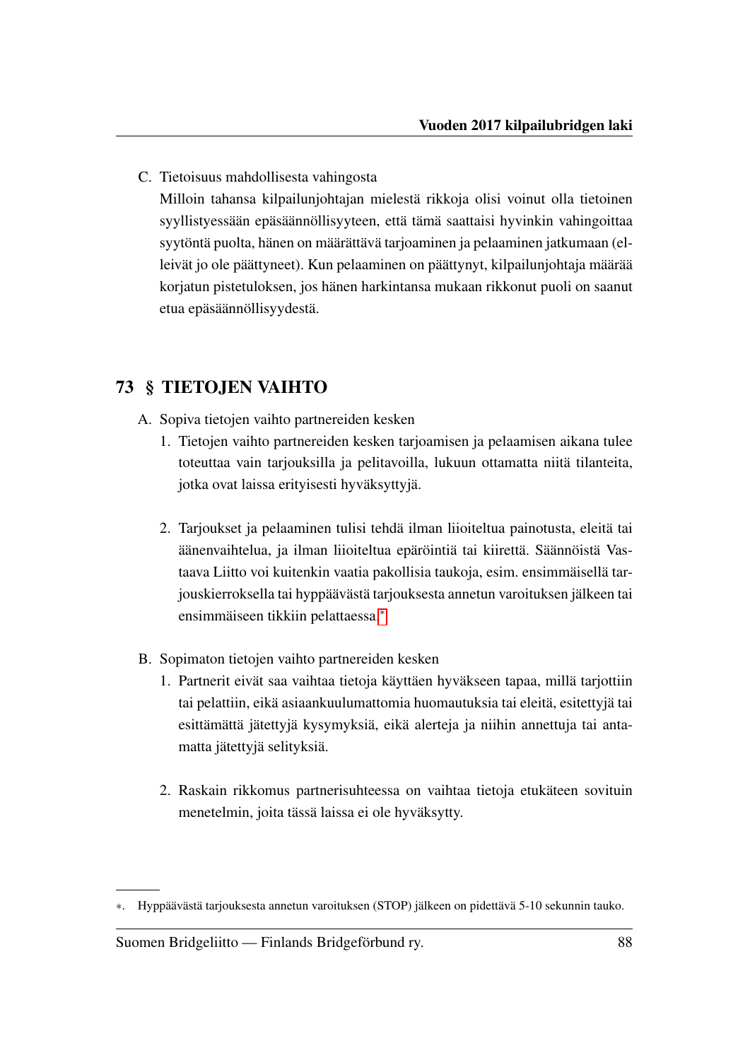C. Tietoisuus mahdollisesta vahingosta

   Milloin tahansa kilpailunjohtajan mielestä rikkoja olisi voinut olla tietoinen syyllistyessään epäsäännöllisyyteen, että tämä saattaisi hyvinkin vahingoittaa syytöntä puolta, hänen on määrättävä tarjoaminen ja pelaaminen jatkumaan (elleivät jo ole päättyneet). Kun pelaaminen on päättynyt, kilpailunjohtaja määrää korjatun pistetuloksen, jos hänen harkintansa mukaan rikkonut puoli on saanut etua epäsäännöllisyydestä.

## 73 § TIETOJEN VAIHTO

A. Sopiva tietojen vaihto partnereiden kesken

   1. Tietojen vaihto partnereiden kesken tarjoamisen ja pelaamisen aikana tulee toteuttaa vain tarjouksilla ja pelitavoilla, lukuun ottamatta niitä tilanteita, jotka ovat laissa erityisesti hyväksyttyjä.

   2. Tarjoukset ja pelaaminen tulisi tehdä ilman liioiteltua painotusta, eleitä tai äänenvaihtelua, ja ilman liioiteltua epäröintiä tai kiirettä. Säännöistä Vastaava Liitto voi kuitenkin vaatia pakollisia taukoja, esim. ensimmäisellä tarjouskierroksella tai hyppäävästä tarjouksesta annetun varoituksen jälkeen tai ensimmäiseen tikkiin pelattaessa.*

B. Sopimaton tietojen vaihto partnereiden kesken

   1. Partnerit eivät saa vaihtaa tietoja käyttäen hyväkseen tapaa, millä tarjottiin tai pelattiin, eikä asiaankuulumattomia huomautuksia tai eleitä, esitettyjä tai esittämättä jätettyjä kysymyksiä, eikä alerteja ja niihin annettuja tai antamatta jätettyjä selityksiä.

   2. Raskain rikkomus partnerisuhteessa on vaihtaa tietoja etukäteen sovituin menetelmin, joita tässä laissa ei ole hyväksytty.

---

*. Hyppäävästä tarjouksesta annetun varoituksen (STOP) jälkeen on pidettävä 5-10 sekunnin tauko.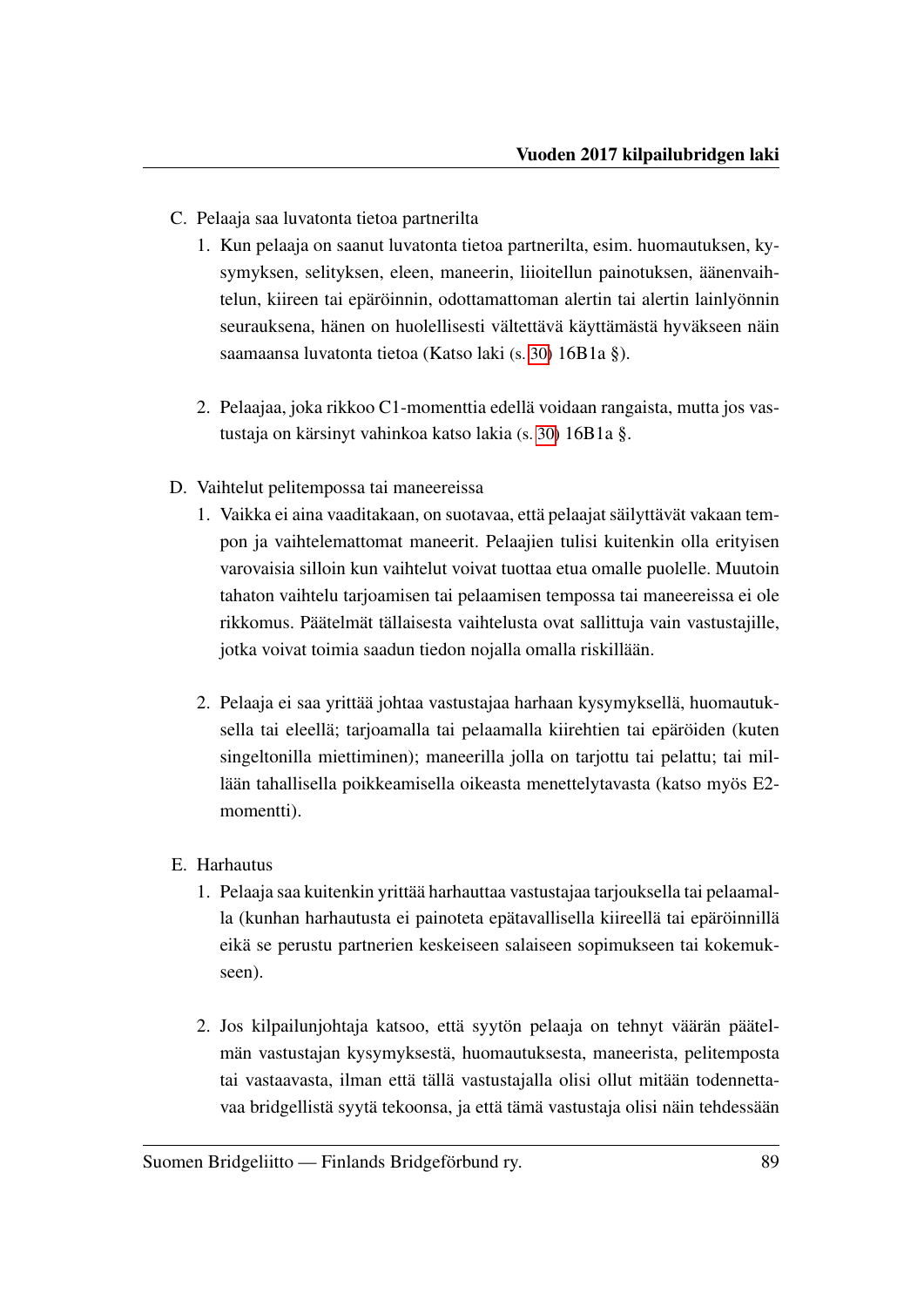C. Pelaaja saa luvatonta tietoa partnerilta

1. Kun pelaaja on saanut luvatonta tietoa partnerilta, esim. huomautuksen, kysymyksen, selityksen, eleen, maneerin, liioitellun painotuksen, äänenvaihtelun, kiireen tai epäröinnin, odottamattoman alertin tai alertin lainlyönnin seurauksena, hänen on huolellisesti vältettävä käyttämästä hyväkseen näin saamaansa luvatonta tietoa (Katso laki (s. 30) 16B1a §).

2. Pelaajaa, joka rikkoo C1-momenttia edellä voidaan rangaista, mutta jos vastustaja on kärsinyt vahinkoa katso lakia (s. 30) 16B1a §.

D. Vaihtelut pelitempossa tai maneereissa

1. Vaikka ei aina vaaditakaan, on suotavaa, että pelaajat säilyttävät vakaan tempon ja vaihtelemattomat maneerit. Pelaajien tulisi kuitenkin olla erityisen varovaisia silloin kun vaihtelut voivat tuottaa etua omalle puolelle. Muutoin tahaton vaihtelu tarjoamisen tai pelaamisen tempossa tai maneereissa ei ole rikkomus. Päätelmät tällaisesta vaihtelusta ovat sallittuja vain vastustajille, jotka voivat toimia saadun tiedon nojalla omalla riskillään.

2. Pelaaja ei saa yrittää johtaa vastustajaa harhaan kysymyksellä, huomautuksella tai eleellä; tarjoamalla tai pelaamalla kiirehtien tai epäröiden (kuten singeltonilla miettiminen); maneerilla jolla on tarjottu tai pelattu; tai millään tahallisella poikkeamisella oikeasta menettelytavasta (katso myös E2-momentti).

E. Harhautus

1. Pelaaja saa kuitenkin yrittää harhauttaa vastustajaa tarjouksella tai pelaamalla (kunhan harhautusta ei painoteta epätavallisella kiireellä tai epäröinnillä eikä se perustu partnerien keskeiseen salaiseen sopimukseen tai kokemukseen).

2. Jos kilpailunjohtaja katsoo, että syytön pelaaja on tehnyt väärän päätelmän vastustajan kysymyksestä, huomautuksesta, maneerista, pelitemposta tai vastaavasta, ilman että tällä vastustajalla olisi ollut mitään todennettavaa bridgellistä syytä tekoonsa, ja että tämä vastustaja olisi näin tehdessään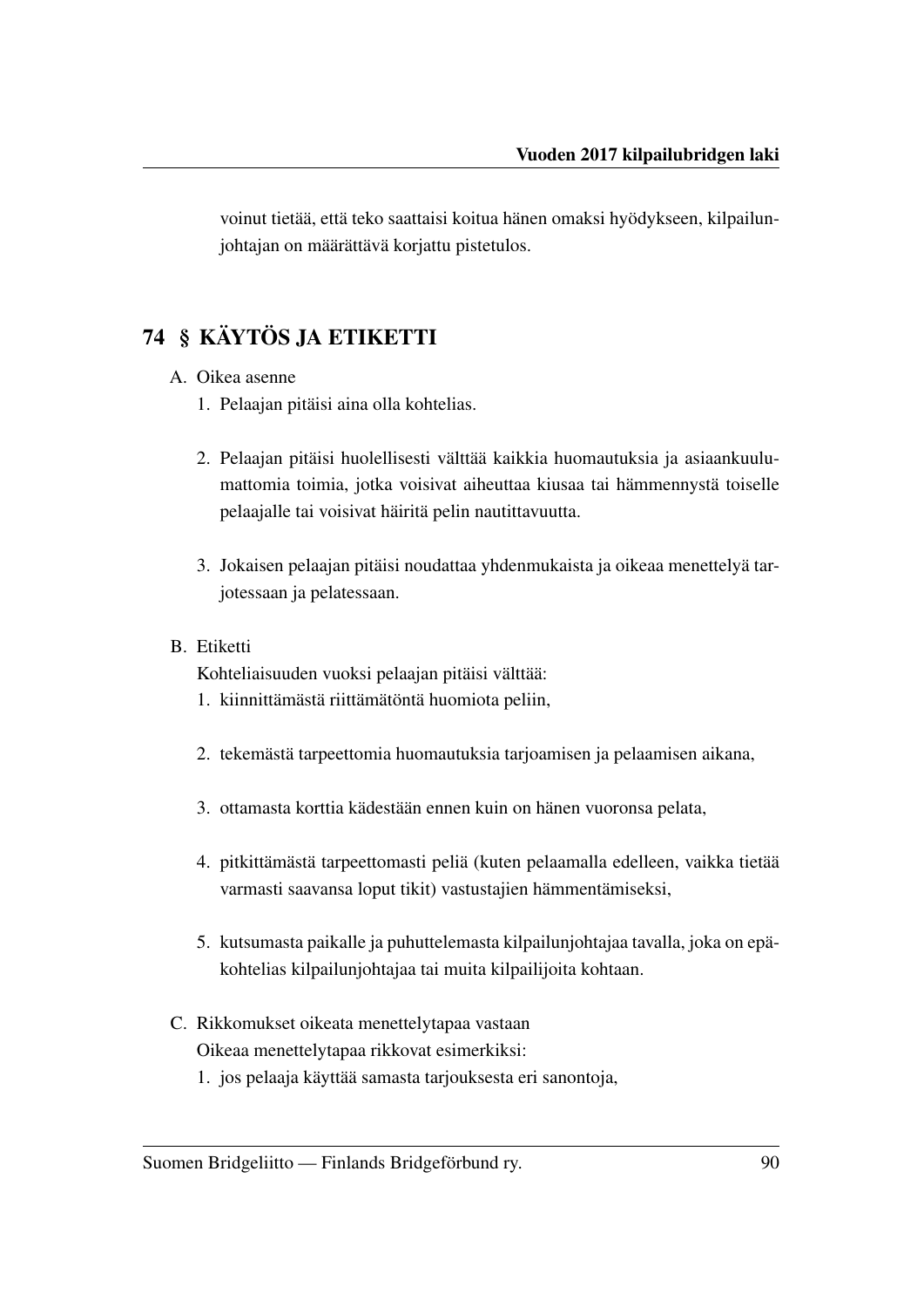voinut tietää, että teko saattaisi koitua hänen omaksi hyödykseen, kilpailunjohtajan on määrättävä korjattu pistetulos.

## 74 § KÄYTÖS JA ETIKETTI

A. Oikea asenne

1. Pelaajan pitäisi aina olla kohtelias.
2. Pelaajan pitäisi huolellisesti välttää kaikkia huomautuksia ja asiaankuulumattomia toimia, jotka voisivat aiheuttaa kiusaa tai hämmennystä toiselle pelaajalle tai voisivat häiritä pelin nautittavuutta.
3. Jokaisen pelaajan pitäisi noudattaa yhdenmukaista ja oikeaa menettelyä tarjotessaan ja pelatessaan.

B. Etiketti

Kohteliaisuuden vuoksi pelaajan pitäisi välttää:

1. kiinnittämästä riittämätöntä huomiota peliin,
2. tekemästä tarpeettomia huomautuksia tarjoamisen ja pelaamisen aikana,
3. ottamasta korttia kädestään ennen kuin on hänen vuoronsa pelata,
4. pitkittämästä tarpeettomasti peliä (kuten pelaamalla edelleen, vaikka tietää varmasti saavansa loput tikit) vastustajien hämmentämiseksi,
5. kutsumasta paikalle ja puhuttelemasta kilpailunjohtajaa tavalla, joka on epäkohtelias kilpailunjohtajaa tai muita kilpailijoita kohtaan.

C. Rikkomukset oikeata menettelytapaa vastaan

Oikeaa menettelytapaa rikkovat esimerkiksi:

1. jos pelaaja käyttää samasta tarjouksesta eri sanontoja,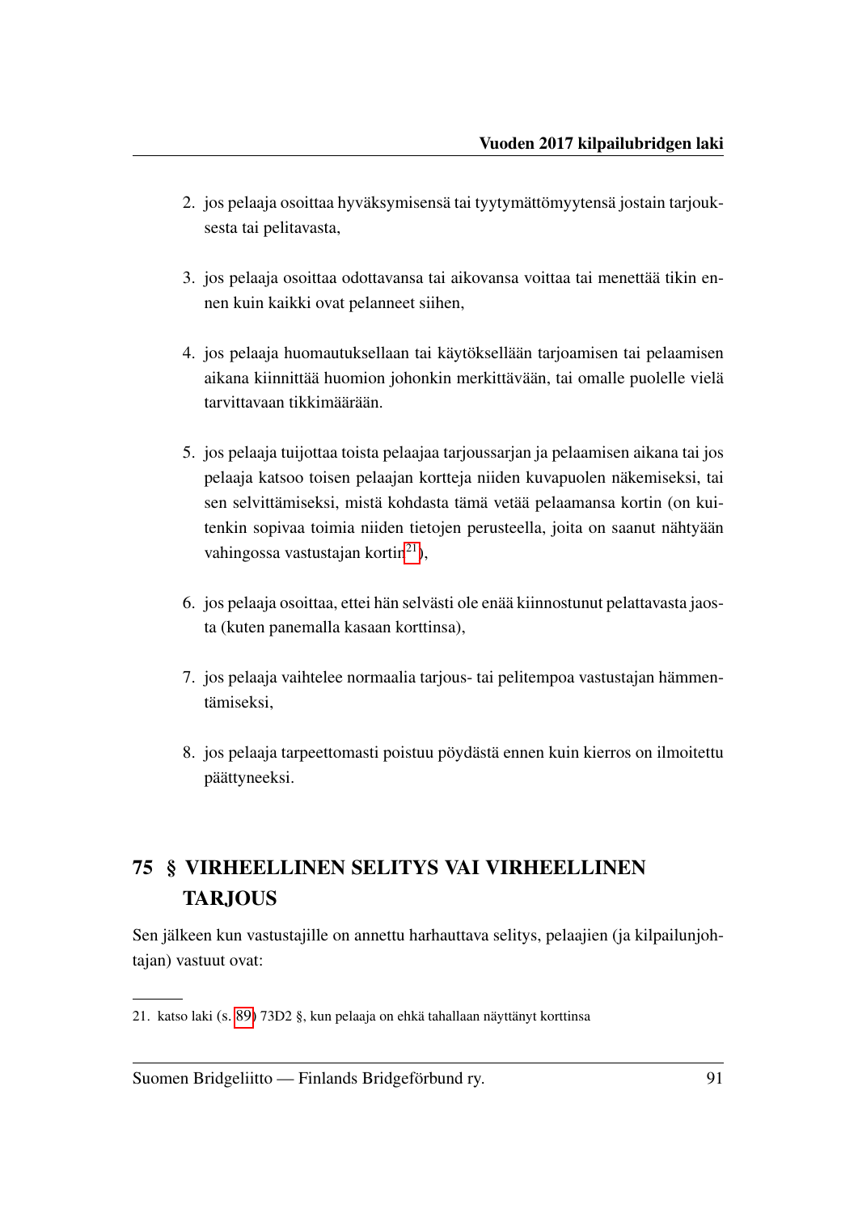2. jos pelaaja osoittaa hyväksymisensä tai tyytymättömyytensä jostain tarjouksesta tai pelitavasta,

3. jos pelaaja osoittaa odottavansa tai aikovansa voittaa tai menettää tikin ennen kuin kaikki ovat pelanneet siihen,

4. jos pelaaja huomautuksellaan tai käytöksellään tarjoamisen tai pelaamisen aikana kiinnittää huomion johonkin merkittävään, tai omalle puolelle vielä tarvittavaan tikkimäärään.

5. jos pelaaja tuijottaa toista pelaajaa tarjoussarjan ja pelaamisen aikana tai jos pelaaja katsoo toisen pelaajan kortteja niiden kuvapuolen näkemiseksi, tai sen selvittämiseksi, mistä kohdasta tämä vetää pelaamansa kortin (on kuitenkin sopivaa toimia niiden tietojen perusteella, joita on saanut nähtyään vahingossa vastustajan kortin[21]),

6. jos pelaaja osoittaa, ettei hän selvästi ole enää kiinnostunut pelattavasta jaosta (kuten panemalla kasaan korttinsa),

7. jos pelaaja vaihtelee normaalia tarjous- tai pelitempoa vastustajan hämmentämiseksi,

8. jos pelaaja tarpeettomasti poistuu pöydästä ennen kuin kierros on ilmoitettu päättyneeksi.

## 75 § VIRHEELLINEN SELITYS VAI VIRHEELLINEN TARJOUS

Sen jälkeen kun vastustajille on annettu harhauttava selitys, pelaajien (ja kilpailunjohtajan) vastuut ovat:

---

21. katso laki (s. 89) 73D2 §, kun pelaaja on ehkä tahallaan näyttänyt korttinsa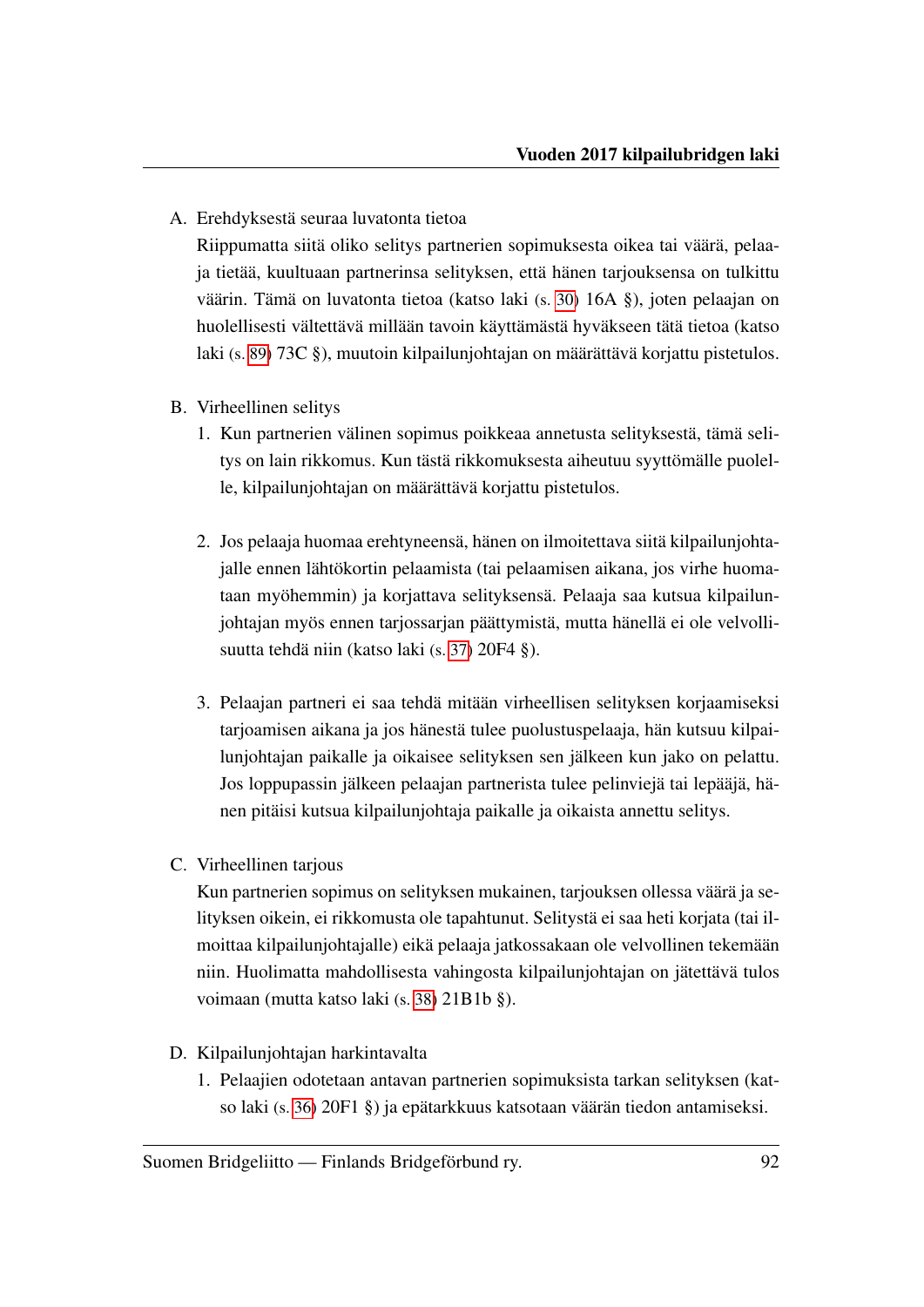A. Erehdyksestä seuraa luvatonta tietoa

Riippumatta siitä oliko selitys partnerien sopimuksesta oikea tai väärä, pelaaja tietää, kuultuaan partnerinsa selityksen, että hänen tarjouksensa on tulkittu väärin. Tämä on luvatonta tietoa (katso laki (s. 30) 16A §), joten pelaajan on huolellisesti vältettävä millään tavoin käyttämästä hyväkseen tätä tietoa (katso laki (s. 89) 73C §), muutoin kilpailunjohtajan on määrättävä korjattu pistetulos.

B. Virheellinen selitys

1. Kun partnerien välinen sopimus poikkeaa annetusta selityksestä, tämä selitys on lain rikkomus. Kun tästä rikkomuksesta aiheutuu syyttömälle puolelle, kilpailunjohtajan on määrättävä korjattu pistetulos.

2. Jos pelaaja huomaa erehtyneensä, hänen on ilmoitettava siitä kilpailunjohtajalle ennen lähtökortin pelaamista (tai pelaamisen aikana, jos virhe huomataan myöhemmin) ja korjattava selityksensä. Pelaaja saa kutsua kilpailunjohtajan myös ennen tarjossarjan päättymistä, mutta hänellä ei ole velvollisuutta tehdä niin (katso laki (s. 37) 20F4 §).

3. Pelaajan partneri ei saa tehdä mitään virheellisen selityksen korjaamiseksi tarjoamisen aikana ja jos hänestä tulee puolustuspelaaja, hän kutsuu kilpailunjohtajan paikalle ja oikaisee selityksen sen jälkeen kun jako on pelattu. Jos loppupassin jälkeen pelaajan partnerista tulee pelinviejä tai lepääjä, hänen pitäisi kutsua kilpailunjohtaja paikalle ja oikaista annettu selitys.

C. Virheellinen tarjous

Kun partnerien sopimus on selityksen mukainen, tarjouksen ollessa väärä ja selityksen oikein, ei rikkomusta ole tapahtunut. Selitystä ei saa heti korjata (tai ilmoittaa kilpailunjohtajalle) eikä pelaaja jatkossakaan ole velvollinen tekemään niin. Huolimatta mahdollisesta vahingosta kilpailunjohtajan on jätettävä tulos voimaan (mutta katso laki (s. 38) 21B1b §).

D. Kilpailunjohtajan harkintavalta

1. Pelaajien odotetaan antavan partnerien sopimuksista tarkan selityksen (katso laki (s. 36) 20F1 §) ja epätarkkuus katsotaan väärän tiedon antamiseksi.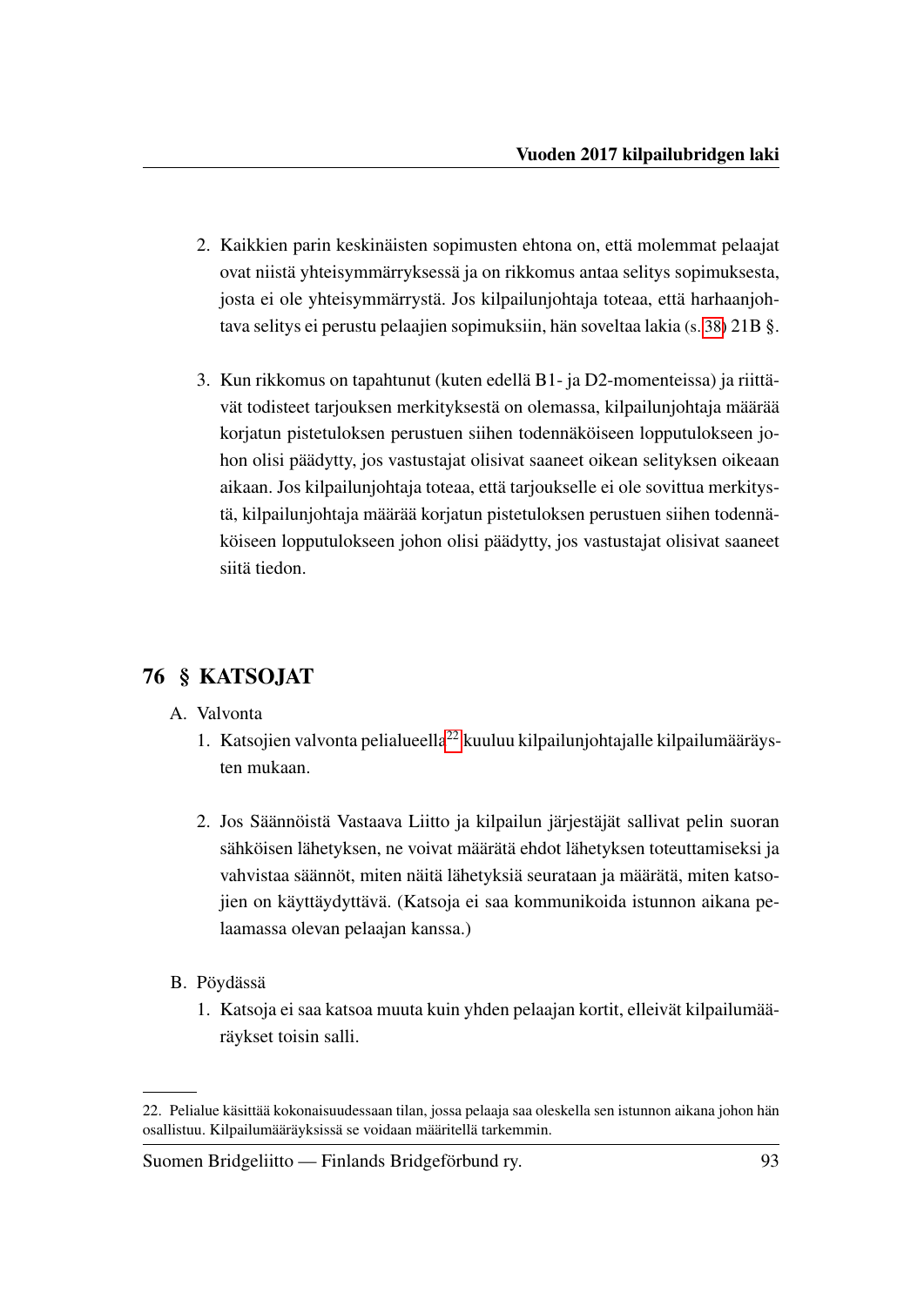2. Kaikkien parin keskinäisten sopimusten ehtona on, että molemmat pelaajat ovat niistä yhteisymmärryksessä ja on rikkomus antaa selitys sopimuksesta, josta ei ole yhteisymmärrystä. Jos kilpailunjohtaja toteaa, että harhaanjohtava selitys ei perustu pelaajien sopimuksiin, hän soveltaa lakia (s. 38) 21B §.

3. Kun rikkomus on tapahtunut (kuten edellä B1- ja D2-momenteissa) ja riittävät todisteet tarjouksen merkityksestä on olemassa, kilpailunjohtaja määrää korjatun pistetuloksen perustuen siihen todennäköiseen lopputulokseen johon olisi päädytty, jos vastustajat olisivat saaneet oikean selityksen oikeaan aikaan. Jos kilpailunjohtaja toteaa, että tarjoukselle ei ole sovittua merkitystä, kilpailunjohtaja määrää korjatun pistetuloksen perustuen siihen todennäköiseen lopputulokseen johon olisi päädytty, jos vastustajat olisivat saaneet siitä tiedon.

## 76 § KATSOJAT

A. Valvonta

1. Katsojien valvonta pelialueella[22] kuuluu kilpailunjohtajalle kilpailumääräysten mukaan.

2. Jos Säännöistä Vastaava Liitto ja kilpailun järjestäjät sallivat pelin suoran sähköisen lähetyksen, ne voivat määrätä ehdot lähetyksen toteuttamiseksi ja vahvistaa säännöt, miten näitä lähetyksiä seurataan ja määrätä, miten katsojien on käyttäydyttävä. (Katsoja ei saa kommunikoida istunnon aikana pelaamassa olevan pelaajan kanssa.)

B. Pöydässä

1. Katsoja ei saa katsoa muuta kuin yhden pelaajan kortit, elleivät kilpailumääräykset toisin salli.

---

22. Pelialue käsittää kokonaisuudessaan tilan, jossa pelaaja saa oleskella sen istunnon aikana johon hän osallistuu. Kilpailumääräyksissä se voidaan määritellä tarkemmin.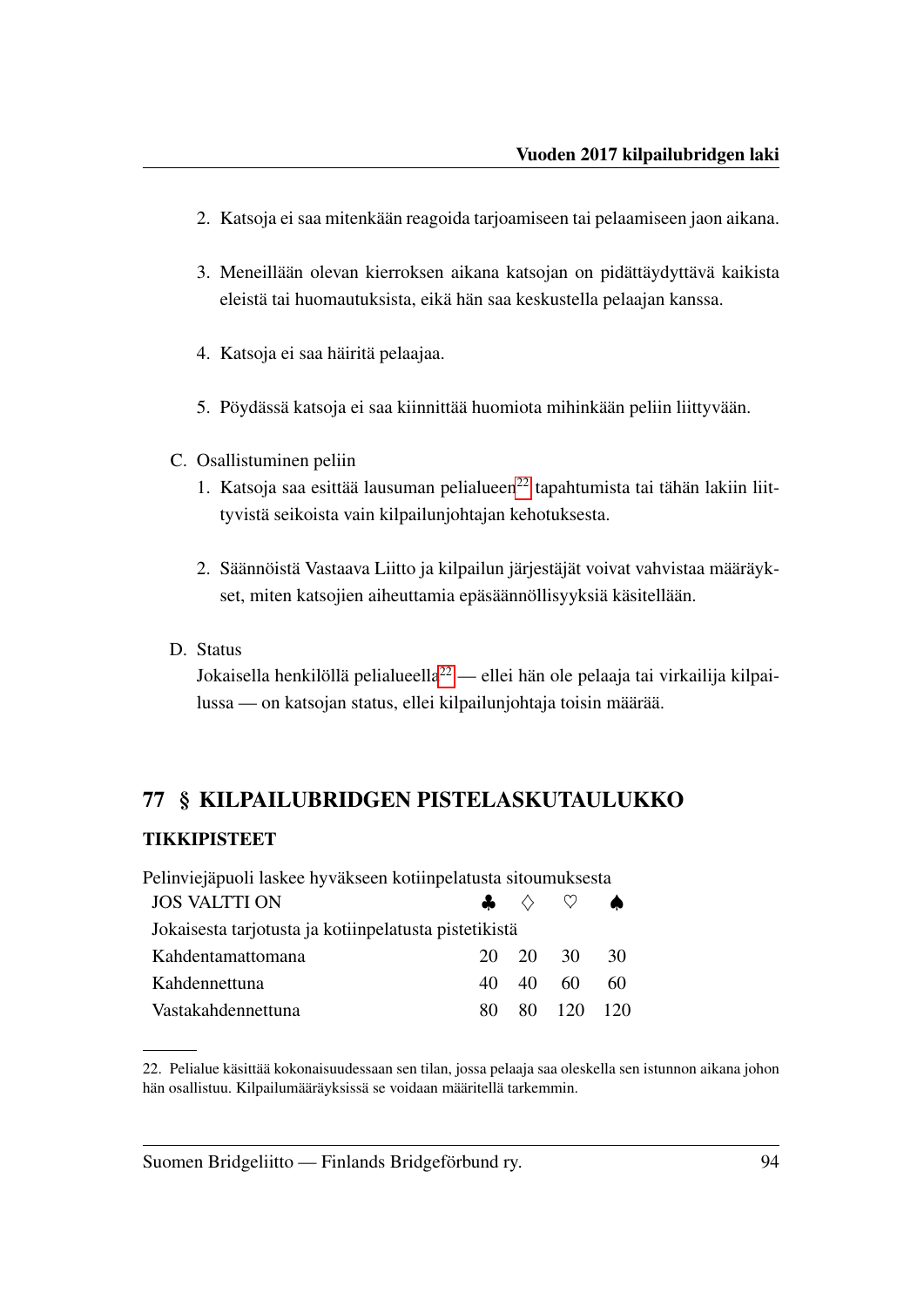2. Katsoja ei saa mitenkään reagoida tarjoamiseen tai pelaamiseen jaon aikana.

3. Meneillään olevan kierroksen aikana katsojan on pidättäydyttävä kaikista eleistä tai huomautuksista, eikä hän saa keskustella pelaajan kanssa.

4. Katsoja ei saa häiritä pelaajaa.

5. Pöydässä katsoja ei saa kiinnittää huomiota mihinkään peliin liittyvään.

C. Osallistuminen peliin

1. Katsoja saa esittää lausuman pelialueen[22] tapahtumista tai tähän lakiin liittyvistä seikoista vain kilpailunjohtajan kehotuksesta.

2. Säännöistä Vastaava Liitto ja kilpailun järjestäjät voivat vahvistaa määräykset, miten katsojien aiheuttamia epäsäännöllisyyksiä käsitellään.

D. Status

Jokaisella henkilöllä pelialueella[22] — ellei hän ole pelaaja tai virkailija kilpailussa — on katsojan status, ellei kilpailunjohtaja toisin määrää.

## 77 § KILPAILUBRIDGEN PISTELASKUTAULUKKO

### TIKKIPISTEET

Pelinviejäpuoli laskee hyväkseen kotiinpelatusta sitoumuksesta

| JOS VALTTI ON | ♣ | ♢ | ♡ | ♠ |
|---|---|---|---|---|
| Jokaisesta tarjotusta ja kotiinpelatusta pistetikistä | | | | |
| Kahdentamattomana | 20 | 20 | 30 | 30 |
| Kahdennettuna | 40 | 40 | 60 | 60 |
| Vastakahdennettuna | 80 | 80 | 120 | 120 |

22. Pelialue käsittää kokonaisuudessaan sen tilan, jossa pelaaja saa oleskella sen istunnon aikana johon hän osallistuu. Kilpailumääräyksissä se voidaan määritellä tarkemmin.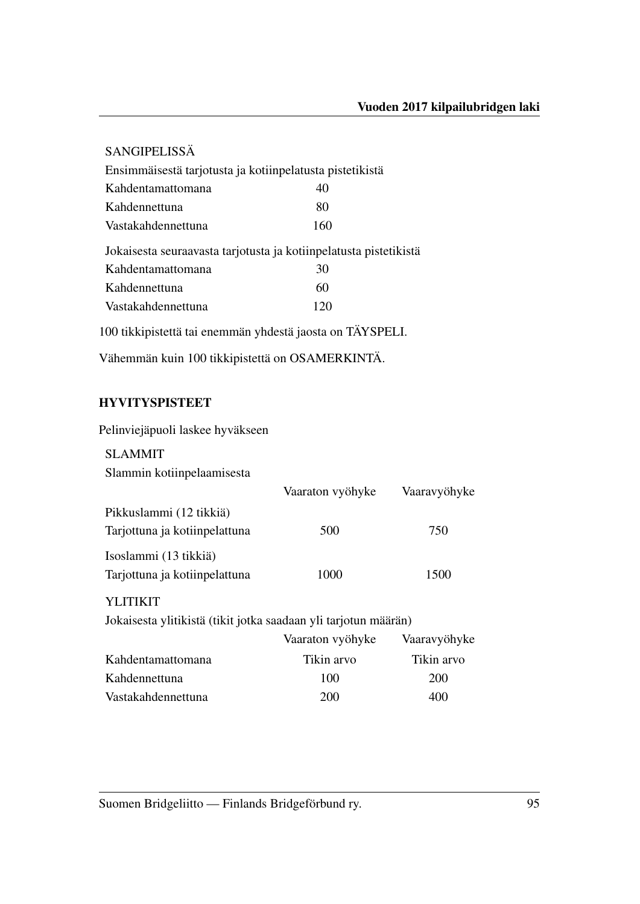SANGIPELISSÄ

Ensimmäisestä tarjotusta ja kotiinpelatusta pistetikistä

| | |
|---|---|
| Kahdentamattomana | 40 |
| Kahdennettuna | 80 |
| Vastakahdennettuna | 160 |

Jokaisesta seuraavasta tarjotusta ja kotiinpelatusta pistetikistä

| | |
|---|---|
| Kahdentamattomana | 30 |
| Kahdennettuna | 60 |
| Vastakahdennettuna | 120 |

100 tikkipistettä tai enemmän yhdestä jaosta on TÄYSPELI.

Vähemmän kuin 100 tikkipistettä on OSAMERKINTÄ.

## HYVITYSPISTEET

Pelinviejäpuoli laskee hyväkseen

SLAMMIT

Slammin kotiinpelaamisesta

| | Vaaraton vyöhyke | Vaaravyöhyke |
|---|---|---|
| Pikkuslammi (12 tikkiä) | | |
| Tarjottuna ja kotiinpelattuna | 500 | 750 |
| Isoslammi (13 tikkiä) | | |
| Tarjottuna ja kotiinpelattuna | 1000 | 1500 |

YLITIKIT

Jokaisesta ylitikistä (tikit jotka saadaan yli tarjotun määrän)

| | Vaaraton vyöhyke | Vaaravyöhyke |
|---|---|---|
| Kahdentamattomana | Tikin arvo | Tikin arvo |
| Kahdennettuna | 100 | 200 |
| Vastakahdennettuna | 200 | 400 |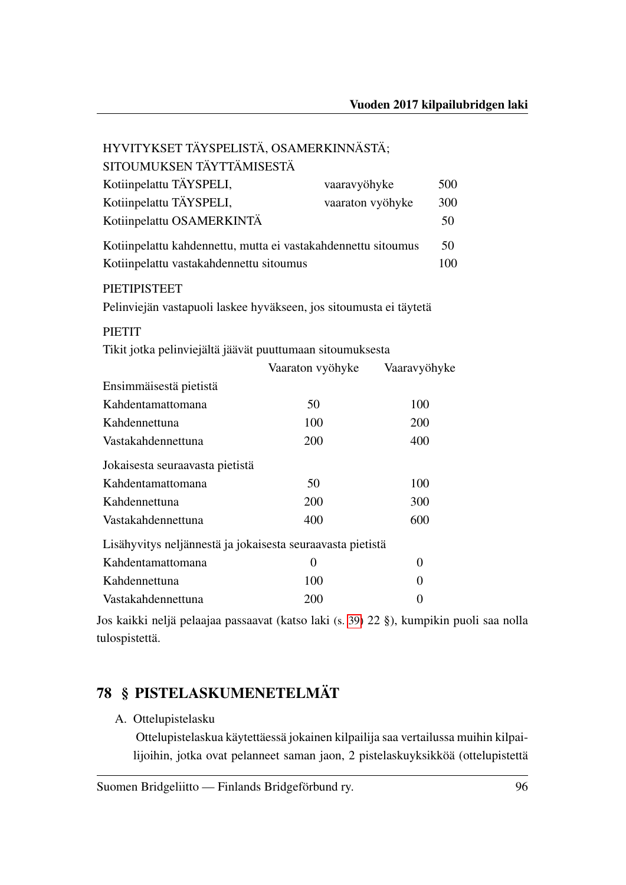HYVITYKSET TÄYSPELISTÄ, OSAMERKINNÄSTÄ; SITOUMUKSEN TÄYTTÄMISESTÄ

| | | |
|---|---|---|
| Kotiinpelattu TÄYSPELI, | vaaravyöhyke | 500 |
| Kotiinpelattu TÄYSPELI, | vaaraton vyöhyke | 300 |
| Kotiinpelattu OSAMERKINTÄ | | 50 |
| Kotiinpelattu kahdennettu, mutta ei vastakahdennettu sitoumus | | 50 |
| Kotiinpelattu vastakahdennettu sitoumus | | 100 |

PIETIPISTEET

Pelinviejän vastapuoli laskee hyväkseen, jos sitoumusta ei täytetä

PIETIT

Tikit jotka pelinviejältä jäävät puuttumaan sitoumuksesta

| | Vaaraton vyöhyke | Vaaravyöhyke |
|---|---|---|
| **Ensimmäisestä pietistä** | | |
| Kahdentamattomana | 50 | 100 |
| Kahdennettuna | 100 | 200 |
| Vastakahdennettuna | 200 | 400 |
| **Jokaisesta seuraavasta pietistä** | | |
| Kahdentamattomana | 50 | 100 |
| Kahdennettuna | 200 | 300 |
| Vastakahdennettuna | 400 | 600 |
| **Lisähyvitys neljännestä ja jokaisesta seuraavasta pietistä** | | |
| Kahdentamattomana | 0 | 0 |
| Kahdennettuna | 100 | 0 |
| Vastakahdennettuna | 200 | 0 |

Jos kaikki neljä pelaajaa passaavat (katso laki (s. 39) 22 §), kumpikin puoli saa nolla tulospistettä.

## 78 § PISTELASKUMENETELMÄT

A. Ottelupistelasku

Ottelupistelaskua käytettäessä jokainen kilpailija saa vertailussa muihin kilpailijoihin, jotka ovat pelanneet saman jaon, 2 pistelaskuyksikköä (ottelupistettä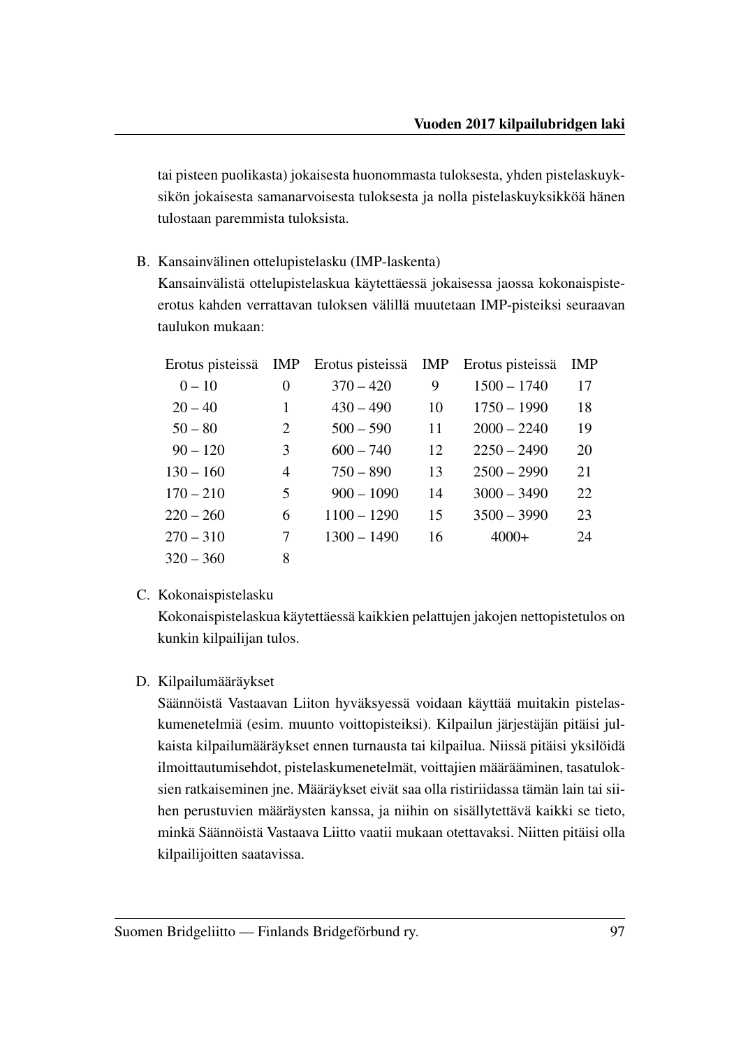tai pisteen puolikasta) jokaisesta huonommasta tuloksesta, yhden pistelaskuyksikön jokaisesta samanarvoisesta tuloksesta ja nolla pistelaskuyksikköä hänen tulostaan paremmista tuloksista.

B. Kansainvälinen ottelupistelasku (IMP-laskenta)

Kansainvälistä ottelupistelaskua käytettäessä jokaisessa jaossa kokonaispiste-erotus kahden verrattavan tuloksen välillä muutetaan IMP-pisteiksi seuraavan taulukon mukaan:

| Erotus pisteissä | IMP | Erotus pisteissä | IMP | Erotus pisteissä | IMP |
|---|---|---|---|---|---|
| 0 – 10 | 0 | 370 – 420 | 9 | 1500 – 1740 | 17 |
| 20 – 40 | 1 | 430 – 490 | 10 | 1750 – 1990 | 18 |
| 50 – 80 | 2 | 500 – 590 | 11 | 2000 – 2240 | 19 |
| 90 – 120 | 3 | 600 – 740 | 12 | 2250 – 2490 | 20 |
| 130 – 160 | 4 | 750 – 890 | 13 | 2500 – 2990 | 21 |
| 170 – 210 | 5 | 900 – 1090 | 14 | 3000 – 3490 | 22 |
| 220 – 260 | 6 | 1100 – 1290 | 15 | 3500 – 3990 | 23 |
| 270 – 310 | 7 | 1300 – 1490 | 16 | 4000+ | 24 |
| 320 – 360 | 8 | | | | |

C. Kokonaispistelasku

Kokonaispistelaskua käytettäessä kaikkien pelattujen jakojen nettopistetulos on kunkin kilpailijan tulos.

D. Kilpailumääräykset

Säännöistä Vastaavan Liiton hyväksyessä voidaan käyttää muitakin pistelaskumenetelmiä (esim. muunto voittopisteiksi). Kilpailun järjestäjän pitäisi julkaista kilpailumääräykset ennen turnausta tai kilpailua. Niissä pitäisi yksilöidä ilmoittautumisehdot, pistelaskumenetelmät, voittajien määrääminen, tasatuloksien ratkaiseminen jne. Määräykset eivät saa olla ristiriidassa tämän lain tai siihen perustuvien määräysten kanssa, ja niihin on sisällytettävä kaikki se tieto, minkä Säännöistä Vastaava Liitto vaatii mukaan otettavaksi. Niitten pitäisi olla kilpailijoitten saatavissa.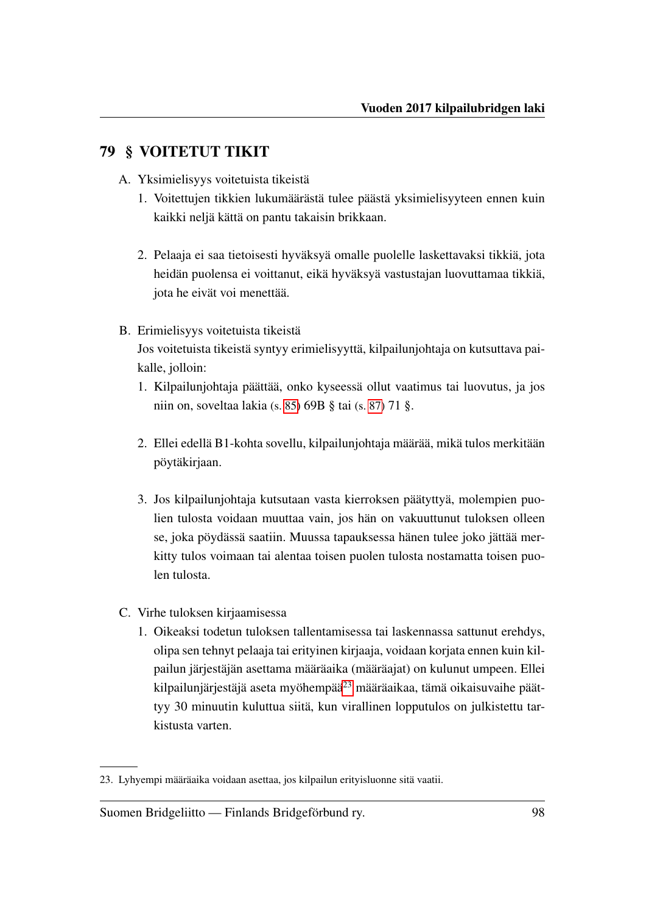## 79 § VOITETUT TIKIT

A. Yksimielisyys voitetuista tikeistä

1. Voitettujen tikkien lukumäärästä tulee päästä yksimielisyyteen ennen kuin kaikki neljä kättä on pantu takaisin brikkaan.

2. Pelaaja ei saa tietoisesti hyväksyä omalle puolelle laskettavaksi tikkiä, jota heidän puolensa ei voittanut, eikä hyväksyä vastustajan luovuttamaa tikkiä, jota he eivät voi menettää.

B. Erimielisyys voitetuista tikeistä

Jos voitetuista tikeistä syntyy erimielisyyttä, kilpailunjohtaja on kutsuttava paikalle, jolloin:

1. Kilpailunjohtaja päättää, onko kyseessä ollut vaatimus tai luovutus, ja jos niin on, soveltaa lakia (s. 85) 69B § tai (s. 87) 71 §.

2. Ellei edellä B1-kohta sovellu, kilpailunjohtaja määrää, mikä tulos merkitään pöytäkirjaan.

3. Jos kilpailunjohtaja kutsutaan vasta kierroksen päätyttyä, molempien puolien tulosta voidaan muuttaa vain, jos hän on vakuuttunut tuloksen olleen se, joka pöydässä saatiin. Muussa tapauksessa hänen tulee joko jättää merkitty tulos voimaan tai alentaa toisen puolen tulosta nostamatta toisen puolen tulosta.

C. Virhe tuloksen kirjaamisessa

1. Oikeaksi todetun tuloksen tallentamisessa tai laskennassa sattunut erehdys, olipa sen tehnyt pelaaja tai erityinen kirjaaja, voidaan korjata ennen kuin kilpailun järjestäjän asettama määräaika (määräajat) on kulunut umpeen. Ellei kilpailunjärjestäjä aseta myöhempää[23] määräaikaa, tämä oikaisuvaihe päättyy 30 minuutin kuluttua siitä, kun virallinen lopputulos on julkistettu tarkistusta varten.

---

23. Lyhyempi määräaika voidaan asettaa, jos kilpailun erityisluonne sitä vaatii.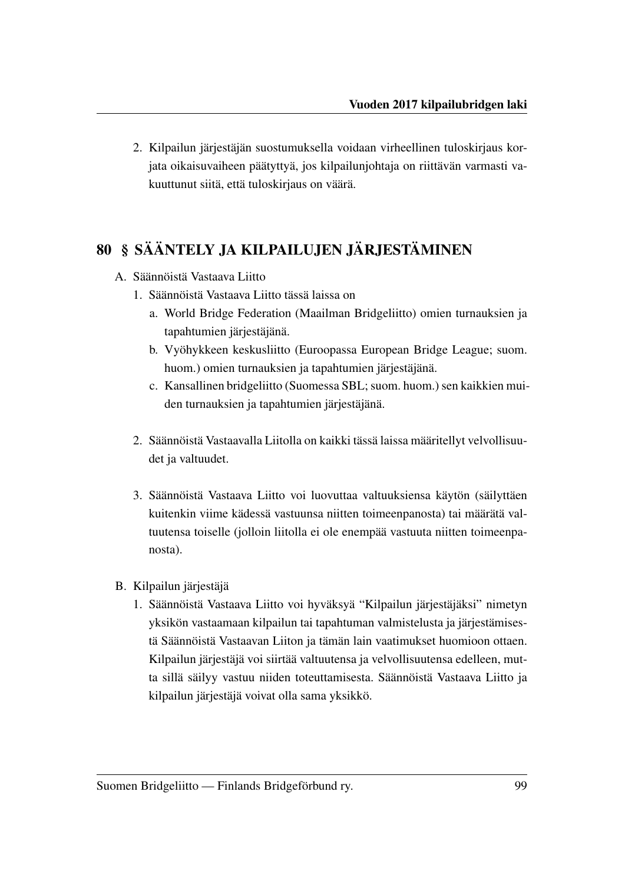2. Kilpailun järjestäjän suostumuksella voidaan virheellinen tuloskirjaus korjata oikaisuvaiheen päätyttyä, jos kilpailunjohtaja on riittävän varmasti vakuuttunut siitä, että tuloskirjaus on väärä.

## 80 § SÄÄNTELY JA KILPAILUJEN JÄRJESTÄMINEN

A. Säännöistä Vastaava Liitto

1. Säännöistä Vastaava Liitto tässä laissa on
   a. World Bridge Federation (Maailman Bridgeliitto) omien turnauksien ja tapahtumien järjestäjänä.
   b. Vyöhykkeen keskusliitto (Euroopassa European Bridge League; suom. huom.) omien turnauksien ja tapahtumien järjestäjänä.
   c. Kansallinen bridgeliitto (Suomessa SBL; suom. huom.) sen kaikkien muiden turnauksien ja tapahtumien järjestäjänä.

2. Säännöistä Vastaavalla Liitolla on kaikki tässä laissa määritellyt velvollisuudet ja valtuudet.

3. Säännöistä Vastaava Liitto voi luovuttaa valtuuksiensa käytön (säilyttäen kuitenkin viime kädessä vastuunsa niitten toimeenpanosta) tai määrätä valtuutensa toiselle (jolloin liitolla ei ole enempää vastuuta niitten toimeenpanosta).

B. Kilpailun järjestäjä

1. Säännöistä Vastaava Liitto voi hyväksyä "Kilpailun järjestäjäksi" nimetyn yksikön vastaamaan kilpailun tai tapahtuman valmistelusta ja järjestämisestä Säännöistä Vastaavan Liiton ja tämän lain vaatimukset huomioon ottaen. Kilpailun järjestäjä voi siirtää valtuutensa ja velvollisuutensa edelleen, mutta sillä säilyy vastuu niiden toteuttamisesta. Säännöistä Vastaava Liitto ja kilpailun järjestäjä voivat olla sama yksikkö.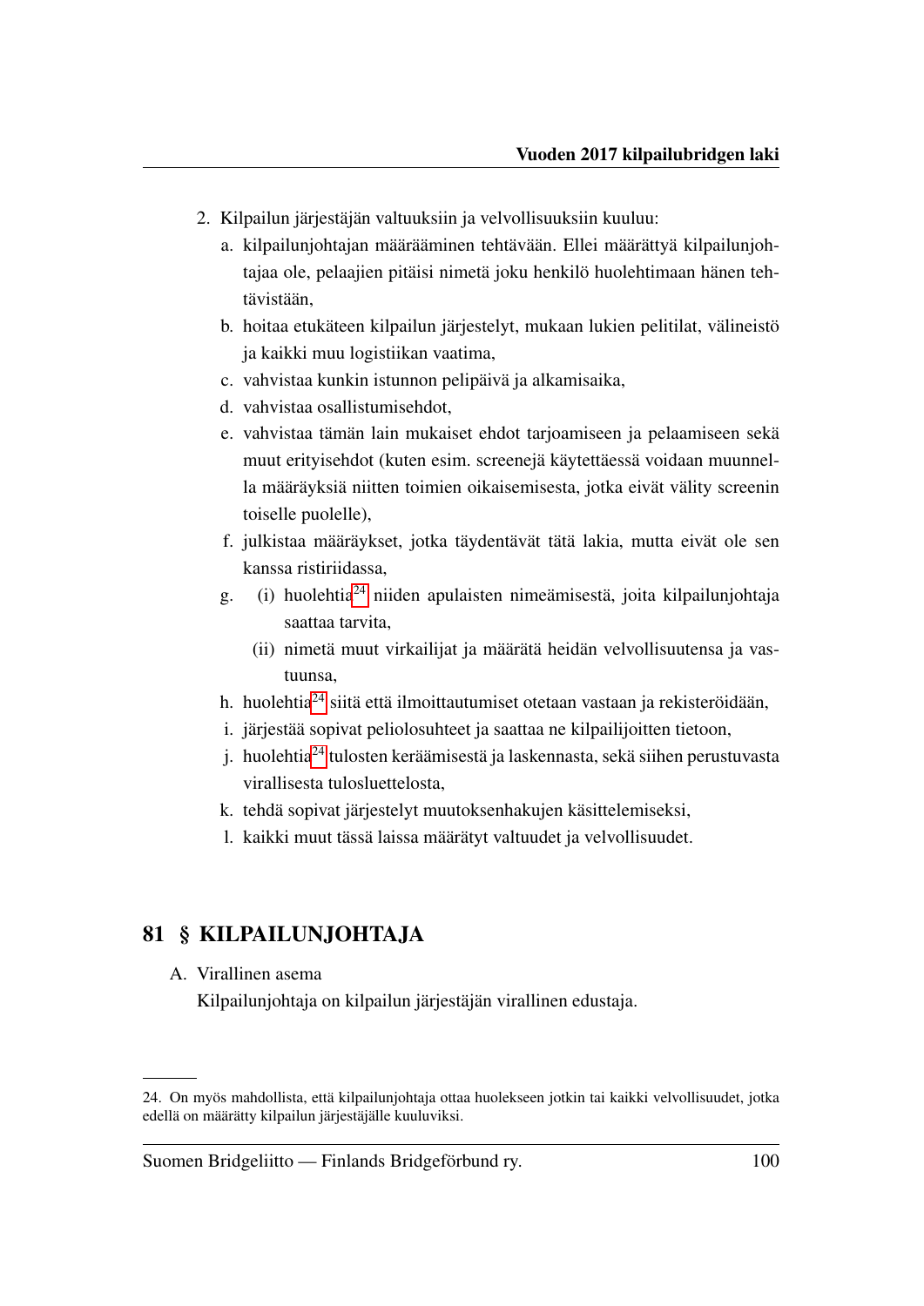2. Kilpailun järjestäjän valtuuksiin ja velvollisuuksiin kuuluu:
   a. kilpailunjohtajan määrääminen tehtävään. Ellei määrättyä kilpailunjohtajaa ole, pelaajien pitäisi nimetä joku henkilö huolehtimaan hänen tehtävistään,
   b. hoitaa etukäteen kilpailun järjestelyt, mukaan lukien pelitilat, välineistö ja kaikki muu logistiikan vaatima,
   c. vahvistaa kunkin istunnon pelipäivä ja alkamisaika,
   d. vahvistaa osallistumisehdot,
   e. vahvistaa tämän lain mukaiset ehdot tarjoamiseen ja pelaamiseen sekä muut erityisehdot (kuten esim. screenejä käytettäessä voidaan muunnella määräyksiä niitten toimien oikaisemisesta, jotka eivät välity screenin toiselle puolelle),
   f. julkistaa määräykset, jotka täydentävät tätä lakia, mutta eivät ole sen kanssa ristiriidassa,
   g. (i) huolehtia[24] niiden apulaisten nimeämisestä, joita kilpailunjohtaja saattaa tarvita,
      (ii) nimetä muut virkailijat ja määrätä heidän velvollisuutensa ja vastuunsa,
   h. huolehtia[24] siitä että ilmoittautumiset otetaan vastaan ja rekisteröidään,
   i. järjestää sopivat peliolosuhteet ja saattaa ne kilpailijoitten tietoon,
   j. huolehtia[24] tulosten keräämisestä ja laskennasta, sekä siihen perustuvasta virallisesta tulosluettelosta,
   k. tehdä sopivat järjestelyt muutoksenhakujen käsittelemiseksi,
   l. kaikki muut tässä laissa määrätyt valtuudet ja velvollisuudet.

## 81 § KILPAILUNJOHTAJA

A. Virallinen asema

   Kilpailunjohtaja on kilpailun järjestäjän virallinen edustaja.

---

24. On myös mahdollista, että kilpailunjohtaja ottaa huolekseen jotkin tai kaikki velvollisuudet, jotka edellä on määrätty kilpailun järjestäjälle kuuluviksi.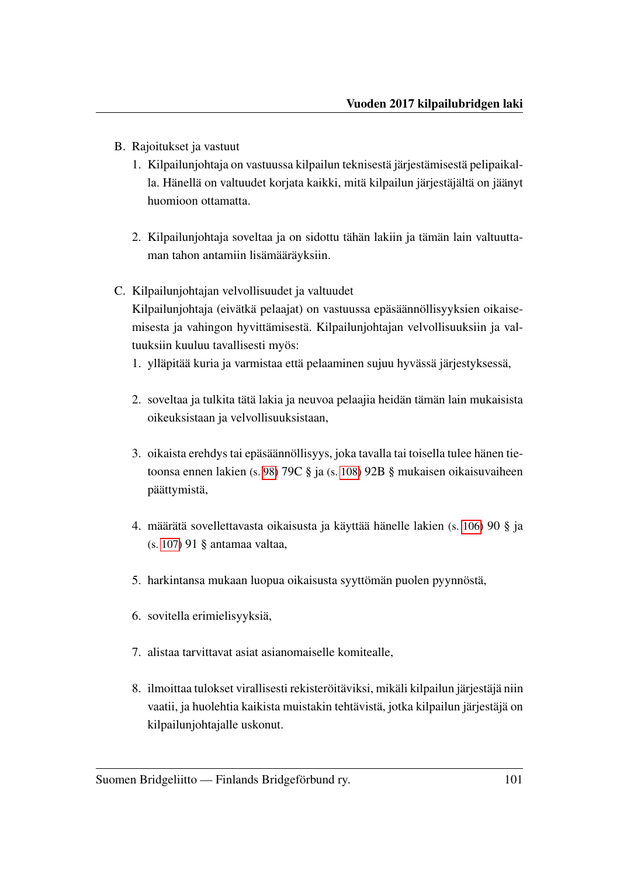B. Rajoitukset ja vastuut

1. Kilpailunjohtaja on vastuussa kilpailun teknisestä järjestämisestä pelipaikalla. Hänellä on valtuudet korjata kaikki, mitä kilpailun järjestäjältä on jäänyt huomioon ottamatta.

2. Kilpailunjohtaja soveltaa ja on sidottu tähän lakiin ja tämän lain valtuuttaman tahon antamiin lisämääräyksiin.

C. Kilpailunjohtajan velvollisuudet ja valtuudet

Kilpailunjohtaja (eivätkä pelaajat) on vastuussa epäsäännöllisyyksien oikaisemisesta ja vahingon hyvittämisestä. Kilpailunjohtajan velvollisuuksiin ja valtuuksiin kuuluu tavallisesti myös:

1. ylläpitää kuria ja varmistaa että pelaaminen sujuu hyvässä järjestyksessä,

2. soveltaa ja tulkita tätä lakia ja neuvoa pelaajia heidän tämän lain mukaisista oikeuksistaan ja velvollisuuksistaan,

3. oikaista erehdys tai epäsäännöllisyys, joka tavalla tai toisella tulee hänen tietoonsa ennen lakien (s. 98) 79C § ja (s. 108) 92B § mukaisen oikaisuvaiheen päättymistä,

4. määrätä sovellettavasta oikaisusta ja käyttää hänelle lakien (s. 106) 90 § ja (s. 107) 91 § antamaa valtaa,

5. harkintansa mukaan luopua oikaisusta syyttömän puolen pyynnöstä,

6. sovitella erimielisyyksiä,

7. alistaa tarvittavat asiat asianomaiselle komitealle,

8. ilmoittaa tulokset virallisesti rekisteröitäviksi, mikäli kilpailun järjestäjä niin vaatii, ja huolehtia kaikista muistakin tehtävistä, jotka kilpailun järjestäjä on kilpailunjohtajalle uskonut.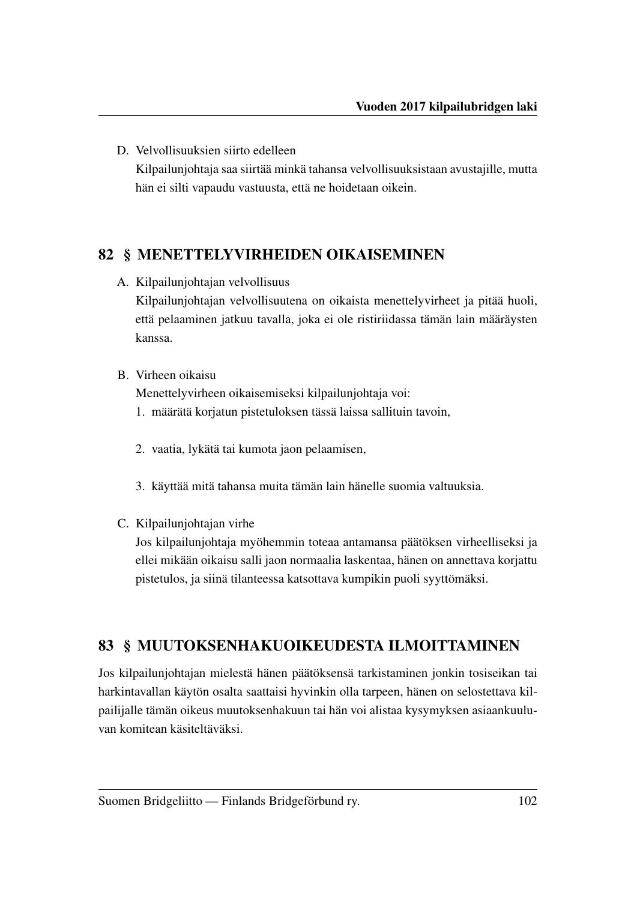D. Velvollisuuksien siirto edelleen

   Kilpailunjohtaja saa siirtää minkä tahansa velvollisuuksistaan avustajille, mutta hän ei silti vapaudu vastuusta, että ne hoidetaan oikein.

## 82 § MENETTELYVIRHEIDEN OIKAISEMINEN

A. Kilpailunjohtajan velvollisuus

   Kilpailunjohtajan velvollisuutena on oikaista menettelyvirheet ja pitää huoli, että pelaaminen jatkuu tavalla, joka ei ole ristiriidassa tämän lain määräysten kanssa.

B. Virheen oikaisu

   Menettelyvirheen oikaisemiseksi kilpailunjohtaja voi:

   1. määrätä korjatun pistetuloksen tässä laissa sallituin tavoin,

   2. vaatia, lykätä tai kumota jaon pelaamisen,

   3. käyttää mitä tahansa muita tämän lain hänelle suomia valtuuksia.

C. Kilpailunjohtajan virhe

   Jos kilpailunjohtaja myöhemmin toteaa antamansa päätöksen virheelliseksi ja ellei mikään oikaisu salli jaon normaalia laskentaa, hänen on annettava korjattu pistetulos, ja siinä tilanteessa katsottava kumpikin puoli syyttömäksi.

## 83 § MUUTOKSENHAKUOIKEUDESTA ILMOITTAMINEN

Jos kilpailunjohtajan mielestä hänen päätöksensä tarkistaminen jonkin tosiseikan tai harkintavallan käytön osalta saattaisi hyvinkin olla tarpeen, hänen on selostettava kilpailijalle tämän oikeus muutoksenhakuun tai hän voi alistaa kysymyksen asiaankuuluvan komitean käsiteltäväksi.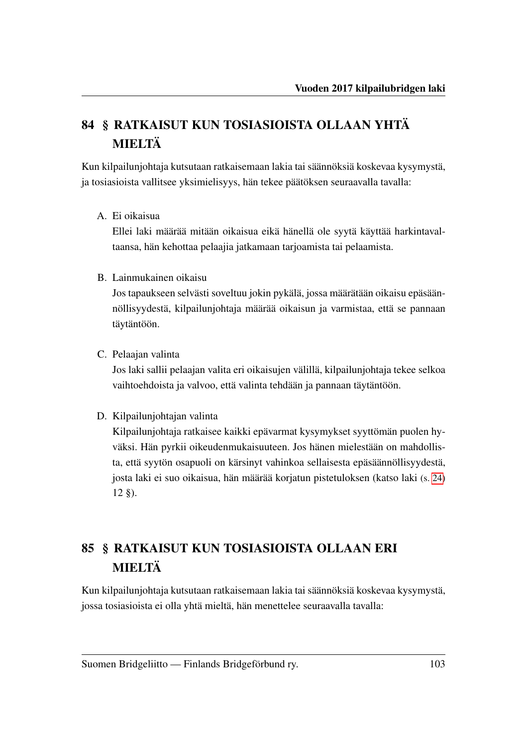## 84 § RATKAISUT KUN TOSIASIOISTA OLLAAN YHTÄ MIELTÄ

Kun kilpailunjohtaja kutsutaan ratkaisemaan lakia tai säännöksiä koskevaa kysymystä, ja tosiasioista vallitsee yksimielisyys, hän tekee päätöksen seuraavalla tavalla:

A. Ei oikaisua
Ellei laki määrää mitään oikaisua eikä hänellä ole syytä käyttää harkintavaltaansa, hän kehottaa pelaajia jatkamaan tarjoamista tai pelaamista.

B. Lainmukainen oikaisu
Jos tapaukseen selvästi soveltuu jokin pykälä, jossa määrätään oikaisu epäsäännöllisyydestä, kilpailunjohtaja määrää oikaisun ja varmistaa, että se pannaan täytäntöön.

C. Pelaajan valinta
Jos laki sallii pelaajan valita eri oikaisujen välillä, kilpailunjohtaja tekee selkoa vaihtoehdoista ja valvoo, että valinta tehdään ja pannaan täytäntöön.

D. Kilpailunjohtajan valinta
Kilpailunjohtaja ratkaisee kaikki epävarmat kysymykset syyttömän puolen hyväksi. Hän pyrkii oikeudenmukaisuuteen. Jos hänen mielestään on mahdollista, että syytön osapuoli on kärsinyt vahinkoa sellaisesta epäsäännöllisyydestä, josta laki ei suo oikaisua, hän määrää korjatun pistetuloksen (katso laki (s. 24) 12 §).

## 85 § RATKAISUT KUN TOSIASIOISTA OLLAAN ERI MIELTÄ

Kun kilpailunjohtaja kutsutaan ratkaisemaan lakia tai säännöksiä koskevaa kysymystä, jossa tosiasioista ei olla yhtä mieltä, hän menettelee seuraavalla tavalla: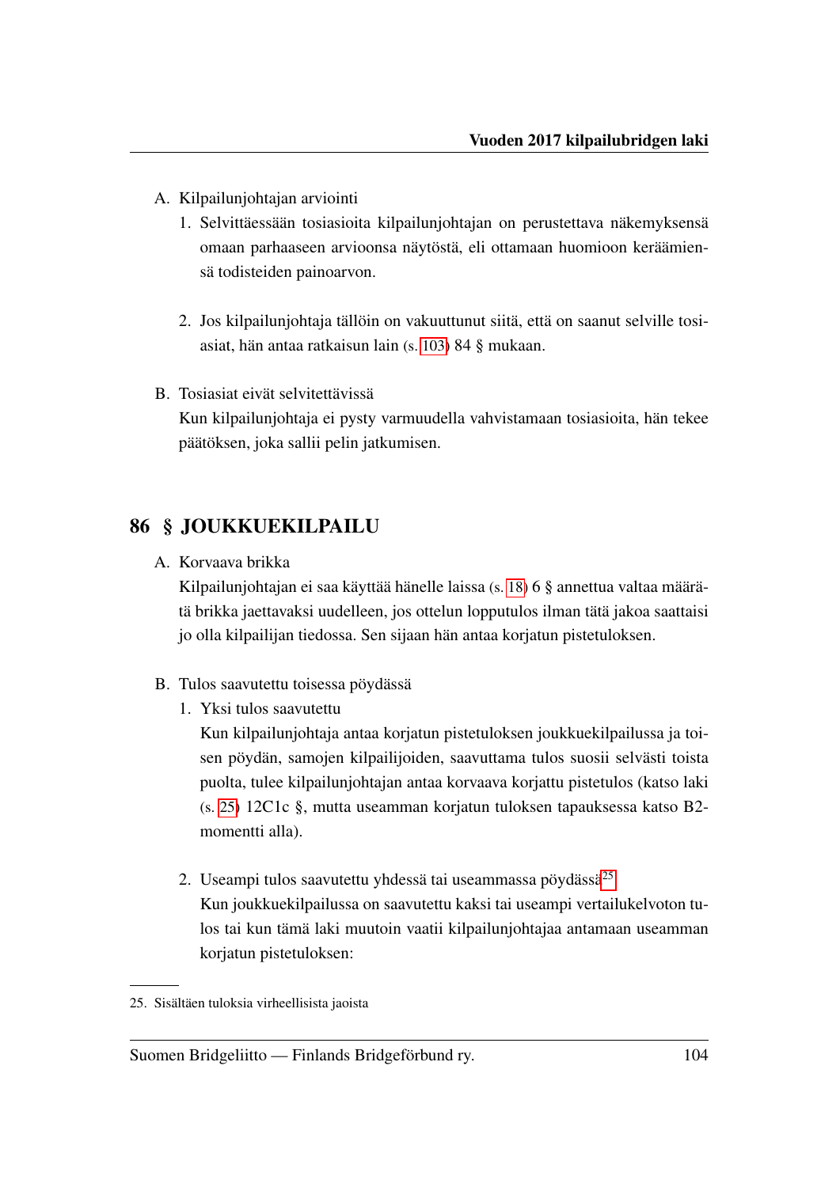A. Kilpailunjohtajan arviointi

1. Selvittäessään tosiasioita kilpailunjohtajan on perustettava näkemyksensä omaan parhaaseen arvioonsa näytöstä, eli ottamaan huomioon keräämiensä todisteiden painoarvon.

2. Jos kilpailunjohtaja tällöin on vakuuttunut siitä, että on saanut selville tosiasiat, hän antaa ratkaisun lain (s. 103) 84 § mukaan.

B. Tosiasiat eivät selvitettävissä

Kun kilpailunjohtaja ei pysty varmuudella vahvistamaan tosiasioita, hän tekee päätöksen, joka sallii pelin jatkumisen.

## 86 § JOUKKUEKILPAILU

A. Korvaava brikka

Kilpailunjohtajan ei saa käyttää hänelle laissa (s. 18) 6 § annettua valtaa määrätä brikka jaettavaksi uudelleen, jos ottelun lopputulos ilman tätä jakoa saattaisi jo olla kilpailijan tiedossa. Sen sijaan hän antaa korjatun pistetuloksen.

B. Tulos saavutettu toisessa pöydässä

1. Yksi tulos saavutettu

   Kun kilpailunjohtaja antaa korjatun pistetuloksen joukkuekilpailussa ja toisen pöydän, samojen kilpailijoiden, saavuttama tulos suosii selvästi toista puolta, tulee kilpailunjohtajan antaa korvaava korjattu pistetulos (katso laki (s. 25) 12C1c §, mutta useamman korjatun tuloksen tapauksessa katso B2-momentti alla).

2. Useampi tulos saavutettu yhdessä tai useammassa pöydässä[25]

   Kun joukkuekilpailussa on saavutettu kaksi tai useampi vertailukelvoton tulos tai kun tämä laki muutoin vaatii kilpailunjohtajaa antamaan useamman korjatun pistetuloksen:

25. Sisältäen tuloksia virheellisistä jaoista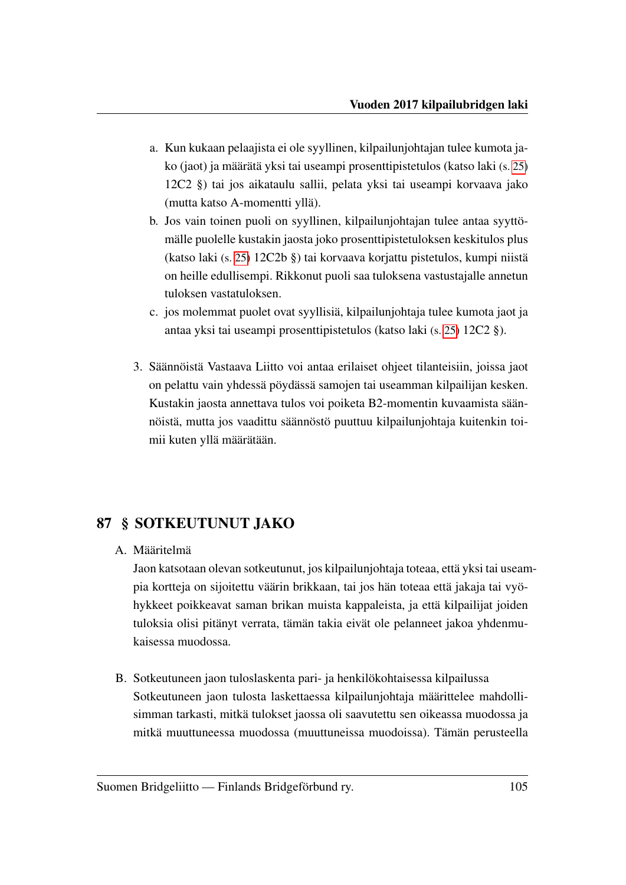a. Kun kukaan pelaajista ei ole syyllinen, kilpailunjohtajan tulee kumota jako (jaot) ja määrätä yksi tai useampi prosenttipistetulos (katso laki (s. 25) 12C2 §) tai jos aikataulu sallii, pelata yksi tai useampi korvaava jako (mutta katso A-momentti yllä).
b. Jos vain toinen puoli on syyllinen, kilpailunjohtajan tulee antaa syyttömälle puolelle kustakin jaosta joko prosenttipistetuloksen keskitulos plus (katso laki (s. 25) 12C2b §) tai korvaava korjattu pistetulos, kumpi niistä on heille edullisempi. Rikkonut puoli saa tuloksena vastustajalle annetun tuloksen vastatuloksen.
c. jos molemmat puolet ovat syyllisiä, kilpailunjohtaja tulee kumota jaot ja antaa yksi tai useampi prosenttipistetulos (katso laki (s. 25) 12C2 §).

3. Säännöistä Vastaava Liitto voi antaa erilaiset ohjeet tilanteisiin, joissa jaot on pelattu vain yhdessä pöydässä samojen tai useamman kilpailijan kesken. Kustakin jaosta annettava tulos voi poiketa B2-momentin kuvaamista säännöistä, mutta jos vaadittu säännöstö puuttuu kilpailunjohtaja kuitenkin toimii kuten yllä määrätään.

## 87 § SOTKEUTUNUT JAKO

A. Määritelmä

Jaon katsotaan olevan sotkeutunut, jos kilpailunjohtaja toteaa, että yksi tai useampia kortteja on sijoitettu väärin brikkaan, tai jos hän toteaa että jakaja tai vyöhykkeet poikkeavat saman brikan muista kappaleista, ja että kilpailijat joiden tuloksia olisi pitänyt verrata, tämän takia eivät ole pelanneet jakoa yhdenmukaisessa muodossa.

B. Sotkeutuneen jaon tuloslaskenta pari- ja henkilökohtaisessa kilpailussa

Sotkeutuneen jaon tulosta laskettaessa kilpailunjohtaja määrittelee mahdollisimman tarkasti, mitkä tulokset jaossa oli saavutettu sen oikeassa muodossa ja mitkä muuttuneessa muodossa (muuttuneissa muodoissa). Tämän perusteella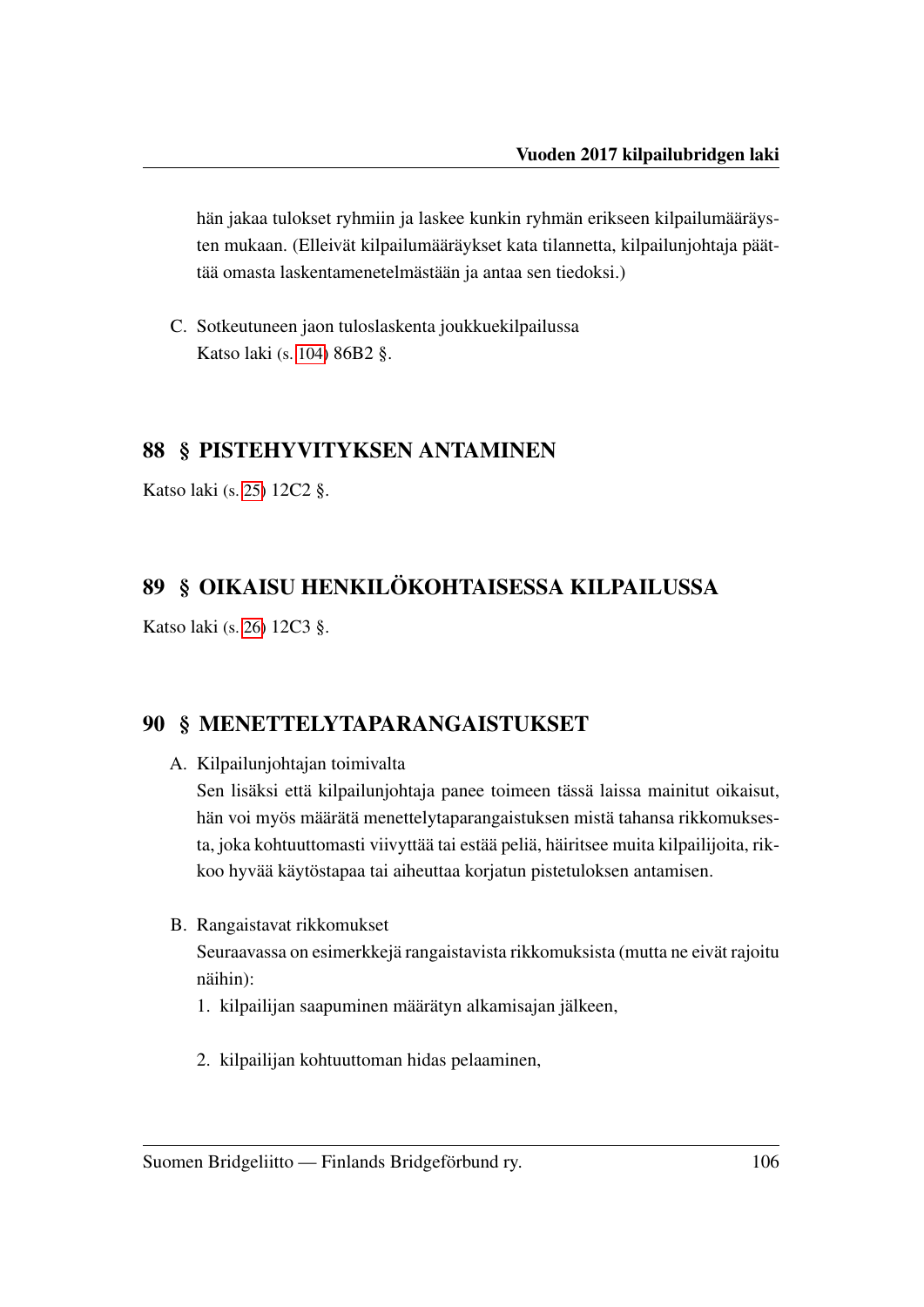hän jakaa tulokset ryhmiin ja laskee kunkin ryhmän erikseen kilpailumääräysten mukaan. (Elleivät kilpailumääräykset kata tilannetta, kilpailunjohtaja päättää omasta laskentamenetelmästään ja antaa sen tiedoksi.)

C. Sotkeutuneen jaon tuloslaskenta joukkuekilpailussa
Katso laki (s. 104) 86B2 §.

## 88 § PISTEHYVITYKSEN ANTAMINEN

Katso laki (s. 25) 12C2 §.

## 89 § OIKAISU HENKILÖKOHTAISESSA KILPAILUSSA

Katso laki (s. 26) 12C3 §.

## 90 § MENETTELYTAPARANGAISTUKSET

A. Kilpailunjohtajan toimivalta
Sen lisäksi että kilpailunjohtaja panee toimeen tässä laissa mainitut oikaisut, hän voi myös määrätä menettelytaparangaistuksen mistä tahansa rikkomuksesta, joka kohtuuttomasti viivyttää tai estää peliä, häiritsee muita kilpailijoita, rikkoo hyvää käytöstapaa tai aiheuttaa korjatun pistetuloksen antamisen.

B. Rangaistavat rikkomukset
Seuraavassa on esimerkkejä rangaistavista rikkomuksista (mutta ne eivät rajoitu näihin):

1. kilpailijan saapuminen määrätyn alkamisajan jälkeen,
2. kilpailijan kohtuuttoman hidas pelaaminen,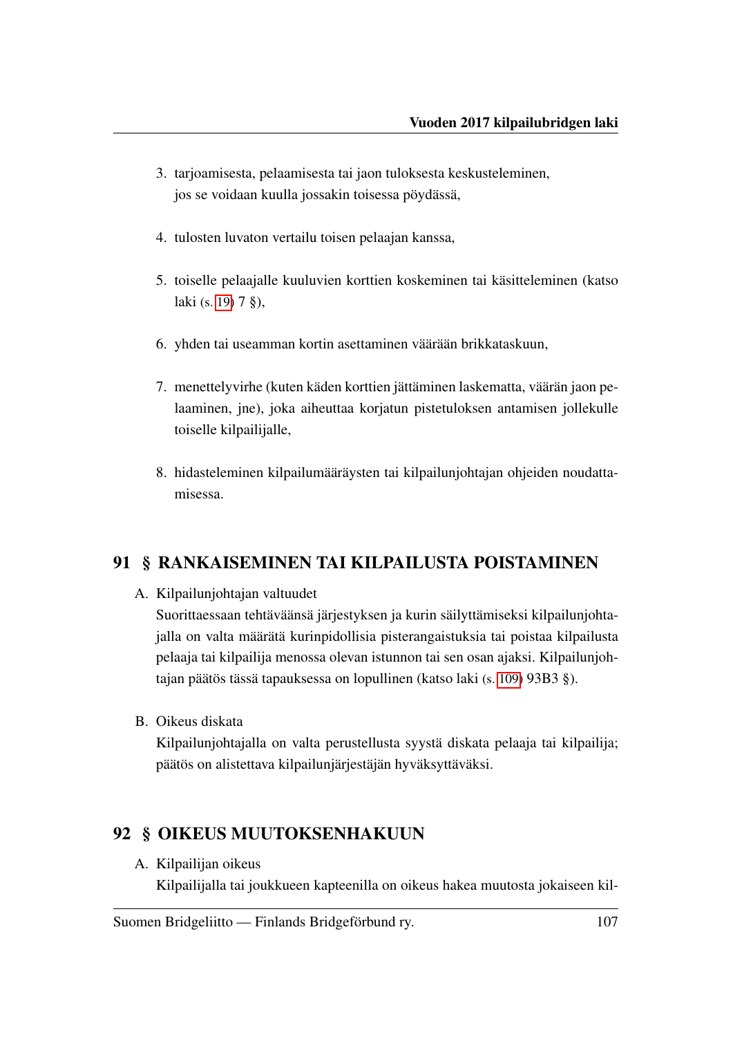3. tarjoamisesta, pelaamisesta tai jaon tuloksesta keskusteleminen, jos se voidaan kuulla jossakin toisessa pöydässä,
4. tulosten luvaton vertailu toisen pelaajan kanssa,
5. toiselle pelaajalle kuuluvien korttien koskeminen tai käsitteleminen (katso laki (s. 19) 7 §),
6. yhden tai useamman kortin asettaminen väärään brikkataskuun,
7. menettelyvirhe (kuten käden korttien jättäminen laskematta, väärän jaon pelaaminen, jne), joka aiheuttaa korjatun pistetuloksen antamisen jollekulle toiselle kilpailijalle,
8. hidasteleminen kilpailumääräysten tai kilpailunjohtajan ohjeiden noudattamisessa.

## 91 § RANKAISEMINEN TAI KILPAILUSTA POISTAMINEN

A. Kilpailunjohtajan valtuudet
Suorittaessaan tehtäväänsä järjestyksen ja kurin säilyttämiseksi kilpailunjohtajalla on valta määrätä kurinpidollisia pisterangaistuksia tai poistaa kilpailusta pelaaja tai kilpailija menossa olevan istunnon tai sen osan ajaksi. Kilpailunjohtajan päätös tässä tapauksessa on lopullinen (katso laki (s. 109) 93B3 §).

B. Oikeus diskata
Kilpailunjohtajalla on valta perustellusta syystä diskata pelaaja tai kilpailija; päätös on alistettava kilpailunjärjestäjän hyväksyttäväksi.

## 92 § OIKEUS MUUTOKSENHAKUUN

A. Kilpailijan oikeus
Kilpailijalla tai joukkueen kapteenilla on oikeus hakea muutosta jokaiseen kil-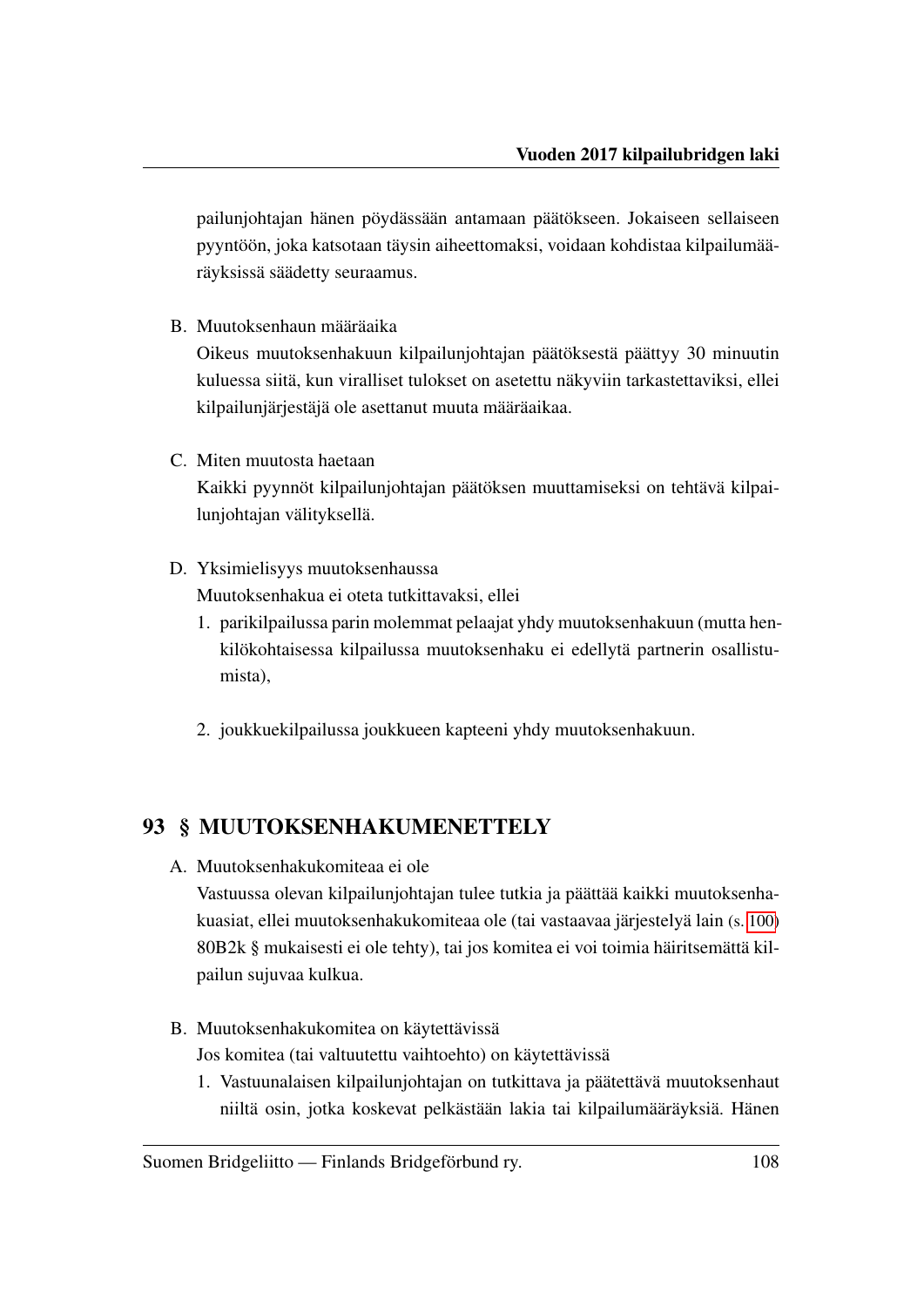pailunjohtajan hänen pöydässään antamaan päätökseen. Jokaiseen sellaiseen pyyntöön, joka katsotaan täysin aiheettomaksi, voidaan kohdistaa kilpailumääräyksissä säädetty seuraamus.

B. Muutoksenhaun määräaika
Oikeus muutoksenhakuun kilpailunjohtajan päätöksestä päättyy 30 minuutin kuluessa siitä, kun viralliset tulokset on asetettu näkyviin tarkastettaviksi, ellei kilpailunjärjestäjä ole asettanut muuta määräaikaa.

C. Miten muutosta haetaan
Kaikki pyynnöt kilpailunjohtajan päätöksen muuttamiseksi on tehtävä kilpailunjohtajan välityksellä.

D. Yksimielisyys muutoksenhaussa
Muutoksenhakua ei oteta tutkittavaksi, ellei

1. parikilpailussa parin molemmat pelaajat yhdy muutoksenhakuun (mutta henkilökohtaisessa kilpailussa muutoksenhaku ei edellytä partnerin osallistumista),

2. joukkuekilpailussa joukkueen kapteeni yhdy muutoksenhakuun.

## 93 § MUUTOKSENHAKUMENETTELY

A. Muutoksenhakukomiteaa ei ole
Vastuussa olevan kilpailunjohtajan tulee tutkia ja päättää kaikki muutoksenhakuasiat, ellei muutoksenhakukomiteaa ole (tai vastaavaa järjestelyä lain (s. 100) 80B2k § mukaisesti ei ole tehty), tai jos komitea ei voi toimia häiritsemättä kilpailun sujuvaa kulkua.

B. Muutoksenhakukomitea on käytettävissä
Jos komitea (tai valtuutettu vaihtoehto) on käytettävissä

1. Vastuunalaisen kilpailunjohtajan on tutkittava ja päätettävä muutoksenhaut niiltä osin, jotka koskevat pelkästään lakia tai kilpailumääräyksiä. Hänen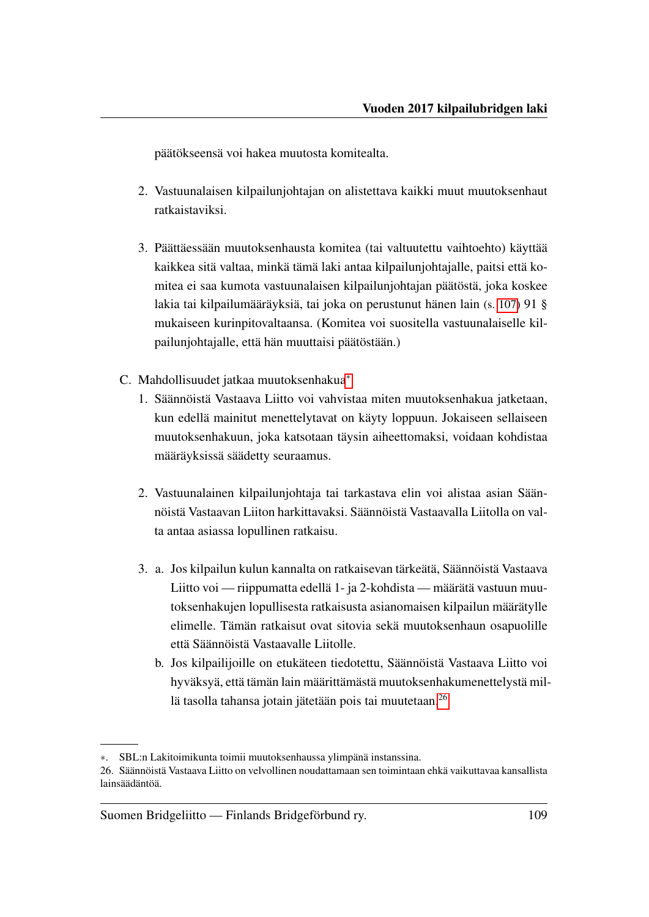päätökseensä voi hakea muutosta komitealta.

2. Vastuunalaisen kilpailunjohtajan on alistettava kaikki muut muutoksenhaut ratkaistaviksi.

3. Päättäessään muutoksenhausta komitea (tai valtuutettu vaihtoehto) käyttää kaikkea sitä valtaa, minkä tämä laki antaa kilpailunjohtajalle, paitsi että komitea ei saa kumota vastuunalaisen kilpailunjohtajan päätöstä, joka koskee lakia tai kilpailumääräyksiä, tai joka on perustunut hänen lain (s. 107) 91 § mukaiseen kurinpitovaltaansa. (Komitea voi suositella vastuunalaiselle kilpailunjohtajalle, että hän muuttaisi päätöstään.)

C. Mahdollisuudet jatkaa muutoksenhakua[*]

1. Säännöistä Vastaava Liitto voi vahvistaa miten muutoksenhakua jatketaan, kun edellä mainitut menettelytavat on käyty loppuun. Jokaiseen sellaiseen muutoksenhakuun, joka katsotaan täysin aiheettomaksi, voidaan kohdistaa määräyksissä säädetty seuraamus.

2. Vastuunalainen kilpailunjohtaja tai tarkastava elin voi alistaa asian Säännöistä Vastaavan Liiton harkittavaksi. Säännöistä Vastaavalla Liitolla on valta antaa asiassa lopullinen ratkaisu.

3. a. Jos kilpailun kulun kannalta on ratkaisevan tärkeätä, Säännöistä Vastaava Liitto voi — riippumatta edellä 1- ja 2-kohdista — määrätä vastuun muutoksenhakujen lopullisesta ratkaisusta asianomaisen kilpailun määrätylle elimelle. Tämän ratkaisut ovat sitovia sekä muutoksenhaun osapuolille että Säännöistä Vastaavalle Liitolle.

   b. Jos kilpailijoille on etukäteen tiedotettu, Säännöistä Vastaava Liitto voi hyväksyä, että tämän lain määrittämästä muutoksenhakumenettelystä millä tasolla tahansa jotain jätetään pois tai muutetaan.[26]

---

[*] SBL:n Lakitoimikunta toimii muutoksenhaussa ylimpänä instanssina.

[26] Säännöistä Vastaava Liitto on velvollinen noudattamaan sen toimintaan ehkä vaikuttavaa kansallista lainsäädäntöä.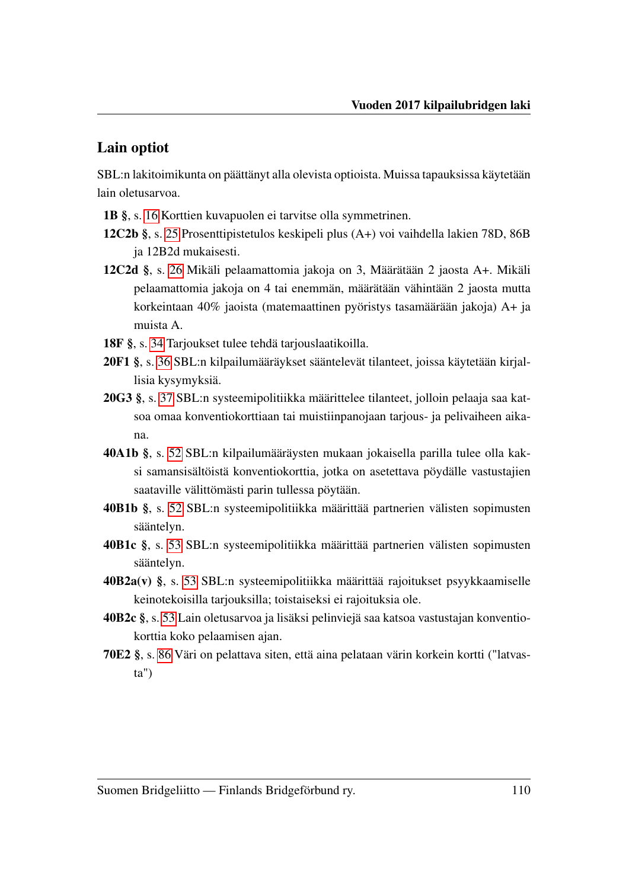## Lain optiot

SBL:n lakitoimikunta on päättänyt alla olevista optioista. Muissa tapauksissa käytetään lain oletusarvoa.

**1B §**, s. 16 Korttien kuvapuolen ei tarvitse olla symmetrinen.

**12C2b §**, s. 25 Prosenttipistetulos keskipeli plus (A+) voi vaihdella lakien 78D, 86B ja 12B2d mukaisesti.

**12C2d §**, s. 26 Mikäli pelaamattomia jakoja on 3, Määrätään 2 jaosta A+. Mikäli pelaamattomia jakoja on 4 tai enemmän, määrätään vähintään 2 jaosta mutta korkeintaan 40% jaoista (matemaattinen pyöristys tasamäärään jakoja) A+ ja muista A.

**18F §**, s. 34 Tarjoukset tulee tehdä tarjouslaatikoilla.

**20F1 §**, s. 36 SBL:n kilpailumääräykset sääntelevät tilanteet, joissa käytetään kirjallisia kysymyksiä.

**20G3 §**, s. 37 SBL:n systeemipolitiikka määrittelee tilanteet, jolloin pelaaja saa katsoa omaa konventiokorttiaan tai muistiinpanojaan tarjous- ja pelivaiheen aikana.

**40A1b §**, s. 52 SBL:n kilpailumääräysten mukaan jokaisella parilla tulee olla kaksi samansisältöistä konventiokorttia, jotka on asetettava pöydälle vastustajien saataville välittömästi parin tullessa pöytään.

**40B1b §**, s. 52 SBL:n systeemipolitiikka määrittää partnerien välisten sopimusten sääntelyn.

**40B1c §**, s. 53 SBL:n systeemipolitiikka määrittää partnerien välisten sopimusten sääntelyn.

**40B2a(v) §**, s. 53 SBL:n systeemipolitiikka määrittää rajoitukset psyykkaamiselle keinotekoisilla tarjouksilla; toistaiseksi ei rajoituksia ole.

**40B2c §**, s. 53 Lain oletusarvoa ja lisäksi pelinviejä saa katsoa vastustajan konventiokorttia koko pelaamisen ajan.

**70E2 §**, s. 86 Väri on pelattava siten, että aina pelataan värin korkein kortti ("latvasta")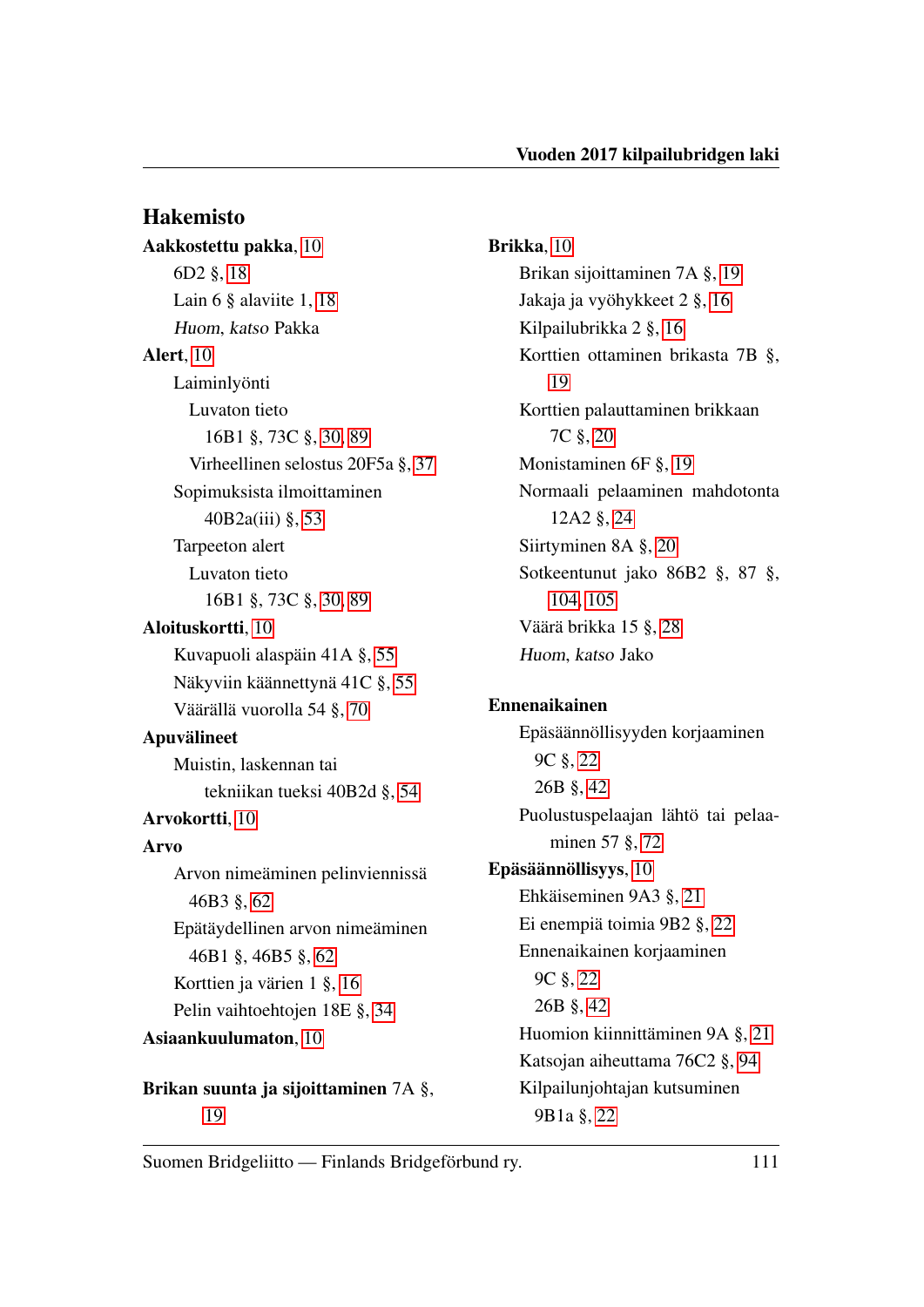## Hakemisto

**Aakkostettu pakka**, 10
- 6D2 §, 18
- Lain 6 § alaviite 1, 18
- *Huom, katso* Pakka

**Alert**, 10
- Laiminlyönti
  - Luvaton tieto
    - 16B1 §, 73C §, 30, 89
  - Virheellinen selostus 20F5a §, 37
- Sopimuksista ilmoittaminen
  - 40B2a(iii) §, 53
- Tarpeeton alert
  - Luvaton tieto
    - 16B1 §, 73C §, 30, 89

**Aloituskortti**, 10
- Kuvapuoli alaspäin 41A §, 55
- Näkyviin käännettynä 41C §, 55
- Väärällä vuorolla 54 §, 70

**Apuvälineet**
- Muistin, laskennan tai
  - tekniikan tueksi 40B2d §, 54

**Arvokortti**, 10

**Arvo**
- Arvon nimeäminen pelinviennissä
  - 46B3 §, 62
- Epätäydellinen arvon nimeäminen
  - 46B1 §, 46B5 §, 62
- Korttien ja värien 1 §, 16
- Pelin vaihtoehtojen 18E §, 34

**Asiaankuulumaton**, 10

**Brikan suunta ja sijoittaminen** 7A §, 19

**Brikka**, 10
- Brikan sijoittaminen 7A §, 19
- Jakaja ja vyöhykkeet 2 §, 16
- Kilpailubrikka 2 §, 16
- Korttien ottaminen brikasta 7B §, 19
- Korttien palauttaminen brikkaan
  - 7C §, 20
- Monistaminen 6F §, 19
- Normaali pelaaminen mahdotonta
  - 12A2 §, 24
- Siirtyminen 8A §, 20
- Sotkeentunut jako 86B2 §, 87 §, 104, 105
- Väärä brikka 15 §, 28
- *Huom, katso* Jako

**Ennenaikainen**
- Epäsäännöllisyyden korjaaminen
  - 9C §, 22
  - 26B §, 42
- Puolustuspelaajan lähtö tai pelaaminen 57 §, 72

**Epäsäännöllisyys**, 10
- Ehkäiseminen 9A3 §, 21
- Ei enempiä toimia 9B2 §, 22
- Ennenaikainen korjaaminen
  - 9C §, 22
  - 26B §, 42
- Huomion kiinnittäminen 9A §, 21
- Katsojan aiheuttama 76C2 §, 94
- Kilpailunjohtajan kutsuminen
  - 9B1a §, 22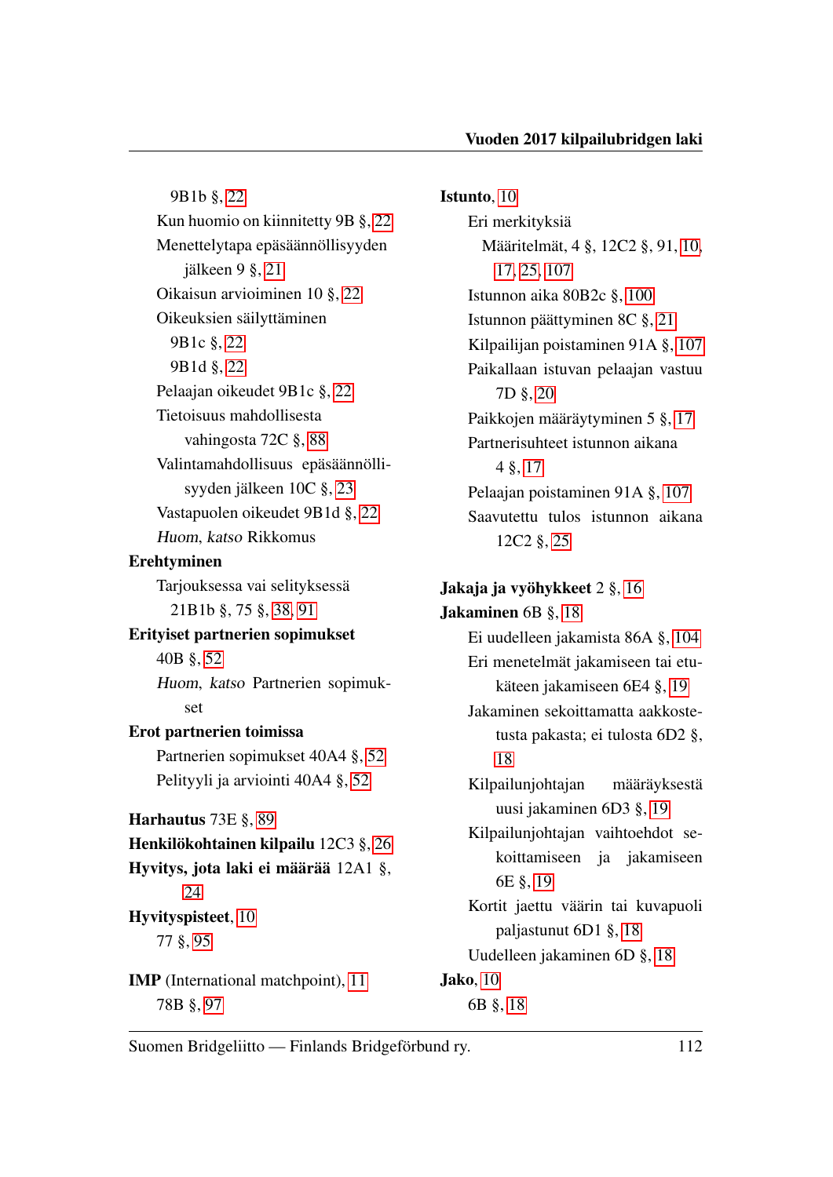9B1b §, 22
Kun huomio on kiinnitetty 9B §, 22
Menettelytapa epäsäännöllisyyden jälkeen 9 §, 21
Oikaisun arvioiminen 10 §, 22
Oikeuksien säilyttäminen
9B1c §, 22
9B1d §, 22
Pelaajan oikeudet 9B1c §, 22
Tietoisuus mahdollisesta vahingosta 72C §, 88
Valintamahdollisuus epäsäännöllisyyden jälkeen 10C §, 23
Vastapuolen oikeudet 9B1d §, 22
*Huom*, *katso* Rikkomus

**Erehtyminen**
Tarjouksessa vai selityksessä 21B1b §, 75 §, 38, 91

**Erityiset partnerien sopimukset**
40B §, 52
*Huom*, *katso* Partnerien sopimukset

**Erot partnerien toimissa**
Partnerien sopimukset 40A4 §, 52
Pelityyli ja arviointi 40A4 §, 52

**Harhautus** 73E §, 89
**Henkilökohtainen kilpailu** 12C3 §, 26
**Hyvitys, jota laki ei määrää** 12A1 §, 24
**Hyvityspisteet**, 10
77 §, 95

**IMP** (International matchpoint), 11
78B §, 97

**Istunto**, 10
Eri merkityksiä
Määritelmät, 4 §, 12C2 §, 91, 10, 17, 25, 107
Istunnon aika 80B2c §, 100
Istunnon päättyminen 8C §, 21
Kilpailijan poistaminen 91A §, 107
Paikallaan istuvan pelaajan vastuu 7D §, 20
Paikkojen määräytyminen 5 §, 17
Partnerisuhteet istunnon aikana 4 §, 17
Pelaajan poistaminen 91A §, 107
Saavutettu tulos istunnon aikana 12C2 §, 25

**Jakaja ja vyöhykkeet** 2 §, 16
**Jakaminen** 6B §, 18
Ei uudelleen jakamista 86A §, 104
Eri menetelmät jakamiseen tai etukäteen jakamiseen 6E4 §, 19
Jakaminen sekoittamatta aakkostetusta pakasta; ei tulosta 6D2 §, 18
Kilpailunjohtajan määräyksestä uusi jakaminen 6D3 §, 19
Kilpailunjohtajan vaihtoehdot sekoittamiseen ja jakamiseen 6E §, 19
Kortit jaettu väärin tai kuvapuoli paljastunut 6D1 §, 18
Uudelleen jakaminen 6D §, 18

**Jako**, 10
6B §, 18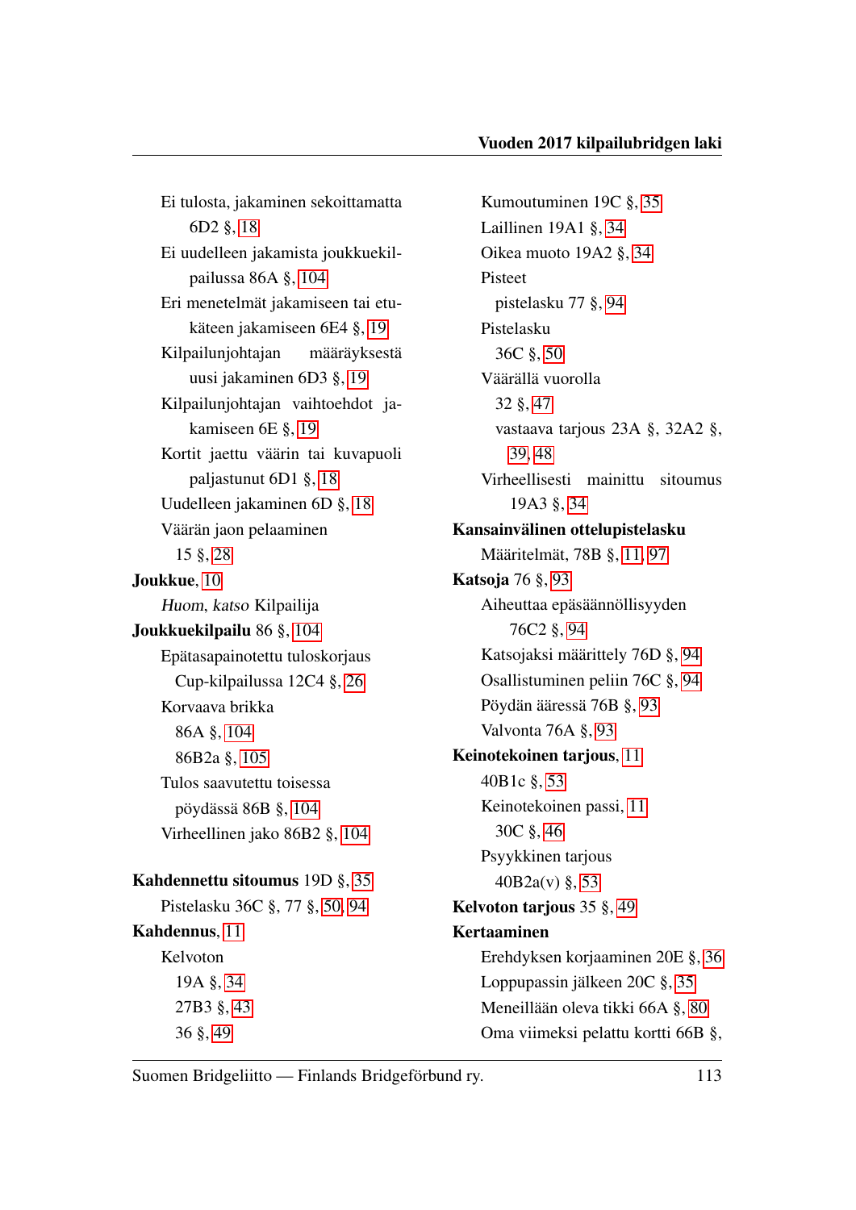Ei tulosta, jakaminen sekoittamatta 6D2 §, 18

Ei uudelleen jakamista joukkuekilpailussa 86A §, 104

Eri menetelmät jakamiseen tai etukäteen jakamiseen 6E4 §, 19

Kilpailunjohtajan määräyksestä uusi jakaminen 6D3 §, 19

Kilpailunjohtajan vaihtoehdot jakamiseen 6E §, 19

Kortit jaettu väärin tai kuvapuoli paljastunut 6D1 §, 18

Uudelleen jakaminen 6D §, 18

Väärän jaon pelaaminen
- 15 §, 28

**Joukkue**, 10
- *Huom, katso* Kilpailija

**Joukkuekilpailu** 86 §, 104

Epätasapainotettu tuloskorjaus
- Cup-kilpailussa 12C4 §, 26

Korvaava brikka
- 86A §, 104
- 86B2a §, 105

Tulos saavutettu toisessa
- pöydässä 86B §, 104

Virheellinen jako 86B2 §, 104

**Kahdennettu sitoumus** 19D §, 35

Pistelasku 36C §, 77 §, 50, 94

**Kahdennus**, 11

Kelvoton
- 19A §, 34
- 27B3 §, 43
- 36 §, 49

Kumoutuminen 19C §, 35

Laillinen 19A1 §, 34

Oikea muoto 19A2 §, 34

Pisteet
- pistelasku 77 §, 94

Pistelasku
- 36C §, 50

Väärällä vuorolla
- 32 §, 47
- vastaava tarjous 23A §, 32A2 §, 39, 48

Virheellisesti mainittu sitoumus 19A3 §, 34

**Kansainvälinen ottelupistelasku**

Määritelmät, 78B §, 11, 97

**Katsoja** 76 §, 93

Aiheuttaa epäsäännöllisyyden 76C2 §, 94

Katsojaksi määrittely 76D §, 94

Osallistuminen peliin 76C §, 94

Pöydän ääressä 76B §, 93

Valvonta 76A §, 93

**Keinotekoinen tarjous**, 11
- 40B1c §, 53

Keinotekoinen passi, 11
- 30C §, 46

Psyykkinen tarjous
- 40B2a(v) §, 53

**Kelvoton tarjous** 35 §, 49

**Kertaaminen**

Erehdyksen korjaaminen 20E §, 36

Loppupassin jälkeen 20C §, 35

Meneillään oleva tikki 66A §, 80

Oma viimeksi pelattu kortti 66B §,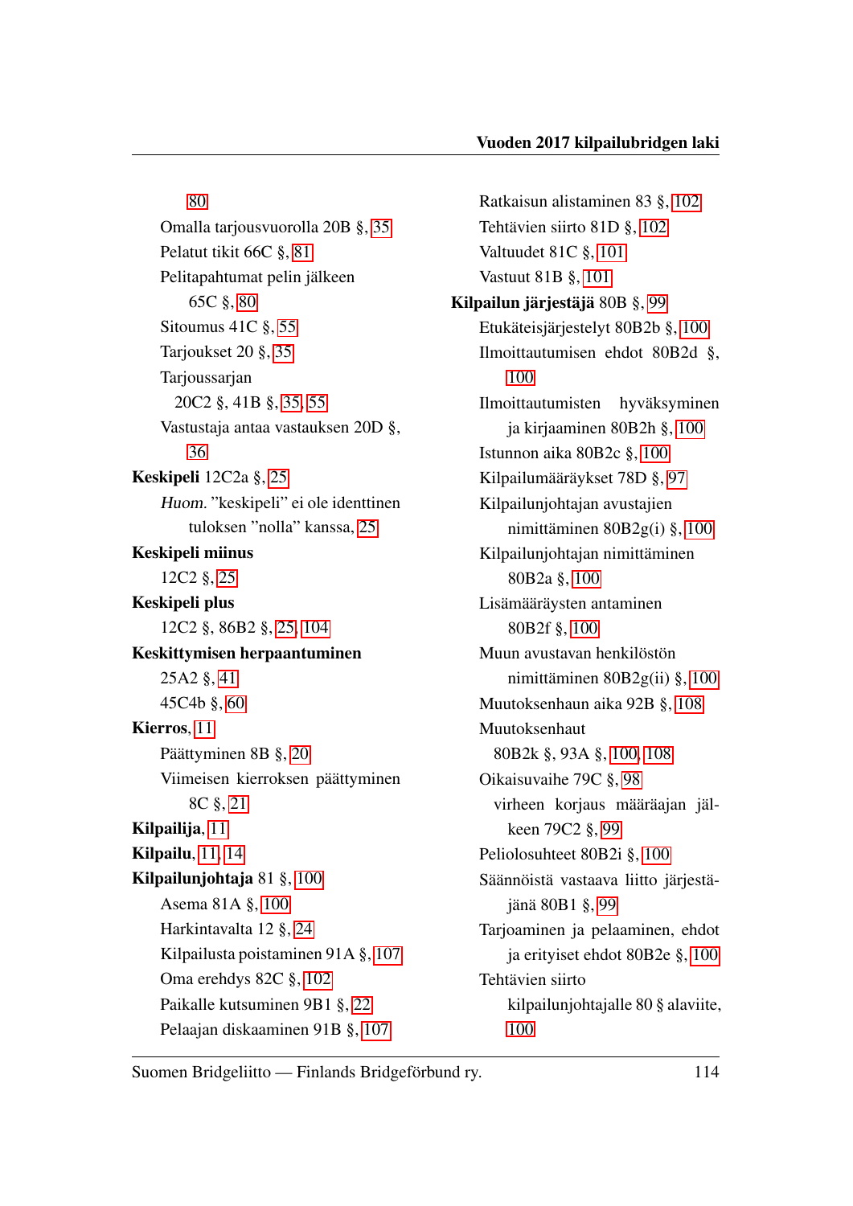80

Omalla tarjousvuorolla 20B §, 35

Pelatut tikit 66C §, 81

Pelitapahtumat pelin jälkeen 65C §, 80

Sitoumus 41C §, 55

Tarjoukset 20 §, 35

Tarjoussarjan 20C2 §, 41B §, 35, 55

Vastustaja antaa vastauksen 20D §, 36

**Keskipeli** 12C2a §, 25

*Huom.* "keskipeli" ei ole identtinen tuloksen "nolla" kanssa, 25

**Keskipeli miinus** 12C2 §, 25

**Keskipeli plus** 12C2 §, 86B2 §, 25, 104

**Keskittymisen herpaantuminen** 25A2 §, 41

45C4b §, 60

**Kierros**, 11

Päättyminen 8B §, 20

Viimeisen kierroksen päättyminen 8C §, 21

**Kilpailija**, 11

**Kilpailu**, 11, 14

**Kilpailunjohtaja** 81 §, 100

Asema 81A §, 100

Harkintavalta 12 §, 24

Kilpailusta poistaminen 91A §, 107

Oma erehdys 82C §, 102

Paikalle kutsuminen 9B1 §, 22

Pelaajan diskaaminen 91B §, 107

Ratkaisun alistaminen 83 §, 102

Tehtävien siirto 81D §, 102

Valtuudet 81C §, 101

Vastuut 81B §, 101

**Kilpailun järjestäjä** 80B §, 99

Etukäteisjärjestelyt 80B2b §, 100

Ilmoittautumisen ehdot 80B2d §, 100

Ilmoittautumisten hyväksyminen ja kirjaaminen 80B2h §, 100

Istunnon aika 80B2c §, 100

Kilpailumääräykset 78D §, 97

Kilpailunjohtajan avustajien nimittäminen 80B2g(i) §, 100

Kilpailunjohtajan nimittäminen 80B2a §, 100

Lisämääräysten antaminen 80B2f §, 100

Muun avustavan henkilöstön nimittäminen 80B2g(ii) §, 100

Muutoksenhaun aika 92B §, 108

Muutoksenhaut 80B2k §, 93A §, 100, 108

Oikaisuvaihe 79C §, 98

virheen korjaus määräajan jälkeen 79C2 §, 99

Peliolosuhteet 80B2i §, 100

Säännöistä vastaava liitto järjestäjänä 80B1 §, 99

Tarjoaminen ja pelaaminen, ehdot ja erityiset ehdot 80B2e §, 100

Tehtävien siirto kilpailunjohtajalle 80 § alaviite, 100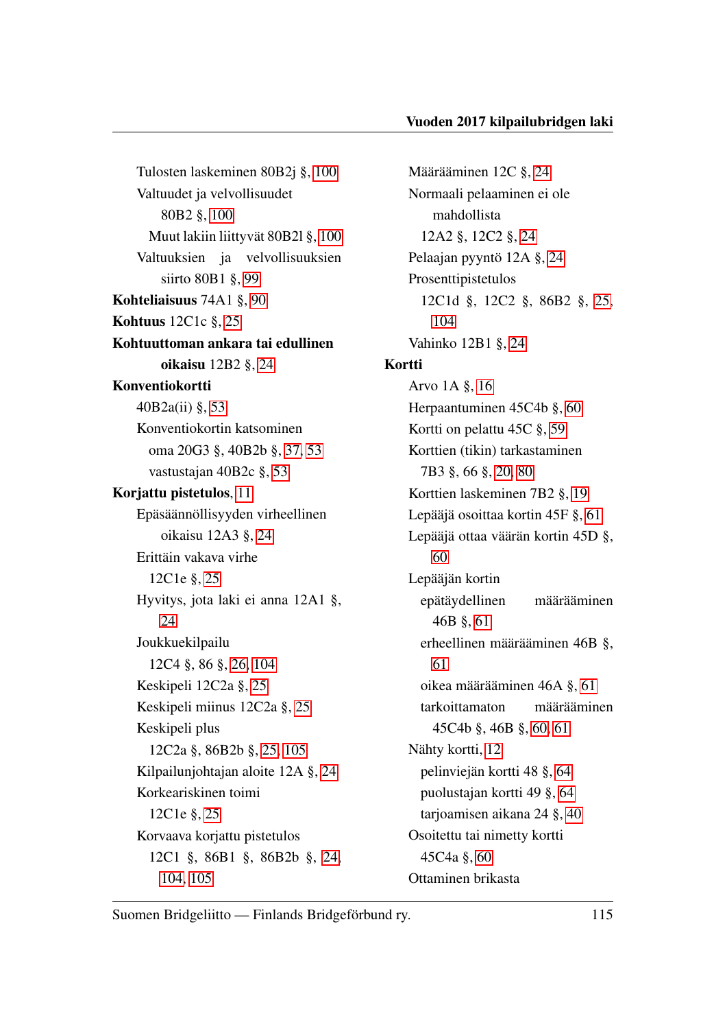Tulosten laskeminen 80B2j §, 100

Valtuudet ja velvollisuudet 80B2 §, 100

Muut lakiin liittyvät 80B2l §, 100

Valtuuksien ja velvollisuuksien siirto 80B1 §, 99

**Kohteliaisuus** 74A1 §, 90

**Kohtuus** 12C1c §, 25

**Kohtuuttoman ankara tai edullinen oikaisu** 12B2 §, 24

**Konventiokortti**

40B2a(ii) §, 53

Konventiokortin katsominen

oma 20G3 §, 40B2b §, 37, 53

vastustajan 40B2c §, 53

**Korjattu pistetulos**, 11

Epäsäännöllisyyden virheellinen oikaisu 12A3 §, 24

Erittäin vakava virhe 12C1e §, 25

Hyvitys, jota laki ei anna 12A1 §, 24

Joukkuekilpailu

12C4 §, 86 §, 26, 104

Keskipeli 12C2a §, 25

Keskipeli miinus 12C2a §, 25

Keskipeli plus

12C2a §, 86B2b §, 25, 105

Kilpailunjohtajan aloite 12A §, 24

Korkeariskinen toimi

12C1e §, 25

Korvaava korjattu pistetulos

12C1 §, 86B1 §, 86B2b §, 24, 104, 105

Määrääminen 12C §, 24

Normaali pelaaminen ei ole mahdollista

12A2 §, 12C2 §, 24

Pelaajan pyyntö 12A §, 24

Prosenttipistetulos

12C1d §, 12C2 §, 86B2 §, 25, 104

Vahinko 12B1 §, 24

**Kortti**

Arvo 1A §, 16

Herpaantuminen 45C4b §, 60

Kortti on pelattu 45C §, 59

Korttien (tikin) tarkastaminen

7B3 §, 66 §, 20, 80

Korttien laskeminen 7B2 §, 19

Lepääjä osoittaa kortin 45F §, 61

Lepääjä ottaa väärän kortin 45D §, 60

Lepääjän kortin

epätäydellinen määrääminen 46B §, 61

erheellinen määrääminen 46B §, 61

oikea määrääminen 46A §, 61

tarkoittamaton määrääminen 45C4b §, 46B §, 60, 61

Nähty kortti, 12

pelinviejän kortti 48 §, 64

puolustajan kortti 49 §, 64

tarjoamisen aikana 24 §, 40

Osoitettu tai nimetty kortti

45C4a §, 60

Ottaminen brikasta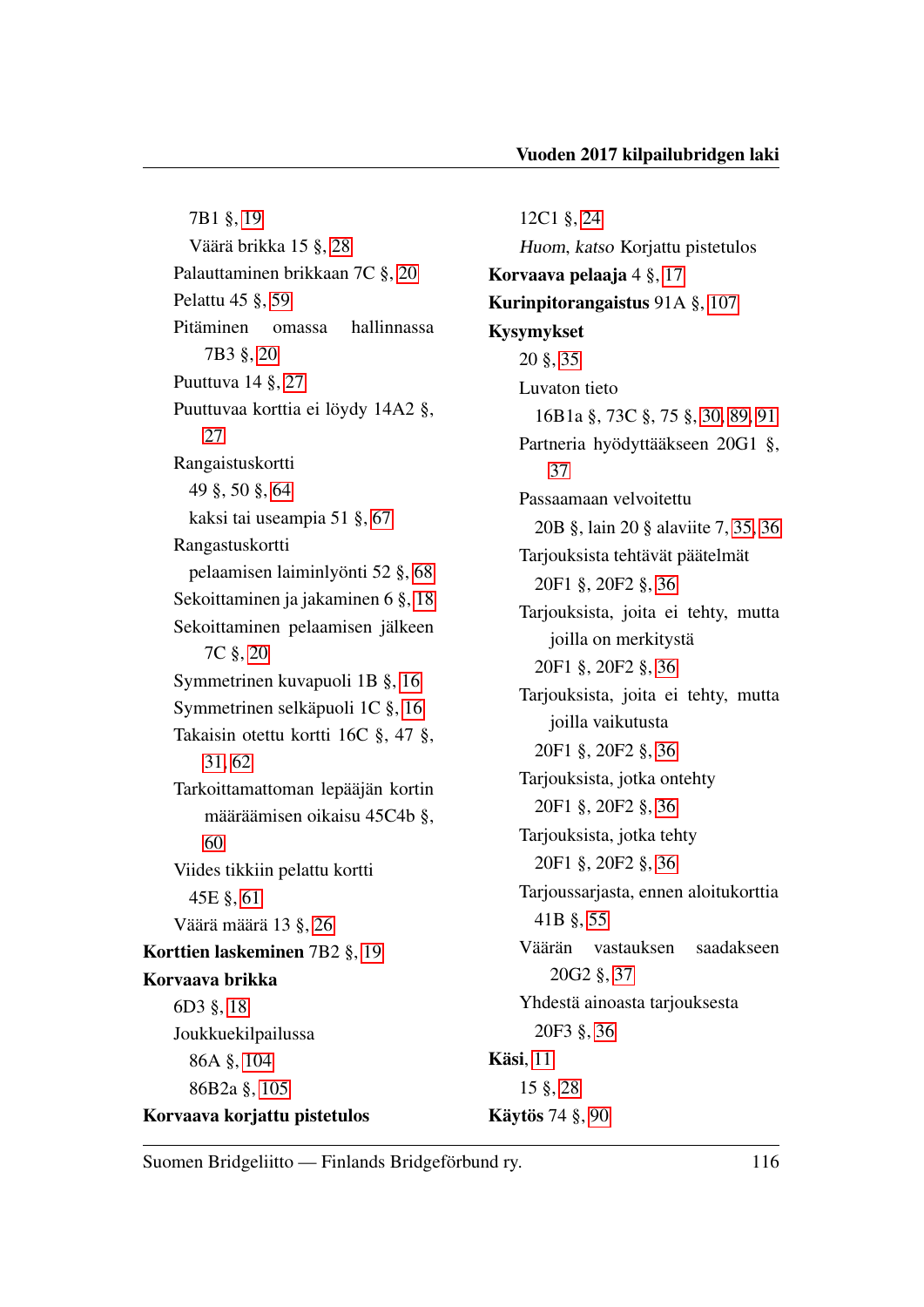7B1 §, 19

Väärä brikka 15 §, 28

Palauttaminen brikkaan 7C §, 20

Pelattu 45 §, 59

Pitäminen omassa hallinnassa 7B3 §, 20

Puuttuva 14 §, 27

Puuttuvaa korttia ei löydy 14A2 §, 27

Rangaistuskortti

49 §, 50 §, 64

kaksi tai useampia 51 §, 67

Rangastuskortti

pelaamisen laiminlyönti 52 §, 68

Sekoittaminen ja jakaminen 6 §, 18

Sekoittaminen pelaamisen jälkeen 7C §, 20

Symmetrinen kuvapuoli 1B §, 16

Symmetrinen selkäpuoli 1C §, 16

Takaisin otettu kortti 16C §, 47 §, 31, 62

Tarkoittamattoman lepääjän kortin määräämisen oikaisu 45C4b §, 60

Viides tikkiin pelattu kortti

45E §, 61

Väärä määrä 13 §, 26

**Korttien laskeminen** 7B2 §, 19

**Korvaava brikka**

6D3 §, 18

Joukkuekilpailussa

86A §, 104

86B2a §, 105

**Korvaava korjattu pistetulos**

12C1 §, 24

*Huom*, *katso* Korjattu pistetulos

**Korvaava pelaaja** 4 §, 17

**Kurinpitorangaistus** 91A §, 107

**Kysymykset**

20 §, 35

Luvaton tieto

16B1a §, 73C §, 75 §, 30, 89, 91

Partneria hyödyttääkseen 20G1 §, 37

Passaamaan velvoitettu

20B §, lain 20 § alaviite 7, 35, 36

Tarjouksista tehtävät päätelmät

20F1 §, 20F2 §, 36

Tarjouksista, joita ei tehty, mutta joilla on merkitystä

20F1 §, 20F2 §, 36

Tarjouksista, joita ei tehty, mutta joilla vaikutusta

20F1 §, 20F2 §, 36

Tarjouksista, jotka ontehty

20F1 §, 20F2 §, 36

Tarjouksista, jotka tehty

20F1 §, 20F2 §, 36

Tarjoussarjasta, ennen aloitukorttia

41B §, 55

Väärän vastauksen saadakseen 20G2 §, 37

Yhdestä ainoasta tarjouksesta

20F3 §, 36

**Käsi**, 11

15 §, 28

**Käytös** 74 §, 90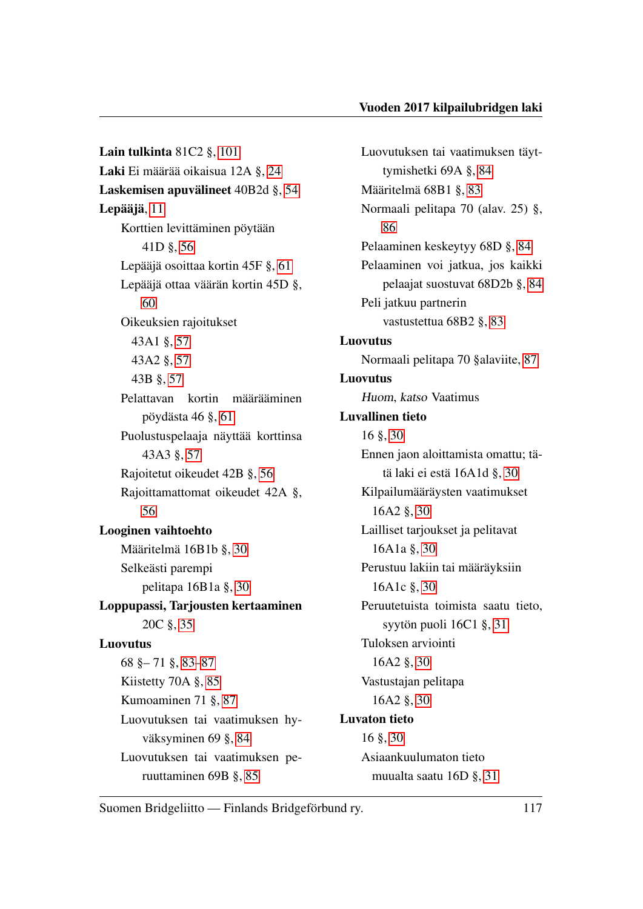**Lain tulkinta** 81C2 §, 101

**Laki** Ei määrää oikaisua 12A §, 24

**Laskemisen apuvälineet** 40B2d §, 54

**Lepääjä**, 11

- Korttien levittäminen pöytään 41D §, 56
- Lepääjä osoittaa kortin 45F §, 61
- Lepääjä ottaa väärän kortin 45D §, 60
- Oikeuksien rajoitukset
  - 43A1 §, 57
  - 43A2 §, 57
  - 43B §, 57
- Pelattavan kortin määrääminen pöydästä 46 §, 61
- Puolustuspelaaja näyttää korttinsa 43A3 §, 57
- Rajoitetut oikeudet 42B §, 56
- Rajoittamattomat oikeudet 42A §, 56

**Looginen vaihtoehto**

- Määritelmä 16B1b §, 30
- Selkeästi parempi pelitapa 16B1a §, 30

**Loppupassi, Tarjousten kertaaminen** 20C §, 35

**Luovutus**

- 68 §– 71 §, 83–87
- Kiistetty 70A §, 85
- Kumoaminen 71 §, 87
- Luovutuksen tai vaatimuksen hyväksyminen 69 §, 84
- Luovutuksen tai vaatimuksen peruuttaminen 69B §, 85
- Luovutuksen tai vaatimuksen täyttymishetki 69A §, 84
- Määritelmä 68B1 §, 83
- Normaali pelitapa 70 (alav. 25) §, 86
- Pelaaminen keskeytyy 68D §, 84
- Pelaaminen voi jatkua, jos kaikki pelaajat suostuvat 68D2b §, 84
- Peli jatkuu partnerin vastustettua 68B2 §, 83

**Luovutus**

- Normaali pelitapa 70 §alaviite, 87

**Luovutus**

- *Huom, katso* Vaatimus

**Luvallinen tieto**

- 16 §, 30
- Ennen jaon aloittamista omattu; tätä laki ei estä 16A1d §, 30
- Kilpailumääräysten vaatimukset
  - 16A2 §, 30
- Lailliset tarjoukset ja pelitavat
  - 16A1a §, 30
- Perustuu lakiin tai määräyksiin
  - 16A1c §, 30
- Peruutetuista toimista saatu tieto, syytön puoli 16C1 §, 31
- Tuloksen arviointi
  - 16A2 §, 30
- Vastustajan pelitapa
  - 16A2 §, 30

**Luvaton tieto**

- 16 §, 30
- Asiaankuulumaton tieto
  - muualta saatu 16D §, 31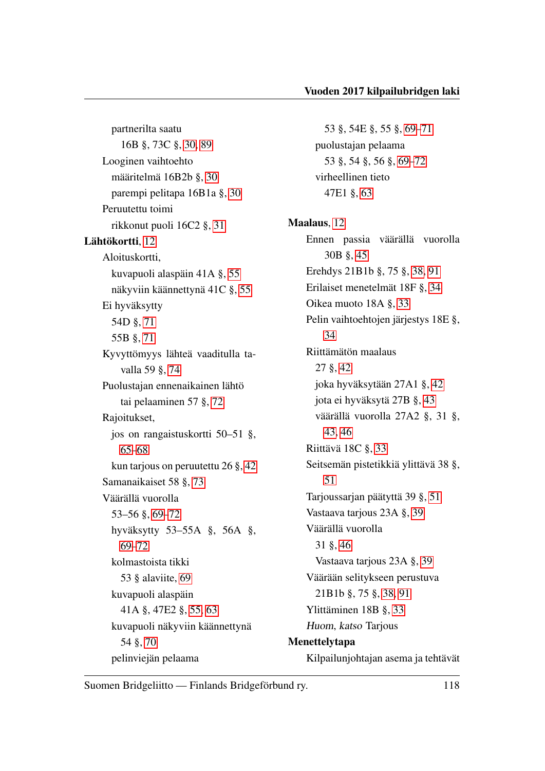partnerilta saatu
16B §, 73C §, 30, 89
Looginen vaihtoehto
määritelmä 16B2b §, 30
parempi pelitapa 16B1a §, 30
Peruutettu toimi
rikkonut puoli 16C2 §, 31

**Lähtökortti**, 12
Aloituskortti,
kuvapuoli alaspäin 41A §, 55
näkyviin käännettynä 41C §, 55
Ei hyväksytty
54D §, 71
55B §, 71
Kyvyttömyys lähteä vaaditulla tavalla 59 §, 74
Puolustajan ennenaikainen lähtö tai pelaaminen 57 §, 72
Rajoitukset,
jos on rangaistuskortti 50–51 §, 65–68
kun tarjous on peruutettu 26 §, 42
Samanaikaiset 58 §, 73
Väärällä vuorolla
53–56 §, 69–72
hyväksytty 53–55A §, 56A §, 69–72
kolmastoista tikki
53 § alaviite, 69
kuvapuoli alaspäin
41A §, 47E2 §, 55, 63
kuvapuoli näkyviin käännettynä
54 §, 70
pelinviejän pelaama
53 §, 54E §, 55 §, 69–71
puolustajan pelaama
53 §, 54 §, 56 §, 69–72
virheellinen tieto
47E1 §, 63

**Maalaus**, 12
Ennen passia väärällä vuorolla 30B §, 45
Erehdys 21B1b §, 75 §, 38, 91
Erilaiset menetelmät 18F §, 34
Oikea muoto 18A §, 33
Pelin vaihtoehtojen järjestys 18E §, 34
Riittämätön maalaus
27 §, 42
joka hyväksytään 27A1 §, 42
jota ei hyväksytä 27B §, 43
väärällä vuorolla 27A2 §, 31 §, 43, 46
Riittävä 18C §, 33
Seitsemän pistetikkiä ylittävä 38 §, 51
Tarjoussarjan päätyttä 39 §, 51
Vastaava tarjous 23A §, 39
Väärällä vuorolla
31 §, 46
Vastaava tarjous 23A §, 39
Väärään selitykseen perustuva
21B1b §, 75 §, 38, 91
Ylittäminen 18B §, 33
*Huom*, *katso* Tarjous

**Menettelytapa**
Kilpailunjohtajan asema ja tehtävät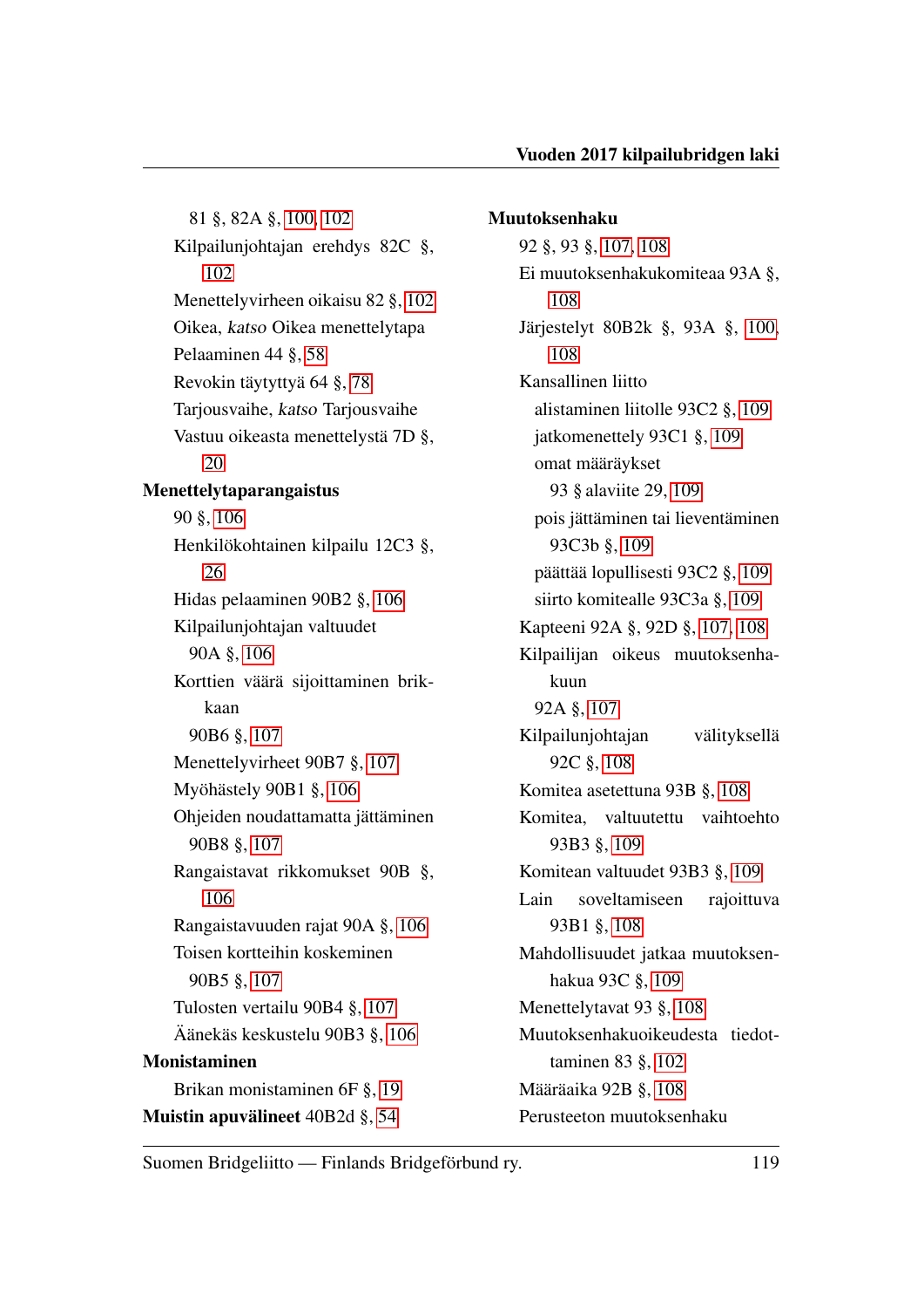81 §, 82A §, 100, 102

Kilpailunjohtajan erehdys 82C §, 102

Menettelyvirheen oikaisu 82 §, 102

Oikea, *katso* Oikea menettelytapa

Pelaaminen 44 §, 58

Revokin täytyttyä 64 §, 78

Tarjousvaihe, *katso* Tarjousvaihe

Vastuu oikeasta menettelystä 7D §, 20

**Menettelytaparangaistus**

90 §, 106

Henkilökohtainen kilpailu 12C3 §, 26

Hidas pelaaminen 90B2 §, 106

Kilpailunjohtajan valtuudet 90A §, 106

Korttien väärä sijoittaminen brikkaan 90B6 §, 107

Menettelyvirheet 90B7 §, 107

Myöhästely 90B1 §, 106

Ohjeiden noudattamatta jättäminen 90B8 §, 107

Rangaistavat rikkomukset 90B §, 106

Rangaistavuuden rajat 90A §, 106

Toisen kortteihin koskeminen 90B5 §, 107

Tulosten vertailu 90B4 §, 107

Äänekäs keskustelu 90B3 §, 106

**Monistaminen**

Brikan monistaminen 6F §, 19

**Muistin apuvälineet** 40B2d §, 54

**Muutoksenhaku**

92 §, 93 §, 107, 108

Ei muutoksenhakukomiteaa 93A §, 108

Järjestelyt 80B2k §, 93A §, 100, 108

Kansallinen liitto

alistaminen liitolle 93C2 §, 109

jatkomenettely 93C1 §, 109

omat määräykset

93 § alaviite 29, 109

pois jättäminen tai lieventäminen 93C3b §, 109

päättää lopullisesti 93C2 §, 109

siirto komitealle 93C3a §, 109

Kapteeni 92A §, 92D §, 107, 108

Kilpailijan oikeus muutoksenhakuun

92A §, 107

Kilpailunjohtajan välityksellä 92C §, 108

Komitea asetettuna 93B §, 108

Komitea, valtuutettu vaihtoehto 93B3 §, 109

Komitean valtuudet 93B3 §, 109

Lain soveltamiseen rajoittuva 93B1 §, 108

Mahdollisuudet jatkaa muutoksenhakua 93C §, 109

Menettelytavat 93 §, 108

Muutoksenhakuoikeudesta tiedottaminen 83 §, 102

Määräaika 92B §, 108

Perusteeton muutoksenhaku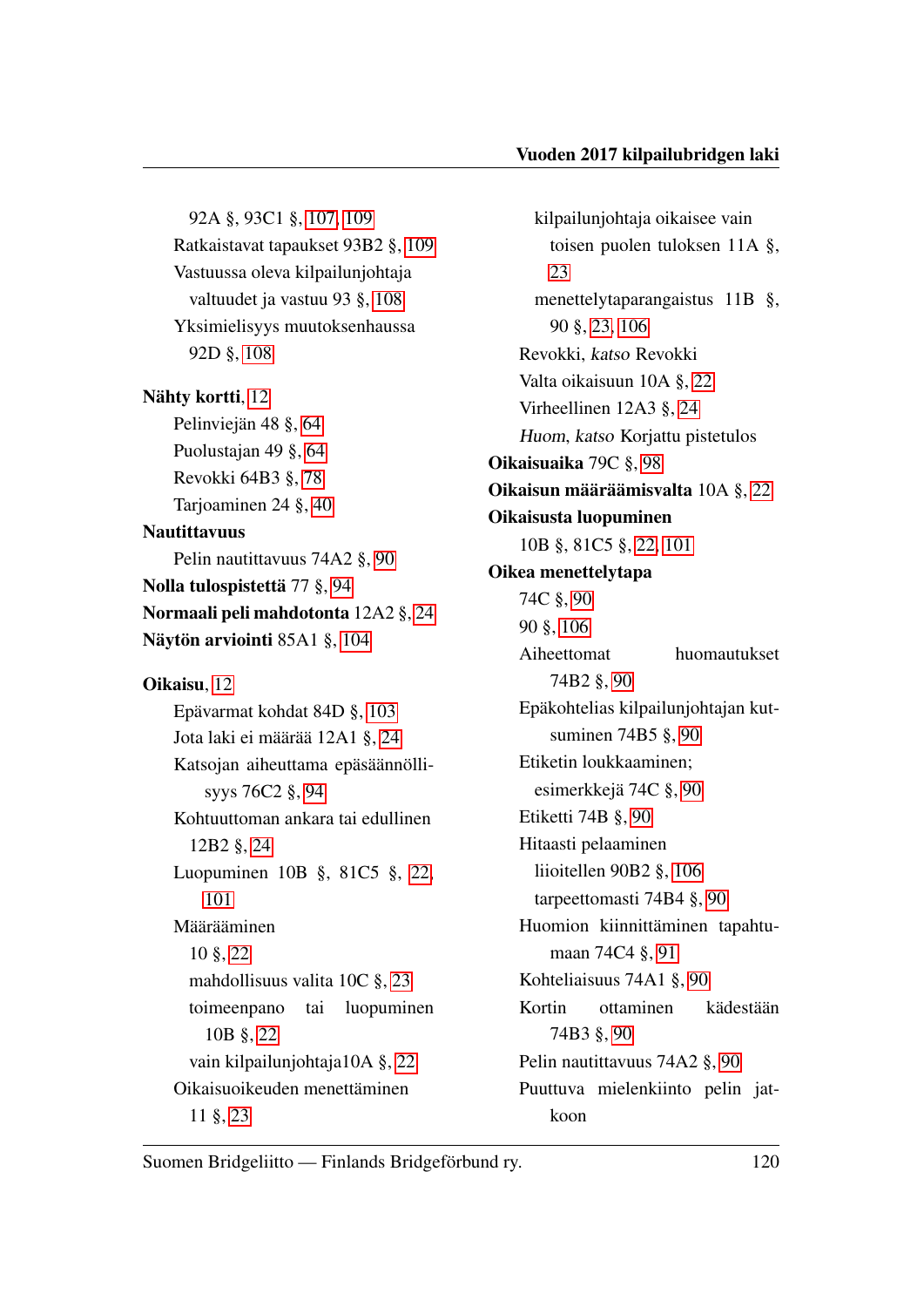92A §, 93C1 §, 107, 109
Ratkaistavat tapaukset 93B2 §, 109
Vastuussa oleva kilpailunjohtaja
valtuudet ja vastuu 93 §, 108
Yksimielisyys muutoksenhaussa
92D §, 108

**Nähty kortti**, 12
Pelinviejän 48 §, 64
Puolustajan 49 §, 64
Revokki 64B3 §, 78
Tarjoaminen 24 §, 40

**Nautittavuus**
Pelin nautittavuus 74A2 §, 90

**Nolla tulospistettä** 77 §, 94

**Normaali peli mahdotonta** 12A2 §, 24

**Näytön arviointi** 85A1 §, 104

**Oikaisu**, 12
Epävarmat kohdat 84D §, 103
Jota laki ei määrää 12A1 §, 24
Katsojan aiheuttama epäsäännöllisyys 76C2 §, 94
Kohtuuttoman ankara tai edullinen
12B2 §, 24
Luopuminen 10B §, 81C5 §, 22, 101
Määrääminen
10 §, 22
mahdollisuus valita 10C §, 23
toimeenpano tai luopuminen
10B §, 22
vain kilpailunjohtaja10A §, 22
Oikaisuoikeuden menettäminen
11 §, 23
kilpailunjohtaja oikaisee vain
toisen puolen tuloksen 11A §, 23
menettelytaparangaistus 11B §,
90 §, 23, 106
Revokki, *katso* Revokki
Valta oikaisuun 10A §, 22
Virheellinen 12A3 §, 24
*Huom*, *katso* Korjattu pistetulos

**Oikaisuaika** 79C §, 98

**Oikaisun määräämisvalta** 10A §, 22

**Oikaisusta luopuminen**
10B §, 81C5 §, 22, 101

**Oikea menettelytapa**
74C §, 90
90 §, 106
Aiheettomat huomautukset
74B2 §, 90
Epäkohtelias kilpailunjohtajan kutsuminen 74B5 §, 90
Etiketin loukkaaminen;
esimerkkejä 74C §, 90
Etiketti 74B §, 90
Hitaasti pelaaminen
liioitellen 90B2 §, 106
tarpeettomasti 74B4 §, 90
Huomion kiinnittäminen tapahtumaan 74C4 §, 91
Kohteliaisuus 74A1 §, 90
Kortin ottaminen kädestään
74B3 §, 90
Pelin nautittavuus 74A2 §, 90
Puuttuva mielenkiinto pelin jatkoon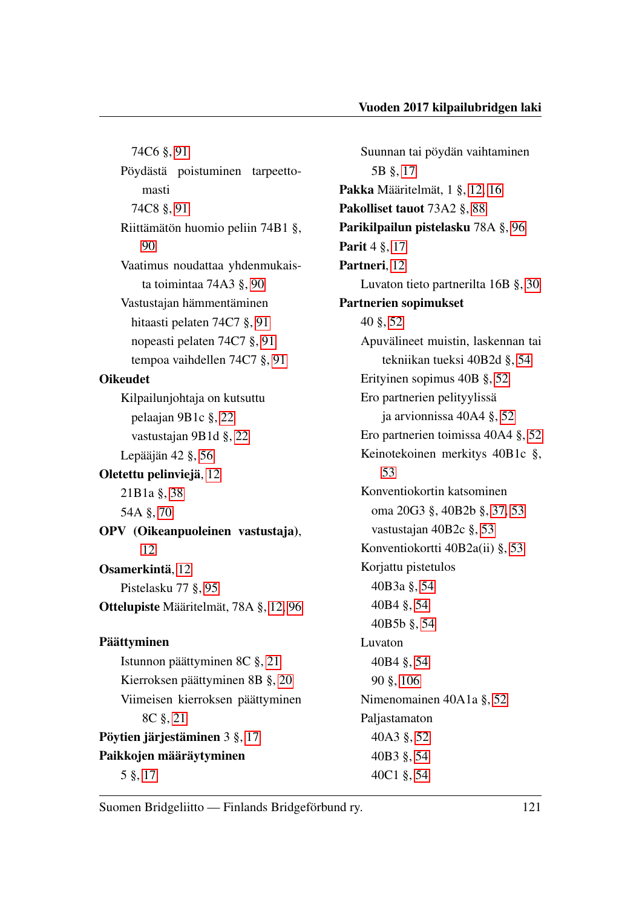74C6 §, 91

Pöydästä poistuminen tarpeettomasti

74C8 §, 91

Riittämätön huomio peliin 74B1 §, 90

Vaatimus noudattaa yhdenmukaista toimintaa 74A3 §, 90

Vastustajan hämmentäminen

hitaasti pelaten 74C7 §, 91

nopeasti pelaten 74C7 §, 91

tempoa vaihdellen 74C7 §, 91

**Oikeudet**

Kilpailunjohtaja on kutsuttu

pelaajan 9B1c §, 22

vastustajan 9B1d §, 22

Lepääjän 42 §, 56

**Oletettu pelinviejä**, 12

21B1a §, 38

54A §, 70

**OPV (Oikeanpuoleinen vastustaja)**, 12

**Osamerkintä**, 12

Pistelasku 77 §, 95

**Ottelupiste** Määritelmät, 78A §, 12, 96

**Päättyminen**

Istunnon päättyminen 8C §, 21

Kierroksen päättyminen 8B §, 20

Viimeisen kierroksen päättyminen 8C §, 21

**Pöytien järjestäminen** 3 §, 17

**Paikkojen määräytyminen**

5 §, 17

Suunnan tai pöydän vaihtaminen

5B §, 17

**Pakka** Määritelmät, 1 §, 12, 16

**Pakolliset tauot** 73A2 §, 88

**Parikilpailun pistelasku** 78A §, 96

**Parit** 4 §, 17

**Partneri**, 12

Luvaton tieto partnerilta 16B §, 30

**Partnerien sopimukset**

40 §, 52

Apuvälineet muistin, laskennan tai tekniikan tueksi 40B2d §, 54

Erityinen sopimus 40B §, 52

Ero partnerien pelityylissä ja arvionnissa 40A4 §, 52

Ero partnerien toimissa 40A4 §, 52

Keinotekoinen merkitys 40B1c §, 53

Konventiokortin katsominen

oma 20G3 §, 40B2b §, 37, 53

vastustajan 40B2c §, 53

Konventiokortti 40B2a(ii) §, 53

Korjattu pistetulos

40B3a §, 54

40B4 §, 54

40B5b §, 54

Luvaton

40B4 §, 54

90 §, 106

Nimenomainen 40A1a §, 52

Paljastamaton

40A3 §, 52

40B3 §, 54

40C1 §, 54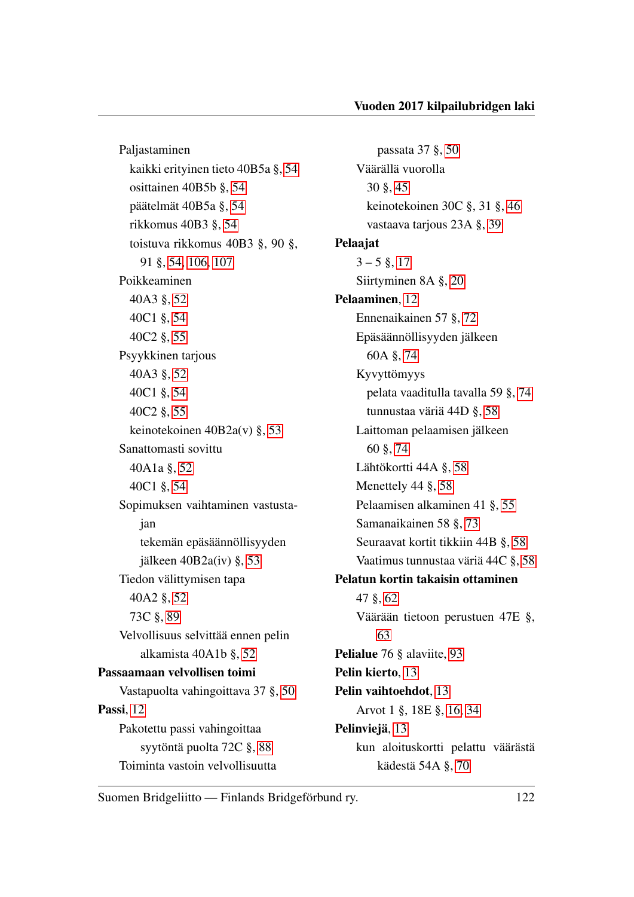Paljastaminen
- kaikki erityinen tieto 40B5a §, 54
- osittainen 40B5b §, 54
- päätelmät 40B5a §, 54
- rikkomus 40B3 §, 54
- toistuva rikkomus 40B3 §, 90 §, 91 §, 54, 106, 107

Poikkeaminen
- 40A3 §, 52
- 40C1 §, 54
- 40C2 §, 55

Psyykkinen tarjous
- 40A3 §, 52
- 40C1 §, 54
- 40C2 §, 55
- keinotekoinen 40B2a(v) §, 53

Sanattomasti sovittu
- 40A1a §, 52
- 40C1 §, 54

Sopimuksen vaihtaminen vastustajan tekemän epäsäännöllisyyden jälkeen 40B2a(iv) §, 53

Tiedon välittymisen tapa
- 40A2 §, 52
- 73C §, 89

Velvollisuus selvittää ennen pelin alkamista 40A1b §, 52

**Passaamaan velvollisen toimi**
- Vastapuolta vahingoittava 37 §, 50

**Passi**, 12
- Pakotettu passi vahingoittaa syytöntä puolta 72C §, 88
- Toiminta vastoin velvollisuutta passata 37 §, 50
- Väärällä vuorolla
  - 30 §, 45
  - keinotekoinen 30C §, 31 §, 46
  - vastaava tarjous 23A §, 39

**Pelaajat**
- 3 – 5 §, 17
- Siirtyminen 8A §, 20

**Pelaaminen**, 12
- Ennenaikainen 57 §, 72
- Epäsäännöllisyyden jälkeen 60A §, 74
- Kyvyttömyys
  - pelata vaaditulla tavalla 59 §, 74
  - tunnustaa väriä 44D §, 58
- Laittoman pelaamisen jälkeen 60 §, 74
- Lähtökortti 44A §, 58
- Menettely 44 §, 58
- Pelaamisen alkaminen 41 §, 55
- Samanaikainen 58 §, 73
- Seuraavat kortit tikkiin 44B §, 58
- Vaatimus tunnustaa väriä 44C §, 58

**Pelatun kortin takaisin ottaminen**
- 47 §, 62
- Väärään tietoon perustuen 47E §, 63

**Pelialue** 76 § alaviite, 93

**Pelin kierto**, 13

**Pelin vaihtoehdot**, 13
- Arvot 1 §, 18E §, 16, 34

**Pelinviejä**, 13
- kun aloituskortti pelattu väärästä kädestä 54A §, 70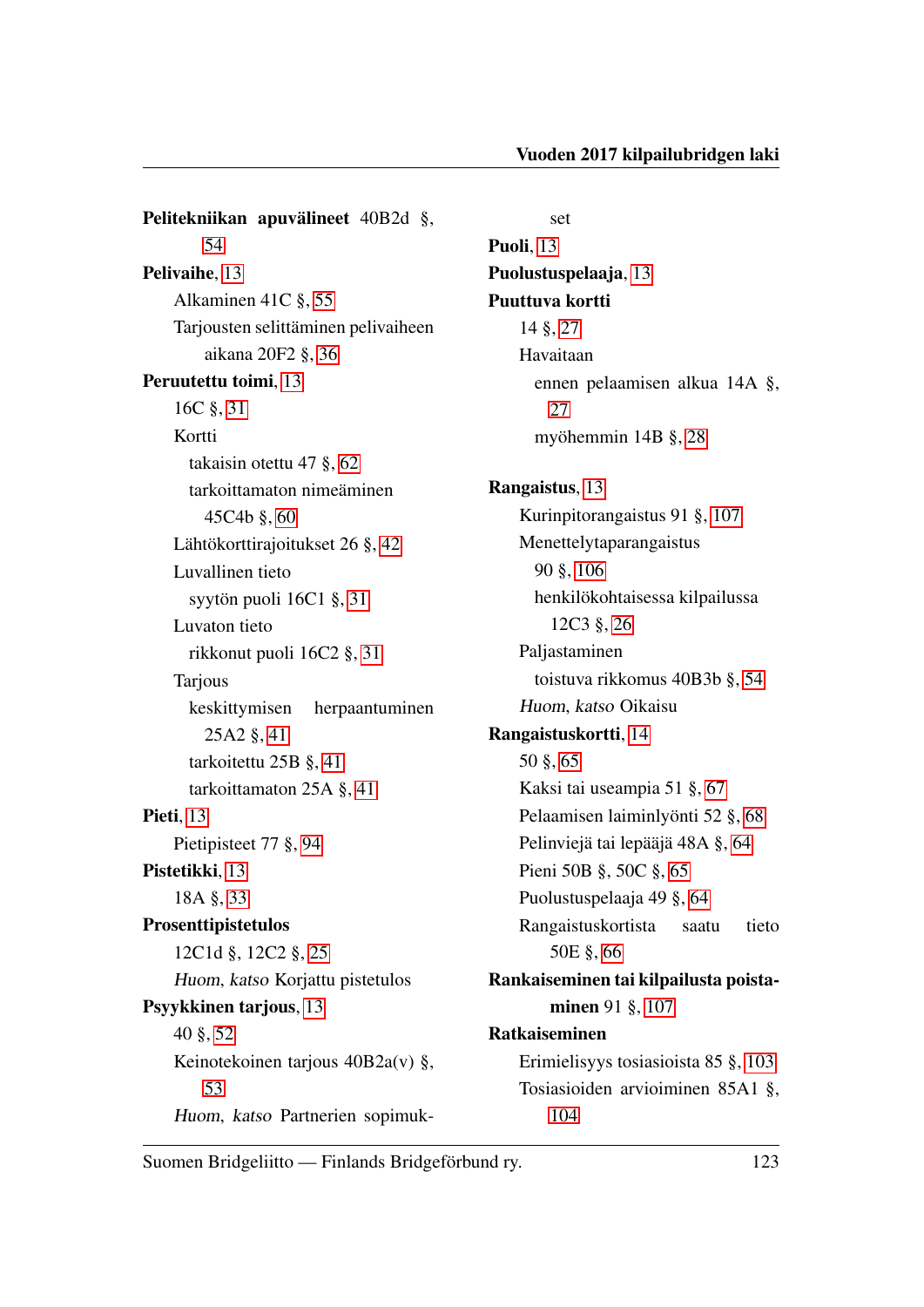**Pelitekniikan apuvälineet** 40B2d §, 54

**Pelivaihe**, 13

- Alkaminen 41C §, 55
- Tarjousten selittäminen pelivaiheen aikana 20F2 §, 36

**Peruutettu toimi**, 13

- 16C §, 31
- Kortti
  - takaisin otettu 47 §, 62
  - tarkoittamaton nimeäminen 45C4b §, 60
- Lähtökorttirajoitukset 26 §, 42
- Luvallinen tieto
  - syytön puoli 16C1 §, 31
- Luvaton tieto
  - rikkonut puoli 16C2 §, 31
- Tarjous
  - keskittymisen herpaantuminen 25A2 §, 41
  - tarkoitettu 25B §, 41
  - tarkoittamaton 25A §, 41

**Pieti**, 13

- Pietipisteet 77 §, 94

**Pistetikki**, 13

- 18A §, 33

**Prosenttipistetulos**

- 12C1d §, 12C2 §, 25
- *Huom, katso* Korjattu pistetulos

**Psyykkinen tarjous**, 13

- 40 §, 52
- Keinotekoinen tarjous 40B2a(v) §, 53
- *Huom, katso* Partnerien sopimukset

**Puoli**, 13

**Puolustuspelaaja**, 13

**Puuttuva kortti**

- 14 §, 27
- Havaitaan
  - ennen pelaamisen alkua 14A §, 27
  - myöhemmin 14B §, 28

**Rangaistus**, 13

- Kurinpitorangaistus 91 §, 107
- Menettelytaparangaistus
  - 90 §, 106
  - henkilökohtaisessa kilpailussa 12C3 §, 26
- Paljastaminen
  - toistuva rikkomus 40B3b §, 54
- *Huom, katso* Oikaisu

**Rangaistuskortti**, 14

- 50 §, 65
- Kaksi tai useampia 51 §, 67
- Pelaamisen laiminlyönti 52 §, 68
- Pelinviejä tai lepääjä 48A §, 64
- Pieni 50B §, 50C §, 65
- Puolustuspelaaja 49 §, 64
- Rangaistuskortista saatu tieto 50E §, 66

**Rankaiseminen tai kilpailusta poistaminen** 91 §, 107

**Ratkaiseminen**

- Erimielisyys tosiasioista 85 §, 103
- Tosiasioiden arvioiminen 85A1 §, 104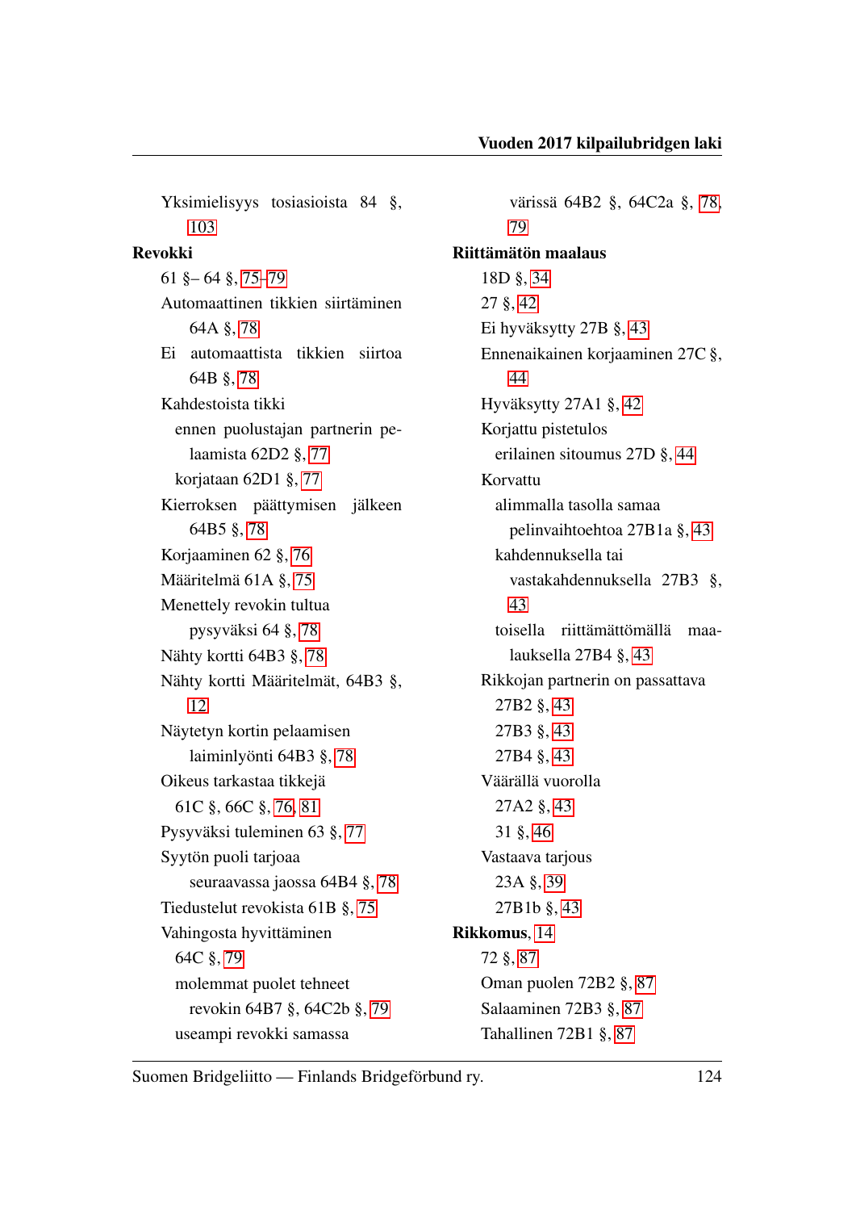Yksimielisyys tosiasioista 84 §, 103

**Revokki**

61 §– 64 §, 75–79

Automaattinen tikkien siirtäminen 64A §, 78

Ei automaattista tikkien siirtoa 64B §, 78

Kahdestoista tikki

ennen puolustajan partnerin pelaamista 62D2 §, 77

korjataan 62D1 §, 77

Kierroksen päättymisen jälkeen 64B5 §, 78

Korjaaminen 62 §, 76

Määritelmä 61A §, 75

Menettely revokin tultua pysyväksi 64 §, 78

Nähty kortti 64B3 §, 78

Nähty kortti Määritelmät, 64B3 §, 12

Näytetyn kortin pelaamisen laiminlyönti 64B3 §, 78

Oikeus tarkastaa tikkejä 61C §, 66C §, 76, 81

Pysyväksi tuleminen 63 §, 77

Syytön puoli tarjoaa seuraavassa jaossa 64B4 §, 78

Tiedustelut revokista 61B §, 75

Vahingosta hyvittäminen

64C §, 79

molemmat puolet tehneet revokin 64B7 §, 64C2b §, 79

useampi revokki samassa värissä 64B2 §, 64C2a §, 78, 79

**Riittämätön maalaus**

18D §, 34

27 §, 42

Ei hyväksytty 27B §, 43

Ennenaikainen korjaaminen 27C §, 44

Hyväksytty 27A1 §, 42

Korjattu pistetulos

erilainen sitoumus 27D §, 44

Korvattu

alimmalla tasolla samaa pelinvaihtoehtoa 27B1a §, 43

kahdennuksella tai vastakahdennuksella 27B3 §, 43

toisella riittämättömällä maalauksella 27B4 §, 43

Rikkojan partnerin on passattava

27B2 §, 43

27B3 §, 43

27B4 §, 43

Väärällä vuorolla

27A2 §, 43

31 §, 46

Vastaava tarjous

23A §, 39

27B1b §, 43

**Rikkomus**, 14

72 §, 87

Oman puolen 72B2 §, 87

Salaaminen 72B3 §, 87

Tahallinen 72B1 §, 87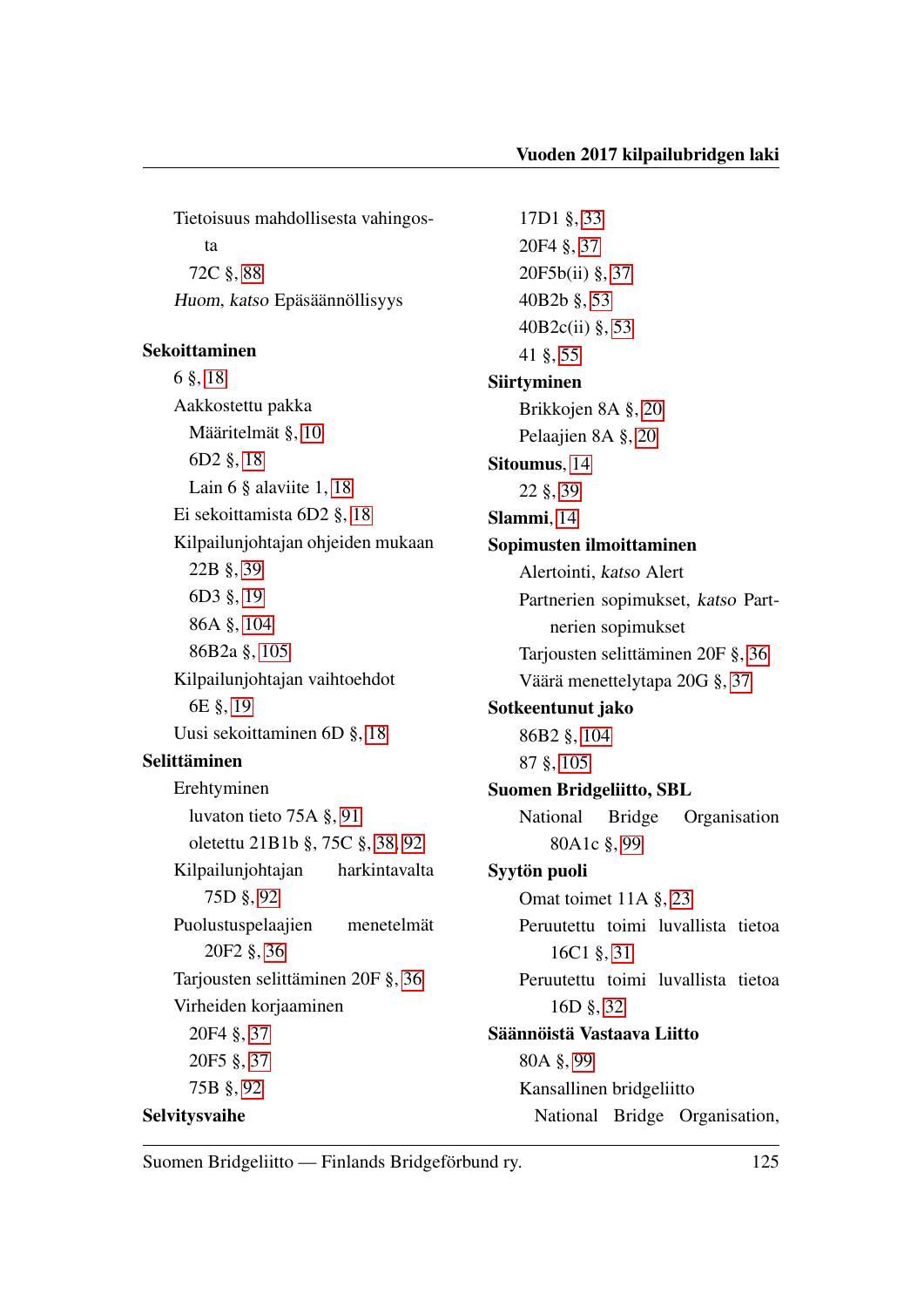Tietoisuus mahdollisesta vahingosta
  72C §, 88
  *Huom*, *katso* Epäsäännöllisyys

**Sekoittaminen**
- 6 §, 18
- Aakkostettu pakka
  - Määritelmät §, 10
  - 6D2 §, 18
  - Lain 6 § alaviite 1, 18
- Ei sekoittamista 6D2 §, 18
- Kilpailunjohtajan ohjeiden mukaan
  - 22B §, 39
  - 6D3 §, 19
  - 86A §, 104
  - 86B2a §, 105
- Kilpailunjohtajan vaihtoehdot
  - 6E §, 19
- Uusi sekoittaminen 6D §, 18

**Selittäminen**
- Erehtyminen
  - luvaton tieto 75A §, 91
  - oletettu 21B1b §, 75C §, 38, 92
- Kilpailunjohtajan harkintavalta
  - 75D §, 92
- Puolustuspelaajien menetelmät
  - 20F2 §, 36
- Tarjousten selittäminen 20F §, 36
- Virheiden korjaaminen
  - 20F4 §, 37
  - 20F5 §, 37
  - 75B §, 92

**Selvitysvaihe**
- 17D1 §, 33
- 20F4 §, 37
- 20F5b(ii) §, 37
- 40B2b §, 53
- 40B2c(ii) §, 53
- 41 §, 55

**Siirtyminen**
- Brikkojen 8A §, 20
- Pelaajien 8A §, 20

**Sitoumus**, 14
- 22 §, 39

**Slammi**, 14

**Sopimusten ilmoittaminen**
- Alertointi, *katso* Alert
- Partnerien sopimukset, *katso* Partnerien sopimukset
- Tarjousten selittäminen 20F §, 36
- Väärä menettelytapa 20G §, 37

**Sotkeentunut jako**
- 86B2 §, 104
- 87 §, 105

**Suomen Bridgeliitto, SBL**
- National Bridge Organisation 80A1c §, 99

**Syytön puoli**
- Omat toimet 11A §, 23
- Peruutettu toimi luvallista tietoa 16C1 §, 31
- Peruutettu toimi luvallista tietoa 16D §, 32

**Säännöistä Vastaava Liitto**
- 80A §, 99
- Kansallinen bridgeliitto
  - National Bridge Organisation,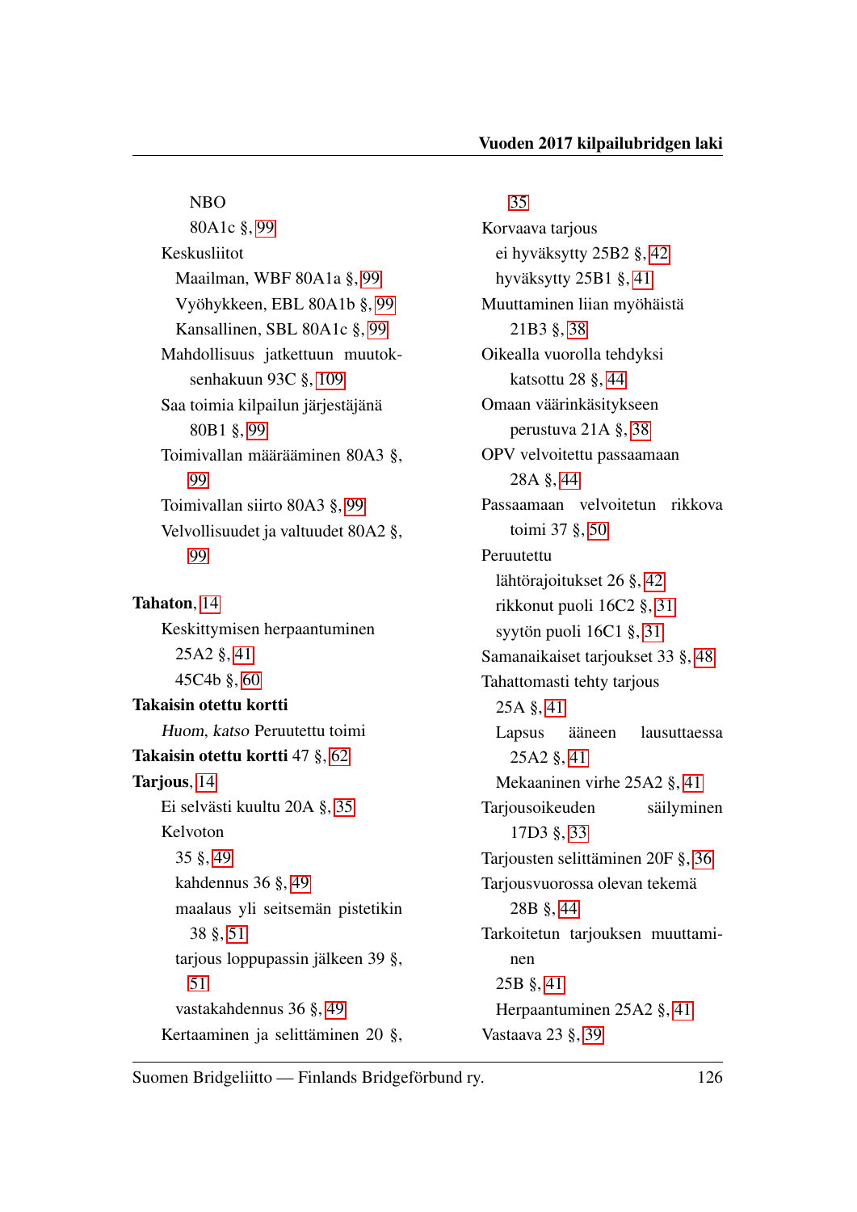NBO

80A1c §, 99

Keskusliitot

Maailman, WBF 80A1a §, 99

Vyöhykkeen, EBL 80A1b §, 99

Kansallinen, SBL 80A1c §, 99

Mahdollisuus jatkettuun muutoksenhakuun 93C §, 109

Saa toimia kilpailun järjestäjänä 80B1 §, 99

Toimivallan määrääminen 80A3 §, 99

Toimivallan siirto 80A3 §, 99

Velvollisuudet ja valtuudet 80A2 §, 99

**Tahaton**, 14

Keskittymisen herpaantuminen

25A2 §, 41

45C4b §, 60

**Takaisin otettu kortti**

*Huom*, *katso* Peruutettu toimi

**Takaisin otettu kortti** 47 §, 62

**Tarjous**, 14

Ei selvästi kuultu 20A §, 35

Kelvoton

35 §, 49

kahdennus 36 §, 49

maalaus yli seitsemän pistetikin 38 §, 51

tarjous loppupassin jälkeen 39 §, 51

vastakahdennus 36 §, 49

Kertaaminen ja selittäminen 20 §, 35

Korvaava tarjous

ei hyväksytty 25B2 §, 42

hyväksytty 25B1 §, 41

Muuttaminen liian myöhäistä 21B3 §, 38

Oikealla vuorolla tehdyksi katsottu 28 §, 44

Omaan väärinkäsitykseen perustuva 21A §, 38

OPV velvoitettu passaamaan 28A §, 44

Passaamaan velvoitetun rikkova toimi 37 §, 50

Peruutettu

lähtörajoitukset 26 §, 42

rikkonut puoli 16C2 §, 31

syytön puoli 16C1 §, 31

Samanaikaiset tarjoukset 33 §, 48

Tahattomasti tehty tarjous

25A §, 41

Lapsus ääneen lausuttaessa 25A2 §, 41

Mekaaninen virhe 25A2 §, 41

Tarjousoikeuden säilyminen 17D3 §, 33

Tarjousten selittäminen 20F §, 36

Tarjousvuorossa olevan tekemä 28B §, 44

Tarkoitetun tarjouksen muuttaminen

25B §, 41

Herpaantuminen 25A2 §, 41

Vastaava 23 §, 39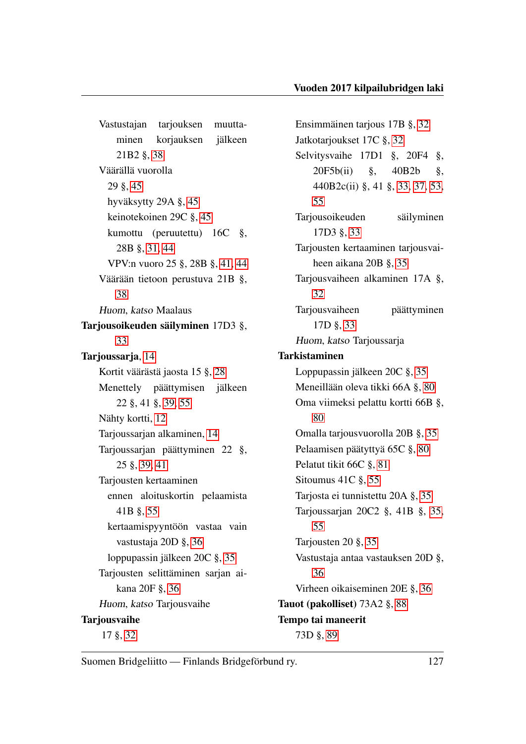Vastustajan tarjouksen muuttaminen korjauksen jälkeen 21B2 §, 38

Väärällä vuorolla

- 29 §, 45
- hyväksytty 29A §, 45
- keinotekoinen 29C §, 45
- kumottu (peruutettu) 16C §, 28B §, 31, 44
- VPV:n vuoro 25 §, 28B §, 41, 44

Väärään tietoon perustuva 21B §, 38

*Huom*, *katso* Maalaus

**Tarjousoikeuden säilyminen** 17D3 §, 33

**Tarjoussarja**, 14

Kortit väärästä jaosta 15 §, 28

Menettely päättymisen jälkeen 22 §, 41 §, 39, 55

Nähty kortti, 12

Tarjoussarjan alkaminen, 14

Tarjoussarjan päättyminen 22 §, 25 §, 39, 41

Tarjousten kertaaminen

- ennen aloituskortin pelaamista 41B §, 55
- kertaamispyyntöön vastaa vain vastustaja 20D §, 36
- loppupassin jälkeen 20C §, 35

Tarjousten selittäminen sarjan aikana 20F §, 36

*Huom*, *katso* Tarjousvaihe

**Tarjousvaihe**

17 §, 32

Ensimmäinen tarjous 17B §, 32

Jatkotarjoukset 17C §, 32

Selvitysvaihe 17D1 §, 20F4 §, 20F5b(ii) §, 40B2b §, 440B2c(ii) §, 41 §, 33, 37, 53, 55

Tarjousoikeuden säilyminen 17D3 §, 33

Tarjousten kertaaminen tarjousvaiheen aikana 20B §, 35

Tarjousvaiheen alkaminen 17A §, 32

Tarjousvaiheen päättyminen 17D §, 33

*Huom*, *katso* Tarjoussarja

**Tarkistaminen**

Loppupassin jälkeen 20C §, 35

Meneillään oleva tikki 66A §, 80

Oma viimeksi pelattu kortti 66B §, 80

Omalla tarjousvuorolla 20B §, 35

Pelaamisen päätyttyä 65C §, 80

Pelatut tikit 66C §, 81

Sitoumus 41C §, 55

Tarjosta ei tunnistettu 20A §, 35

Tarjoussarjan 20C2 §, 41B §, 35, 55

Tarjousten 20 §, 35

Vastustaja antaa vastauksen 20D §, 36

Virheen oikaiseminen 20E §, 36

**Tauot (pakolliset)** 73A2 §, 88

**Tempo tai maneerit**

73D §, 89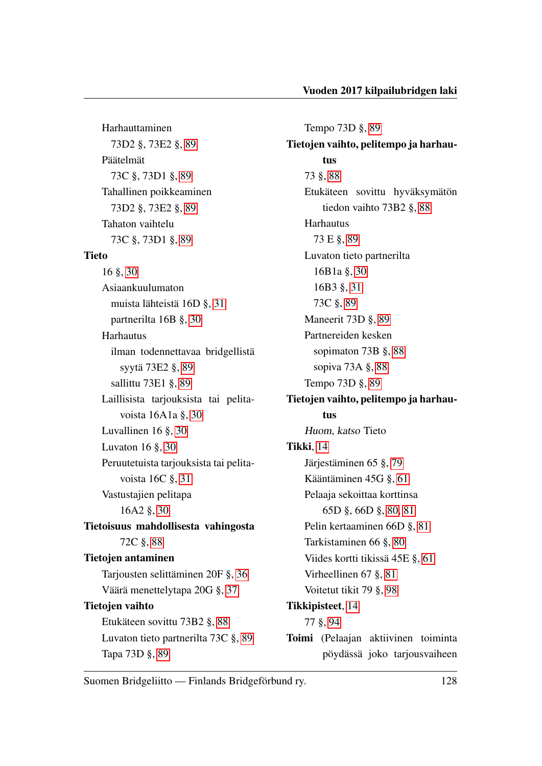Harhauttaminen

73D2 §, 73E2 §, 89

Päätelmät

73C §, 73D1 §, 89

Tahallinen poikkeaminen

73D2 §, 73E2 §, 89

Tahaton vaihtelu

73C §, 73D1 §, 89

**Tieto**

16 §, 30

Asiaankuulumaton

muista lähteistä 16D §, 31

partnerilta 16B §, 30

Harhautus

ilman todennettavaa bridgellistä syytä 73E2 §, 89

sallittu 73E1 §, 89

Laillisista tarjouksista tai pelitavoista 16A1a §, 30

Luvallinen 16 §, 30

Luvaton 16 §, 30

Peruutetuista tarjouksista tai pelitavoista 16C §, 31

Vastustajien pelitapa

16A2 §, 30

**Tietoisuus mahdollisesta vahingosta**

72C §, 88

**Tietojen antaminen**

Tarjousten selittäminen 20F §, 36

Väärä menettelytapa 20G §, 37

**Tietojen vaihto**

Etukäteen sovittu 73B2 §, 88

Luvaton tieto partnerilta 73C §, 89

Tapa 73D §, 89

Tempo 73D §, 89

**Tietojen vaihto, pelitempo ja harhautus**

73 §, 88

Etukäteen sovittu hyväksymätön tiedon vaihto 73B2 §, 88

Harhautus

73 E §, 89

Luvaton tieto partnerilta

16B1a §, 30

16B3 §, 31

73C §, 89

Maneerit 73D §, 89

Partnereiden kesken

sopimaton 73B §, 88

sopiva 73A §, 88

Tempo 73D §, 89

**Tietojen vaihto, pelitempo ja harhautus**

*Huom, katso* Tieto

**Tikki**, 14

Järjestäminen 65 §, 79

Kääntäminen 45G §, 61

Pelaaja sekoittaa korttinsa

65D §, 66D §, 80, 81

Pelin kertaaminen 66D §, 81

Tarkistaminen 66 §, 80

Viides kortti tikissä 45E §, 61

Virheellinen 67 §, 81

Voitetut tikit 79 §, 98

**Tikkipisteet**, 14

77 §, 94

**Toimi** (Pelaajan aktiivinen toiminta pöydässä joko tarjousvaiheen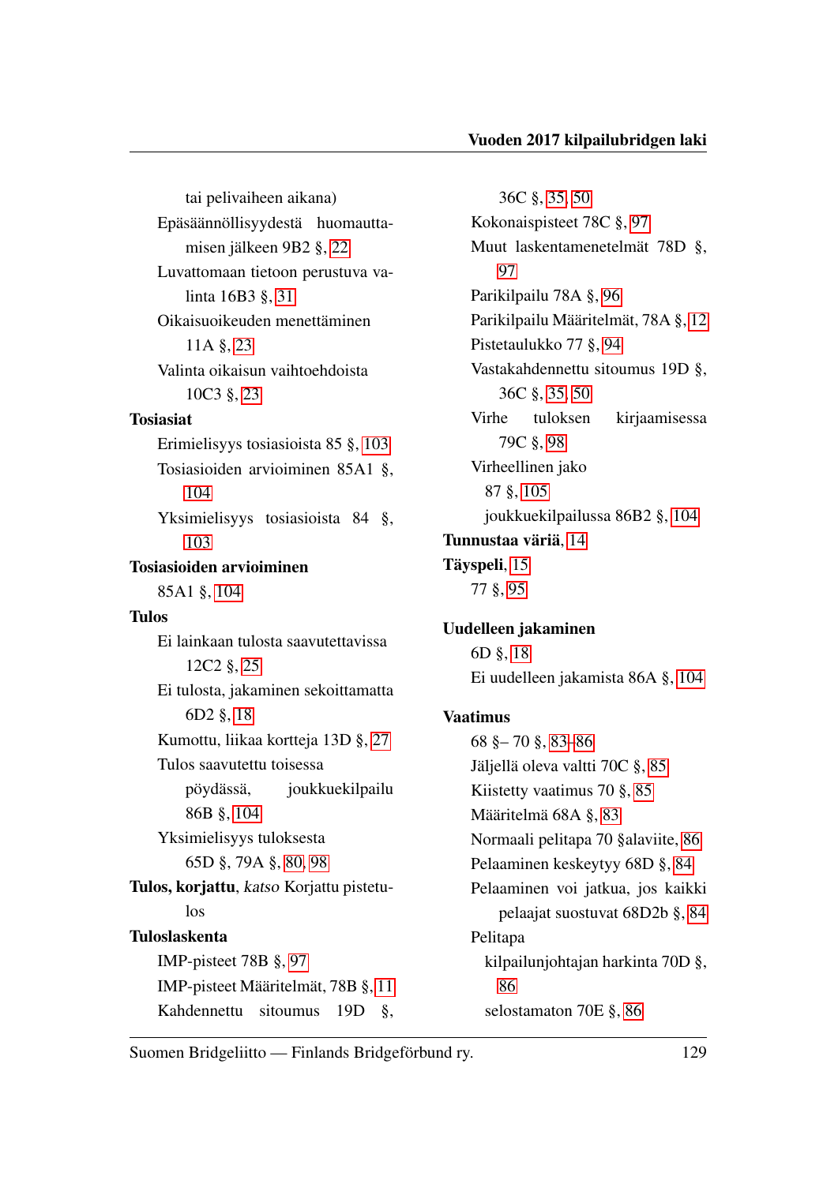tai pelivaiheen aikana)

Epäsäännöllisyydestä huomauttamisen jälkeen 9B2 §, 22

Luvattomaan tietoon perustuva valinta 16B3 §, 31

Oikaisuoikeuden menettäminen 11A §, 23

Valinta oikaisun vaihtoehdoista 10C3 §, 23

**Tosiasiat**

Erimielisyys tosiasioista 85 §, 103

Tosiasioiden arvioiminen 85A1 §, 104

Yksimielisyys tosiasioista 84 §, 103

**Tosiasioiden arvioiminen**

85A1 §, 104

**Tulos**

Ei lainkaan tulosta saavutettavissa 12C2 §, 25

Ei tulosta, jakaminen sekoittamatta 6D2 §, 18

Kumottu, liikaa kortteja 13D §, 27

Tulos saavutettu toisessa pöydässä, joukkuekilpailu 86B §, 104

Yksimielisyys tuloksesta 65D §, 79A §, 80, 98

**Tulos, korjattu**, *katso* Korjattu pistetulos

**Tuloslaskenta**

IMP-pisteet 78B §, 97

IMP-pisteet Määritelmät, 78B §, 11

Kahdennettu sitoumus 19D §, 36C §, 35, 50

Kokonaispisteet 78C §, 97

Muut laskentamenetelmät 78D §, 97

Parikilpailu 78A §, 96

Parikilpailu Määritelmät, 78A §, 12

Pistetaulukko 77 §, 94

Vastakahdennettu sitoumus 19D §, 36C §, 35, 50

Virhe tuloksen kirjaamisessa 79C §, 98

Virheellinen jako

87 §, 105

joukkuekilpailussa 86B2 §, 104

**Tunnustaa väriä**, 14

**Täyspeli**, 15

77 §, 95

**Uudelleen jakaminen**

6D §, 18

Ei uudelleen jakamista 86A §, 104

**Vaatimus**

68 §– 70 §, 83–86

Jäljellä oleva valtti 70C §, 85

Kiistetty vaatimus 70 §, 85

Määritelmä 68A §, 83

Normaali pelitapa 70 §alaviite, 86

Pelaaminen keskeytyy 68D §, 84

Pelaaminen voi jatkua, jos kaikki pelaajat suostuvat 68D2b §, 84

Pelitapa

kilpailunjohtajan harkinta 70D §, 86

selostamaton 70E §, 86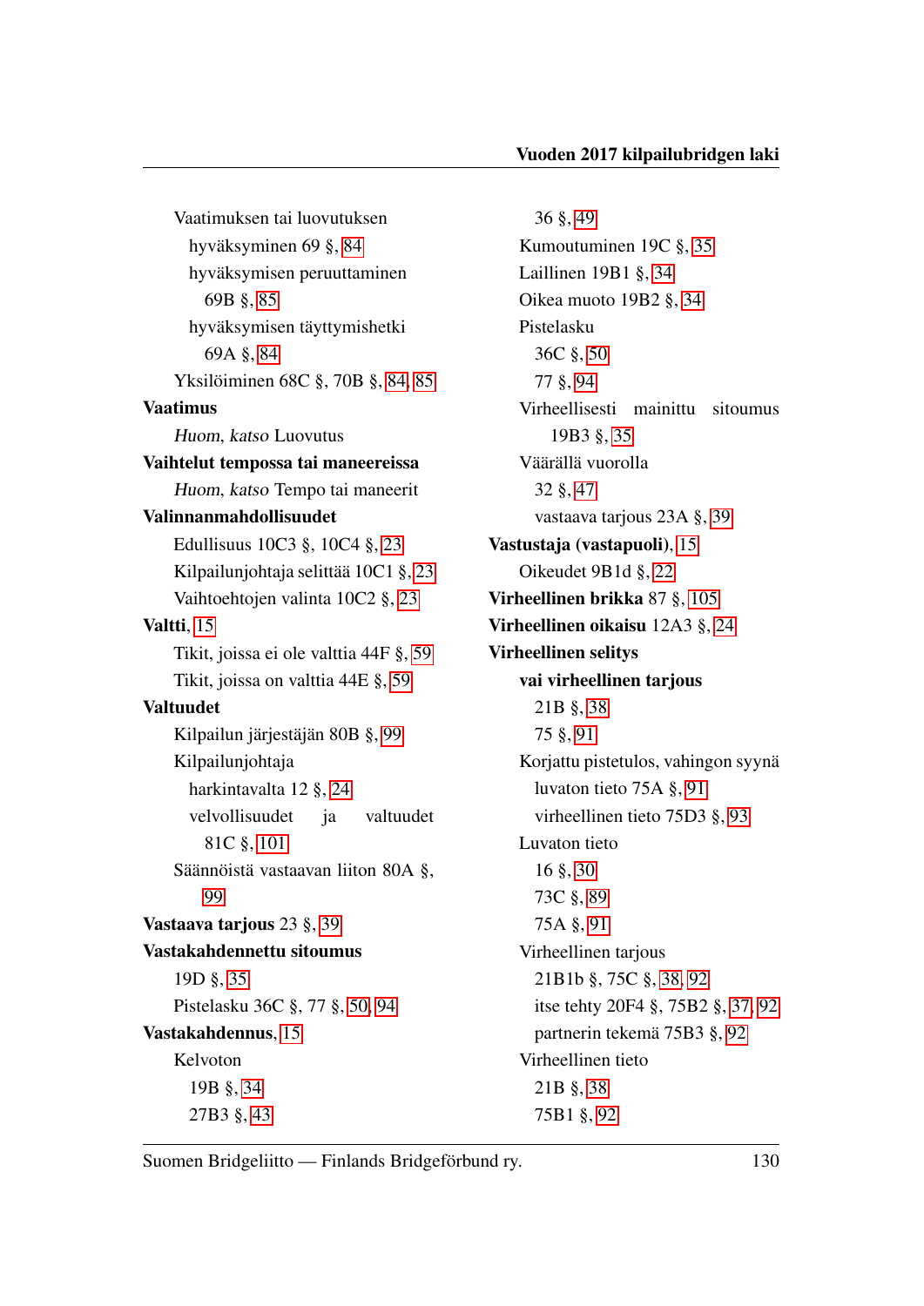Vaatimuksen tai luovutuksen
- hyväksyminen 69 §, 84
- hyväksymisen peruuttaminen 69B §, 85
- hyväksymisen täyttymishetki 69A §, 84

Yksilöiminen 68C §, 70B §, 84, 85

**Vaatimus**

*Huom*, *katso* Luovutus

**Vaihtelut tempossa tai maneereissa**

*Huom*, *katso* Tempo tai maneerit

**Valinnanmahdollisuudet**

Edullisuus 10C3 §, 10C4 §, 23

Kilpailunjohtaja selittää 10C1 §, 23

Vaihtoehtojen valinta 10C2 §, 23

**Valtti**, 15

Tikit, joissa ei ole valttia 44F §, 59

Tikit, joissa on valttia 44E §, 59

**Valtuudet**

Kilpailun järjestäjän 80B §, 99

Kilpailunjohtaja
- harkintavalta 12 §, 24
- velvollisuudet ja valtuudet 81C §, 101

Säännöistä vastaavan liiton 80A §, 99

**Vastaava tarjous** 23 §, 39

**Vastakahdennettu sitoumus**

19D §, 35

Pistelasku 36C §, 77 §, 50, 94

**Vastakahdennus**, 15

Kelvoton
- 19B §, 34
- 27B3 §, 43
- 36 §, 49

Kumoutuminen 19C §, 35

Laillinen 19B1 §, 34

Oikea muoto 19B2 §, 34

Pistelasku
- 36C §, 50
- 77 §, 94

Virheellisesti mainittu sitoumus 19B3 §, 35

Väärällä vuorolla
- 32 §, 47
- vastaava tarjous 23A §, 39

**Vastustaja (vastapuoli)**, 15

Oikeudet 9B1d §, 22

**Virheellinen brikka** 87 §, 105

**Virheellinen oikaisu** 12A3 §, 24

**Virheellinen selitys**

**vai virheellinen tarjous**
- 21B §, 38
- 75 §, 91

Korjattu pistetulos, vahingon syynä
- luvaton tieto 75A §, 91
- virheellinen tieto 75D3 §, 93

Luvaton tieto
- 16 §, 30
- 73C §, 89
- 75A §, 91

Virheellinen tarjous
- 21B1b §, 75C §, 38, 92
- itse tehty 20F4 §, 75B2 §, 37, 92
- partnerin tekemä 75B3 §, 92

Virheellinen tieto
- 21B §, 38
- 75B1 §, 92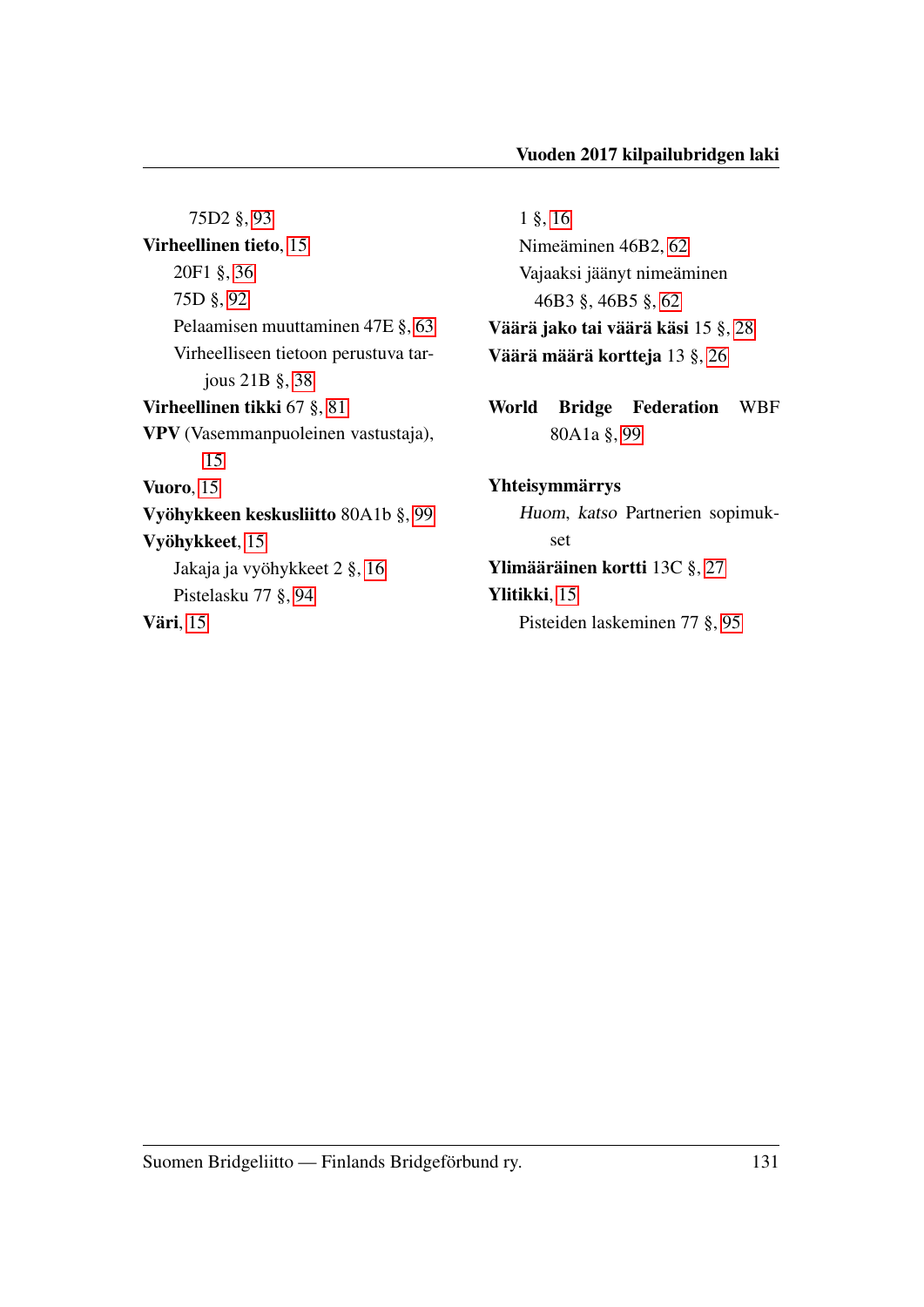75D2 §, 93

**Virheellinen tieto**, 15
- 20F1 §, 36
- 75D §, 92
- Pelaamisen muuttaminen 47E §, 63
- Virheelliseen tietoon perustuva tarjous 21B §, 38

**Virheellinen tikki** 67 §, 81

**VPV** (Vasemmanpuoleinen vastustaja), 15

**Vuoro**, 15

**Vyöhykkeen keskusliitto** 80A1b §, 99

**Vyöhykkeet**, 15
- Jakaja ja vyöhykkeet 2 §, 16
- Pistelasku 77 §, 94

**Väri**, 15
- 1 §, 16
- Nimeäminen 46B2, 62
- Vajaaksi jäänyt nimeäminen 46B3 §, 46B5 §, 62

**Väärä jako tai väärä käsi** 15 §, 28

**Väärä määrä kortteja** 13 §, 26

**World Bridge Federation** WBF 80A1a §, 99

**Yhteisymmärrys**
- *Huom*, *katso* Partnerien sopimukset

**Ylimääräinen kortti** 13C §, 27

**Ylitikki**, 15
- Pisteiden laskeminen 77 §, 95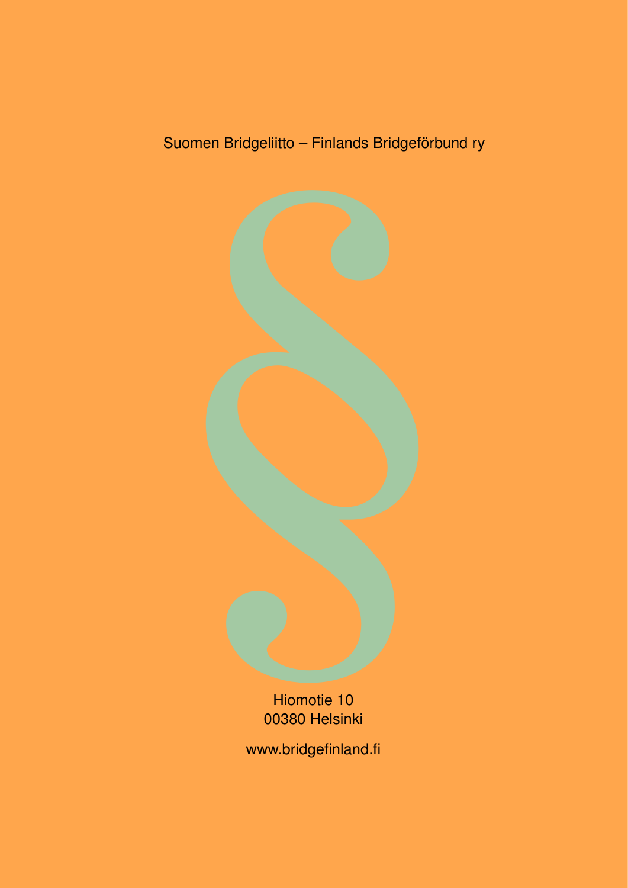Suomen Bridgeliitto – Finlands Bridgeförbund ry

§

Hiomotie 10
00380 Helsinki

www.bridgefinland.fi